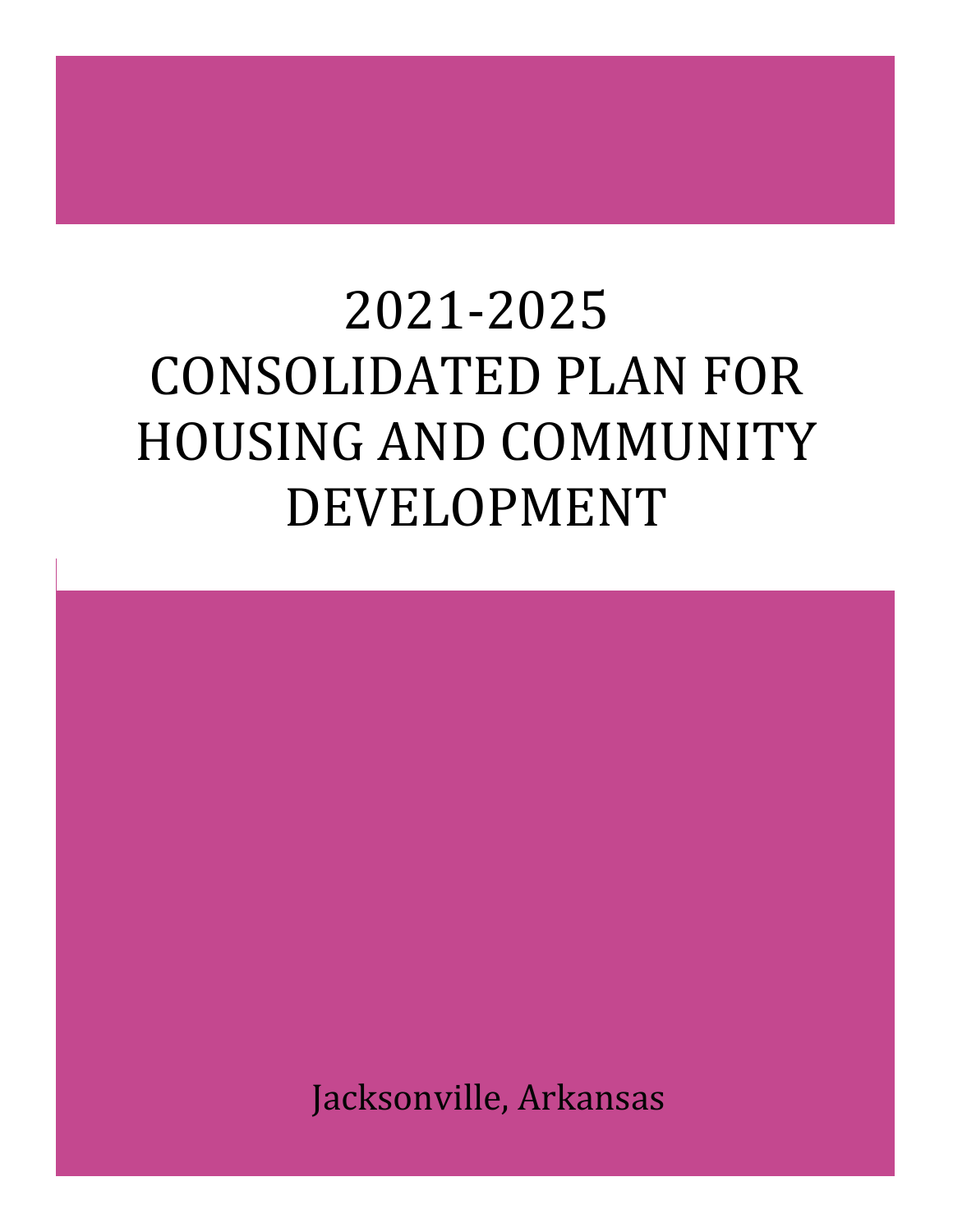# 2021-2025 CONSOLIDATED PLAN FOR HOUSING AND COMMUNITY DEVELOPMENT

Jacksonville, Arkansas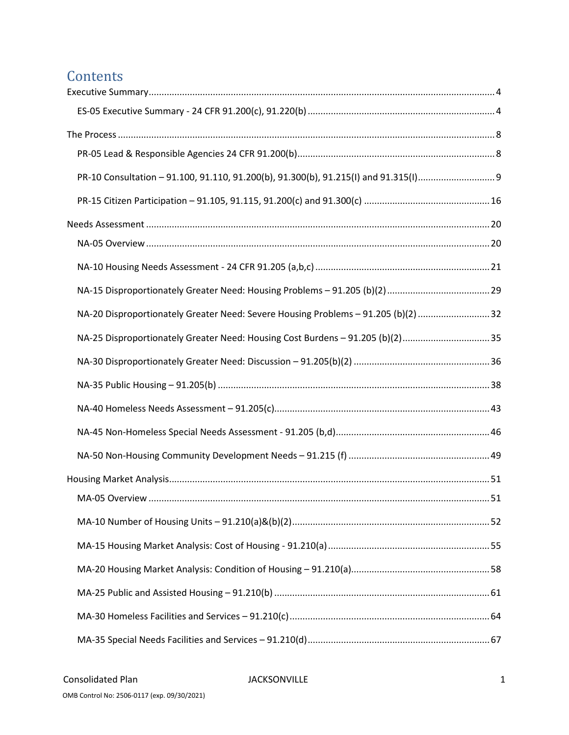# Contents

Executive Summary ........................................................................................................................... 4

- ES-05 Executive Summary - 24 CFR 91.200(c), 91.220(b) ......................................................................... 4

The Process ........................................................................................................................................ 8

- PR-05 Lead & Responsible Agencies 24 CFR 91.200(b)............................................................................ 8
- PR-10 Consultation – 91.100, 91.110, 91.200(b), 91.300(b), 91.215(I) and 91.315(I)............................. 9
- PR-15 Citizen Participation – 91.105, 91.115, 91.200(c) and 91.300(c) ................................................ 16

Needs Assessment .......................................................................................................................... 20

- NA-05 Overview ..................................................................................................................................... 20
- NA-10 Housing Needs Assessment - 24 CFR 91.205 (a,b,c) ................................................................... 21
- NA-15 Disproportionately Greater Need: Housing Problems – 91.205 (b)(2) ........................................ 29
- NA-20 Disproportionately Greater Need: Severe Housing Problems – 91.205 (b)(2) ............................ 32
- NA-25 Disproportionately Greater Need: Housing Cost Burdens – 91.205 (b)(2).................................. 35
- NA-30 Disproportionately Greater Need: Discussion – 91.205(b)(2) .................................................... 36
- NA-35 Public Housing – 91.205(b) ......................................................................................................... 38
- NA-40 Homeless Needs Assessment – 91.205(c)................................................................................... 43
- NA-45 Non-Homeless Special Needs Assessment - 91.205 (b,d)........................................................... 46
- NA-50 Non-Housing Community Development Needs – 91.215 (f) ...................................................... 49

Housing Market Analysis.................................................................................................................. 51

- MA-05 Overview .................................................................................................................................... 51
- MA-10 Number of Housing Units – 91.210(a)&(b)(2)............................................................................ 52
- MA-15 Housing Market Analysis: Cost of Housing - 91.210(a) .............................................................. 55
- MA-20 Housing Market Analysis: Condition of Housing – 91.210(a)..................................................... 58
- MA-25 Public and Assisted Housing – 91.210(b) ................................................................................... 61
- MA-30 Homeless Facilities and Services – 91.210(c)............................................................................. 64
- MA-35 Special Needs Facilities and Services – 91.210(d)....................................................................... 67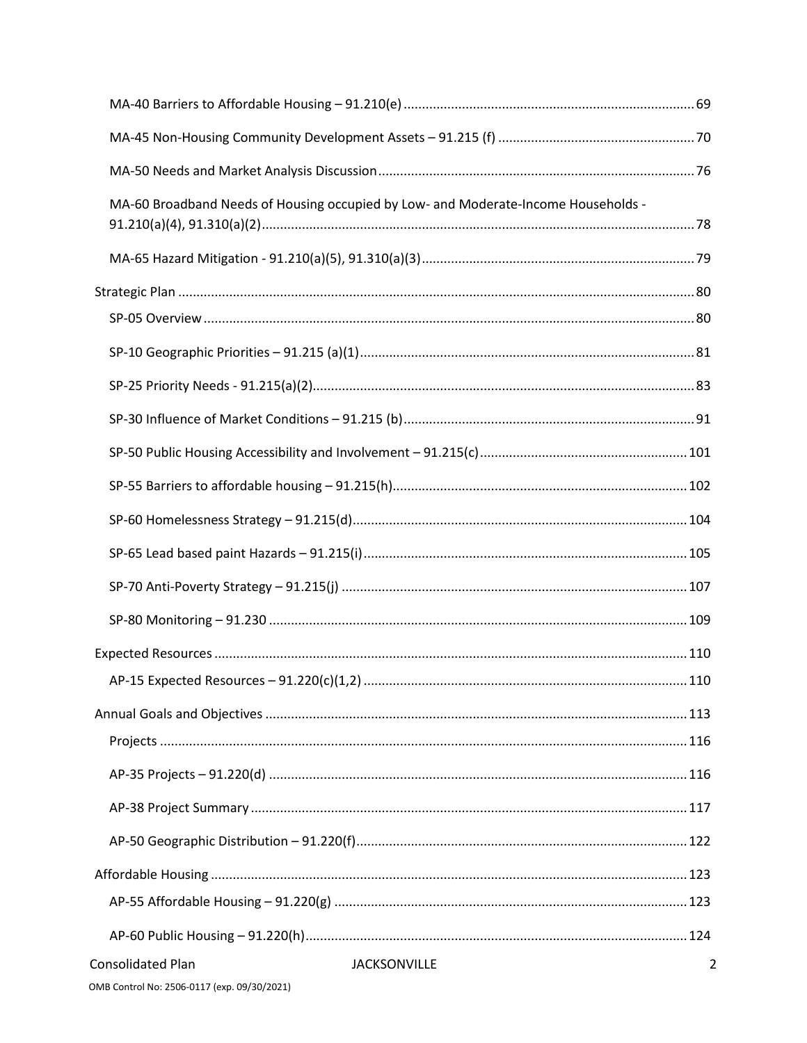MA-40 Barriers to Affordable Housing – 91.210(e) ... 69

MA-45 Non-Housing Community Development Assets – 91.215 (f) ... 70

MA-50 Needs and Market Analysis Discussion ... 76

MA-60 Broadband Needs of Housing occupied by Low- and Moderate-Income Households - 91.210(a)(4), 91.310(a)(2) ... 78

MA-65 Hazard Mitigation - 91.210(a)(5), 91.310(a)(3) ... 79

Strategic Plan ... 80

SP-05 Overview ... 80

SP-10 Geographic Priorities – 91.215 (a)(1) ... 81

SP-25 Priority Needs - 91.215(a)(2) ... 83

SP-30 Influence of Market Conditions – 91.215 (b) ... 91

SP-50 Public Housing Accessibility and Involvement – 91.215(c) ... 101

SP-55 Barriers to affordable housing – 91.215(h) ... 102

SP-60 Homelessness Strategy – 91.215(d) ... 104

SP-65 Lead based paint Hazards – 91.215(i) ... 105

SP-70 Anti-Poverty Strategy – 91.215(j) ... 107

SP-80 Monitoring – 91.230 ... 109

Expected Resources ... 110

AP-15 Expected Resources – 91.220(c)(1,2) ... 110

Annual Goals and Objectives ... 113

Projects ... 116

AP-35 Projects – 91.220(d) ... 116

AP-38 Project Summary ... 117

AP-50 Geographic Distribution – 91.220(f) ... 122

Affordable Housing ... 123

AP-55 Affordable Housing – 91.220(g) ... 123

AP-60 Public Housing – 91.220(h) ... 124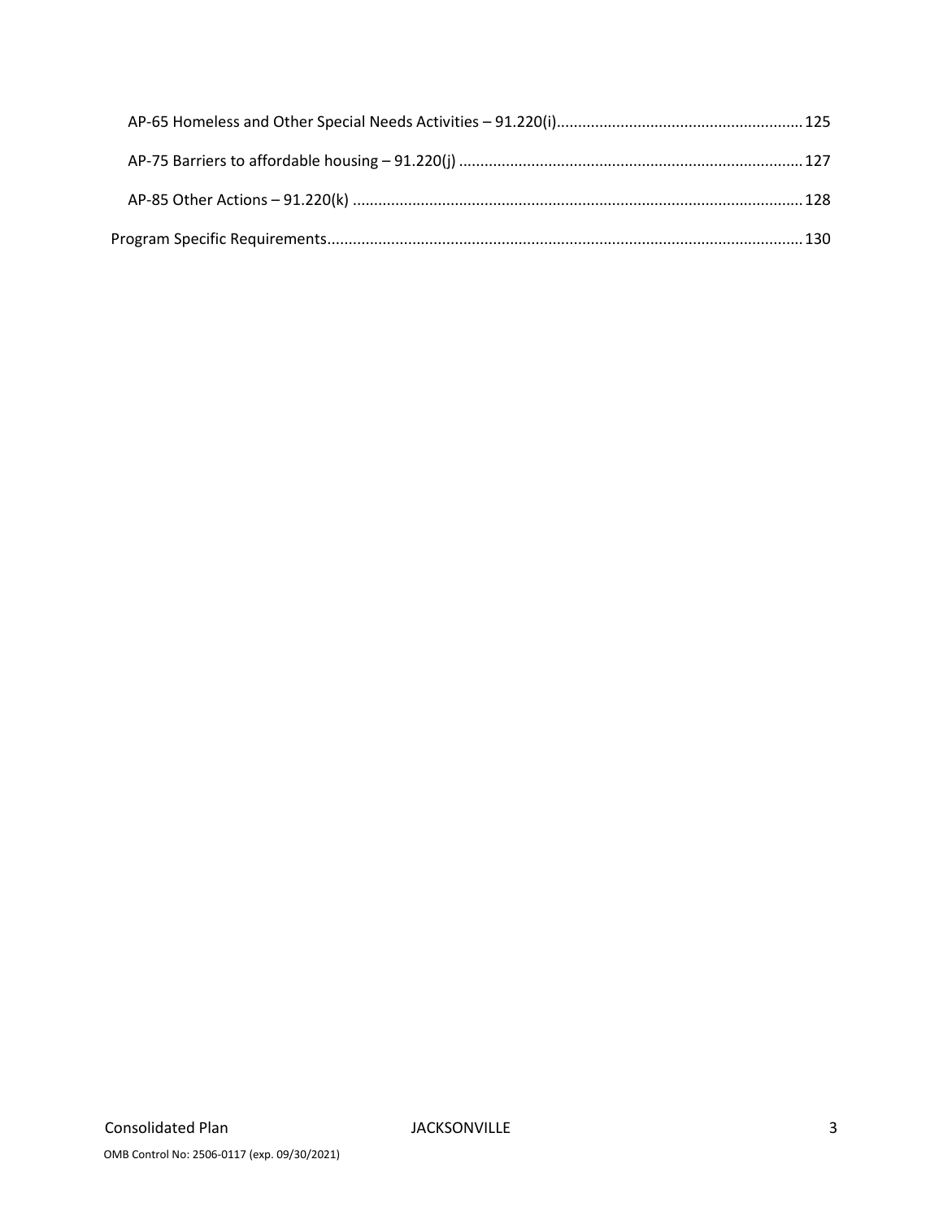AP-65 Homeless and Other Special Needs Activities – 91.220(i).......................................................... 125

AP-75 Barriers to affordable housing – 91.220(j) ................................................................................ 127

AP-85 Other Actions – 91.220(k) ......................................................................................................... 128

Program Specific Requirements............................................................................................................. 130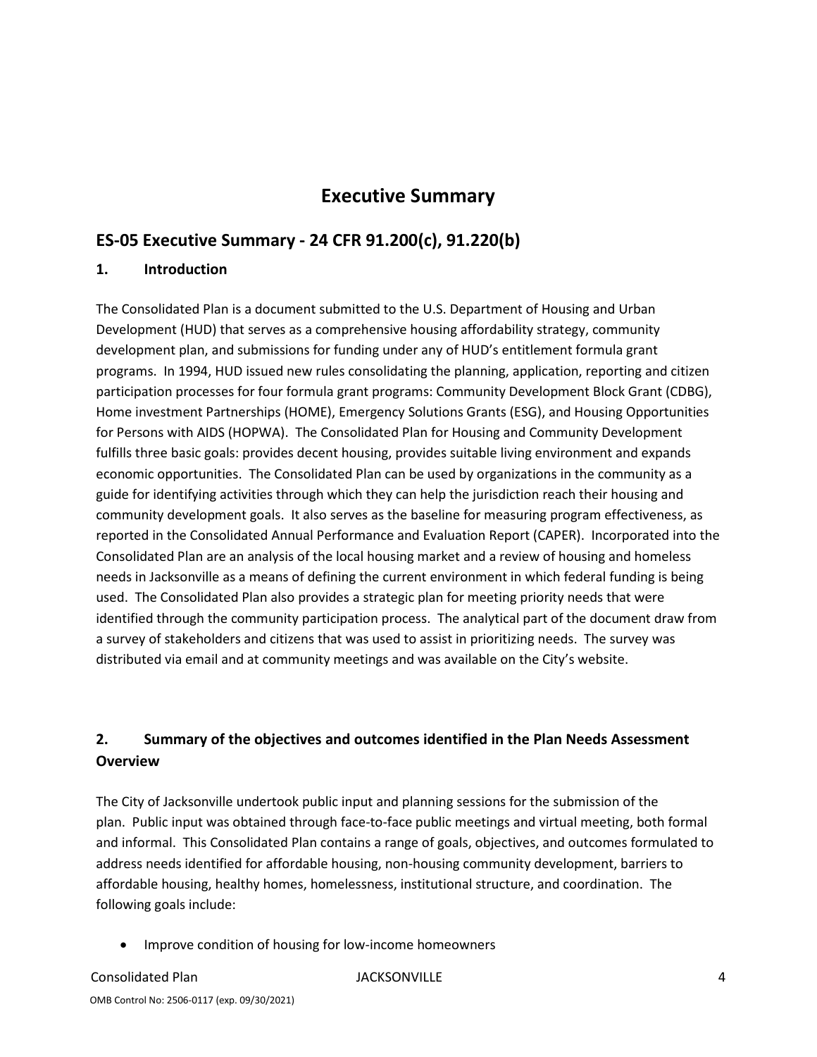# Executive Summary

## ES-05 Executive Summary - 24 CFR 91.200(c), 91.220(b)

### 1. Introduction

The Consolidated Plan is a document submitted to the U.S. Department of Housing and Urban Development (HUD) that serves as a comprehensive housing affordability strategy, community development plan, and submissions for funding under any of HUD's entitlement formula grant programs. In 1994, HUD issued new rules consolidating the planning, application, reporting and citizen participation processes for four formula grant programs: Community Development Block Grant (CDBG), Home investment Partnerships (HOME), Emergency Solutions Grants (ESG), and Housing Opportunities for Persons with AIDS (HOPWA). The Consolidated Plan for Housing and Community Development fulfills three basic goals: provides decent housing, provides suitable living environment and expands economic opportunities. The Consolidated Plan can be used by organizations in the community as a guide for identifying activities through which they can help the jurisdiction reach their housing and community development goals. It also serves as the baseline for measuring program effectiveness, as reported in the Consolidated Annual Performance and Evaluation Report (CAPER). Incorporated into the Consolidated Plan are an analysis of the local housing market and a review of housing and homeless needs in Jacksonville as a means of defining the current environment in which federal funding is being used. The Consolidated Plan also provides a strategic plan for meeting priority needs that were identified through the community participation process. The analytical part of the document draw from a survey of stakeholders and citizens that was used to assist in prioritizing needs. The survey was distributed via email and at community meetings and was available on the City's website.

### 2. Summary of the objectives and outcomes identified in the Plan Needs Assessment Overview

The City of Jacksonville undertook public input and planning sessions for the submission of the plan. Public input was obtained through face-to-face public meetings and virtual meeting, both formal and informal. This Consolidated Plan contains a range of goals, objectives, and outcomes formulated to address needs identified for affordable housing, non-housing community development, barriers to affordable housing, healthy homes, homelessness, institutional structure, and coordination. The following goals include:

- Improve condition of housing for low-income homeowners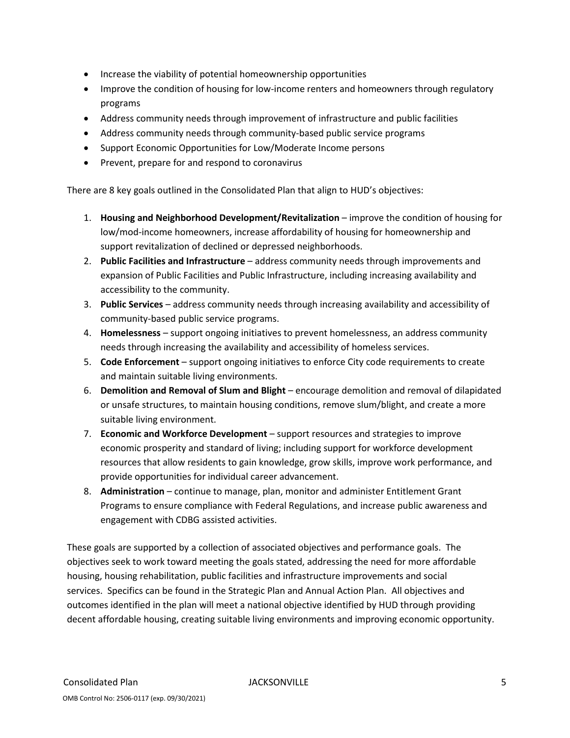- Increase the viability of potential homeownership opportunities
- Improve the condition of housing for low-income renters and homeowners through regulatory programs
- Address community needs through improvement of infrastructure and public facilities
- Address community needs through community-based public service programs
- Support Economic Opportunities for Low/Moderate Income persons
- Prevent, prepare for and respond to coronavirus

There are 8 key goals outlined in the Consolidated Plan that align to HUD's objectives:

1. **Housing and Neighborhood Development/Revitalization** – improve the condition of housing for low/mod-income homeowners, increase affordability of housing for homeownership and support revitalization of declined or depressed neighborhoods.
2. **Public Facilities and Infrastructure** – address community needs through improvements and expansion of Public Facilities and Public Infrastructure, including increasing availability and accessibility to the community.
3. **Public Services** – address community needs through increasing availability and accessibility of community-based public service programs.
4. **Homelessness** – support ongoing initiatives to prevent homelessness, an address community needs through increasing the availability and accessibility of homeless services.
5. **Code Enforcement** – support ongoing initiatives to enforce City code requirements to create and maintain suitable living environments.
6. **Demolition and Removal of Slum and Blight** – encourage demolition and removal of dilapidated or unsafe structures, to maintain housing conditions, remove slum/blight, and create a more suitable living environment.
7. **Economic and Workforce Development** – support resources and strategies to improve economic prosperity and standard of living; including support for workforce development resources that allow residents to gain knowledge, grow skills, improve work performance, and provide opportunities for individual career advancement.
8. **Administration** – continue to manage, plan, monitor and administer Entitlement Grant Programs to ensure compliance with Federal Regulations, and increase public awareness and engagement with CDBG assisted activities.

These goals are supported by a collection of associated objectives and performance goals. The objectives seek to work toward meeting the goals stated, addressing the need for more affordable housing, housing rehabilitation, public facilities and infrastructure improvements and social services. Specifics can be found in the Strategic Plan and Annual Action Plan. All objectives and outcomes identified in the plan will meet a national objective identified by HUD through providing decent affordable housing, creating suitable living environments and improving economic opportunity.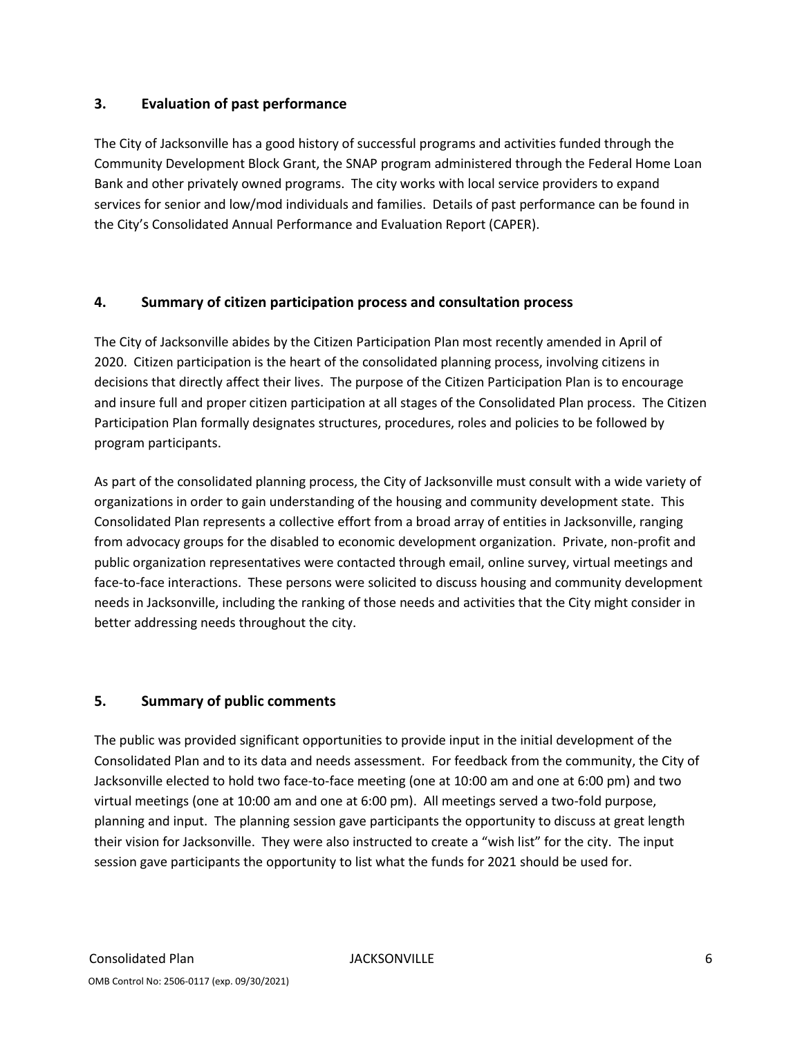## 3. Evaluation of past performance

The City of Jacksonville has a good history of successful programs and activities funded through the Community Development Block Grant, the SNAP program administered through the Federal Home Loan Bank and other privately owned programs. The city works with local service providers to expand services for senior and low/mod individuals and families. Details of past performance can be found in the City's Consolidated Annual Performance and Evaluation Report (CAPER).

## 4. Summary of citizen participation process and consultation process

The City of Jacksonville abides by the Citizen Participation Plan most recently amended in April of 2020. Citizen participation is the heart of the consolidated planning process, involving citizens in decisions that directly affect their lives. The purpose of the Citizen Participation Plan is to encourage and insure full and proper citizen participation at all stages of the Consolidated Plan process. The Citizen Participation Plan formally designates structures, procedures, roles and policies to be followed by program participants.

As part of the consolidated planning process, the City of Jacksonville must consult with a wide variety of organizations in order to gain understanding of the housing and community development state. This Consolidated Plan represents a collective effort from a broad array of entities in Jacksonville, ranging from advocacy groups for the disabled to economic development organization. Private, non-profit and public organization representatives were contacted through email, online survey, virtual meetings and face-to-face interactions. These persons were solicited to discuss housing and community development needs in Jacksonville, including the ranking of those needs and activities that the City might consider in better addressing needs throughout the city.

## 5. Summary of public comments

The public was provided significant opportunities to provide input in the initial development of the Consolidated Plan and to its data and needs assessment. For feedback from the community, the City of Jacksonville elected to hold two face-to-face meeting (one at 10:00 am and one at 6:00 pm) and two virtual meetings (one at 10:00 am and one at 6:00 pm). All meetings served a two-fold purpose, planning and input. The planning session gave participants the opportunity to discuss at great length their vision for Jacksonville. They were also instructed to create a "wish list" for the city. The input session gave participants the opportunity to list what the funds for 2021 should be used for.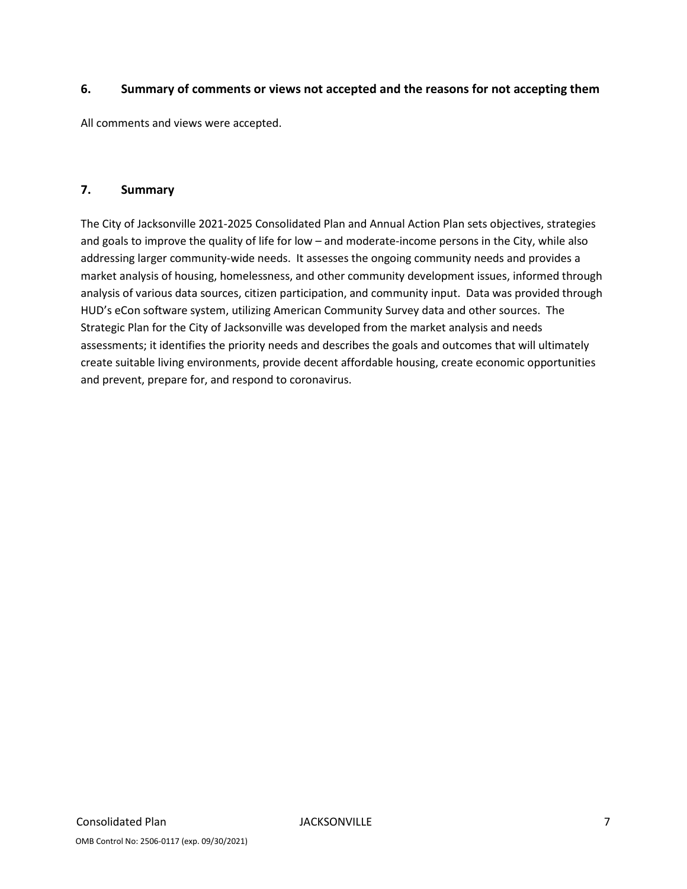### 6. Summary of comments or views not accepted and the reasons for not accepting them

All comments and views were accepted.

### 7. Summary

The City of Jacksonville 2021-2025 Consolidated Plan and Annual Action Plan sets objectives, strategies and goals to improve the quality of life for low – and moderate-income persons in the City, while also addressing larger community-wide needs. It assesses the ongoing community needs and provides a market analysis of housing, homelessness, and other community development issues, informed through analysis of various data sources, citizen participation, and community input. Data was provided through HUD's eCon software system, utilizing American Community Survey data and other sources. The Strategic Plan for the City of Jacksonville was developed from the market analysis and needs assessments; it identifies the priority needs and describes the goals and outcomes that will ultimately create suitable living environments, provide decent affordable housing, create economic opportunities and prevent, prepare for, and respond to coronavirus.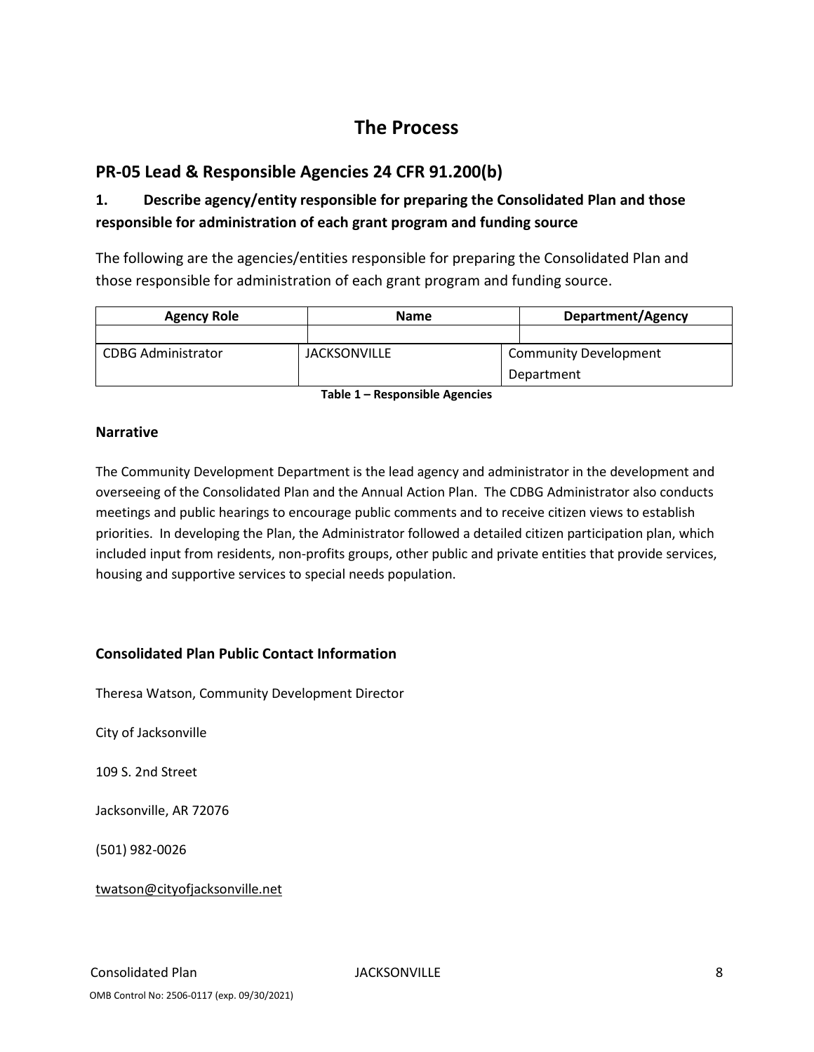# The Process

## PR-05 Lead & Responsible Agencies 24 CFR 91.200(b)

### 1. Describe agency/entity responsible for preparing the Consolidated Plan and those responsible for administration of each grant program and funding source

The following are the agencies/entities responsible for preparing the Consolidated Plan and those responsible for administration of each grant program and funding source.

| Agency Role | Name | Department/Agency |
|---|---|---|
| | | |
| CDBG Administrator | JACKSONVILLE | Community Development Department |

**Table 1 – Responsible Agencies**

### Narrative

The Community Development Department is the lead agency and administrator in the development and overseeing of the Consolidated Plan and the Annual Action Plan. The CDBG Administrator also conducts meetings and public hearings to encourage public comments and to receive citizen views to establish priorities. In developing the Plan, the Administrator followed a detailed citizen participation plan, which included input from residents, non-profits groups, other public and private entities that provide services, housing and supportive services to special needs population.

### Consolidated Plan Public Contact Information

Theresa Watson, Community Development Director

City of Jacksonville

109 S. 2nd Street

Jacksonville, AR 72076

(501) 982-0026

twatson@cityofjacksonville.net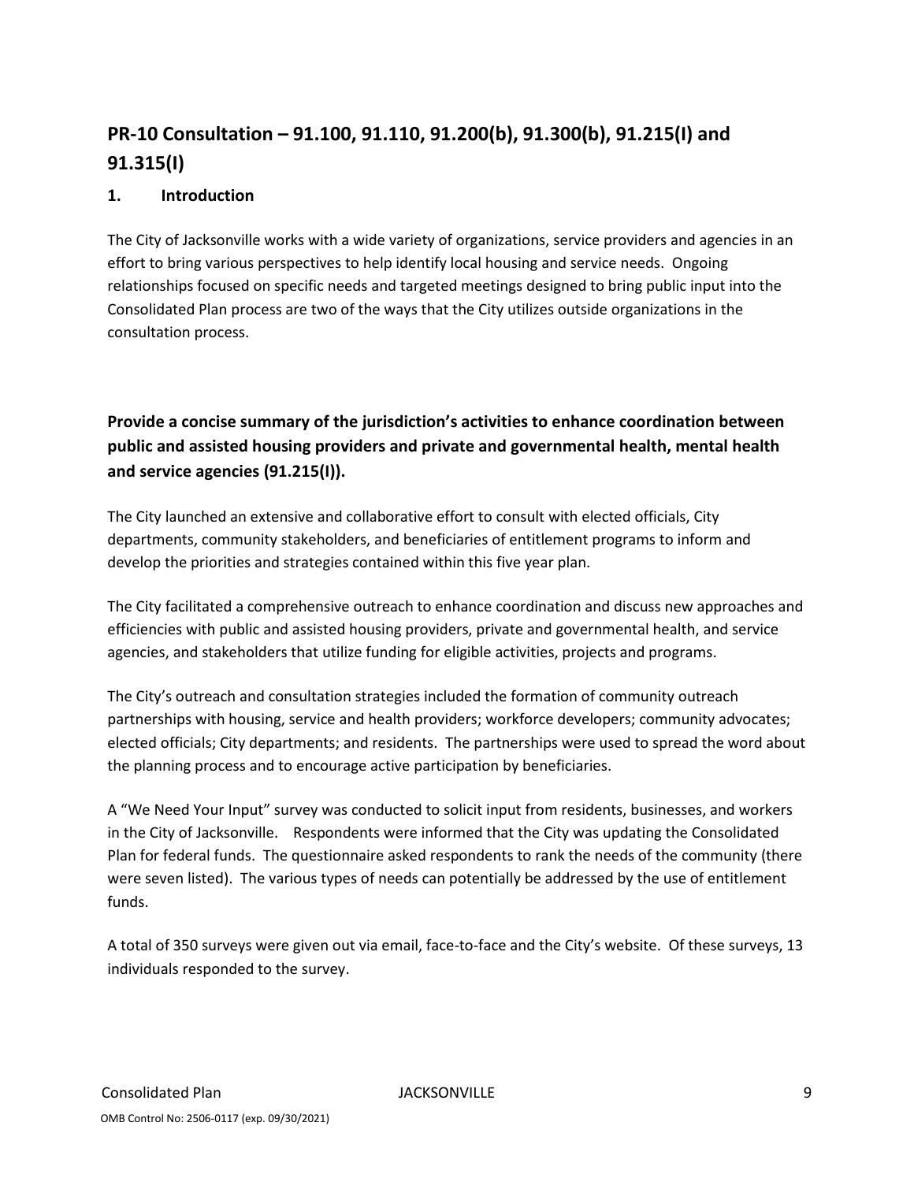## PR-10 Consultation – 91.100, 91.110, 91.200(b), 91.300(b), 91.215(I) and 91.315(I)

### 1. Introduction

The City of Jacksonville works with a wide variety of organizations, service providers and agencies in an effort to bring various perspectives to help identify local housing and service needs. Ongoing relationships focused on specific needs and targeted meetings designed to bring public input into the Consolidated Plan process are two of the ways that the City utilizes outside organizations in the consultation process.

### Provide a concise summary of the jurisdiction's activities to enhance coordination between public and assisted housing providers and private and governmental health, mental health and service agencies (91.215(I)).

The City launched an extensive and collaborative effort to consult with elected officials, City departments, community stakeholders, and beneficiaries of entitlement programs to inform and develop the priorities and strategies contained within this five year plan.

The City facilitated a comprehensive outreach to enhance coordination and discuss new approaches and efficiencies with public and assisted housing providers, private and governmental health, and service agencies, and stakeholders that utilize funding for eligible activities, projects and programs.

The City's outreach and consultation strategies included the formation of community outreach partnerships with housing, service and health providers; workforce developers; community advocates; elected officials; City departments; and residents. The partnerships were used to spread the word about the planning process and to encourage active participation by beneficiaries.

A "We Need Your Input" survey was conducted to solicit input from residents, businesses, and workers in the City of Jacksonville. Respondents were informed that the City was updating the Consolidated Plan for federal funds. The questionnaire asked respondents to rank the needs of the community (there were seven listed). The various types of needs can potentially be addressed by the use of entitlement funds.

A total of 350 surveys were given out via email, face-to-face and the City's website. Of these surveys, 13 individuals responded to the survey.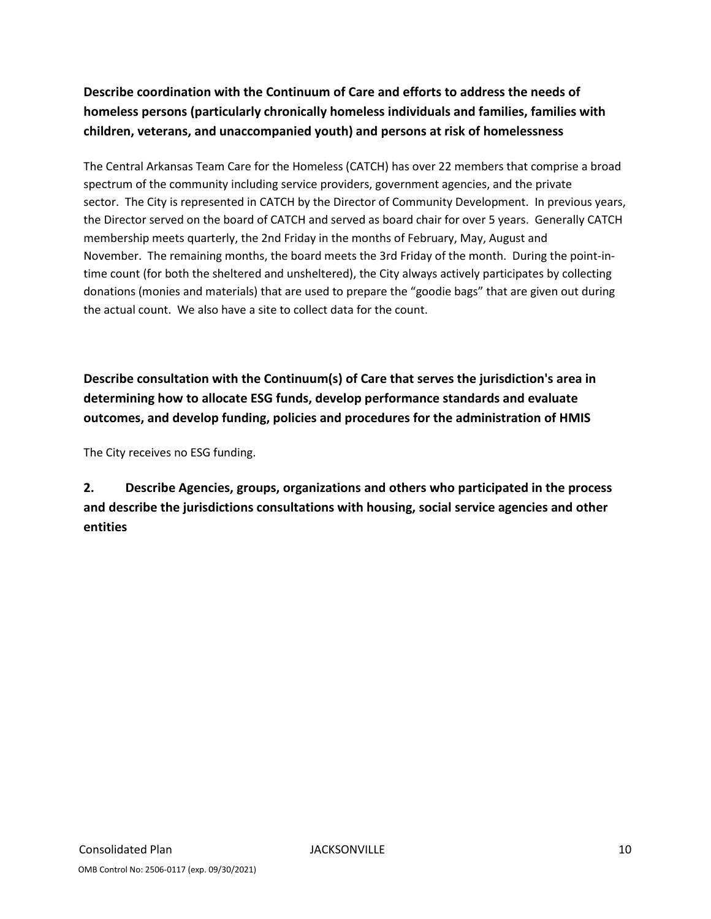**Describe coordination with the Continuum of Care and efforts to address the needs of homeless persons (particularly chronically homeless individuals and families, families with children, veterans, and unaccompanied youth) and persons at risk of homelessness**

The Central Arkansas Team Care for the Homeless (CATCH) has over 22 members that comprise a broad spectrum of the community including service providers, government agencies, and the private sector. The City is represented in CATCH by the Director of Community Development. In previous years, the Director served on the board of CATCH and served as board chair for over 5 years. Generally CATCH membership meets quarterly, the 2nd Friday in the months of February, May, August and November. The remaining months, the board meets the 3rd Friday of the month. During the point-in-time count (for both the sheltered and unsheltered), the City always actively participates by collecting donations (monies and materials) that are used to prepare the "goodie bags" that are given out during the actual count. We also have a site to collect data for the count.

**Describe consultation with the Continuum(s) of Care that serves the jurisdiction's area in determining how to allocate ESG funds, develop performance standards and evaluate outcomes, and develop funding, policies and procedures for the administration of HMIS**

The City receives no ESG funding.

**2. Describe Agencies, groups, organizations and others who participated in the process and describe the jurisdictions consultations with housing, social service agencies and other entities**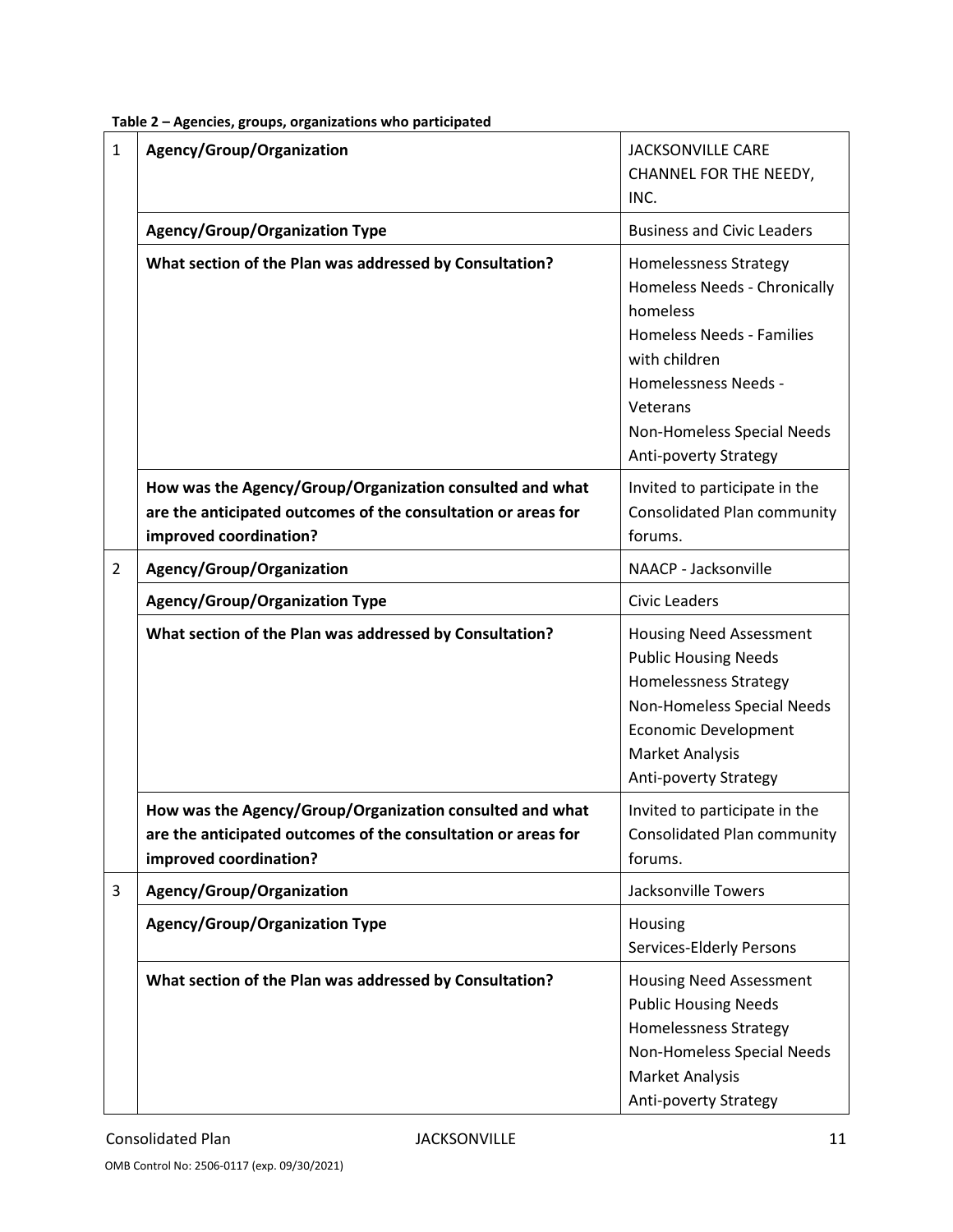**Table 2 – Agencies, groups, organizations who participated**

| | | |
|---|---|---|
| 1 | **Agency/Group/Organization** | JACKSONVILLE CARE CHANNEL FOR THE NEEDY, INC. |
| | **Agency/Group/Organization Type** | Business and Civic Leaders |
| | **What section of the Plan was addressed by Consultation?** | Homelessness Strategy<br>Homeless Needs - Chronically homeless<br>Homeless Needs - Families with children<br>Homelessness Needs - Veterans<br>Non-Homeless Special Needs<br>Anti-poverty Strategy |
| | **How was the Agency/Group/Organization consulted and what are the anticipated outcomes of the consultation or areas for improved coordination?** | Invited to participate in the Consolidated Plan community forums. |
| 2 | **Agency/Group/Organization** | NAACP - Jacksonville |
| | **Agency/Group/Organization Type** | Civic Leaders |
| | **What section of the Plan was addressed by Consultation?** | Housing Need Assessment<br>Public Housing Needs<br>Homelessness Strategy<br>Non-Homeless Special Needs<br>Economic Development<br>Market Analysis<br>Anti-poverty Strategy |
| | **How was the Agency/Group/Organization consulted and what are the anticipated outcomes of the consultation or areas for improved coordination?** | Invited to participate in the Consolidated Plan community forums. |
| 3 | **Agency/Group/Organization** | Jacksonville Towers |
| | **Agency/Group/Organization Type** | Housing<br>Services-Elderly Persons |
| | **What section of the Plan was addressed by Consultation?** | Housing Need Assessment<br>Public Housing Needs<br>Homelessness Strategy<br>Non-Homeless Special Needs<br>Market Analysis<br>Anti-poverty Strategy |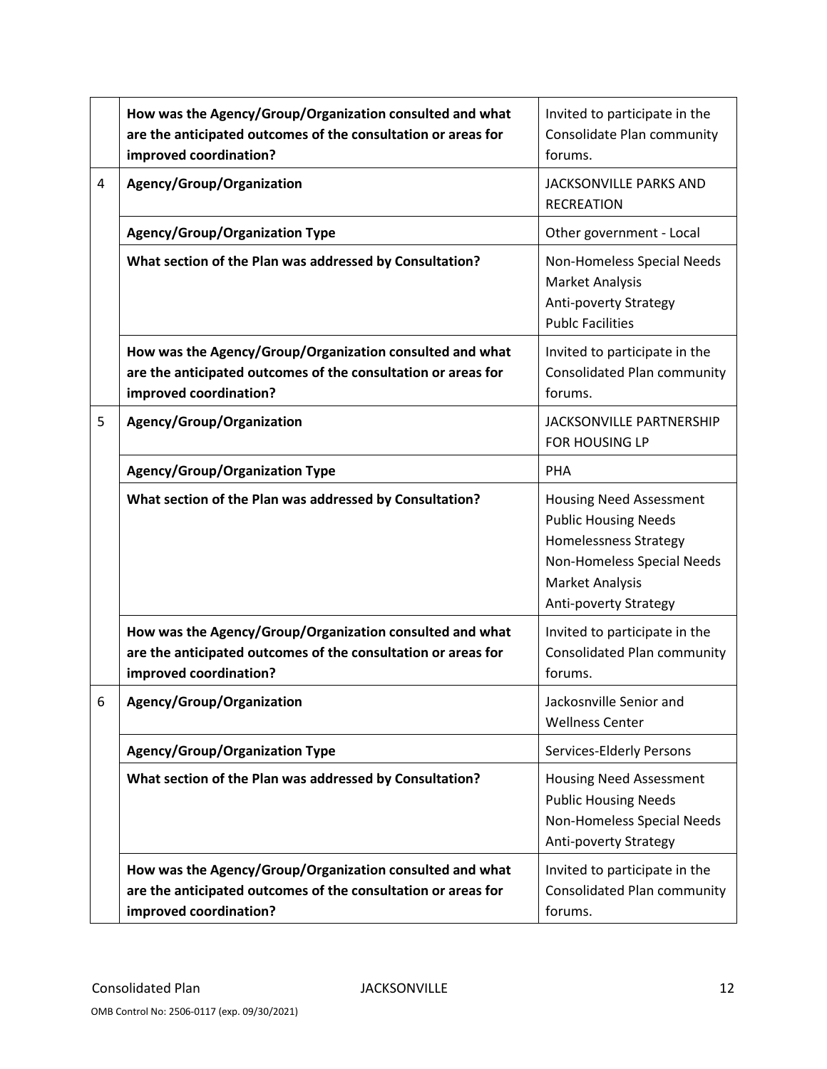|   |   |   |
|---|---|---|
|   | **How was the Agency/Group/Organization consulted and what are the anticipated outcomes of the consultation or areas for improved coordination?** | Invited to participate in the Consolidate Plan community forums. |
| 4 | **Agency/Group/Organization** | JACKSONVILLE PARKS AND RECREATION |
|   | **Agency/Group/Organization Type** | Other government - Local |
|   | **What section of the Plan was addressed by Consultation?** | Non-Homeless Special Needs<br>Market Analysis<br>Anti-poverty Strategy<br>Publc Facilities |
|   | **How was the Agency/Group/Organization consulted and what are the anticipated outcomes of the consultation or areas for improved coordination?** | Invited to participate in the Consolidated Plan community forums. |
| 5 | **Agency/Group/Organization** | JACKSONVILLE PARTNERSHIP FOR HOUSING LP |
|   | **Agency/Group/Organization Type** | PHA |
|   | **What section of the Plan was addressed by Consultation?** | Housing Need Assessment<br>Public Housing Needs<br>Homelessness Strategy<br>Non-Homeless Special Needs<br>Market Analysis<br>Anti-poverty Strategy |
|   | **How was the Agency/Group/Organization consulted and what are the anticipated outcomes of the consultation or areas for improved coordination?** | Invited to participate in the Consolidated Plan community forums. |
| 6 | **Agency/Group/Organization** | Jackosnville Senior and Wellness Center |
|   | **Agency/Group/Organization Type** | Services-Elderly Persons |
|   | **What section of the Plan was addressed by Consultation?** | Housing Need Assessment<br>Public Housing Needs<br>Non-Homeless Special Needs<br>Anti-poverty Strategy |
|   | **How was the Agency/Group/Organization consulted and what are the anticipated outcomes of the consultation or areas for improved coordination?** | Invited to participate in the Consolidated Plan community forums. |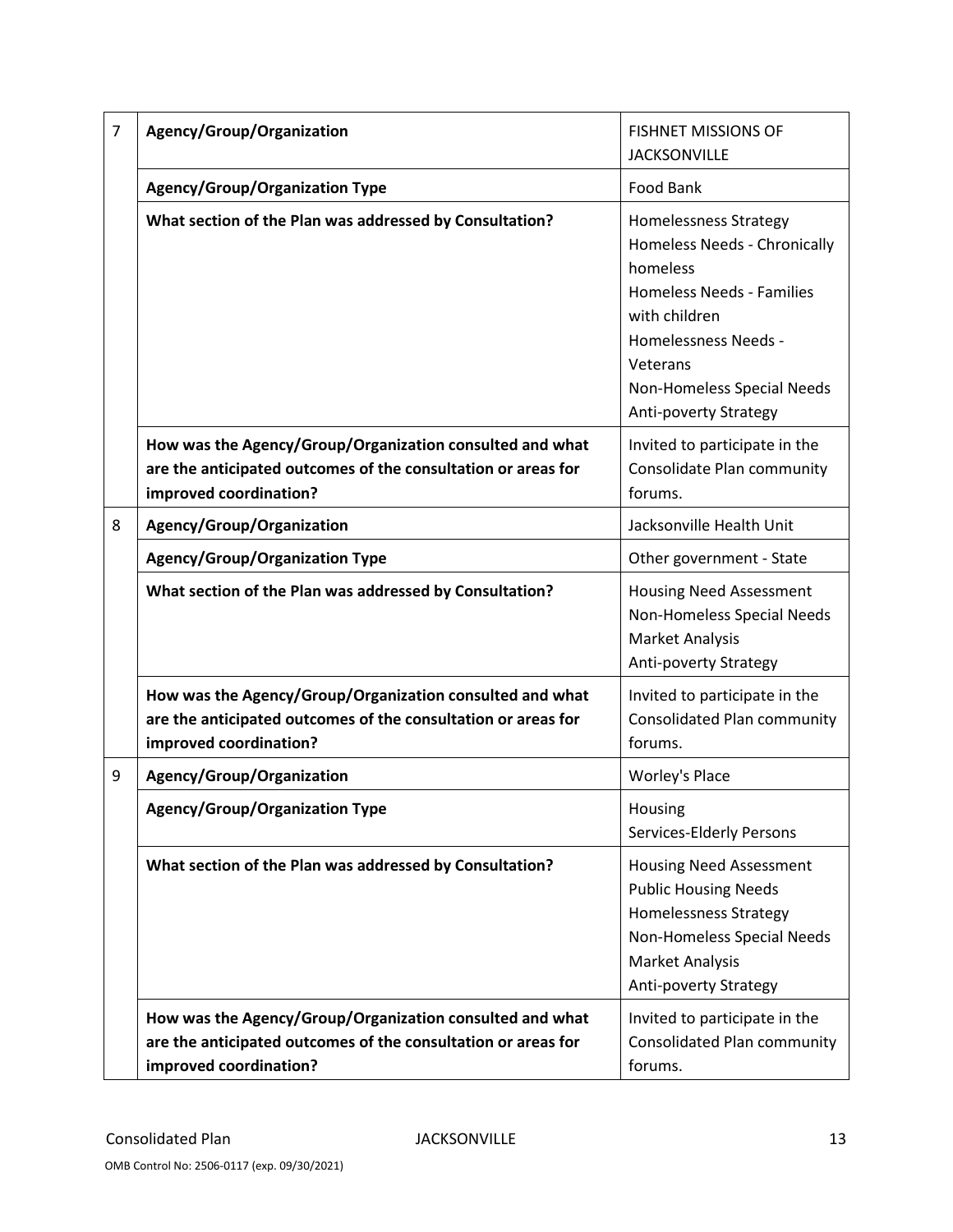| | | |
|---|---|---|
| 7 | **Agency/Group/Organization** | FISHNET MISSIONS OF JACKSONVILLE |
| | **Agency/Group/Organization Type** | Food Bank |
| | **What section of the Plan was addressed by Consultation?** | Homelessness Strategy<br>Homeless Needs - Chronically homeless<br>Homeless Needs - Families with children<br>Homelessness Needs - Veterans<br>Non-Homeless Special Needs<br>Anti-poverty Strategy |
| | **How was the Agency/Group/Organization consulted and what are the anticipated outcomes of the consultation or areas for improved coordination?** | Invited to participate in the Consolidate Plan community forums. |
| 8 | **Agency/Group/Organization** | Jacksonville Health Unit |
| | **Agency/Group/Organization Type** | Other government - State |
| | **What section of the Plan was addressed by Consultation?** | Housing Need Assessment<br>Non-Homeless Special Needs<br>Market Analysis<br>Anti-poverty Strategy |
| | **How was the Agency/Group/Organization consulted and what are the anticipated outcomes of the consultation or areas for improved coordination?** | Invited to participate in the Consolidated Plan community forums. |
| 9 | **Agency/Group/Organization** | Worley's Place |
| | **Agency/Group/Organization Type** | Housing<br>Services-Elderly Persons |
| | **What section of the Plan was addressed by Consultation?** | Housing Need Assessment<br>Public Housing Needs<br>Homelessness Strategy<br>Non-Homeless Special Needs<br>Market Analysis<br>Anti-poverty Strategy |
| | **How was the Agency/Group/Organization consulted and what are the anticipated outcomes of the consultation or areas for improved coordination?** | Invited to participate in the Consolidated Plan community forums. |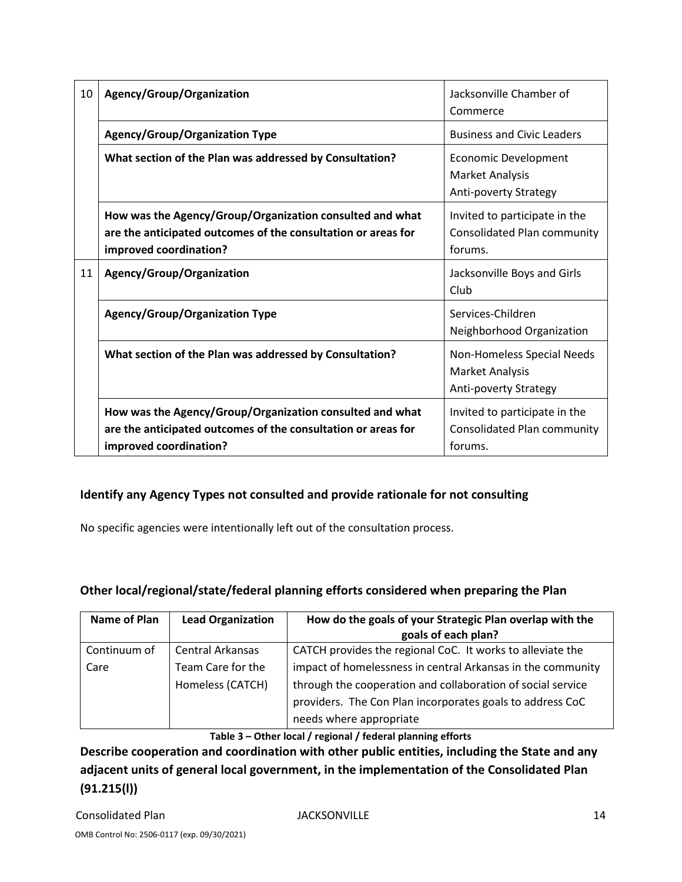| | | |
|---|---|---|
| 10 | **Agency/Group/Organization** | Jacksonville Chamber of Commerce |
| | **Agency/Group/Organization Type** | Business and Civic Leaders |
| | **What section of the Plan was addressed by Consultation?** | Economic Development<br>Market Analysis<br>Anti-poverty Strategy |
| | **How was the Agency/Group/Organization consulted and what are the anticipated outcomes of the consultation or areas for improved coordination?** | Invited to participate in the Consolidated Plan community forums. |
| 11 | **Agency/Group/Organization** | Jacksonville Boys and Girls Club |
| | **Agency/Group/Organization Type** | Services-Children<br>Neighborhood Organization |
| | **What section of the Plan was addressed by Consultation?** | Non-Homeless Special Needs<br>Market Analysis<br>Anti-poverty Strategy |
| | **How was the Agency/Group/Organization consulted and what are the anticipated outcomes of the consultation or areas for improved coordination?** | Invited to participate in the Consolidated Plan community forums. |

### Identify any Agency Types not consulted and provide rationale for not consulting

No specific agencies were intentionally left out of the consultation process.

### Other local/regional/state/federal planning efforts considered when preparing the Plan

| Name of Plan | Lead Organization | How do the goals of your Strategic Plan overlap with the goals of each plan? |
|---|---|---|
| Continuum of Care | Central Arkansas Team Care for the Homeless (CATCH) | CATCH provides the regional CoC. It works to alleviate the impact of homelessness in central Arkansas in the community through the cooperation and collaboration of social service providers. The Con Plan incorporates goals to address CoC needs where appropriate |

**Table 3 – Other local / regional / federal planning efforts**

### Describe cooperation and coordination with other public entities, including the State and any adjacent units of general local government, in the implementation of the Consolidated Plan (91.215(l))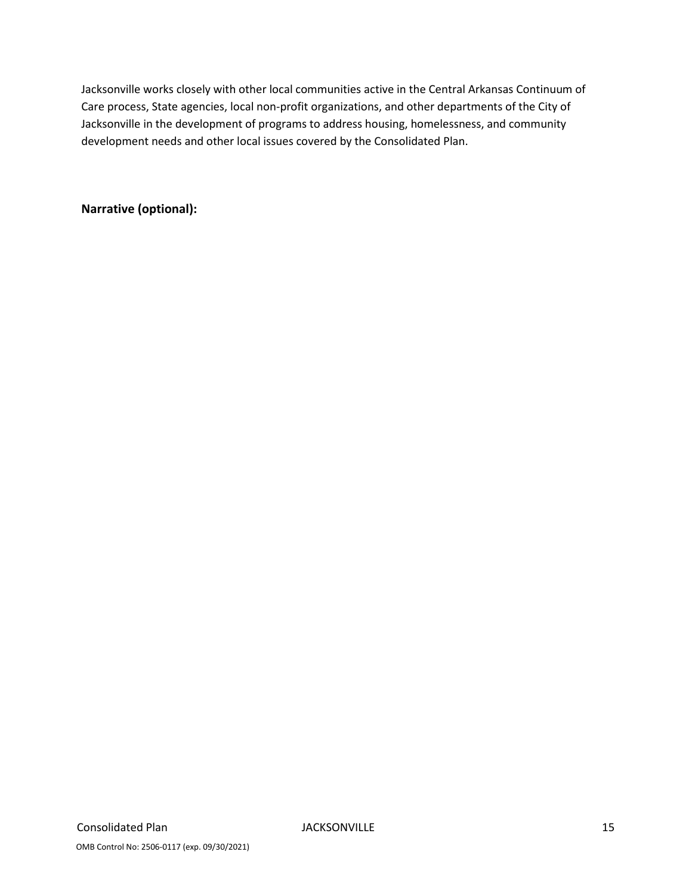Jacksonville works closely with other local communities active in the Central Arkansas Continuum of Care process, State agencies, local non-profit organizations, and other departments of the City of Jacksonville in the development of programs to address housing, homelessness, and community development needs and other local issues covered by the Consolidated Plan.

**Narrative (optional):**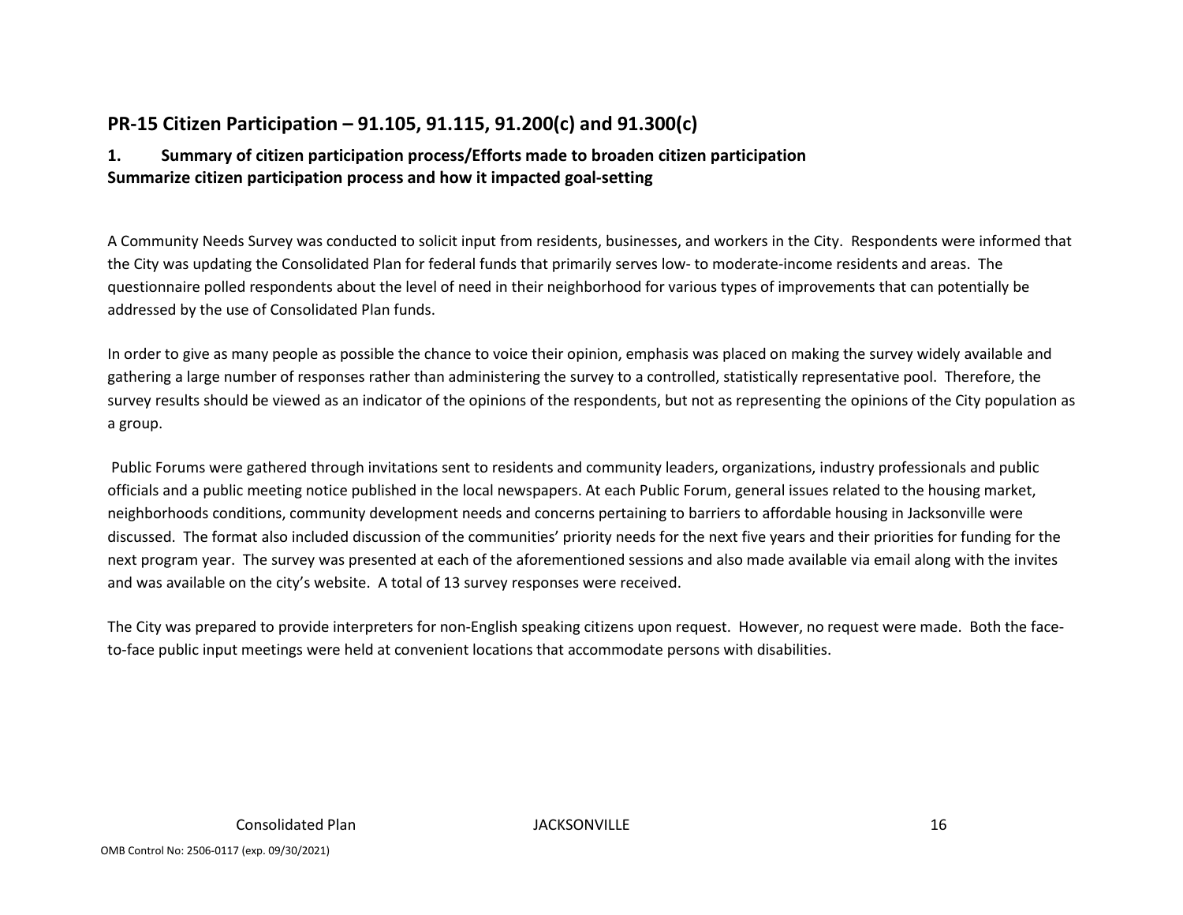## PR-15 Citizen Participation – 91.105, 91.115, 91.200(c) and 91.300(c)

### 1. Summary of citizen participation process/Efforts made to broaden citizen participation

**Summarize citizen participation process and how it impacted goal-setting**

A Community Needs Survey was conducted to solicit input from residents, businesses, and workers in the City. Respondents were informed that the City was updating the Consolidated Plan for federal funds that primarily serves low- to moderate-income residents and areas. The questionnaire polled respondents about the level of need in their neighborhood for various types of improvements that can potentially be addressed by the use of Consolidated Plan funds.

In order to give as many people as possible the chance to voice their opinion, emphasis was placed on making the survey widely available and gathering a large number of responses rather than administering the survey to a controlled, statistically representative pool. Therefore, the survey results should be viewed as an indicator of the opinions of the respondents, but not as representing the opinions of the City population as a group.

Public Forums were gathered through invitations sent to residents and community leaders, organizations, industry professionals and public officials and a public meeting notice published in the local newspapers. At each Public Forum, general issues related to the housing market, neighborhoods conditions, community development needs and concerns pertaining to barriers to affordable housing in Jacksonville were discussed. The format also included discussion of the communities' priority needs for the next five years and their priorities for funding for the next program year. The survey was presented at each of the aforementioned sessions and also made available via email along with the invites and was available on the city's website. A total of 13 survey responses were received.

The City was prepared to provide interpreters for non-English speaking citizens upon request. However, no request were made. Both the face-to-face public input meetings were held at convenient locations that accommodate persons with disabilities.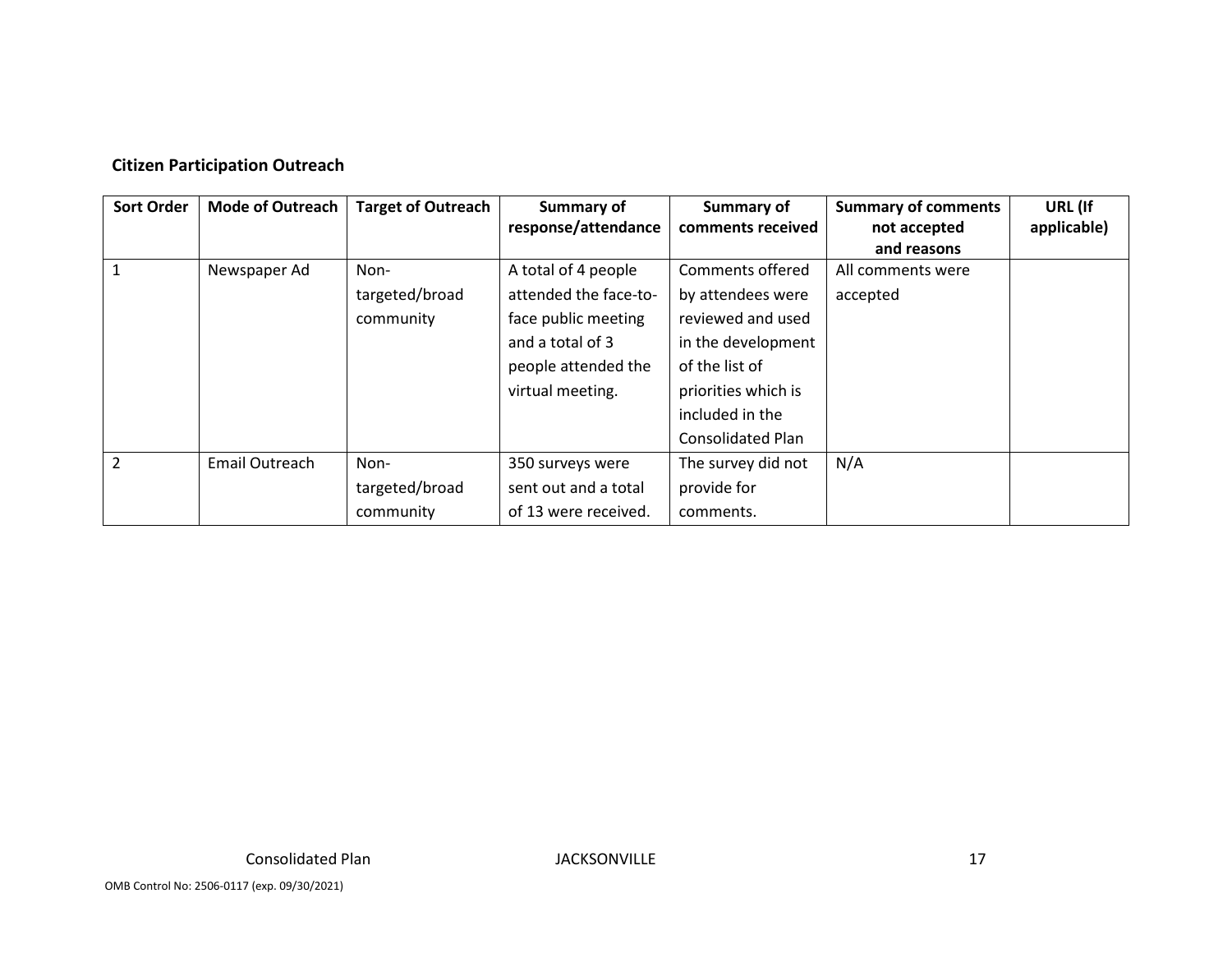**Citizen Participation Outreach**

| Sort Order | Mode of Outreach | Target of Outreach | Summary of response/attendance | Summary of comments received | Summary of comments not accepted and reasons | URL (If applicable) |
|---|---|---|---|---|---|---|
| 1 | Newspaper Ad | Non-targeted/broad community | A total of 4 people attended the face-to-face public meeting and a total of 3 people attended the virtual meeting. | Comments offered by attendees were reviewed and used in the development of the list of priorities which is included in the Consolidated Plan | All comments were accepted | |
| 2 | Email Outreach | Non-targeted/broad community | 350 surveys were sent out and a total of 13 were received. | The survey did not provide for comments. | N/A | |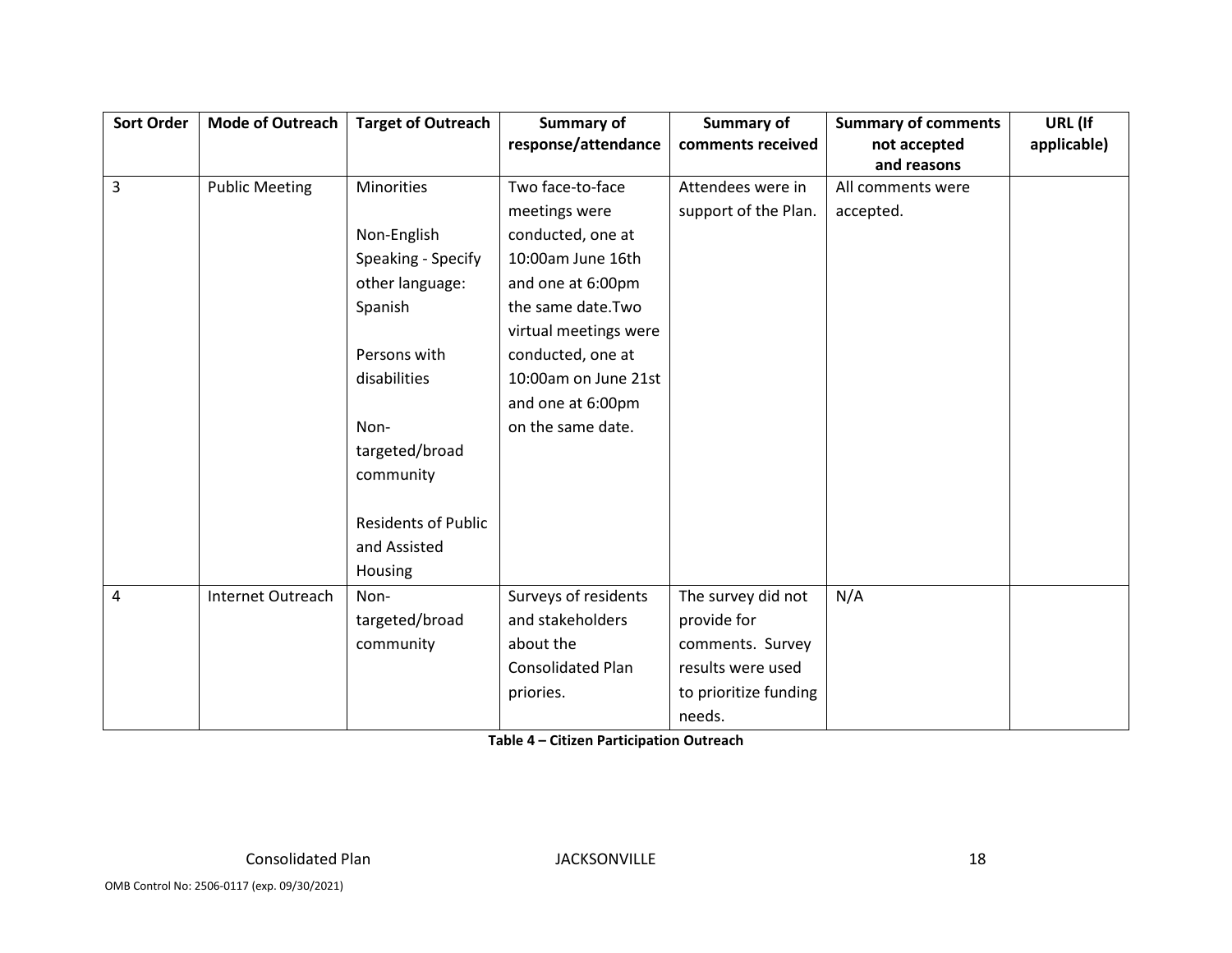| Sort Order | Mode of Outreach | Target of Outreach | Summary of response/attendance | Summary of comments received | Summary of comments not accepted and reasons | URL (If applicable) |
|---|---|---|---|---|---|---|
| 3 | Public Meeting | Minorities<br><br>Non-English Speaking - Specify other language: Spanish<br><br>Persons with disabilities<br><br>Non-targeted/broad community<br><br>Residents of Public and Assisted Housing | Two face-to-face meetings were conducted, one at 10:00am June 16th and one at 6:00pm the same date.Two virtual meetings were conducted, one at 10:00am on June 21st and one at 6:00pm on the same date. | Attendees were in support of the Plan. | All comments were accepted. | |
| 4 | Internet Outreach | Non-targeted/broad community | Surveys of residents and stakeholders about the Consolidated Plan priories. | The survey did not provide for comments. Survey results were used to prioritize funding needs. | N/A | |

**Table 4 – Citizen Participation Outreach**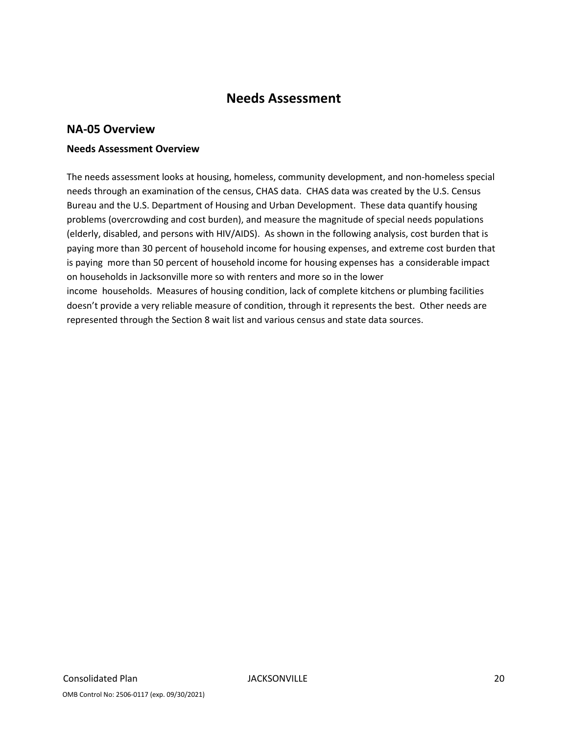# Needs Assessment

## NA-05 Overview

### Needs Assessment Overview

The needs assessment looks at housing, homeless, community development, and non-homeless special needs through an examination of the census, CHAS data. CHAS data was created by the U.S. Census Bureau and the U.S. Department of Housing and Urban Development. These data quantify housing problems (overcrowding and cost burden), and measure the magnitude of special needs populations (elderly, disabled, and persons with HIV/AIDS). As shown in the following analysis, cost burden that is paying more than 30 percent of household income for housing expenses, and extreme cost burden that is paying more than 50 percent of household income for housing expenses has a considerable impact on households in Jacksonville more so with renters and more so in the lower income households. Measures of housing condition, lack of complete kitchens or plumbing facilities doesn't provide a very reliable measure of condition, through it represents the best. Other needs are represented through the Section 8 wait list and various census and state data sources.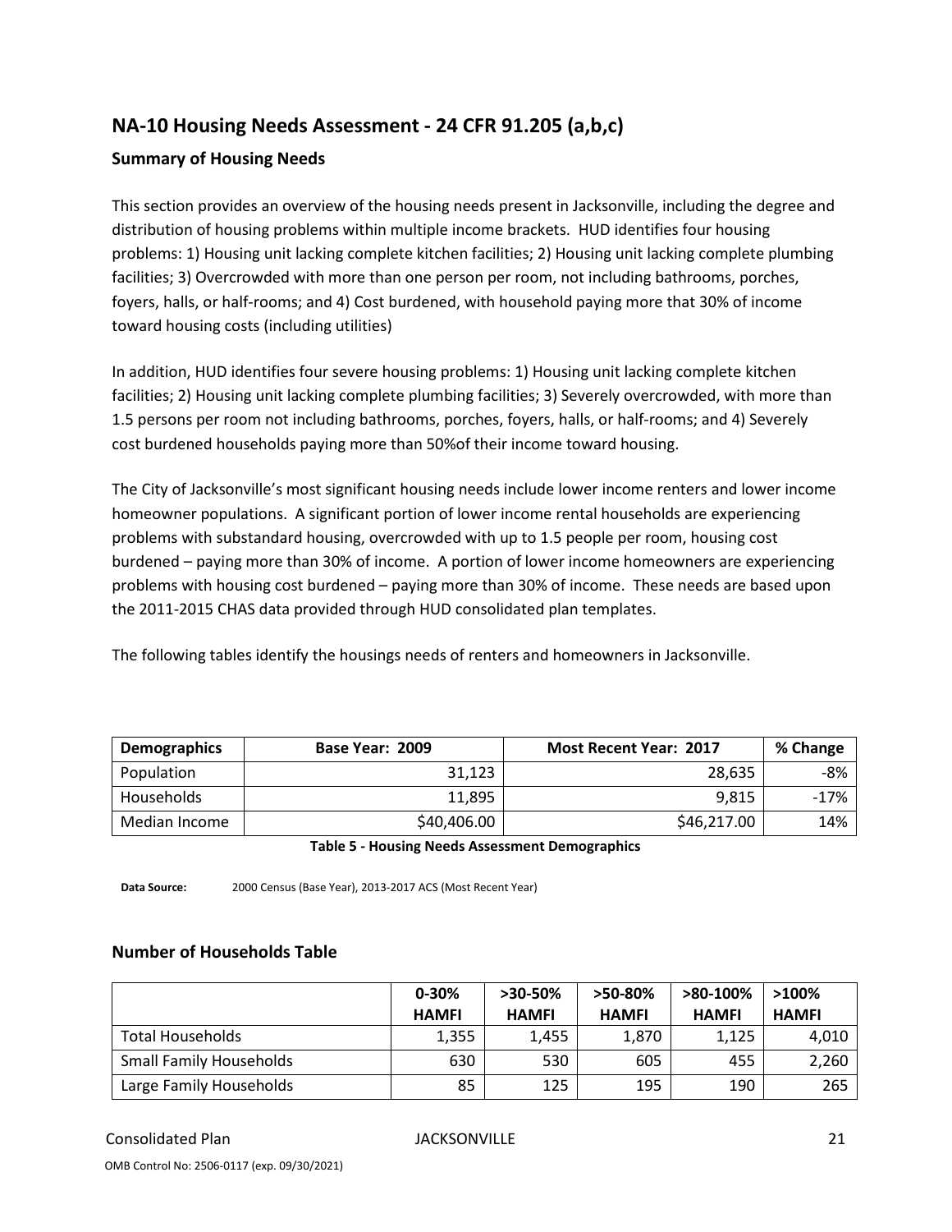## NA-10 Housing Needs Assessment - 24 CFR 91.205 (a,b,c)

### Summary of Housing Needs

This section provides an overview of the housing needs present in Jacksonville, including the degree and distribution of housing problems within multiple income brackets. HUD identifies four housing problems: 1) Housing unit lacking complete kitchen facilities; 2) Housing unit lacking complete plumbing facilities; 3) Overcrowded with more than one person per room, not including bathrooms, porches, foyers, halls, or half-rooms; and 4) Cost burdened, with household paying more that 30% of income toward housing costs (including utilities)

In addition, HUD identifies four severe housing problems: 1) Housing unit lacking complete kitchen facilities; 2) Housing unit lacking complete plumbing facilities; 3) Severely overcrowded, with more than 1.5 persons per room not including bathrooms, porches, foyers, halls, or half-rooms; and 4) Severely cost burdened households paying more than 50%of their income toward housing.

The City of Jacksonville's most significant housing needs include lower income renters and lower income homeowner populations. A significant portion of lower income rental households are experiencing problems with substandard housing, overcrowded with up to 1.5 people per room, housing cost burdened – paying more than 30% of income. A portion of lower income homeowners are experiencing problems with housing cost burdened – paying more than 30% of income. These needs are based upon the 2011-2015 CHAS data provided through HUD consolidated plan templates.

The following tables identify the housings needs of renters and homeowners in Jacksonville.

| Demographics | Base Year: 2009 | Most Recent Year: 2017 | % Change |
|---|---|---|---|
| Population | 31,123 | 28,635 | -8% |
| Households | 11,895 | 9,815 | -17% |
| Median Income | $40,406.00 | $46,217.00 | 14% |

**Table 5 - Housing Needs Assessment Demographics**

**Data Source:** 2000 Census (Base Year), 2013-2017 ACS (Most Recent Year)

### Number of Households Table

| | 0-30% HAMFI | >30-50% HAMFI | >50-80% HAMFI | >80-100% HAMFI | >100% HAMFI |
|---|---|---|---|---|---|
| Total Households | 1,355 | 1,455 | 1,870 | 1,125 | 4,010 |
| Small Family Households | 630 | 530 | 605 | 455 | 2,260 |
| Large Family Households | 85 | 125 | 195 | 190 | 265 |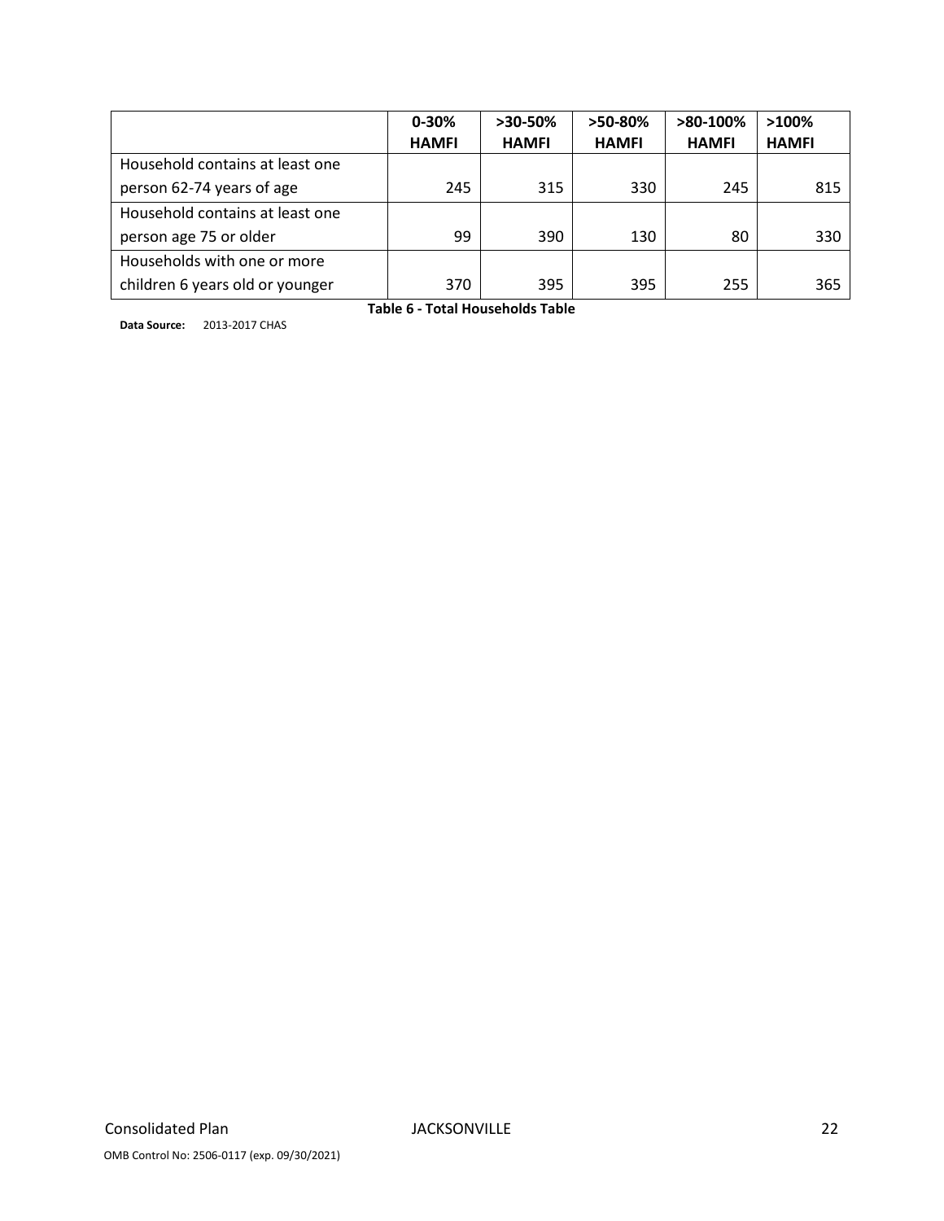| | 0-30% HAMFI | >30-50% HAMFI | >50-80% HAMFI | >80-100% HAMFI | >100% HAMFI |
|---|---|---|---|---|---|
| Household contains at least one person 62-74 years of age | 245 | 315 | 330 | 245 | 815 |
| Household contains at least one person age 75 or older | 99 | 390 | 130 | 80 | 330 |
| Households with one or more children 6 years old or younger | 370 | 395 | 395 | 255 | 365 |

**Table 6 - Total Households Table**

**Data Source:** 2013-2017 CHAS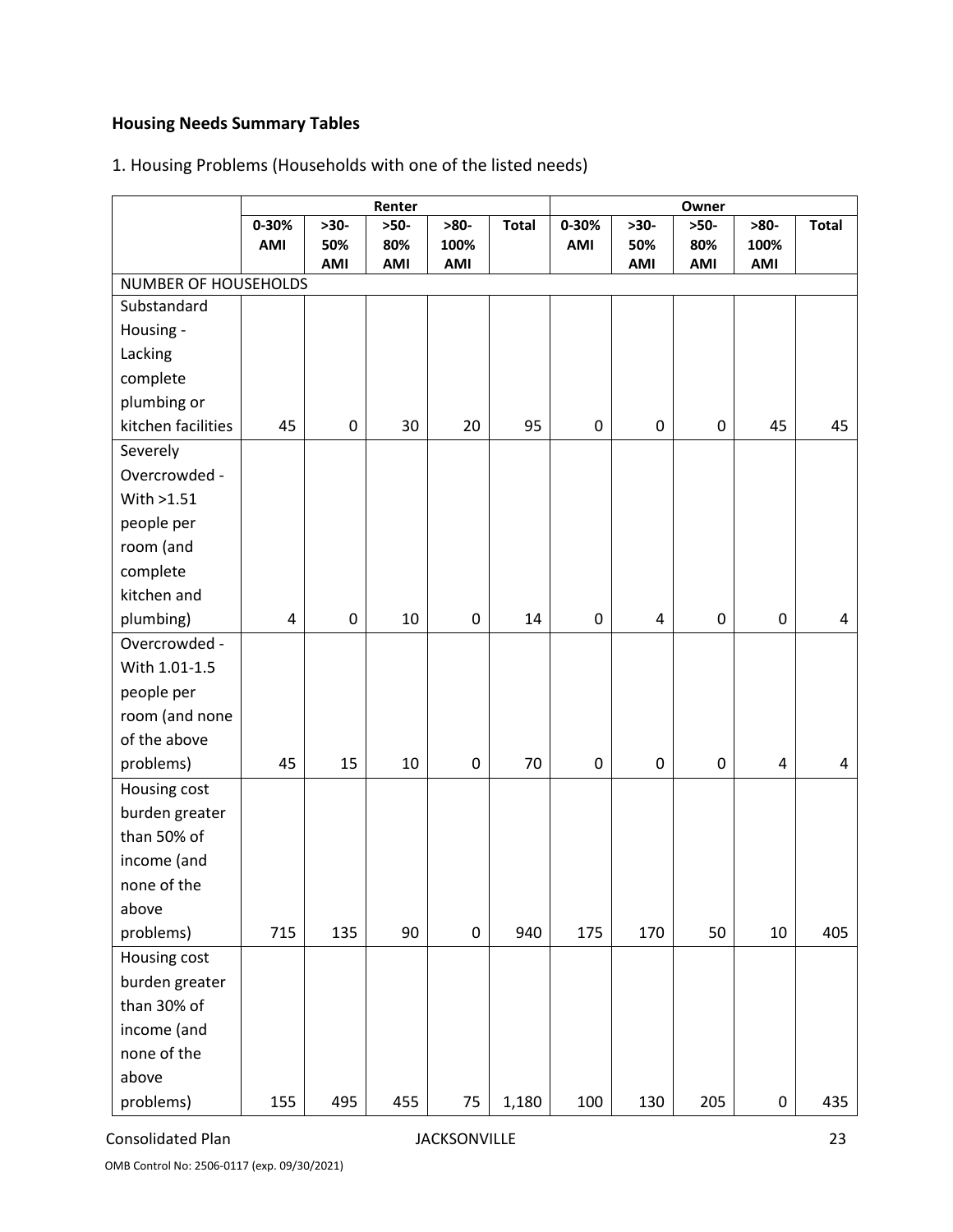## Housing Needs Summary Tables

1. Housing Problems (Households with one of the listed needs)

| | Renter | | | | | Owner | | | | |
|---|---|---|---|---|---|---|---|---|---|---|
| | 0-30% AMI | >30-50% AMI | >50-80% AMI | >80-100% AMI | Total | 0-30% AMI | >30-50% AMI | >50-80% AMI | >80-100% AMI | Total |
| NUMBER OF HOUSEHOLDS | | | | | | | | | | |
| Substandard Housing - Lacking complete plumbing or kitchen facilities | 45 | 0 | 30 | 20 | 95 | 0 | 0 | 0 | 45 | 45 |
| Severely Overcrowded - With >1.51 people per room (and complete kitchen and plumbing) | 4 | 0 | 10 | 0 | 14 | 0 | 4 | 0 | 0 | 4 |
| Overcrowded - With 1.01-1.5 people per room (and none of the above problems) | 45 | 15 | 10 | 0 | 70 | 0 | 0 | 0 | 4 | 4 |
| Housing cost burden greater than 50% of income (and none of the above problems) | 715 | 135 | 90 | 0 | 940 | 175 | 170 | 50 | 10 | 405 |
| Housing cost burden greater than 30% of income (and none of the above problems) | 155 | 495 | 455 | 75 | 1,180 | 100 | 130 | 205 | 0 | 435 |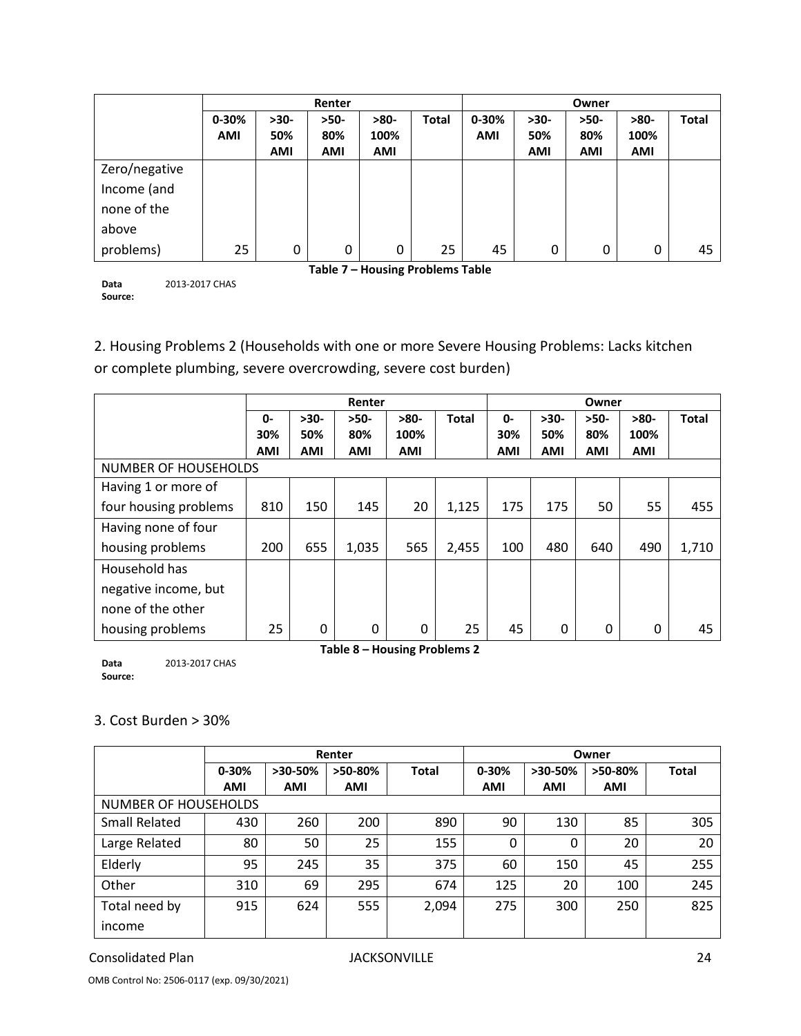| | Renter | | | | | Owner | | | | |
|---|---|---|---|---|---|---|---|---|---|---|
| | 0-30% AMI | >30-50% AMI | >50-80% AMI | >80-100% AMI | Total | 0-30% AMI | >30-50% AMI | >50-80% AMI | >80-100% AMI | Total |
| Zero/negative Income (and none of the above problems) | 25 | 0 | 0 | 0 | 25 | 45 | 0 | 0 | 0 | 45 |

**Table 7 – Housing Problems Table**

**Data Source:** 2013-2017 CHAS

2. Housing Problems 2 (Households with one or more Severe Housing Problems: Lacks kitchen or complete plumbing, severe overcrowding, severe cost burden)

| | Renter | | | | | Owner | | | | |
|---|---|---|---|---|---|---|---|---|---|---|
| | 0-30% AMI | >30-50% AMI | >50-80% AMI | >80-100% AMI | Total | 0-30% AMI | >30-50% AMI | >50-80% AMI | >80-100% AMI | Total |
| NUMBER OF HOUSEHOLDS | | | | | | | | | | |
| Having 1 or more of four housing problems | 810 | 150 | 145 | 20 | 1,125 | 175 | 175 | 50 | 55 | 455 |
| Having none of four housing problems | 200 | 655 | 1,035 | 565 | 2,455 | 100 | 480 | 640 | 490 | 1,710 |
| Household has negative income, but none of the other housing problems | 25 | 0 | 0 | 0 | 25 | 45 | 0 | 0 | 0 | 45 |

**Table 8 – Housing Problems 2**

**Data Source:** 2013-2017 CHAS

3. Cost Burden > 30%

| | Renter | | | | Owner | | | |
|---|---|---|---|---|---|---|---|---|
| | 0-30% AMI | >30-50% AMI | >50-80% AMI | Total | 0-30% AMI | >30-50% AMI | >50-80% AMI | Total |
| NUMBER OF HOUSEHOLDS | | | | | | | | |
| Small Related | 430 | 260 | 200 | 890 | 90 | 130 | 85 | 305 |
| Large Related | 80 | 50 | 25 | 155 | 0 | 0 | 20 | 20 |
| Elderly | 95 | 245 | 35 | 375 | 60 | 150 | 45 | 255 |
| Other | 310 | 69 | 295 | 674 | 125 | 20 | 100 | 245 |
| Total need by income | 915 | 624 | 555 | 2,094 | 275 | 300 | 250 | 825 |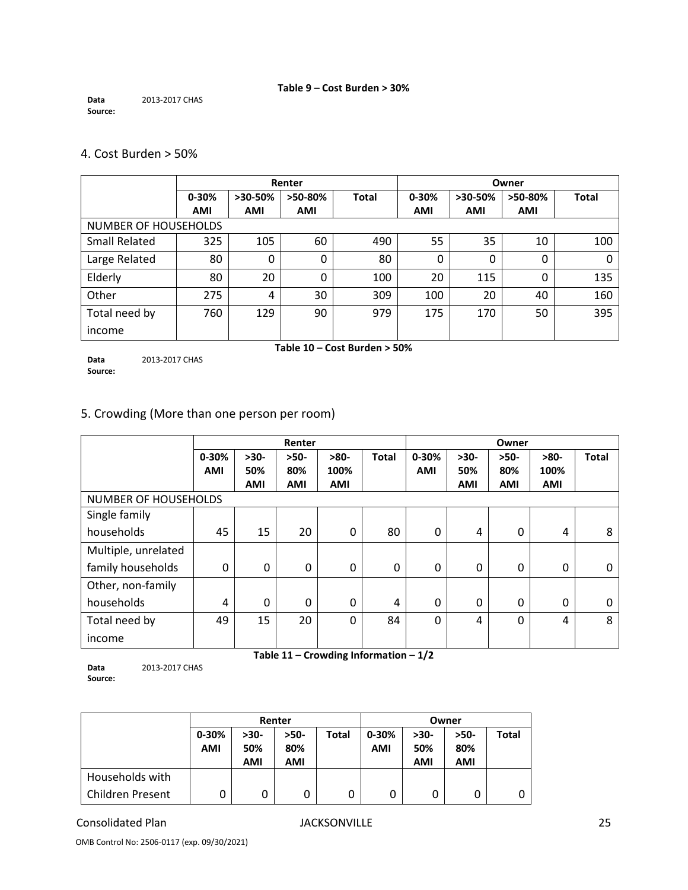**Table 9 – Cost Burden > 30%**

**Data Source:** 2013-2017 CHAS

## 4. Cost Burden > 50%

| | Renter | | | | Owner | | | |
|---|---|---|---|---|---|---|---|---|
| | 0-30% AMI | >30-50% AMI | >50-80% AMI | Total | 0-30% AMI | >30-50% AMI | >50-80% AMI | Total |
| NUMBER OF HOUSEHOLDS | | | | | | | | |
| Small Related | 325 | 105 | 60 | 490 | 55 | 35 | 10 | 100 |
| Large Related | 80 | 0 | 0 | 80 | 0 | 0 | 0 | 0 |
| Elderly | 80 | 20 | 0 | 100 | 20 | 115 | 0 | 135 |
| Other | 275 | 4 | 30 | 309 | 100 | 20 | 40 | 160 |
| Total need by income | 760 | 129 | 90 | 979 | 175 | 170 | 50 | 395 |

**Table 10 – Cost Burden > 50%**

**Data Source:** 2013-2017 CHAS

## 5. Crowding (More than one person per room)

| | Renter | | | | | Owner | | | | |
|---|---|---|---|---|---|---|---|---|---|---|
| | 0-30% AMI | >30-50% AMI | >50-80% AMI | >80-100% AMI | Total | 0-30% AMI | >30-50% AMI | >50-80% AMI | >80-100% AMI | Total |
| NUMBER OF HOUSEHOLDS | | | | | | | | | | |
| Single family households | 45 | 15 | 20 | 0 | 80 | 0 | 4 | 0 | 4 | 8 |
| Multiple, unrelated family households | 0 | 0 | 0 | 0 | 0 | 0 | 0 | 0 | 0 | 0 |
| Other, non-family households | 4 | 0 | 0 | 0 | 4 | 0 | 0 | 0 | 0 | 0 |
| Total need by income | 49 | 15 | 20 | 0 | 84 | 0 | 4 | 0 | 4 | 8 |

**Table 11 – Crowding Information – 1/2**

**Data Source:** 2013-2017 CHAS

| | Renter | | | | Owner | | | |
|---|---|---|---|---|---|---|---|---|
| | 0-30% AMI | >30-50% AMI | >50-80% AMI | Total | 0-30% AMI | >30-50% AMI | >50-80% AMI | Total |
| Households with Children Present | 0 | 0 | 0 | 0 | 0 | 0 | 0 | 0 |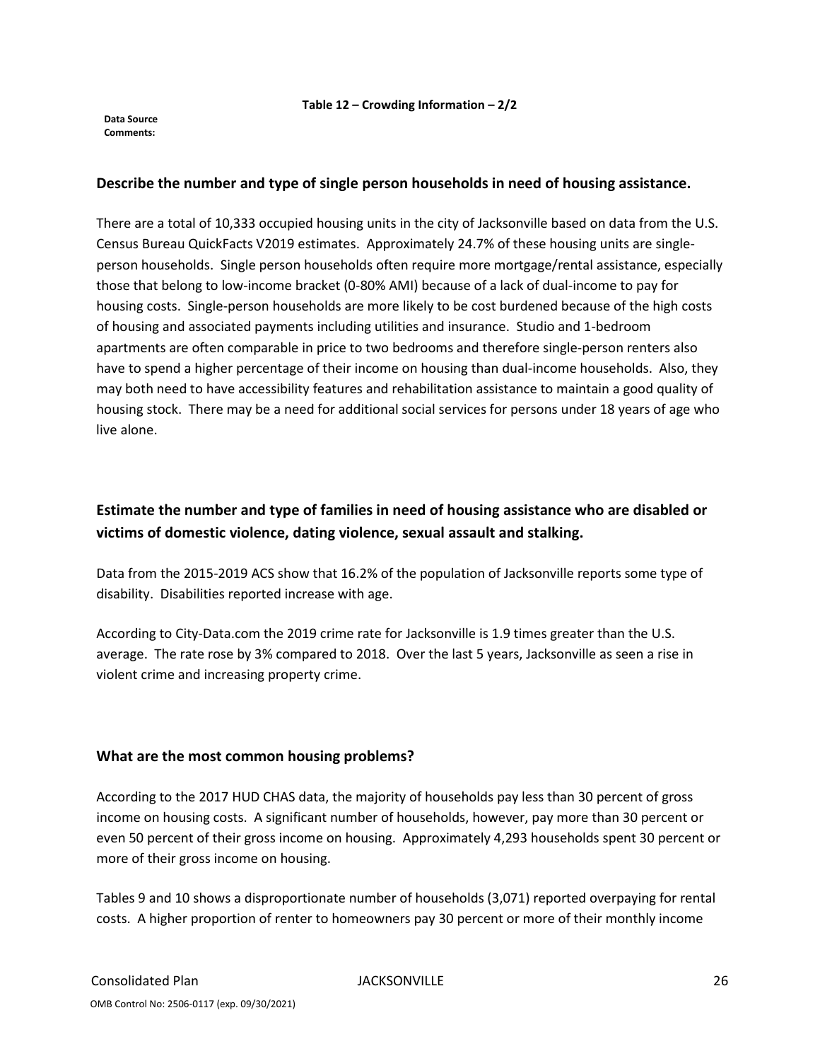**Table 12 – Crowding Information – 2/2**

**Data Source Comments:**

### Describe the number and type of single person households in need of housing assistance.

There are a total of 10,333 occupied housing units in the city of Jacksonville based on data from the U.S. Census Bureau QuickFacts V2019 estimates. Approximately 24.7% of these housing units are single-person households. Single person households often require more mortgage/rental assistance, especially those that belong to low-income bracket (0-80% AMI) because of a lack of dual-income to pay for housing costs. Single-person households are more likely to be cost burdened because of the high costs of housing and associated payments including utilities and insurance. Studio and 1-bedroom apartments are often comparable in price to two bedrooms and therefore single-person renters also have to spend a higher percentage of their income on housing than dual-income households. Also, they may both need to have accessibility features and rehabilitation assistance to maintain a good quality of housing stock. There may be a need for additional social services for persons under 18 years of age who live alone.

### Estimate the number and type of families in need of housing assistance who are disabled or victims of domestic violence, dating violence, sexual assault and stalking.

Data from the 2015-2019 ACS show that 16.2% of the population of Jacksonville reports some type of disability. Disabilities reported increase with age.

According to City-Data.com the 2019 crime rate for Jacksonville is 1.9 times greater than the U.S. average. The rate rose by 3% compared to 2018. Over the last 5 years, Jacksonville as seen a rise in violent crime and increasing property crime.

### What are the most common housing problems?

According to the 2017 HUD CHAS data, the majority of households pay less than 30 percent of gross income on housing costs. A significant number of households, however, pay more than 30 percent or even 50 percent of their gross income on housing. Approximately 4,293 households spent 30 percent or more of their gross income on housing.

Tables 9 and 10 shows a disproportionate number of households (3,071) reported overpaying for rental costs. A higher proportion of renter to homeowners pay 30 percent or more of their monthly income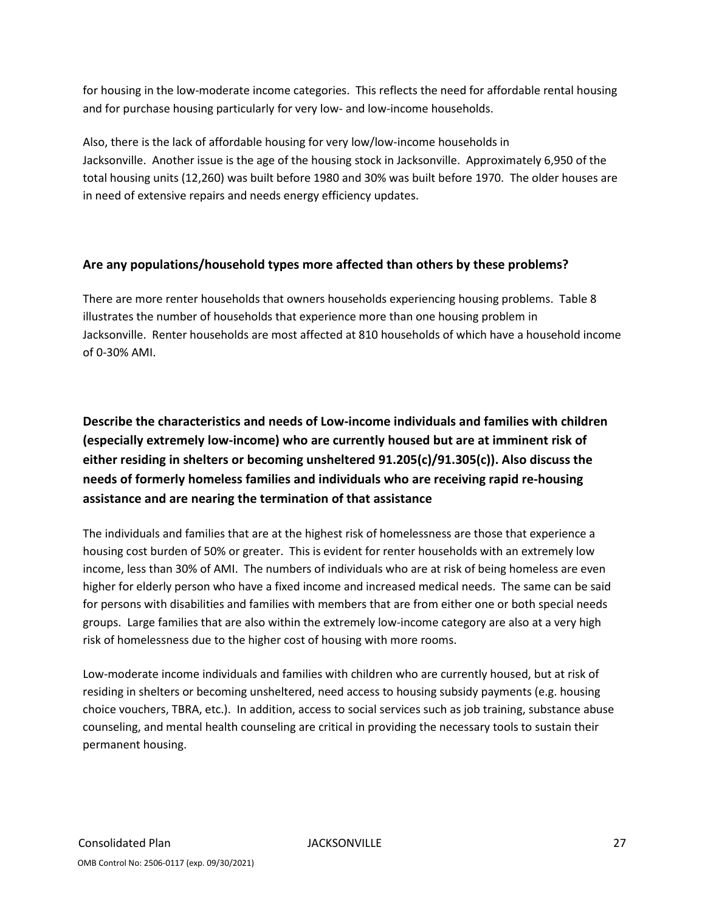for housing in the low-moderate income categories. This reflects the need for affordable rental housing and for purchase housing particularly for very low- and low-income households.

Also, there is the lack of affordable housing for very low/low-income households in Jacksonville. Another issue is the age of the housing stock in Jacksonville. Approximately 6,950 of the total housing units (12,260) was built before 1980 and 30% was built before 1970. The older houses are in need of extensive repairs and needs energy efficiency updates.

### Are any populations/household types more affected than others by these problems?

There are more renter households that owners households experiencing housing problems. Table 8 illustrates the number of households that experience more than one housing problem in Jacksonville. Renter households are most affected at 810 households of which have a household income of 0-30% AMI.

### Describe the characteristics and needs of Low-income individuals and families with children (especially extremely low-income) who are currently housed but are at imminent risk of either residing in shelters or becoming unsheltered 91.205(c)/91.305(c)). Also discuss the needs of formerly homeless families and individuals who are receiving rapid re-housing assistance and are nearing the termination of that assistance

The individuals and families that are at the highest risk of homelessness are those that experience a housing cost burden of 50% or greater. This is evident for renter households with an extremely low income, less than 30% of AMI. The numbers of individuals who are at risk of being homeless are even higher for elderly person who have a fixed income and increased medical needs. The same can be said for persons with disabilities and families with members that are from either one or both special needs groups. Large families that are also within the extremely low-income category are also at a very high risk of homelessness due to the higher cost of housing with more rooms.

Low-moderate income individuals and families with children who are currently housed, but at risk of residing in shelters or becoming unsheltered, need access to housing subsidy payments (e.g. housing choice vouchers, TBRA, etc.). In addition, access to social services such as job training, substance abuse counseling, and mental health counseling are critical in providing the necessary tools to sustain their permanent housing.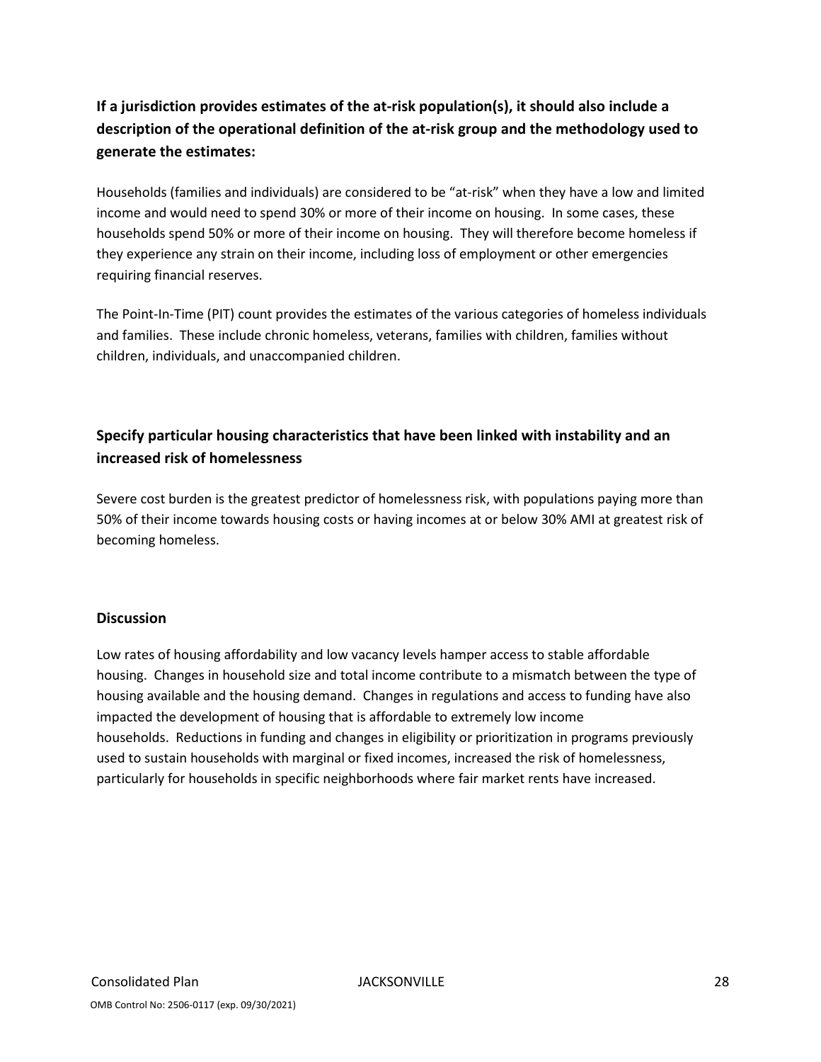### If a jurisdiction provides estimates of the at-risk population(s), it should also include a description of the operational definition of the at-risk group and the methodology used to generate the estimates:

Households (families and individuals) are considered to be "at-risk" when they have a low and limited income and would need to spend 30% or more of their income on housing. In some cases, these households spend 50% or more of their income on housing. They will therefore become homeless if they experience any strain on their income, including loss of employment or other emergencies requiring financial reserves.

The Point-In-Time (PIT) count provides the estimates of the various categories of homeless individuals and families. These include chronic homeless, veterans, families with children, families without children, individuals, and unaccompanied children.

### Specify particular housing characteristics that have been linked with instability and an increased risk of homelessness

Severe cost burden is the greatest predictor of homelessness risk, with populations paying more than 50% of their income towards housing costs or having incomes at or below 30% AMI at greatest risk of becoming homeless.

### Discussion

Low rates of housing affordability and low vacancy levels hamper access to stable affordable housing. Changes in household size and total income contribute to a mismatch between the type of housing available and the housing demand. Changes in regulations and access to funding have also impacted the development of housing that is affordable to extremely low income households. Reductions in funding and changes in eligibility or prioritization in programs previously used to sustain households with marginal or fixed incomes, increased the risk of homelessness, particularly for households in specific neighborhoods where fair market rents have increased.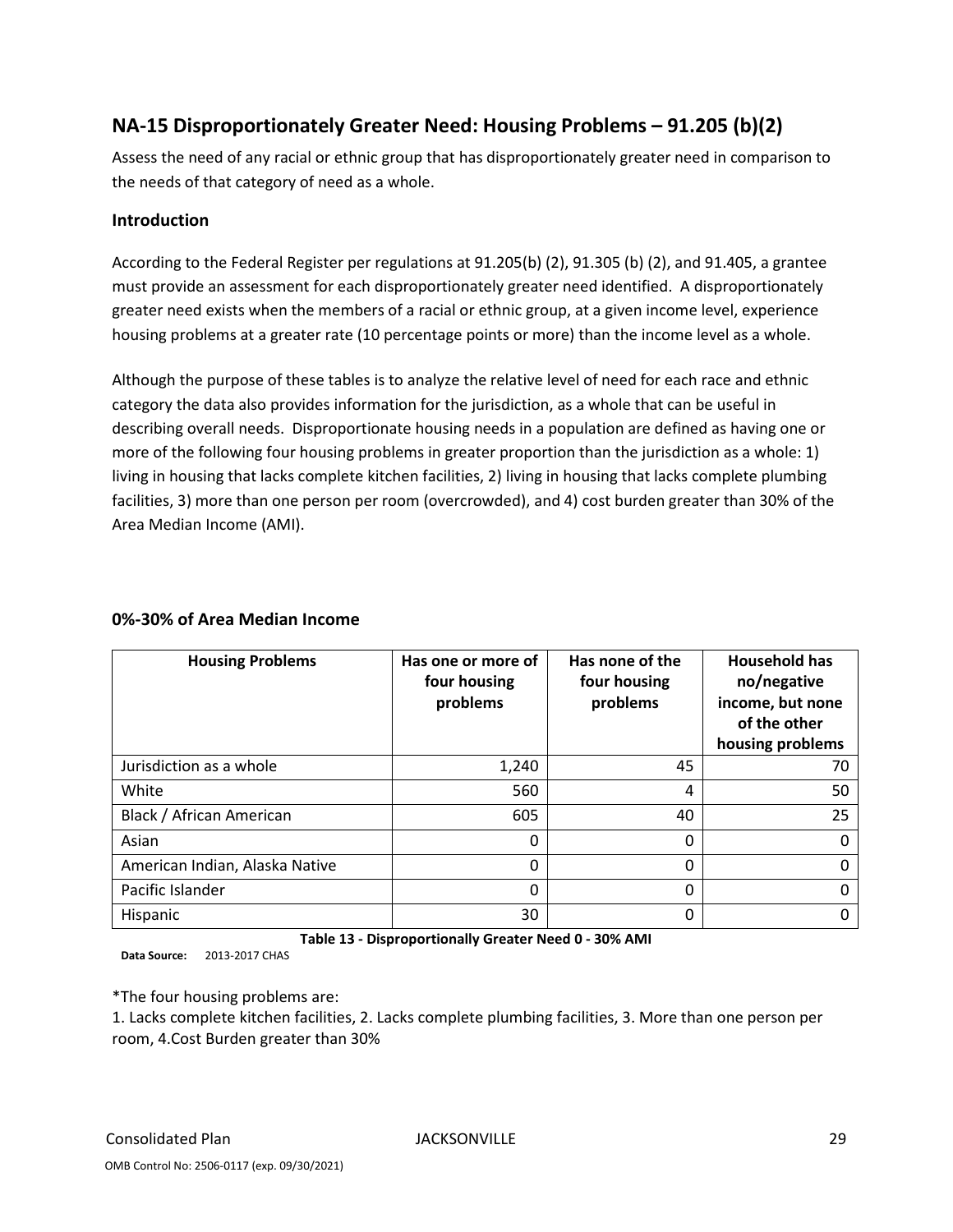## NA-15 Disproportionately Greater Need: Housing Problems – 91.205 (b)(2)

Assess the need of any racial or ethnic group that has disproportionately greater need in comparison to the needs of that category of need as a whole.

### Introduction

According to the Federal Register per regulations at 91.205(b) (2), 91.305 (b) (2), and 91.405, a grantee must provide an assessment for each disproportionately greater need identified. A disproportionately greater need exists when the members of a racial or ethnic group, at a given income level, experience housing problems at a greater rate (10 percentage points or more) than the income level as a whole.

Although the purpose of these tables is to analyze the relative level of need for each race and ethnic category the data also provides information for the jurisdiction, as a whole that can be useful in describing overall needs. Disproportionate housing needs in a population are defined as having one or more of the following four housing problems in greater proportion than the jurisdiction as a whole: 1) living in housing that lacks complete kitchen facilities, 2) living in housing that lacks complete plumbing facilities, 3) more than one person per room (overcrowded), and 4) cost burden greater than 30% of the Area Median Income (AMI).

### 0%-30% of Area Median Income

| Housing Problems | Has one or more of four housing problems | Has none of the four housing problems | Household has no/negative income, but none of the other housing problems |
|---|---|---|---|
| Jurisdiction as a whole | 1,240 | 45 | 70 |
| White | 560 | 4 | 50 |
| Black / African American | 605 | 40 | 25 |
| Asian | 0 | 0 | 0 |
| American Indian, Alaska Native | 0 | 0 | 0 |
| Pacific Islander | 0 | 0 | 0 |
| Hispanic | 30 | 0 | 0 |

**Table 13 - Disproportionally Greater Need 0 - 30% AMI**

**Data Source:** 2013-2017 CHAS

*The four housing problems are:

1. Lacks complete kitchen facilities, 2. Lacks complete plumbing facilities, 3. More than one person per room, 4.Cost Burden greater than 30%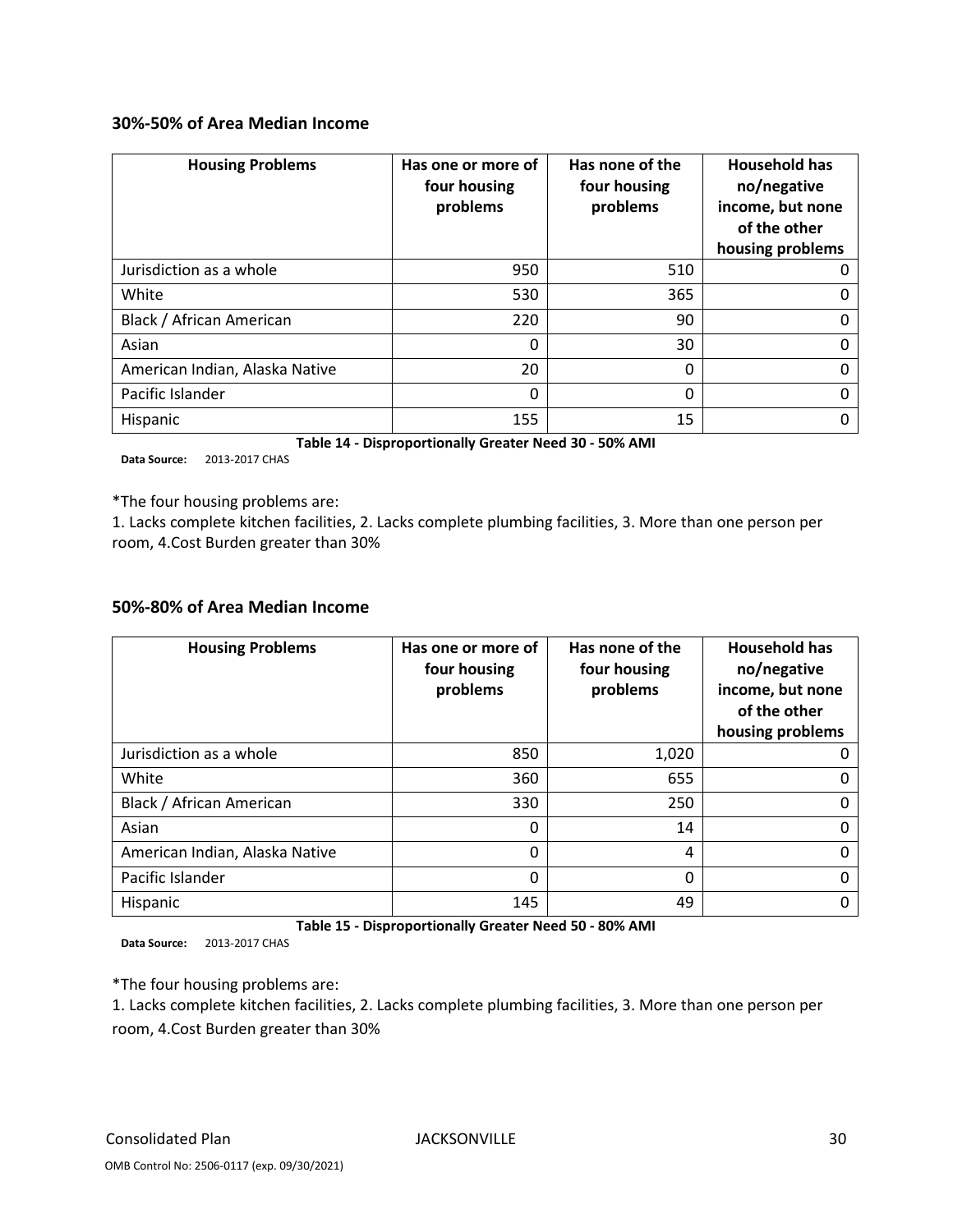### 30%-50% of Area Median Income

| Housing Problems | Has one or more of four housing problems | Has none of the four housing problems | Household has no/negative income, but none of the other housing problems |
|---|---|---|---|
| Jurisdiction as a whole | 950 | 510 | 0 |
| White | 530 | 365 | 0 |
| Black / African American | 220 | 90 | 0 |
| Asian | 0 | 30 | 0 |
| American Indian, Alaska Native | 20 | 0 | 0 |
| Pacific Islander | 0 | 0 | 0 |
| Hispanic | 155 | 15 | 0 |

**Table 14 - Disproportionally Greater Need 30 - 50% AMI**

**Data Source:** 2013-2017 CHAS

*The four housing problems are:

1. Lacks complete kitchen facilities, 2. Lacks complete plumbing facilities, 3. More than one person per room, 4.Cost Burden greater than 30%

### 50%-80% of Area Median Income

| Housing Problems | Has one or more of four housing problems | Has none of the four housing problems | Household has no/negative income, but none of the other housing problems |
|---|---|---|---|
| Jurisdiction as a whole | 850 | 1,020 | 0 |
| White | 360 | 655 | 0 |
| Black / African American | 330 | 250 | 0 |
| Asian | 0 | 14 | 0 |
| American Indian, Alaska Native | 0 | 4 | 0 |
| Pacific Islander | 0 | 0 | 0 |
| Hispanic | 145 | 49 | 0 |

**Table 15 - Disproportionally Greater Need 50 - 80% AMI**

**Data Source:** 2013-2017 CHAS

*The four housing problems are:

1. Lacks complete kitchen facilities, 2. Lacks complete plumbing facilities, 3. More than one person per room, 4.Cost Burden greater than 30%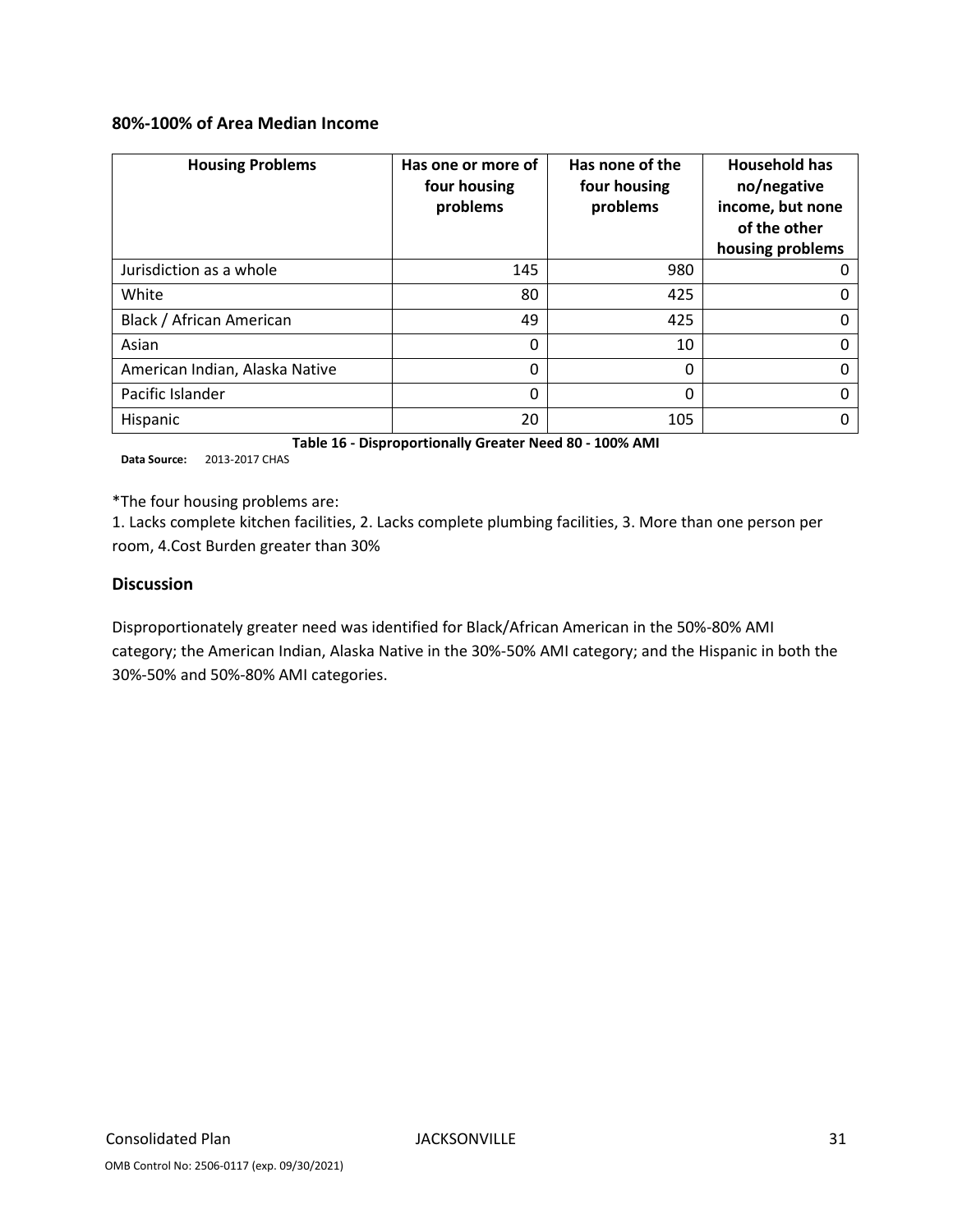**80%-100% of Area Median Income**

| Housing Problems | Has one or more of four housing problems | Has none of the four housing problems | Household has no/negative income, but none of the other housing problems |
|---|---|---|---|
| Jurisdiction as a whole | 145 | 980 | 0 |
| White | 80 | 425 | 0 |
| Black / African American | 49 | 425 | 0 |
| Asian | 0 | 10 | 0 |
| American Indian, Alaska Native | 0 | 0 | 0 |
| Pacific Islander | 0 | 0 | 0 |
| Hispanic | 20 | 105 | 0 |

**Table 16 - Disproportionally Greater Need 80 - 100% AMI**

**Data Source:** 2013-2017 CHAS

*The four housing problems are:
1. Lacks complete kitchen facilities, 2. Lacks complete plumbing facilities, 3. More than one person per room, 4.Cost Burden greater than 30%

## Discussion

Disproportionately greater need was identified for Black/African American in the 50%-80% AMI category; the American Indian, Alaska Native in the 30%-50% AMI category; and the Hispanic in both the 30%-50% and 50%-80% AMI categories.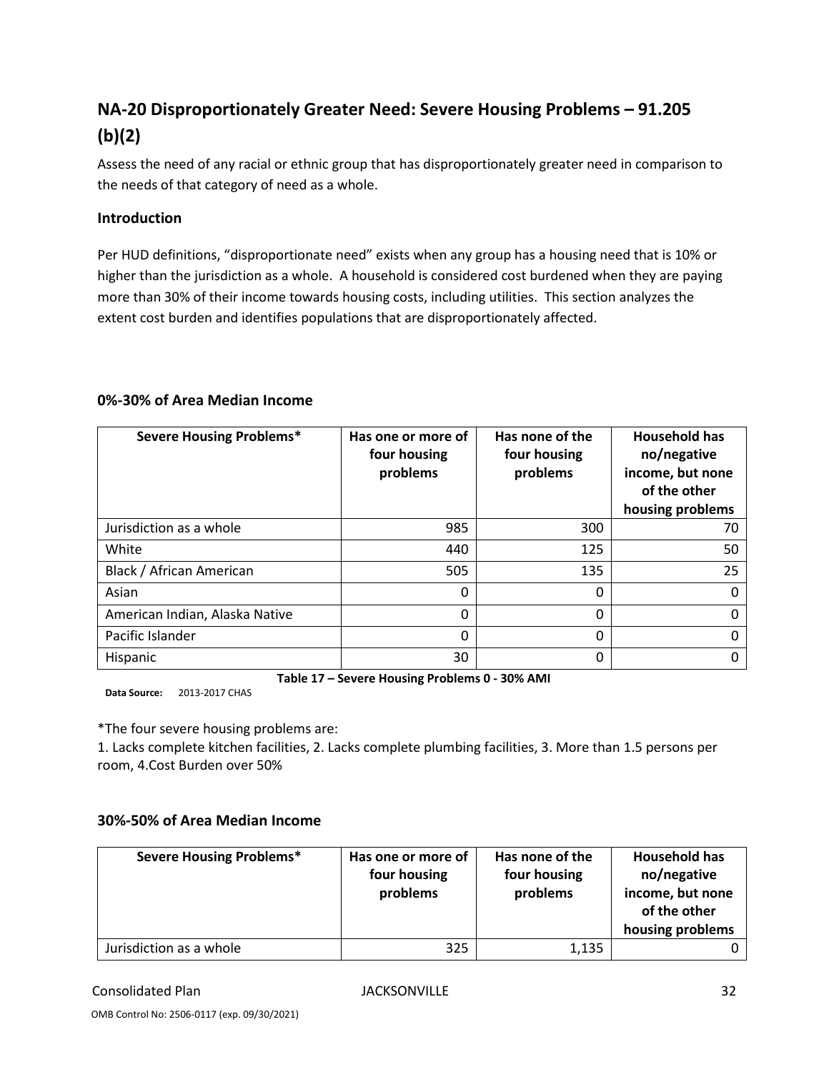## NA-20 Disproportionately Greater Need: Severe Housing Problems – 91.205 (b)(2)

Assess the need of any racial or ethnic group that has disproportionately greater need in comparison to the needs of that category of need as a whole.

### Introduction

Per HUD definitions, "disproportionate need" exists when any group has a housing need that is 10% or higher than the jurisdiction as a whole. A household is considered cost burdened when they are paying more than 30% of their income towards housing costs, including utilities. This section analyzes the extent cost burden and identifies populations that are disproportionately affected.

### 0%-30% of Area Median Income

| Severe Housing Problems* | Has one or more of four housing problems | Has none of the four housing problems | Household has no/negative income, but none of the other housing problems |
|---|---|---|---|
| Jurisdiction as a whole | 985 | 300 | 70 |
| White | 440 | 125 | 50 |
| Black / African American | 505 | 135 | 25 |
| Asian | 0 | 0 | 0 |
| American Indian, Alaska Native | 0 | 0 | 0 |
| Pacific Islander | 0 | 0 | 0 |
| Hispanic | 30 | 0 | 0 |

**Table 17 – Severe Housing Problems 0 - 30% AMI**

**Data Source:** 2013-2017 CHAS

*The four severe housing problems are:
1. Lacks complete kitchen facilities, 2. Lacks complete plumbing facilities, 3. More than 1.5 persons per room, 4.Cost Burden over 50%

### 30%-50% of Area Median Income

| Severe Housing Problems* | Has one or more of four housing problems | Has none of the four housing problems | Household has no/negative income, but none of the other housing problems |
|---|---|---|---|
| Jurisdiction as a whole | 325 | 1,135 | 0 |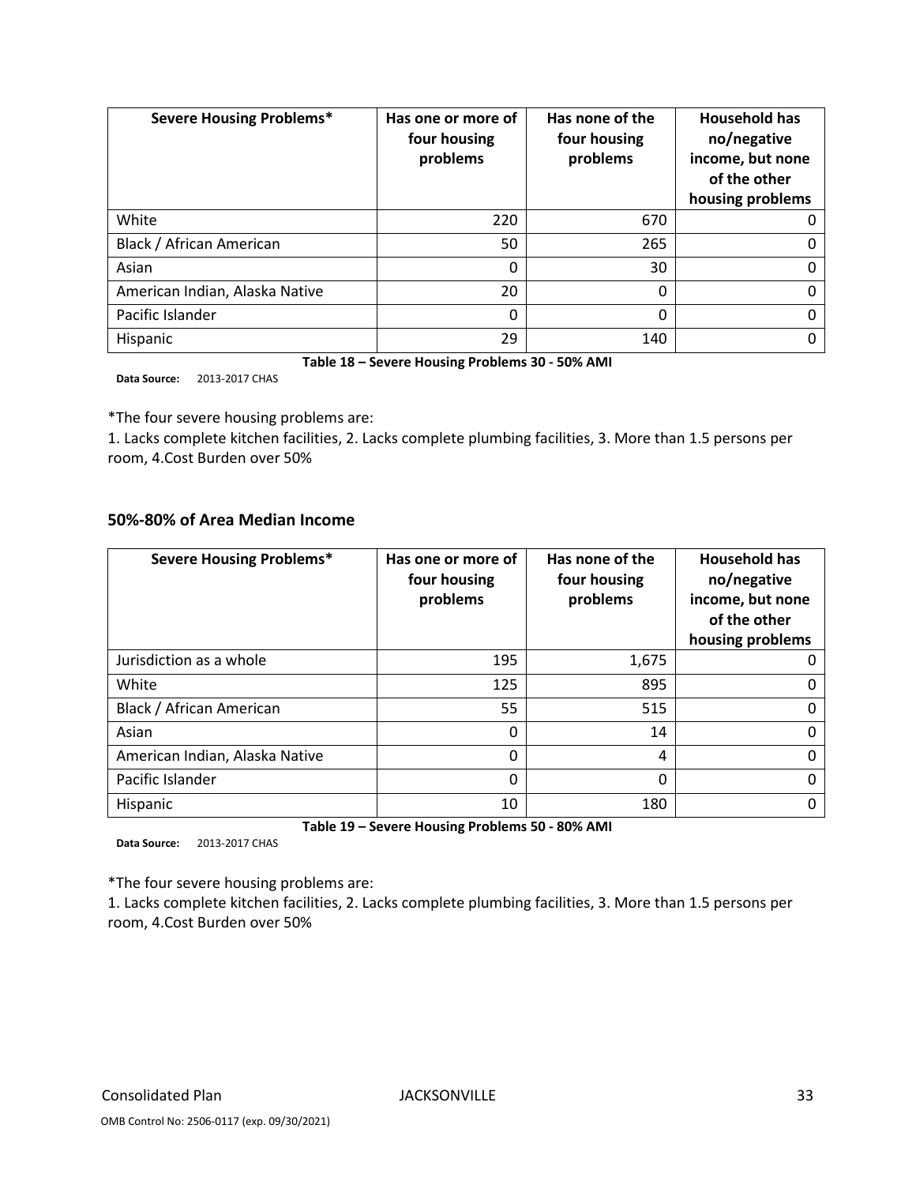| Severe Housing Problems* | Has one or more of four housing problems | Has none of the four housing problems | Household has no/negative income, but none of the other housing problems |
|---|---|---|---|
| White | 220 | 670 | 0 |
| Black / African American | 50 | 265 | 0 |
| Asian | 0 | 30 | 0 |
| American Indian, Alaska Native | 20 | 0 | 0 |
| Pacific Islander | 0 | 0 | 0 |
| Hispanic | 29 | 140 | 0 |

**Table 18 – Severe Housing Problems 30 - 50% AMI**

**Data Source:** 2013-2017 CHAS

*The four severe housing problems are:
1. Lacks complete kitchen facilities, 2. Lacks complete plumbing facilities, 3. More than 1.5 persons per room, 4.Cost Burden over 50%

## 50%-80% of Area Median Income

| Severe Housing Problems* | Has one or more of four housing problems | Has none of the four housing problems | Household has no/negative income, but none of the other housing problems |
|---|---|---|---|
| Jurisdiction as a whole | 195 | 1,675 | 0 |
| White | 125 | 895 | 0 |
| Black / African American | 55 | 515 | 0 |
| Asian | 0 | 14 | 0 |
| American Indian, Alaska Native | 0 | 4 | 0 |
| Pacific Islander | 0 | 0 | 0 |
| Hispanic | 10 | 180 | 0 |

**Table 19 – Severe Housing Problems 50 - 80% AMI**

**Data Source:** 2013-2017 CHAS

*The four severe housing problems are:
1. Lacks complete kitchen facilities, 2. Lacks complete plumbing facilities, 3. More than 1.5 persons per room, 4.Cost Burden over 50%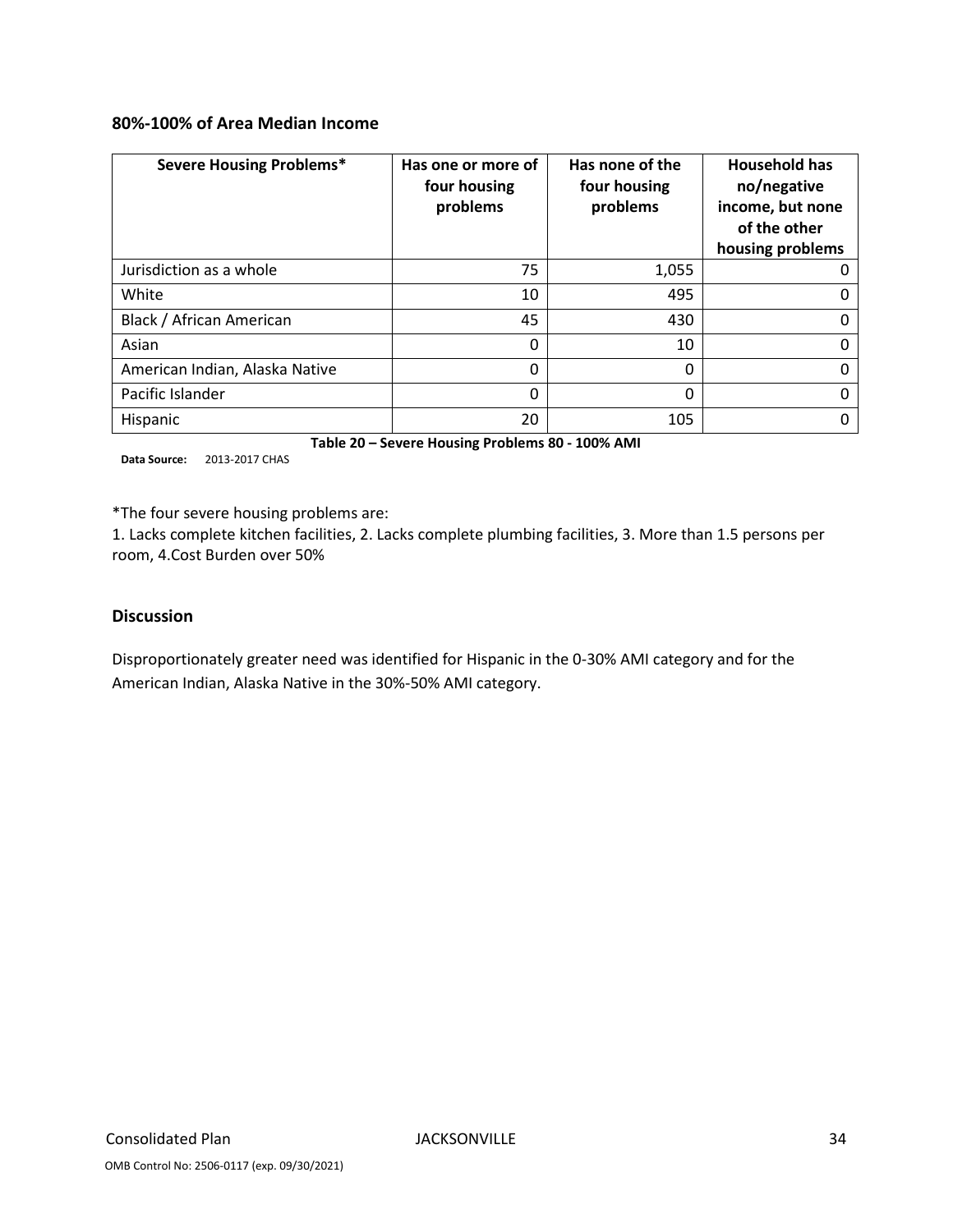### 80%-100% of Area Median Income

| Severe Housing Problems* | Has one or more of four housing problems | Has none of the four housing problems | Household has no/negative income, but none of the other housing problems |
|---|---|---|---|
| Jurisdiction as a whole | 75 | 1,055 | 0 |
| White | 10 | 495 | 0 |
| Black / African American | 45 | 430 | 0 |
| Asian | 0 | 10 | 0 |
| American Indian, Alaska Native | 0 | 0 | 0 |
| Pacific Islander | 0 | 0 | 0 |
| Hispanic | 20 | 105 | 0 |

**Table 20 – Severe Housing Problems 80 - 100% AMI**

**Data Source:** 2013-2017 CHAS

*The four severe housing problems are:
1. Lacks complete kitchen facilities, 2. Lacks complete plumbing facilities, 3. More than 1.5 persons per room, 4.Cost Burden over 50%

### Discussion

Disproportionately greater need was identified for Hispanic in the 0-30% AMI category and for the American Indian, Alaska Native in the 30%-50% AMI category.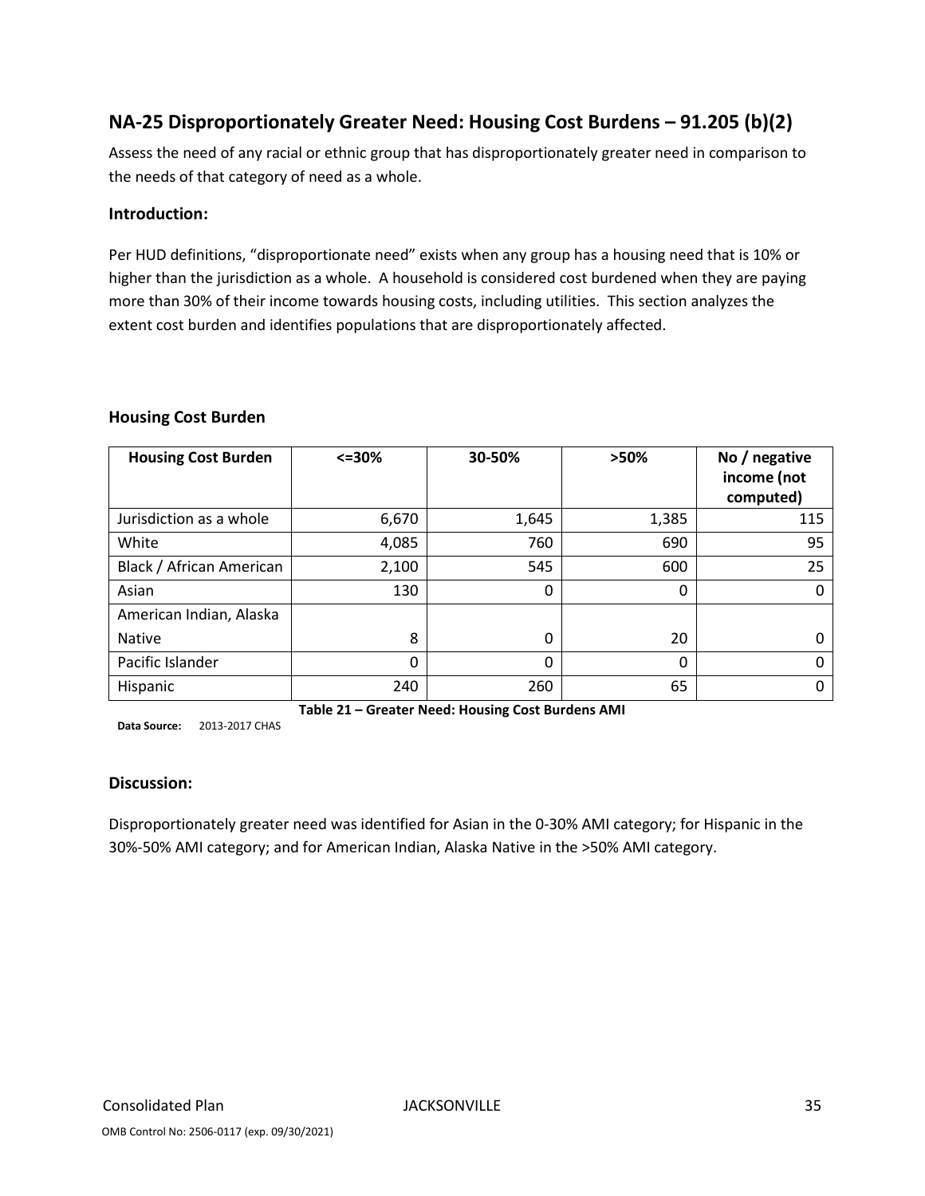## NA-25 Disproportionately Greater Need: Housing Cost Burdens – 91.205 (b)(2)

Assess the need of any racial or ethnic group that has disproportionately greater need in comparison to the needs of that category of need as a whole.

### Introduction:

Per HUD definitions, "disproportionate need" exists when any group has a housing need that is 10% or higher than the jurisdiction as a whole. A household is considered cost burdened when they are paying more than 30% of their income towards housing costs, including utilities. This section analyzes the extent cost burden and identifies populations that are disproportionately affected.

### Housing Cost Burden

| Housing Cost Burden | <=30% | 30-50% | >50% | No / negative income (not computed) |
|---|---|---|---|---|
| Jurisdiction as a whole | 6,670 | 1,645 | 1,385 | 115 |
| White | 4,085 | 760 | 690 | 95 |
| Black / African American | 2,100 | 545 | 600 | 25 |
| Asian | 130 | 0 | 0 | 0 |
| American Indian, Alaska Native | 8 | 0 | 20 | 0 |
| Pacific Islander | 0 | 0 | 0 | 0 |
| Hispanic | 240 | 260 | 65 | 0 |

**Table 21 – Greater Need: Housing Cost Burdens AMI**

**Data Source:** 2013-2017 CHAS

### Discussion:

Disproportionately greater need was identified for Asian in the 0-30% AMI category; for Hispanic in the 30%-50% AMI category; and for American Indian, Alaska Native in the >50% AMI category.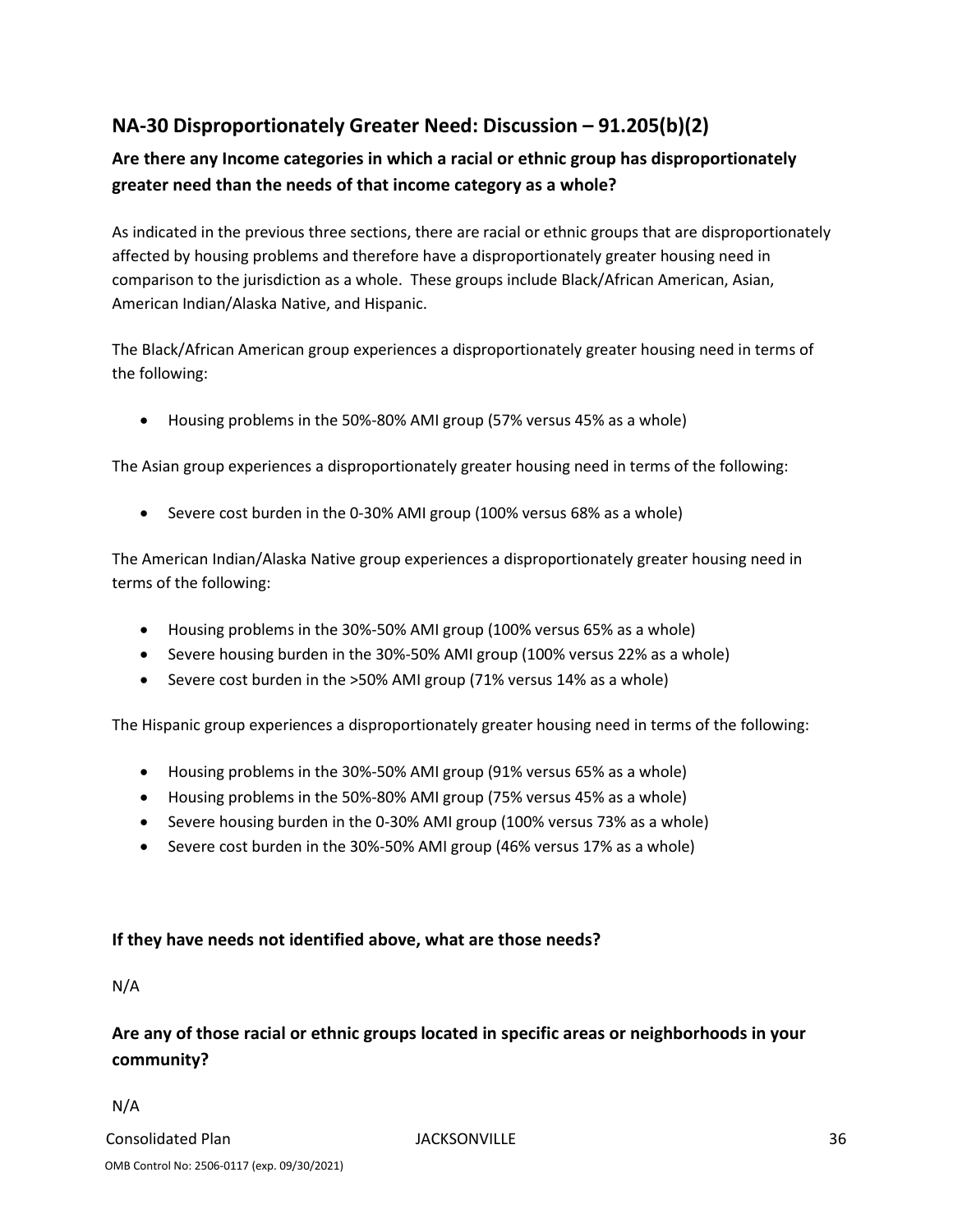## NA-30 Disproportionately Greater Need: Discussion – 91.205(b)(2)

### Are there any Income categories in which a racial or ethnic group has disproportionately greater need than the needs of that income category as a whole?

As indicated in the previous three sections, there are racial or ethnic groups that are disproportionately affected by housing problems and therefore have a disproportionately greater housing need in comparison to the jurisdiction as a whole. These groups include Black/African American, Asian, American Indian/Alaska Native, and Hispanic.

The Black/African American group experiences a disproportionately greater housing need in terms of the following:

- Housing problems in the 50%-80% AMI group (57% versus 45% as a whole)

The Asian group experiences a disproportionately greater housing need in terms of the following:

- Severe cost burden in the 0-30% AMI group (100% versus 68% as a whole)

The American Indian/Alaska Native group experiences a disproportionately greater housing need in terms of the following:

- Housing problems in the 30%-50% AMI group (100% versus 65% as a whole)
- Severe housing burden in the 30%-50% AMI group (100% versus 22% as a whole)
- Severe cost burden in the >50% AMI group (71% versus 14% as a whole)

The Hispanic group experiences a disproportionately greater housing need in terms of the following:

- Housing problems in the 30%-50% AMI group (91% versus 65% as a whole)
- Housing problems in the 50%-80% AMI group (75% versus 45% as a whole)
- Severe housing burden in the 0-30% AMI group (100% versus 73% as a whole)
- Severe cost burden in the 30%-50% AMI group (46% versus 17% as a whole)

### If they have needs not identified above, what are those needs?

N/A

### Are any of those racial or ethnic groups located in specific areas or neighborhoods in your community?

N/A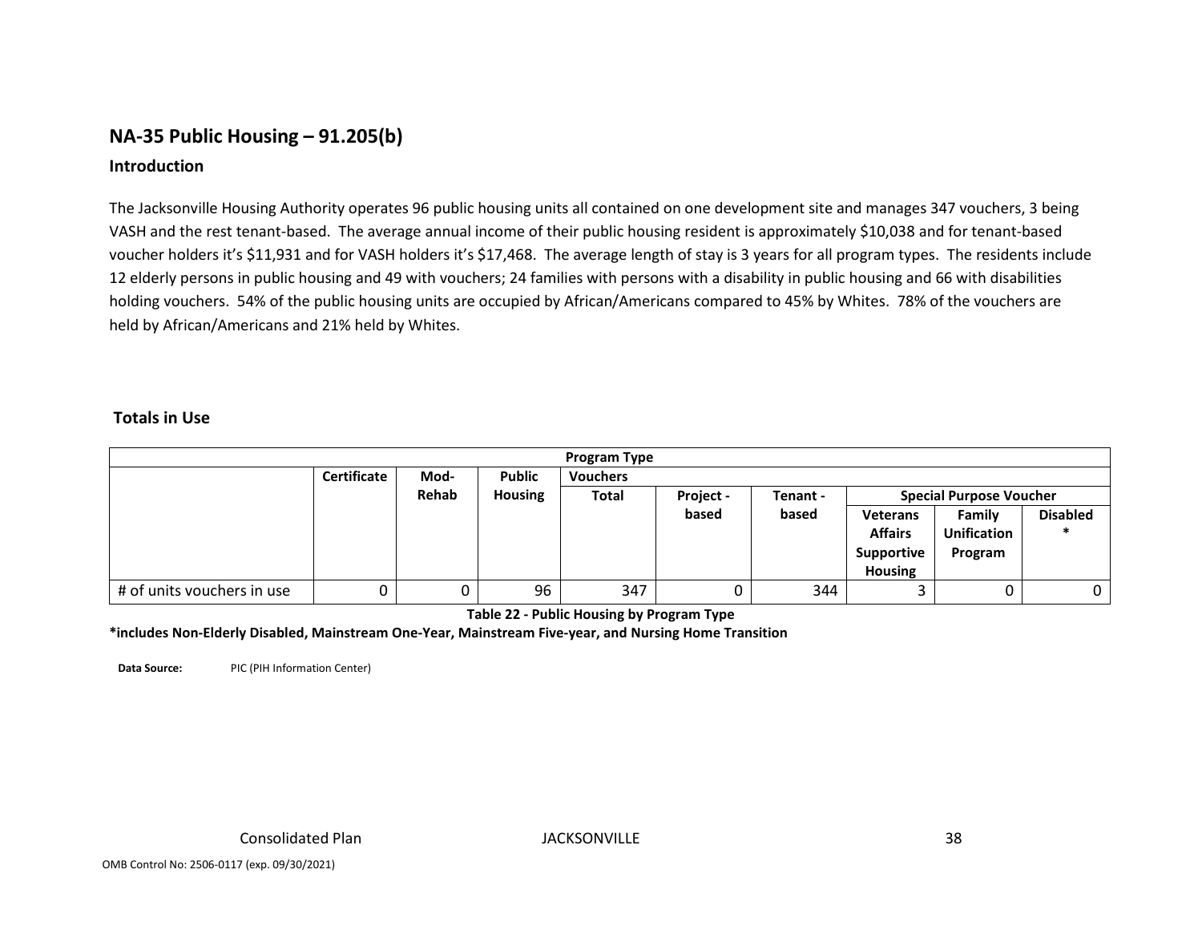## NA-35 Public Housing – 91.205(b)

### Introduction

The Jacksonville Housing Authority operates 96 public housing units all contained on one development site and manages 347 vouchers, 3 being VASH and the rest tenant-based. The average annual income of their public housing resident is approximately $10,038 and for tenant-based voucher holders it's $11,931 and for VASH holders it's $17,468. The average length of stay is 3 years for all program types. The residents include 12 elderly persons in public housing and 49 with vouchers; 24 families with persons with a disability in public housing and 66 with disabilities holding vouchers. 54% of the public housing units are occupied by African/Americans compared to 45% by Whites. 78% of the vouchers are held by African/Americans and 21% held by Whites.

### Totals in Use

| Program Type | | | | | | | | | |
|---|---|---|---|---|---|---|---|---|---|
| | Certificate | Mod-Rehab | Public Housing | Vouchers | | | | | |
| | | | | Total | Project -based | Tenant -based | Special Purpose Voucher | | |
| | | | | | | | Veterans Affairs Supportive Housing | Family Unification Program | Disabled * |
| # of units vouchers in use | 0 | 0 | 96 | 347 | 0 | 344 | 3 | 0 | 0 |

**Table 22 - Public Housing by Program Type**

**\*includes Non-Elderly Disabled, Mainstream One-Year, Mainstream Five-year, and Nursing Home Transition**

**Data Source:** PIC (PIH Information Center)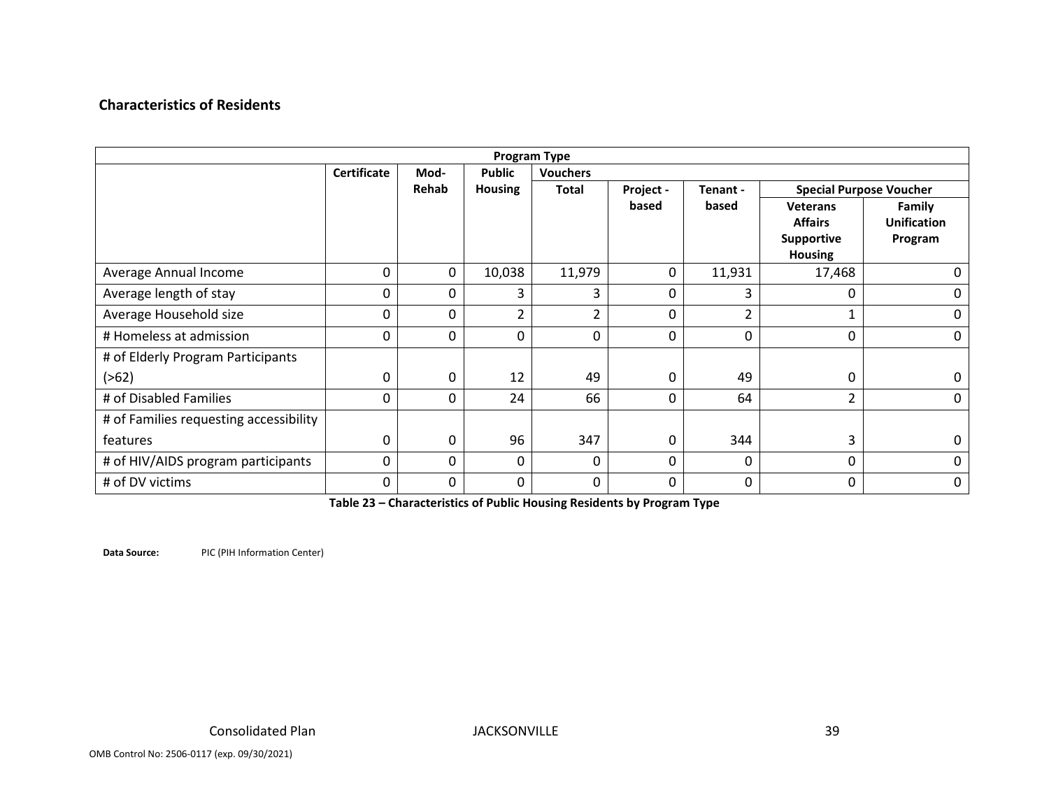## Characteristics of Residents

| | Program Type | | | | | | | |
|---|---|---|---|---|---|---|---|---|
| | Certificate | Mod-Rehab | Public Housing | Vouchers | | | | |
| | | | | Total | Project - based | Tenant - based | Special Purpose Voucher | |
| | | | | | | | Veterans Affairs Supportive Housing | Family Unification Program |
| Average Annual Income | 0 | 0 | 10,038 | 11,979 | 0 | 11,931 | 17,468 | 0 |
| Average length of stay | 0 | 0 | 3 | 3 | 0 | 3 | 0 | 0 |
| Average Household size | 0 | 0 | 2 | 2 | 0 | 2 | 1 | 0 |
| # Homeless at admission | 0 | 0 | 0 | 0 | 0 | 0 | 0 | 0 |
| # of Elderly Program Participants (>62) | 0 | 0 | 12 | 49 | 0 | 49 | 0 | 0 |
| # of Disabled Families | 0 | 0 | 24 | 66 | 0 | 64 | 2 | 0 |
| # of Families requesting accessibility features | 0 | 0 | 96 | 347 | 0 | 344 | 3 | 0 |
| # of HIV/AIDS program participants | 0 | 0 | 0 | 0 | 0 | 0 | 0 | 0 |
| # of DV victims | 0 | 0 | 0 | 0 | 0 | 0 | 0 | 0 |

**Table 23 – Characteristics of Public Housing Residents by Program Type**

**Data Source:** PIC (PIH Information Center)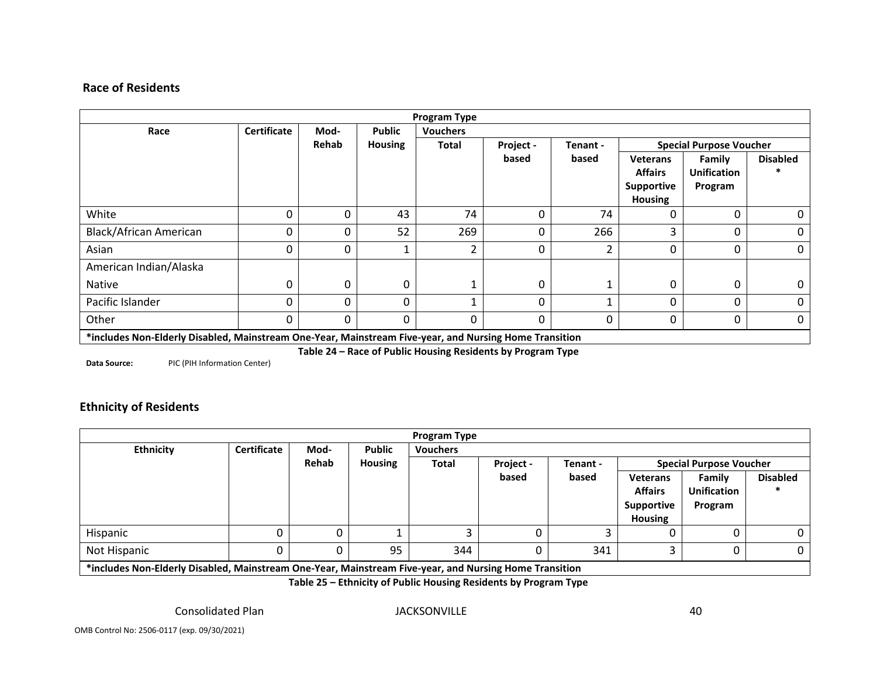## Race of Residents

| Program Type | | | | | | | | | |
|---|---|---|---|---|---|---|---|---|---|
| Race | Certificate | Mod-Rehab | Public Housing | Vouchers | | | | | |
| | | | | Total | Project -based | Tenant -based | Special Purpose Voucher | | |
| | | | | | | | Veterans Affairs Supportive Housing | Family Unification Program | Disabled * |
| White | 0 | 0 | 43 | 74 | 0 | 74 | 0 | 0 | 0 |
| Black/African American | 0 | 0 | 52 | 269 | 0 | 266 | 3 | 0 | 0 |
| Asian | 0 | 0 | 1 | 2 | 0 | 2 | 0 | 0 | 0 |
| American Indian/Alaska Native | 0 | 0 | 0 | 1 | 0 | 1 | 0 | 0 | 0 |
| Pacific Islander | 0 | 0 | 0 | 1 | 0 | 1 | 0 | 0 | 0 |
| Other | 0 | 0 | 0 | 0 | 0 | 0 | 0 | 0 | 0 |
| *includes Non-Elderly Disabled, Mainstream One-Year, Mainstream Five-year, and Nursing Home Transition | | | | | | | | | |

**Table 24 – Race of Public Housing Residents by Program Type**

**Data Source:** PIC (PIH Information Center)

## Ethnicity of Residents

| Program Type | | | | | | | | | |
|---|---|---|---|---|---|---|---|---|---|
| Ethnicity | Certificate | Mod-Rehab | Public Housing | Vouchers | | | | | |
| | | | | Total | Project -based | Tenant -based | Special Purpose Voucher | | |
| | | | | | | | Veterans Affairs Supportive Housing | Family Unification Program | Disabled * |
| Hispanic | 0 | 0 | 1 | 3 | 0 | 3 | 0 | 0 | 0 |
| Not Hispanic | 0 | 0 | 95 | 344 | 0 | 341 | 3 | 0 | 0 |
| *includes Non-Elderly Disabled, Mainstream One-Year, Mainstream Five-year, and Nursing Home Transition | | | | | | | | | |

**Table 25 – Ethnicity of Public Housing Residents by Program Type**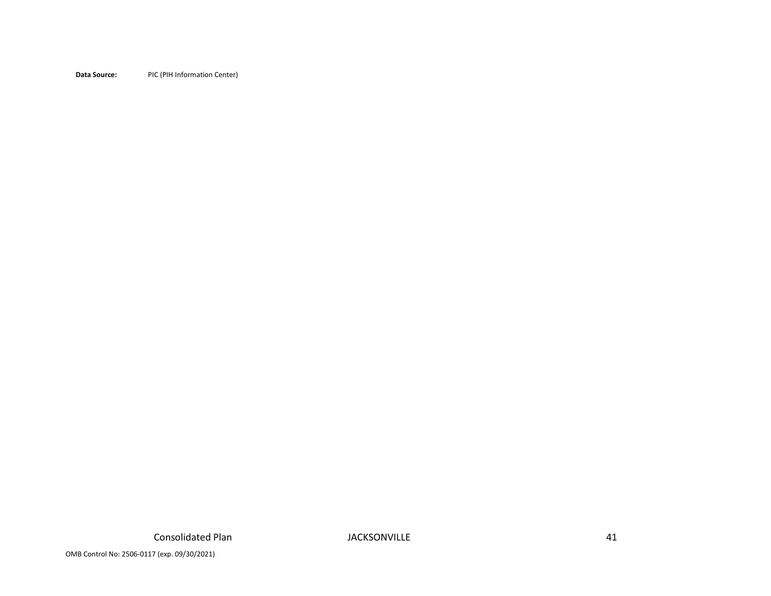**Data Source:** PIC (PIH Information Center)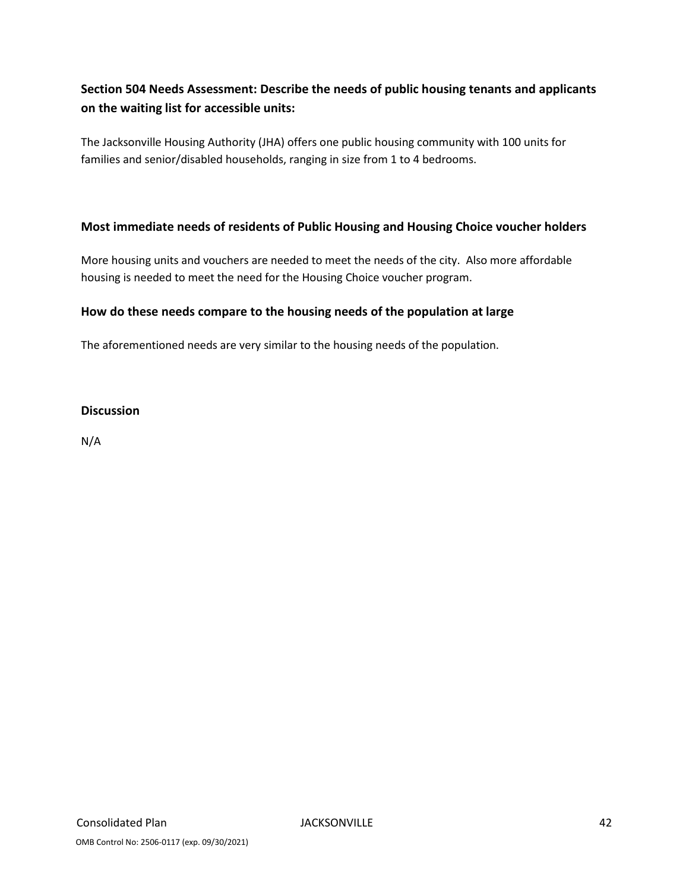### Section 504 Needs Assessment: Describe the needs of public housing tenants and applicants on the waiting list for accessible units:

The Jacksonville Housing Authority (JHA) offers one public housing community with 100 units for families and senior/disabled households, ranging in size from 1 to 4 bedrooms.

### Most immediate needs of residents of Public Housing and Housing Choice voucher holders

More housing units and vouchers are needed to meet the needs of the city. Also more affordable housing is needed to meet the need for the Housing Choice voucher program.

### How do these needs compare to the housing needs of the population at large

The aforementioned needs are very similar to the housing needs of the population.

### Discussion

N/A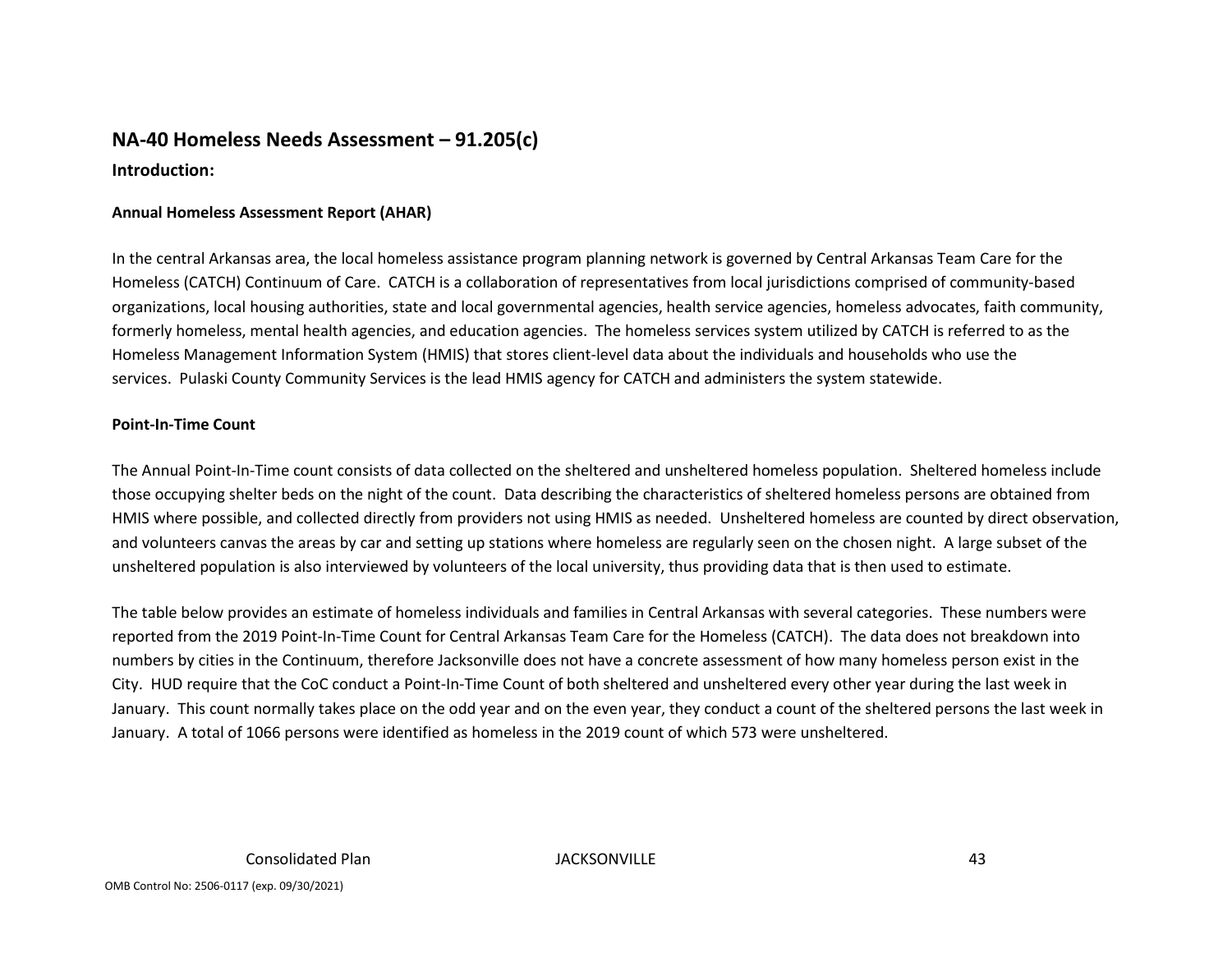## NA-40 Homeless Needs Assessment – 91.205(c)

**Introduction:**

**Annual Homeless Assessment Report (AHAR)**

In the central Arkansas area, the local homeless assistance program planning network is governed by Central Arkansas Team Care for the Homeless (CATCH) Continuum of Care. CATCH is a collaboration of representatives from local jurisdictions comprised of community-based organizations, local housing authorities, state and local governmental agencies, health service agencies, homeless advocates, faith community, formerly homeless, mental health agencies, and education agencies. The homeless services system utilized by CATCH is referred to as the Homeless Management Information System (HMIS) that stores client-level data about the individuals and households who use the services. Pulaski County Community Services is the lead HMIS agency for CATCH and administers the system statewide.

**Point-In-Time Count**

The Annual Point-In-Time count consists of data collected on the sheltered and unsheltered homeless population. Sheltered homeless include those occupying shelter beds on the night of the count. Data describing the characteristics of sheltered homeless persons are obtained from HMIS where possible, and collected directly from providers not using HMIS as needed. Unsheltered homeless are counted by direct observation, and volunteers canvas the areas by car and setting up stations where homeless are regularly seen on the chosen night. A large subset of the unsheltered population is also interviewed by volunteers of the local university, thus providing data that is then used to estimate.

The table below provides an estimate of homeless individuals and families in Central Arkansas with several categories. These numbers were reported from the 2019 Point-In-Time Count for Central Arkansas Team Care for the Homeless (CATCH). The data does not breakdown into numbers by cities in the Continuum, therefore Jacksonville does not have a concrete assessment of how many homeless person exist in the City. HUD require that the CoC conduct a Point-In-Time Count of both sheltered and unsheltered every other year during the last week in January. This count normally takes place on the odd year and on the even year, they conduct a count of the sheltered persons the last week in January. A total of 1066 persons were identified as homeless in the 2019 count of which 573 were unsheltered.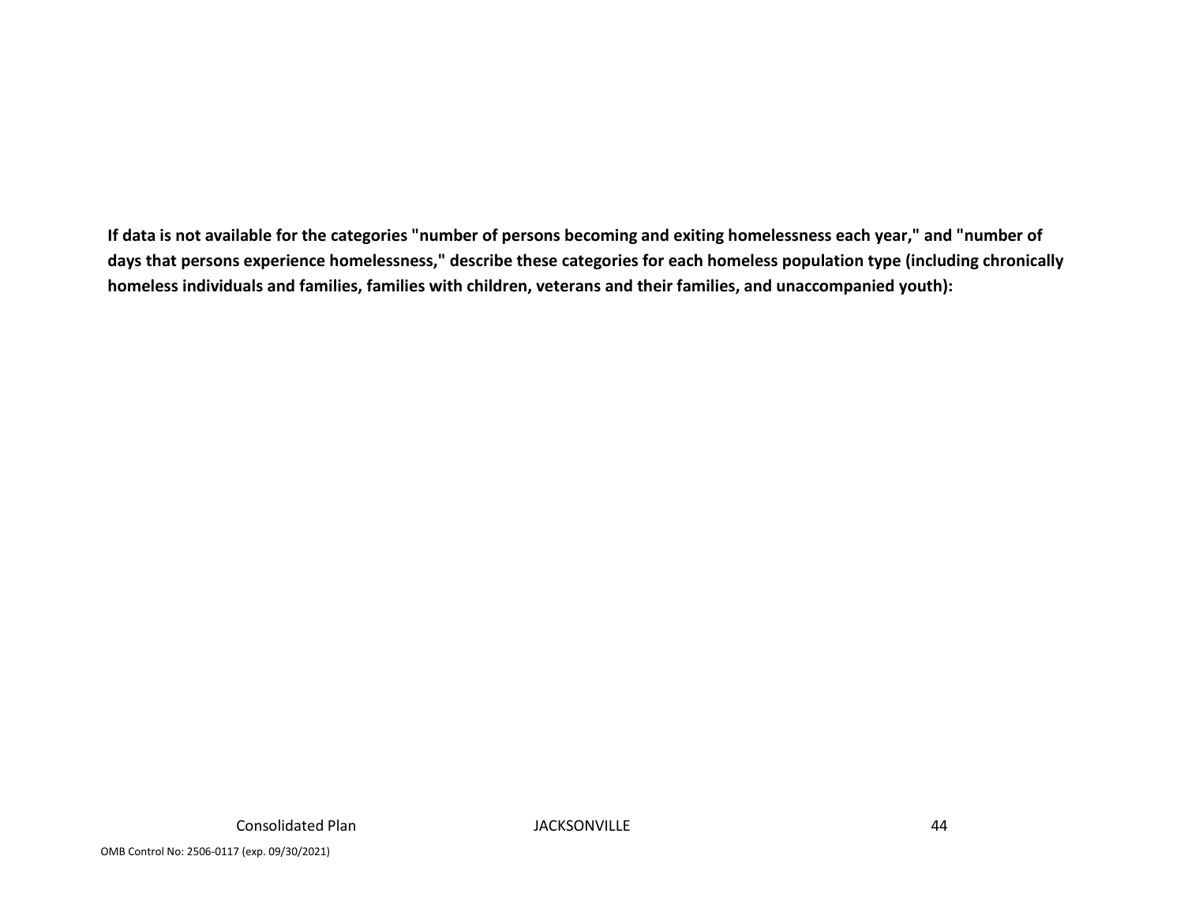**If data is not available for the categories "number of persons becoming and exiting homelessness each year," and "number of days that persons experience homelessness," describe these categories for each homeless population type (including chronically homeless individuals and families, families with children, veterans and their families, and unaccompanied youth):**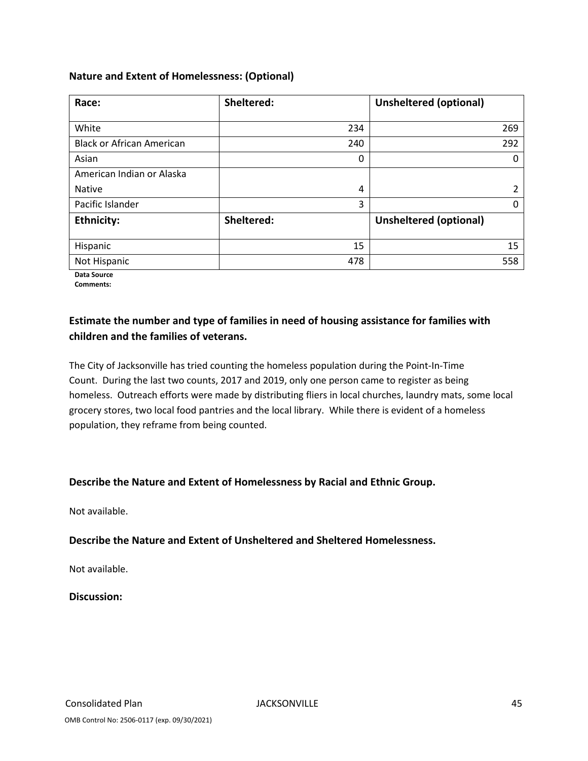### Nature and Extent of Homelessness: (Optional)

| Race: | Sheltered: | Unsheltered (optional) |
|---|---|---|
| White | 234 | 269 |
| Black or African American | 240 | 292 |
| Asian | 0 | 0 |
| American Indian or Alaska Native | 4 | 2 |
| Pacific Islander | 3 | 0 |
| **Ethnicity:** | **Sheltered:** | **Unsheltered (optional)** |
| Hispanic | 15 | 15 |
| Not Hispanic | 478 | 558 |

**Data Source Comments:**

### Estimate the number and type of families in need of housing assistance for families with children and the families of veterans.

The City of Jacksonville has tried counting the homeless population during the Point-In-Time Count. During the last two counts, 2017 and 2019, only one person came to register as being homeless. Outreach efforts were made by distributing fliers in local churches, laundry mats, some local grocery stores, two local food pantries and the local library. While there is evident of a homeless population, they reframe from being counted.

### Describe the Nature and Extent of Homelessness by Racial and Ethnic Group.

Not available.

### Describe the Nature and Extent of Unsheltered and Sheltered Homelessness.

Not available.

### Discussion: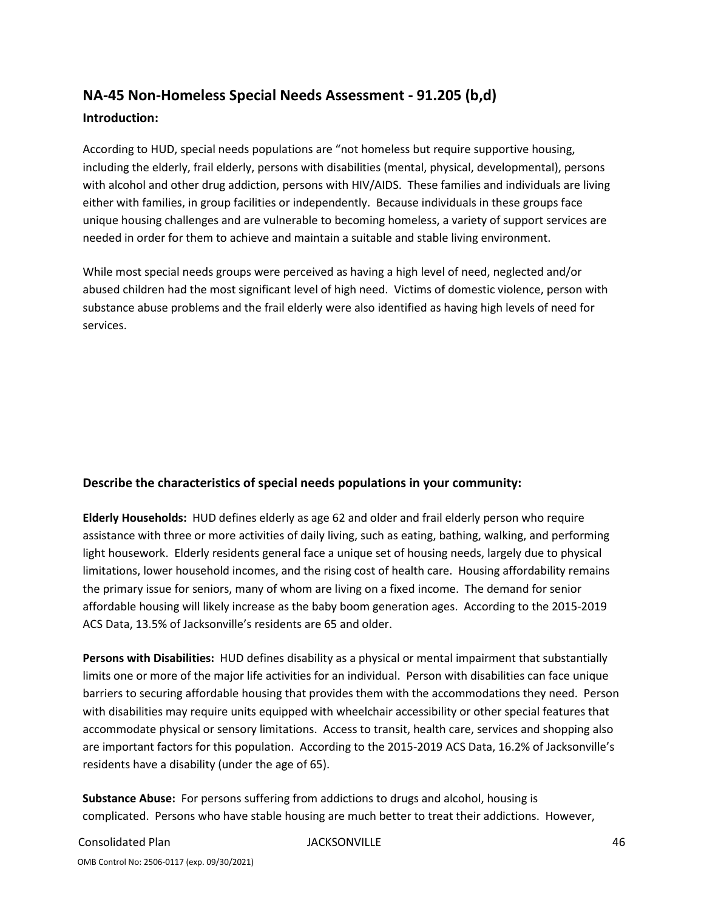## NA-45 Non-Homeless Special Needs Assessment - 91.205 (b,d)

### Introduction:

According to HUD, special needs populations are "not homeless but require supportive housing, including the elderly, frail elderly, persons with disabilities (mental, physical, developmental), persons with alcohol and other drug addiction, persons with HIV/AIDS. These families and individuals are living either with families, in group facilities or independently. Because individuals in these groups face unique housing challenges and are vulnerable to becoming homeless, a variety of support services are needed in order for them to achieve and maintain a suitable and stable living environment.

While most special needs groups were perceived as having a high level of need, neglected and/or abused children had the most significant level of high need. Victims of domestic violence, person with substance abuse problems and the frail elderly were also identified as having high levels of need for services.

### Describe the characteristics of special needs populations in your community:

**Elderly Households:** HUD defines elderly as age 62 and older and frail elderly person who require assistance with three or more activities of daily living, such as eating, bathing, walking, and performing light housework. Elderly residents general face a unique set of housing needs, largely due to physical limitations, lower household incomes, and the rising cost of health care. Housing affordability remains the primary issue for seniors, many of whom are living on a fixed income. The demand for senior affordable housing will likely increase as the baby boom generation ages. According to the 2015-2019 ACS Data, 13.5% of Jacksonville's residents are 65 and older.

**Persons with Disabilities:** HUD defines disability as a physical or mental impairment that substantially limits one or more of the major life activities for an individual. Person with disabilities can face unique barriers to securing affordable housing that provides them with the accommodations they need. Person with disabilities may require units equipped with wheelchair accessibility or other special features that accommodate physical or sensory limitations. Access to transit, health care, services and shopping also are important factors for this population. According to the 2015-2019 ACS Data, 16.2% of Jacksonville's residents have a disability (under the age of 65).

**Substance Abuse:** For persons suffering from addictions to drugs and alcohol, housing is complicated. Persons who have stable housing are much better to treat their addictions. However,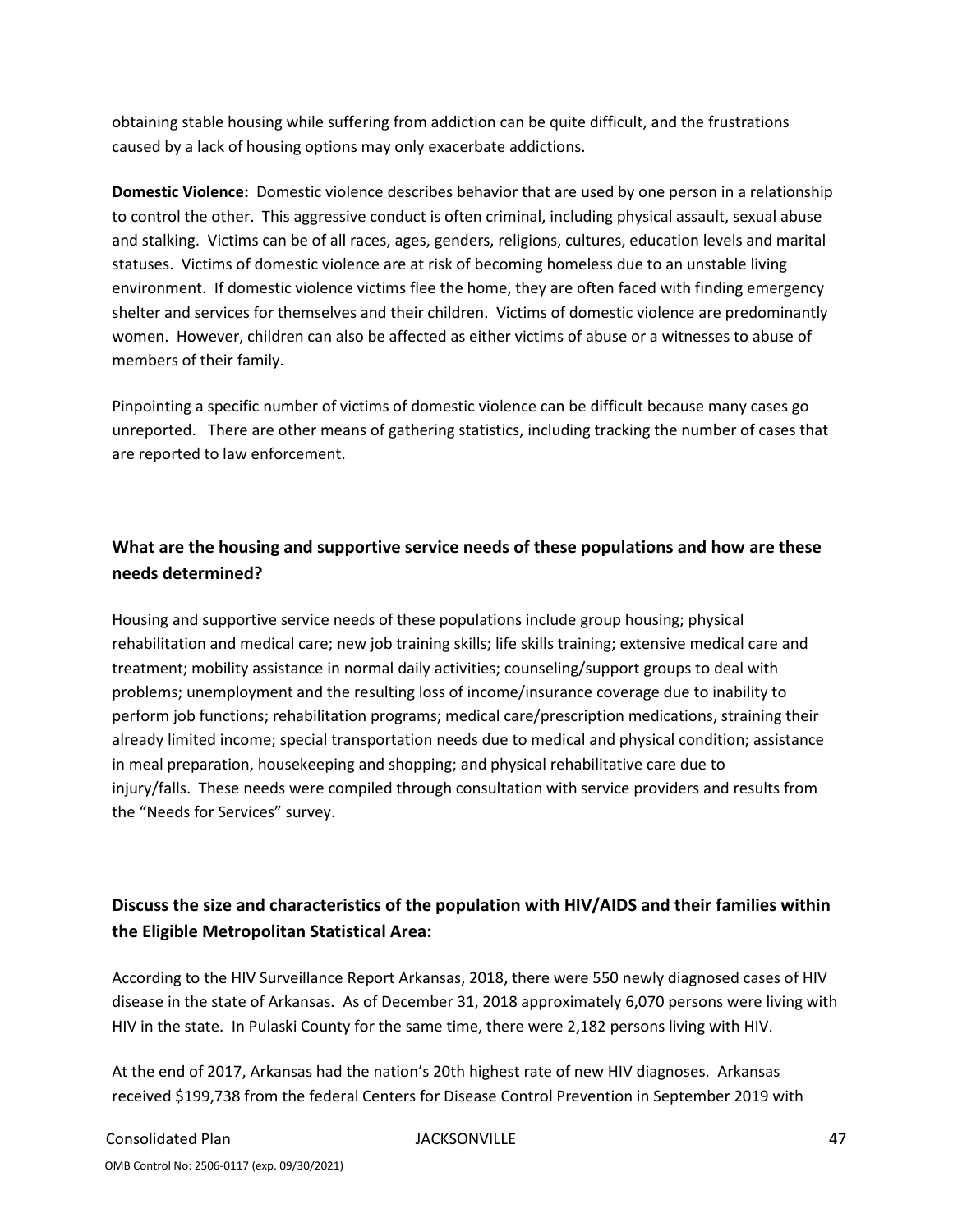obtaining stable housing while suffering from addiction can be quite difficult, and the frustrations caused by a lack of housing options may only exacerbate addictions.

**Domestic Violence:** Domestic violence describes behavior that are used by one person in a relationship to control the other. This aggressive conduct is often criminal, including physical assault, sexual abuse and stalking. Victims can be of all races, ages, genders, religions, cultures, education levels and marital statuses. Victims of domestic violence are at risk of becoming homeless due to an unstable living environment. If domestic violence victims flee the home, they are often faced with finding emergency shelter and services for themselves and their children. Victims of domestic violence are predominantly women. However, children can also be affected as either victims of abuse or a witnesses to abuse of members of their family.

Pinpointing a specific number of victims of domestic violence can be difficult because many cases go unreported. There are other means of gathering statistics, including tracking the number of cases that are reported to law enforcement.

## What are the housing and supportive service needs of these populations and how are these needs determined?

Housing and supportive service needs of these populations include group housing; physical rehabilitation and medical care; new job training skills; life skills training; extensive medical care and treatment; mobility assistance in normal daily activities; counseling/support groups to deal with problems; unemployment and the resulting loss of income/insurance coverage due to inability to perform job functions; rehabilitation programs; medical care/prescription medications, straining their already limited income; special transportation needs due to medical and physical condition; assistance in meal preparation, housekeeping and shopping; and physical rehabilitative care due to injury/falls. These needs were compiled through consultation with service providers and results from the "Needs for Services" survey.

## Discuss the size and characteristics of the population with HIV/AIDS and their families within the Eligible Metropolitan Statistical Area:

According to the HIV Surveillance Report Arkansas, 2018, there were 550 newly diagnosed cases of HIV disease in the state of Arkansas. As of December 31, 2018 approximately 6,070 persons were living with HIV in the state. In Pulaski County for the same time, there were 2,182 persons living with HIV.

At the end of 2017, Arkansas had the nation's 20th highest rate of new HIV diagnoses. Arkansas received $199,738 from the federal Centers for Disease Control Prevention in September 2019 with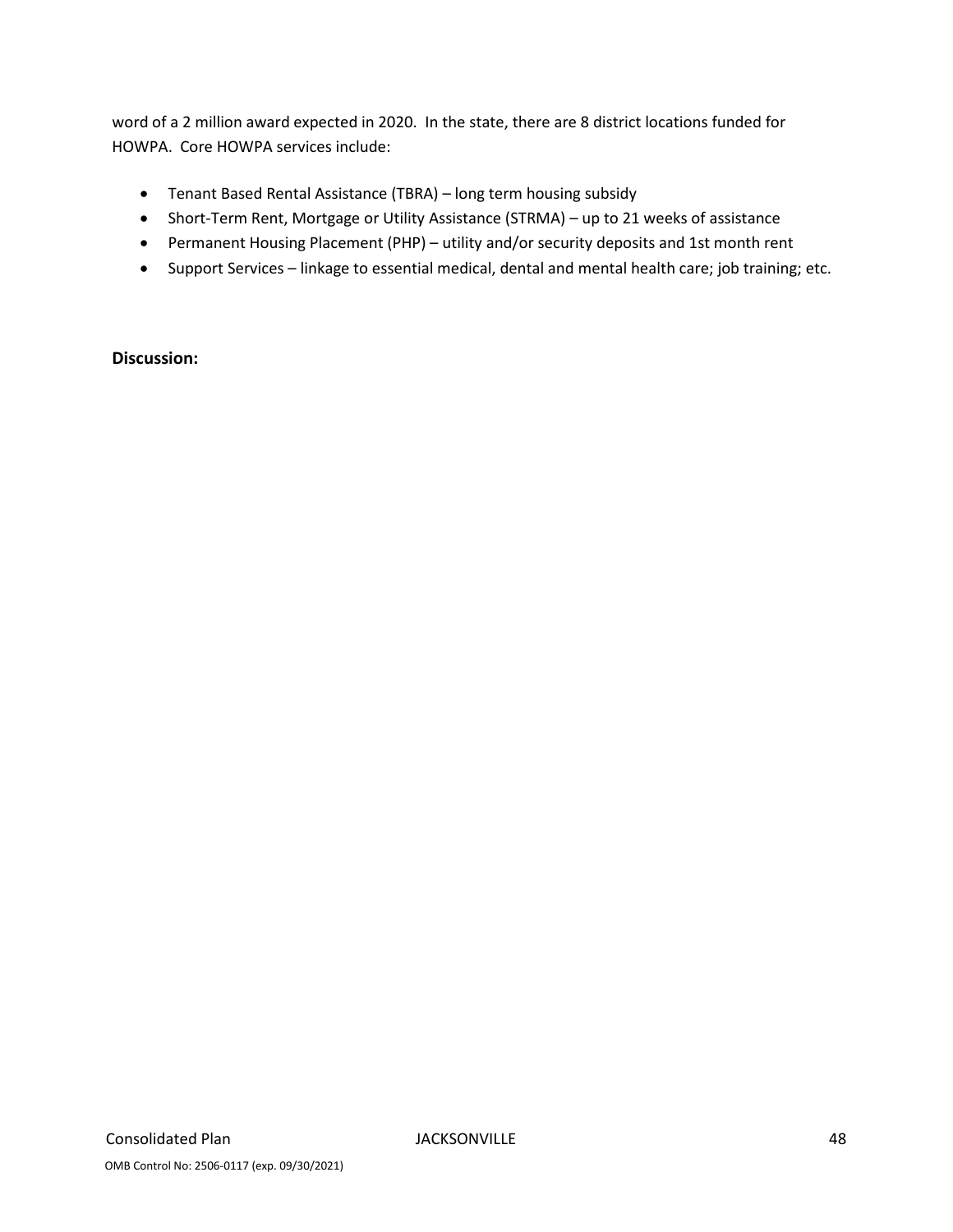word of a 2 million award expected in 2020. In the state, there are 8 district locations funded for HOWPA. Core HOWPA services include:

- Tenant Based Rental Assistance (TBRA) – long term housing subsidy
- Short-Term Rent, Mortgage or Utility Assistance (STRMA) – up to 21 weeks of assistance
- Permanent Housing Placement (PHP) – utility and/or security deposits and 1st month rent
- Support Services – linkage to essential medical, dental and mental health care; job training; etc.

**Discussion:**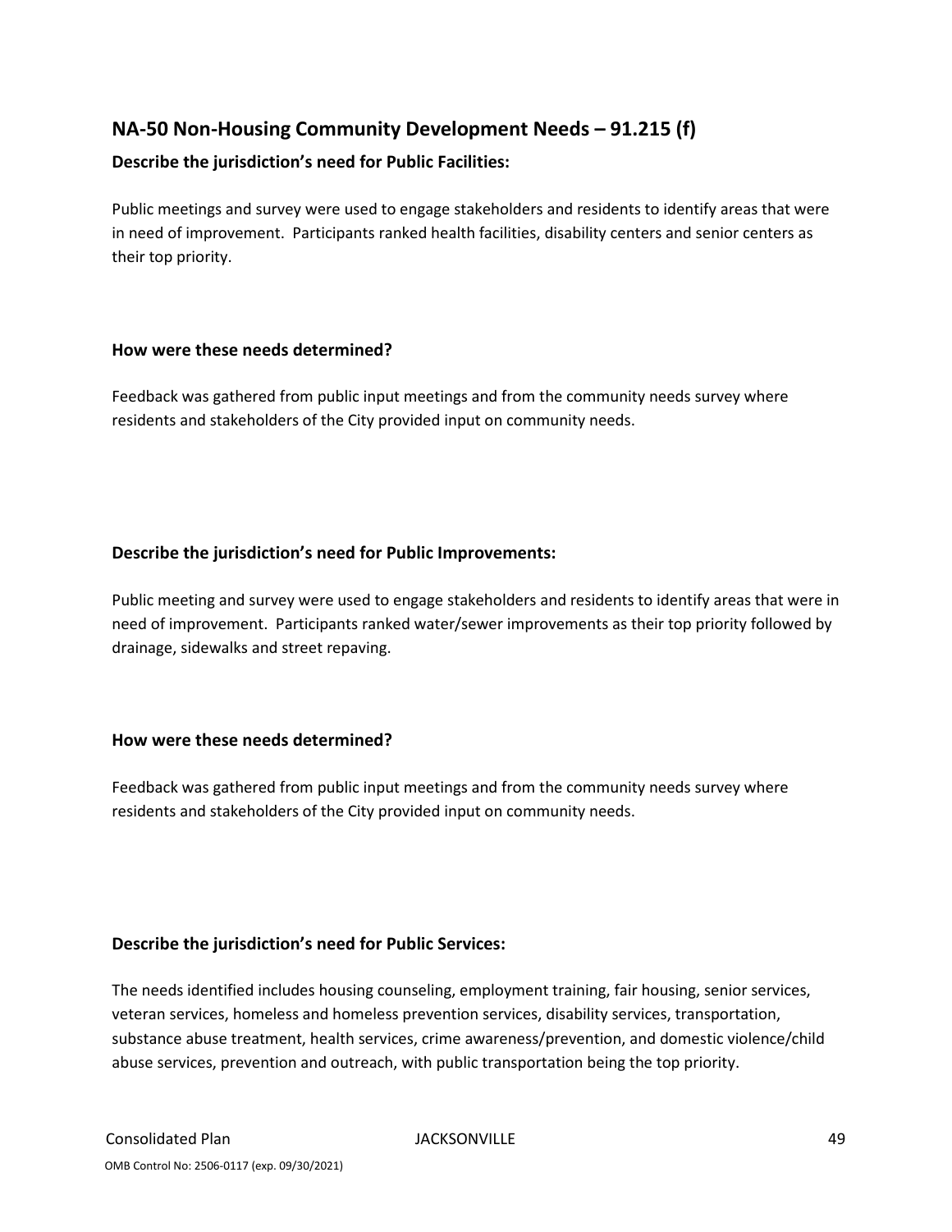## NA-50 Non-Housing Community Development Needs – 91.215 (f)

### Describe the jurisdiction's need for Public Facilities:

Public meetings and survey were used to engage stakeholders and residents to identify areas that were in need of improvement. Participants ranked health facilities, disability centers and senior centers as their top priority.

### How were these needs determined?

Feedback was gathered from public input meetings and from the community needs survey where residents and stakeholders of the City provided input on community needs.

### Describe the jurisdiction's need for Public Improvements:

Public meeting and survey were used to engage stakeholders and residents to identify areas that were in need of improvement. Participants ranked water/sewer improvements as their top priority followed by drainage, sidewalks and street repaving.

### How were these needs determined?

Feedback was gathered from public input meetings and from the community needs survey where residents and stakeholders of the City provided input on community needs.

### Describe the jurisdiction's need for Public Services:

The needs identified includes housing counseling, employment training, fair housing, senior services, veteran services, homeless and homeless prevention services, disability services, transportation, substance abuse treatment, health services, crime awareness/prevention, and domestic violence/child abuse services, prevention and outreach, with public transportation being the top priority.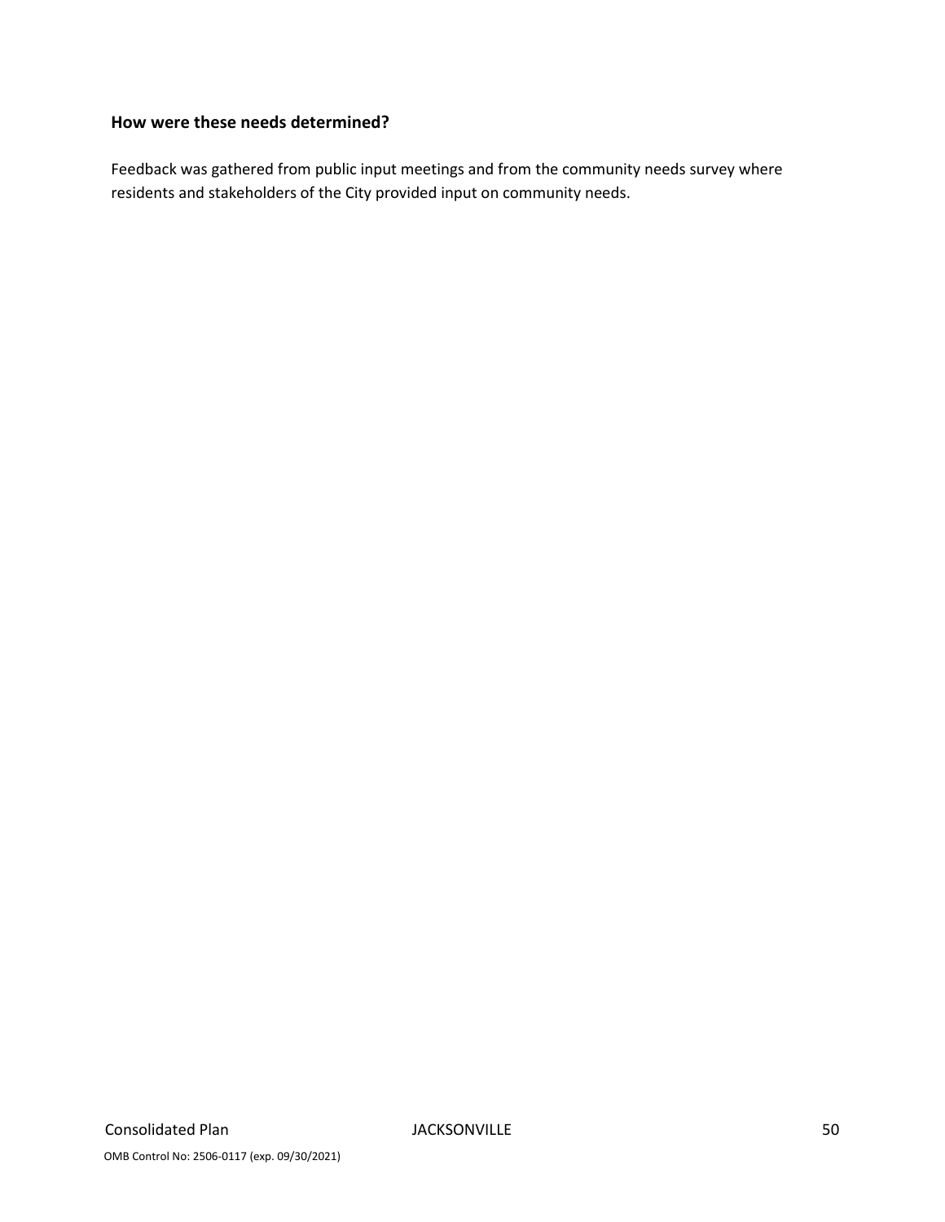**How were these needs determined?**

Feedback was gathered from public input meetings and from the community needs survey where residents and stakeholders of the City provided input on community needs.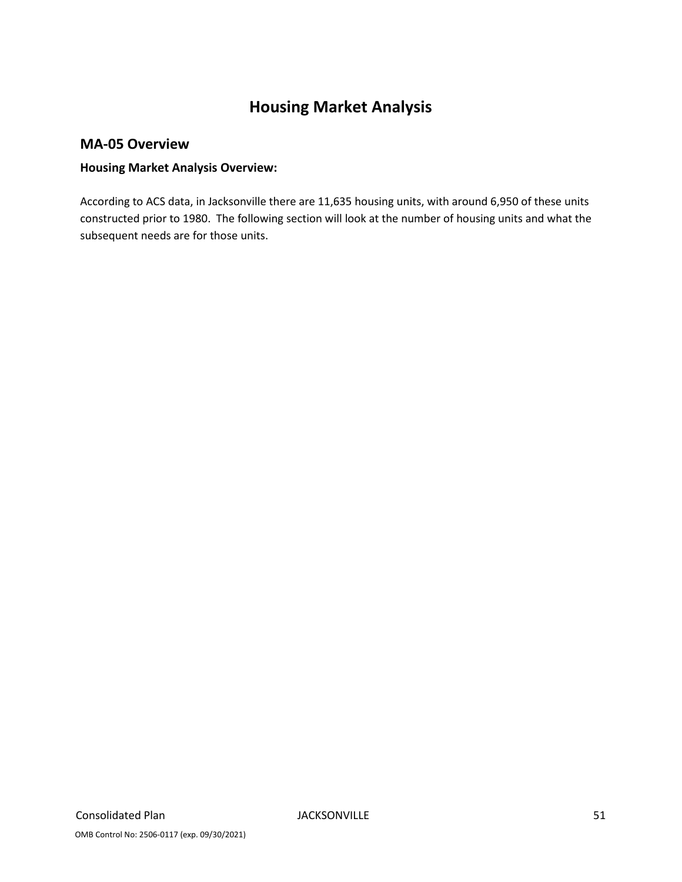# Housing Market Analysis

## MA-05 Overview

### Housing Market Analysis Overview:

According to ACS data, in Jacksonville there are 11,635 housing units, with around 6,950 of these units constructed prior to 1980. The following section will look at the number of housing units and what the subsequent needs are for those units.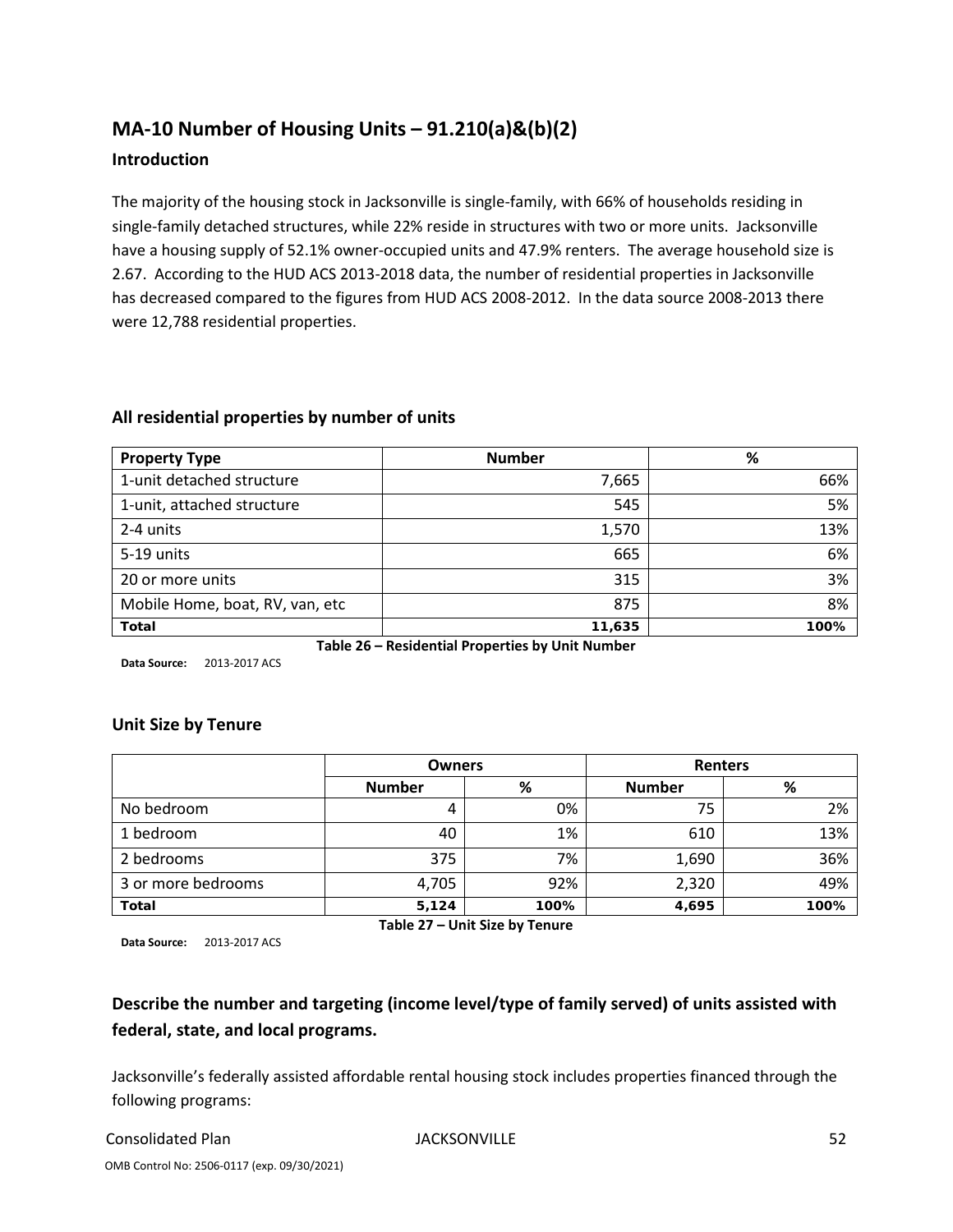## MA-10 Number of Housing Units – 91.210(a)&(b)(2)

### Introduction

The majority of the housing stock in Jacksonville is single-family, with 66% of households residing in single-family detached structures, while 22% reside in structures with two or more units. Jacksonville have a housing supply of 52.1% owner-occupied units and 47.9% renters. The average household size is 2.67. According to the HUD ACS 2013-2018 data, the number of residential properties in Jacksonville has decreased compared to the figures from HUD ACS 2008-2012. In the data source 2008-2013 there were 12,788 residential properties.

### All residential properties by number of units

| Property Type | Number | % |
|---|---|---|
| 1-unit detached structure | 7,665 | 66% |
| 1-unit, attached structure | 545 | 5% |
| 2-4 units | 1,570 | 13% |
| 5-19 units | 665 | 6% |
| 20 or more units | 315 | 3% |
| Mobile Home, boat, RV, van, etc | 875 | 8% |
| **Total** | **11,635** | **100%** |

**Table 26 – Residential Properties by Unit Number**

**Data Source:** 2013-2017 ACS

### Unit Size by Tenure

| | Owners | | Renters | |
|---|---|---|---|---|
| | **Number** | **%** | **Number** | **%** |
| No bedroom | 4 | 0% | 75 | 2% |
| 1 bedroom | 40 | 1% | 610 | 13% |
| 2 bedrooms | 375 | 7% | 1,690 | 36% |
| 3 or more bedrooms | 4,705 | 92% | 2,320 | 49% |
| **Total** | **5,124** | **100%** | **4,695** | **100%** |

**Table 27 – Unit Size by Tenure**

**Data Source:** 2013-2017 ACS

### Describe the number and targeting (income level/type of family served) of units assisted with federal, state, and local programs.

Jacksonville's federally assisted affordable rental housing stock includes properties financed through the following programs: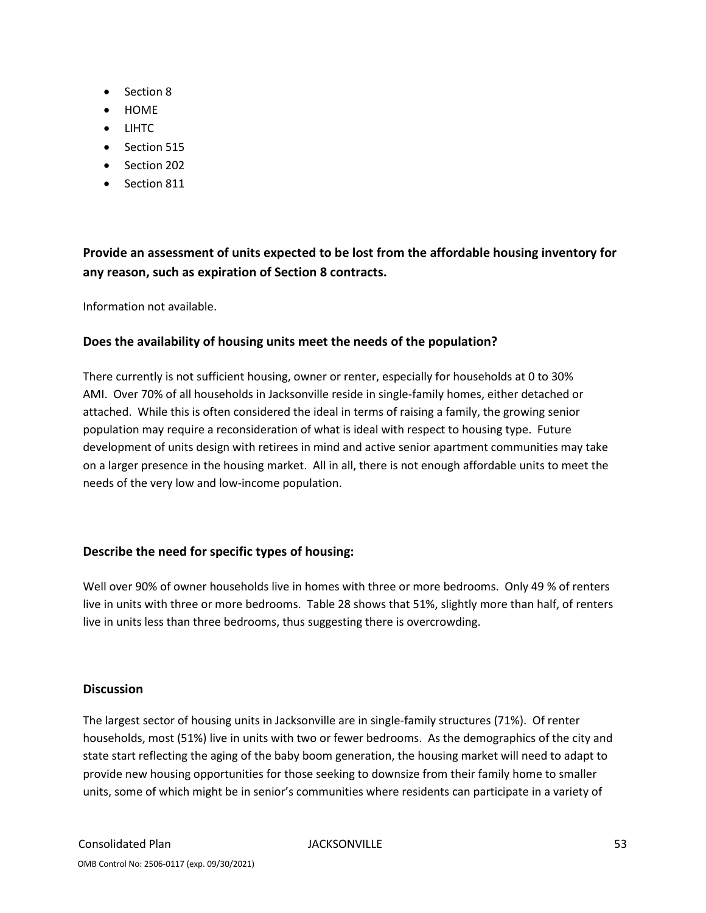- Section 8
- HOME
- LIHTC
- Section 515
- Section 202
- Section 811

### Provide an assessment of units expected to be lost from the affordable housing inventory for any reason, such as expiration of Section 8 contracts.

Information not available.

### Does the availability of housing units meet the needs of the population?

There currently is not sufficient housing, owner or renter, especially for households at 0 to 30% AMI. Over 70% of all households in Jacksonville reside in single-family homes, either detached or attached. While this is often considered the ideal in terms of raising a family, the growing senior population may require a reconsideration of what is ideal with respect to housing type. Future development of units design with retirees in mind and active senior apartment communities may take on a larger presence in the housing market. All in all, there is not enough affordable units to meet the needs of the very low and low-income population.

### Describe the need for specific types of housing:

Well over 90% of owner households live in homes with three or more bedrooms. Only 49 % of renters live in units with three or more bedrooms. Table 28 shows that 51%, slightly more than half, of renters live in units less than three bedrooms, thus suggesting there is overcrowding.

### Discussion

The largest sector of housing units in Jacksonville are in single-family structures (71%). Of renter households, most (51%) live in units with two or fewer bedrooms. As the demographics of the city and state start reflecting the aging of the baby boom generation, the housing market will need to adapt to provide new housing opportunities for those seeking to downsize from their family home to smaller units, some of which might be in senior's communities where residents can participate in a variety of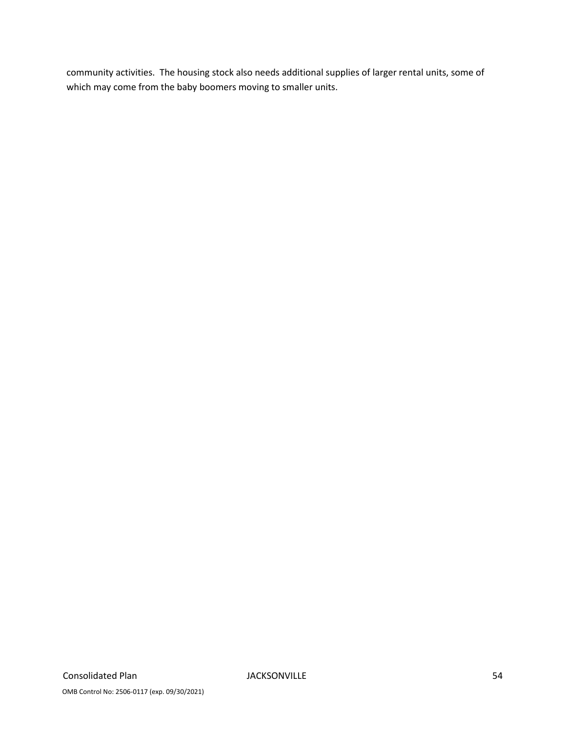community activities. The housing stock also needs additional supplies of larger rental units, some of which may come from the baby boomers moving to smaller units.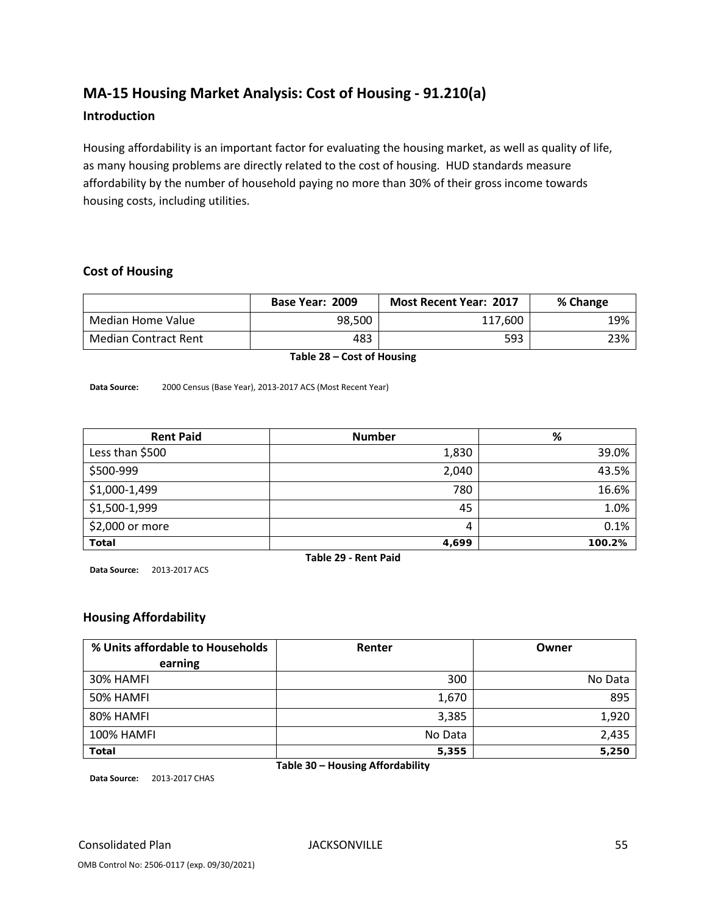## MA-15 Housing Market Analysis: Cost of Housing - 91.210(a)

### Introduction

Housing affordability is an important factor for evaluating the housing market, as well as quality of life, as many housing problems are directly related to the cost of housing. HUD standards measure affordability by the number of household paying no more than 30% of their gross income towards housing costs, including utilities.

### Cost of Housing

| | Base Year: 2009 | Most Recent Year: 2017 | % Change |
|---|---|---|---|
| Median Home Value | 98,500 | 117,600 | 19% |
| Median Contract Rent | 483 | 593 | 23% |

**Table 28 – Cost of Housing**

**Data Source:** 2000 Census (Base Year), 2013-2017 ACS (Most Recent Year)

| Rent Paid | Number | % |
|---|---|---|
| Less than $500 | 1,830 | 39.0% |
| $500-999 | 2,040 | 43.5% |
| $1,000-1,499 | 780 | 16.6% |
| $1,500-1,999 | 45 | 1.0% |
| $2,000 or more | 4 | 0.1% |
| **Total** | **4,699** | **100.2%** |

**Table 29 - Rent Paid**

**Data Source:** 2013-2017 ACS

### Housing Affordability

| % Units affordable to Households earning | Renter | Owner |
|---|---|---|
| 30% HAMFI | 300 | No Data |
| 50% HAMFI | 1,670 | 895 |
| 80% HAMFI | 3,385 | 1,920 |
| 100% HAMFI | No Data | 2,435 |
| **Total** | **5,355** | **5,250** |

**Table 30 – Housing Affordability**

**Data Source:** 2013-2017 CHAS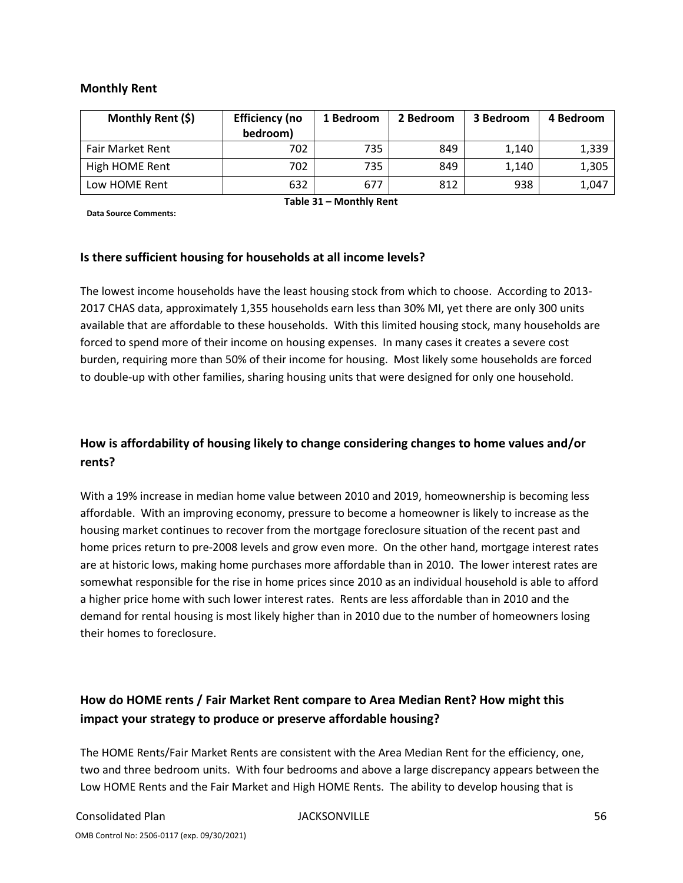### Monthly Rent

| Monthly Rent ($) | Efficiency (no bedroom) | 1 Bedroom | 2 Bedroom | 3 Bedroom | 4 Bedroom |
|---|---|---|---|---|---|
| Fair Market Rent | 702 | 735 | 849 | 1,140 | 1,339 |
| High HOME Rent | 702 | 735 | 849 | 1,140 | 1,305 |
| Low HOME Rent | 632 | 677 | 812 | 938 | 1,047 |

**Table 31 – Monthly Rent**

**Data Source Comments:**

### Is there sufficient housing for households at all income levels?

The lowest income households have the least housing stock from which to choose. According to 2013-2017 CHAS data, approximately 1,355 households earn less than 30% MI, yet there are only 300 units available that are affordable to these households. With this limited housing stock, many households are forced to spend more of their income on housing expenses. In many cases it creates a severe cost burden, requiring more than 50% of their income for housing. Most likely some households are forced to double-up with other families, sharing housing units that were designed for only one household.

### How is affordability of housing likely to change considering changes to home values and/or rents?

With a 19% increase in median home value between 2010 and 2019, homeownership is becoming less affordable. With an improving economy, pressure to become a homeowner is likely to increase as the housing market continues to recover from the mortgage foreclosure situation of the recent past and home prices return to pre-2008 levels and grow even more. On the other hand, mortgage interest rates are at historic lows, making home purchases more affordable than in 2010. The lower interest rates are somewhat responsible for the rise in home prices since 2010 as an individual household is able to afford a higher price home with such lower interest rates. Rents are less affordable than in 2010 and the demand for rental housing is most likely higher than in 2010 due to the number of homeowners losing their homes to foreclosure.

### How do HOME rents / Fair Market Rent compare to Area Median Rent? How might this impact your strategy to produce or preserve affordable housing?

The HOME Rents/Fair Market Rents are consistent with the Area Median Rent for the efficiency, one, two and three bedroom units. With four bedrooms and above a large discrepancy appears between the Low HOME Rents and the Fair Market and High HOME Rents. The ability to develop housing that is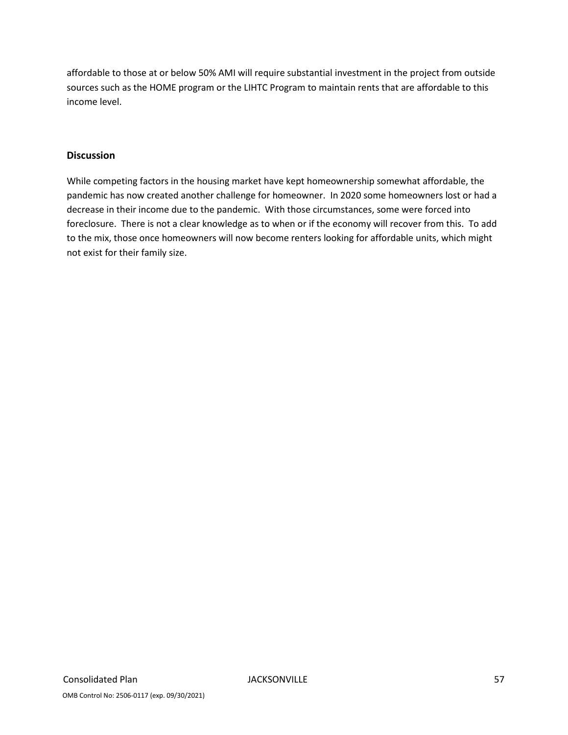affordable to those at or below 50% AMI will require substantial investment in the project from outside sources such as the HOME program or the LIHTC Program to maintain rents that are affordable to this income level.

**Discussion**

While competing factors in the housing market have kept homeownership somewhat affordable, the pandemic has now created another challenge for homeowner. In 2020 some homeowners lost or had a decrease in their income due to the pandemic. With those circumstances, some were forced into foreclosure. There is not a clear knowledge as to when or if the economy will recover from this. To add to the mix, those once homeowners will now become renters looking for affordable units, which might not exist for their family size.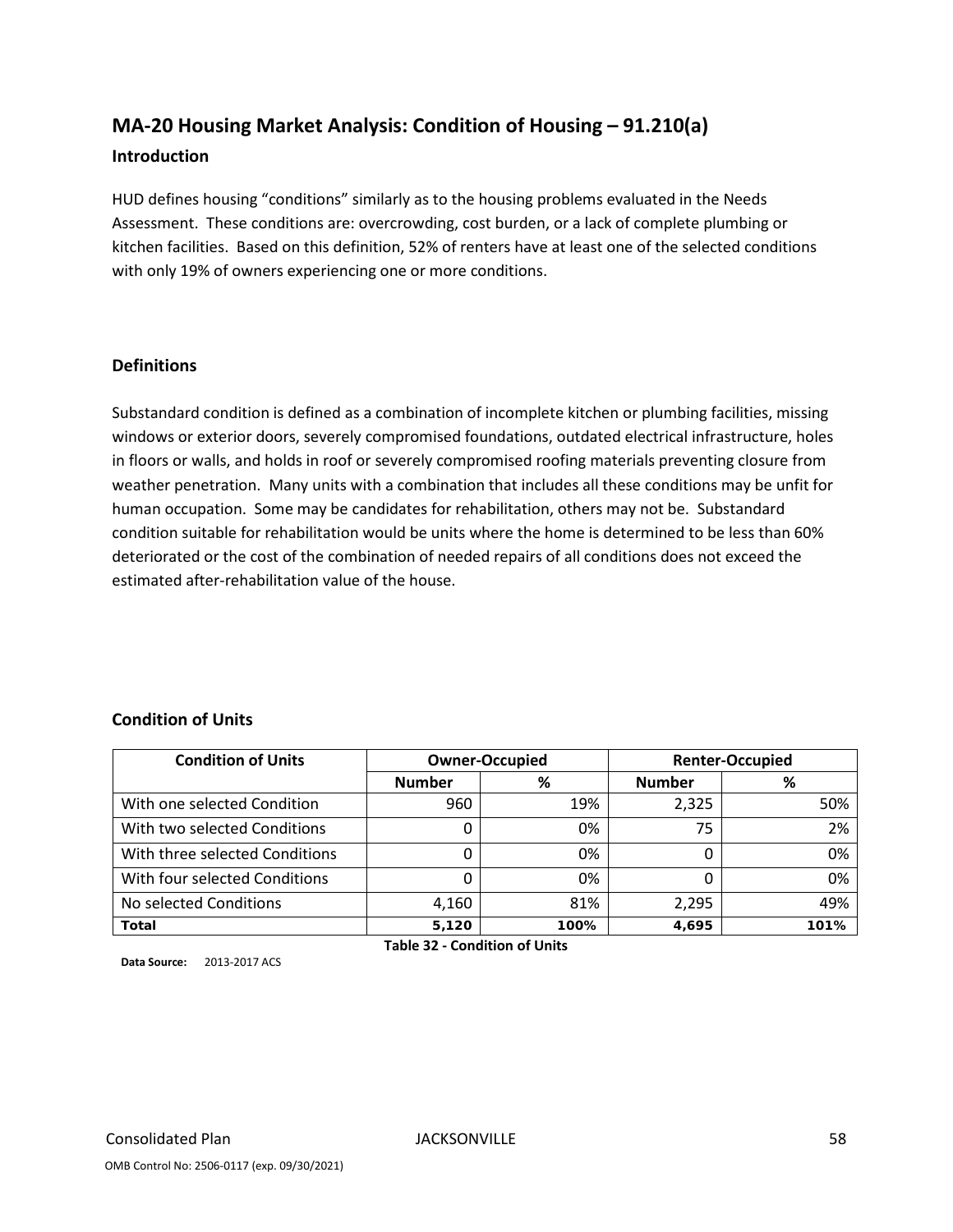## MA-20 Housing Market Analysis: Condition of Housing – 91.210(a)

### Introduction

HUD defines housing "conditions" similarly as to the housing problems evaluated in the Needs Assessment. These conditions are: overcrowding, cost burden, or a lack of complete plumbing or kitchen facilities. Based on this definition, 52% of renters have at least one of the selected conditions with only 19% of owners experiencing one or more conditions.

### Definitions

Substandard condition is defined as a combination of incomplete kitchen or plumbing facilities, missing windows or exterior doors, severely compromised foundations, outdated electrical infrastructure, holes in floors or walls, and holds in roof or severely compromised roofing materials preventing closure from weather penetration. Many units with a combination that includes all these conditions may be unfit for human occupation. Some may be candidates for rehabilitation, others may not be. Substandard condition suitable for rehabilitation would be units where the home is determined to be less than 60% deteriorated or the cost of the combination of needed repairs of all conditions does not exceed the estimated after-rehabilitation value of the house.

### Condition of Units

| Condition of Units | Owner-Occupied | | Renter-Occupied | |
|---|---|---|---|---|
| | Number | % | Number | % |
| With one selected Condition | 960 | 19% | 2,325 | 50% |
| With two selected Conditions | 0 | 0% | 75 | 2% |
| With three selected Conditions | 0 | 0% | 0 | 0% |
| With four selected Conditions | 0 | 0% | 0 | 0% |
| No selected Conditions | 4,160 | 81% | 2,295 | 49% |
| **Total** | **5,120** | **100%** | **4,695** | **101%** |

**Table 32 - Condition of Units**

**Data Source:** 2013-2017 ACS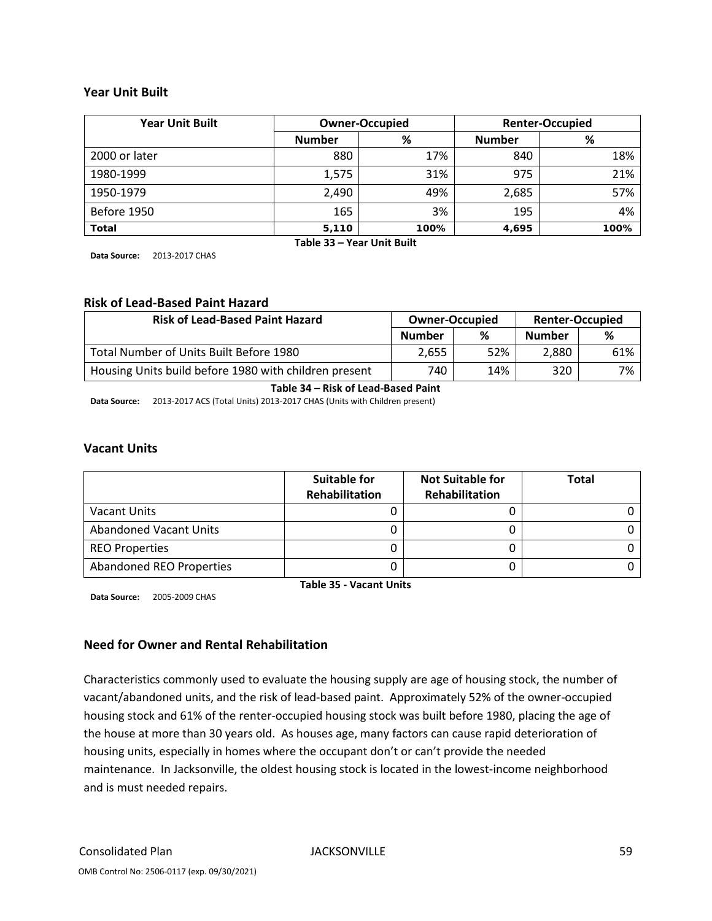### Year Unit Built

| Year Unit Built | Owner-Occupied | | Renter-Occupied | |
|---|---|---|---|---|
| | Number | % | Number | % |
| 2000 or later | 880 | 17% | 840 | 18% |
| 1980-1999 | 1,575 | 31% | 975 | 21% |
| 1950-1979 | 2,490 | 49% | 2,685 | 57% |
| Before 1950 | 165 | 3% | 195 | 4% |
| **Total** | **5,110** | **100%** | **4,695** | **100%** |

**Table 33 – Year Unit Built**

**Data Source:** 2013-2017 CHAS

### Risk of Lead-Based Paint Hazard

| Risk of Lead-Based Paint Hazard | Owner-Occupied | | Renter-Occupied | |
|---|---|---|---|---|
| | Number | % | Number | % |
| Total Number of Units Built Before 1980 | 2,655 | 52% | 2,880 | 61% |
| Housing Units build before 1980 with children present | 740 | 14% | 320 | 7% |

**Table 34 – Risk of Lead-Based Paint**

**Data Source:** 2013-2017 ACS (Total Units) 2013-2017 CHAS (Units with Children present)

### Vacant Units

| | Suitable for Rehabilitation | Not Suitable for Rehabilitation | Total |
|---|---|---|---|
| Vacant Units | 0 | 0 | 0 |
| Abandoned Vacant Units | 0 | 0 | 0 |
| REO Properties | 0 | 0 | 0 |
| Abandoned REO Properties | 0 | 0 | 0 |

**Table 35 - Vacant Units**

**Data Source:** 2005-2009 CHAS

### Need for Owner and Rental Rehabilitation

Characteristics commonly used to evaluate the housing supply are age of housing stock, the number of vacant/abandoned units, and the risk of lead-based paint. Approximately 52% of the owner-occupied housing stock and 61% of the renter-occupied housing stock was built before 1980, placing the age of the house at more than 30 years old. As houses age, many factors can cause rapid deterioration of housing units, especially in homes where the occupant don't or can't provide the needed maintenance. In Jacksonville, the oldest housing stock is located in the lowest-income neighborhood and is must needed repairs.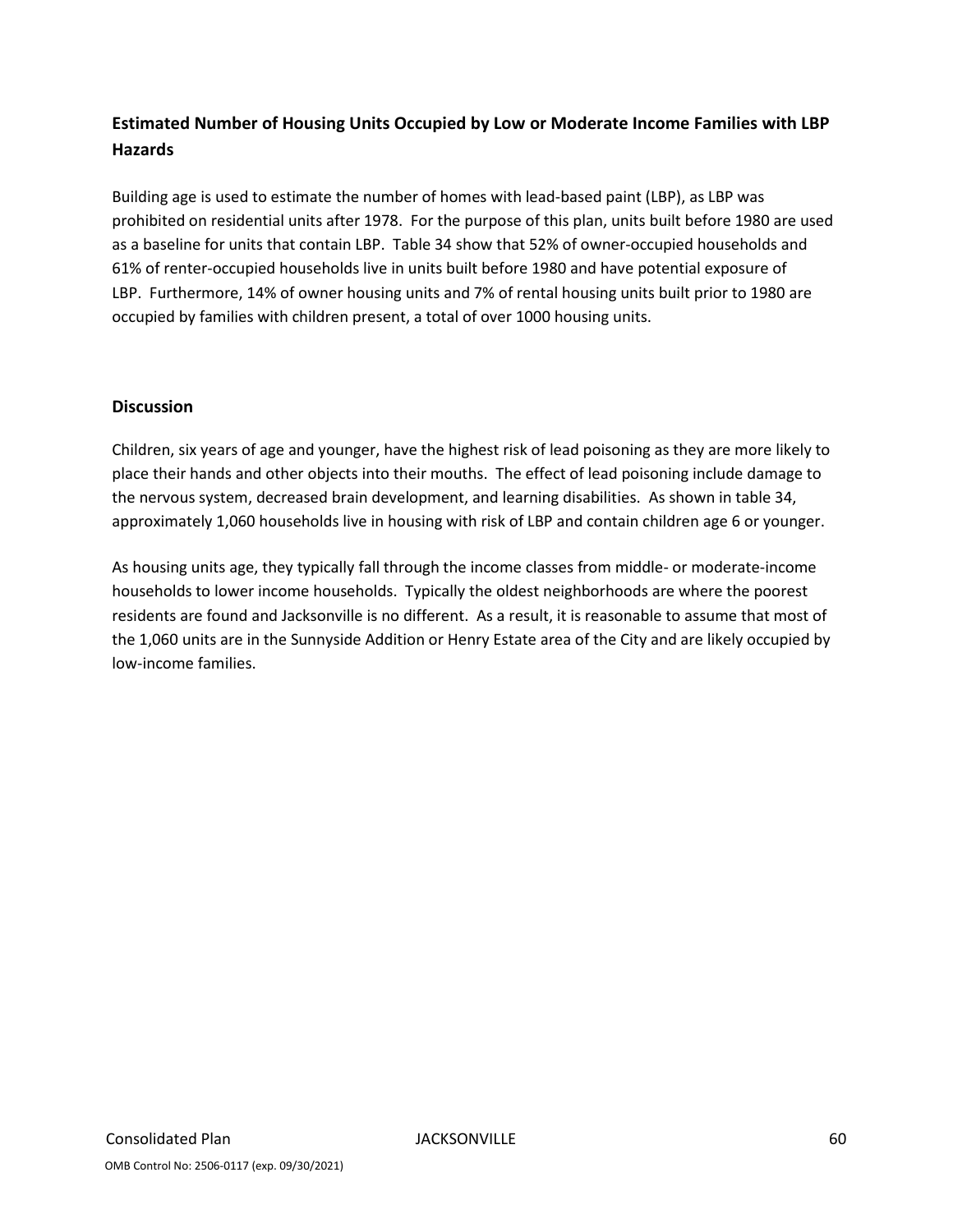### Estimated Number of Housing Units Occupied by Low or Moderate Income Families with LBP Hazards

Building age is used to estimate the number of homes with lead-based paint (LBP), as LBP was prohibited on residential units after 1978. For the purpose of this plan, units built before 1980 are used as a baseline for units that contain LBP. Table 34 show that 52% of owner-occupied households and 61% of renter-occupied households live in units built before 1980 and have potential exposure of LBP. Furthermore, 14% of owner housing units and 7% of rental housing units built prior to 1980 are occupied by families with children present, a total of over 1000 housing units.

### Discussion

Children, six years of age and younger, have the highest risk of lead poisoning as they are more likely to place their hands and other objects into their mouths. The effect of lead poisoning include damage to the nervous system, decreased brain development, and learning disabilities. As shown in table 34, approximately 1,060 households live in housing with risk of LBP and contain children age 6 or younger.

As housing units age, they typically fall through the income classes from middle- or moderate-income households to lower income households. Typically the oldest neighborhoods are where the poorest residents are found and Jacksonville is no different. As a result, it is reasonable to assume that most of the 1,060 units are in the Sunnyside Addition or Henry Estate area of the City and are likely occupied by low-income families.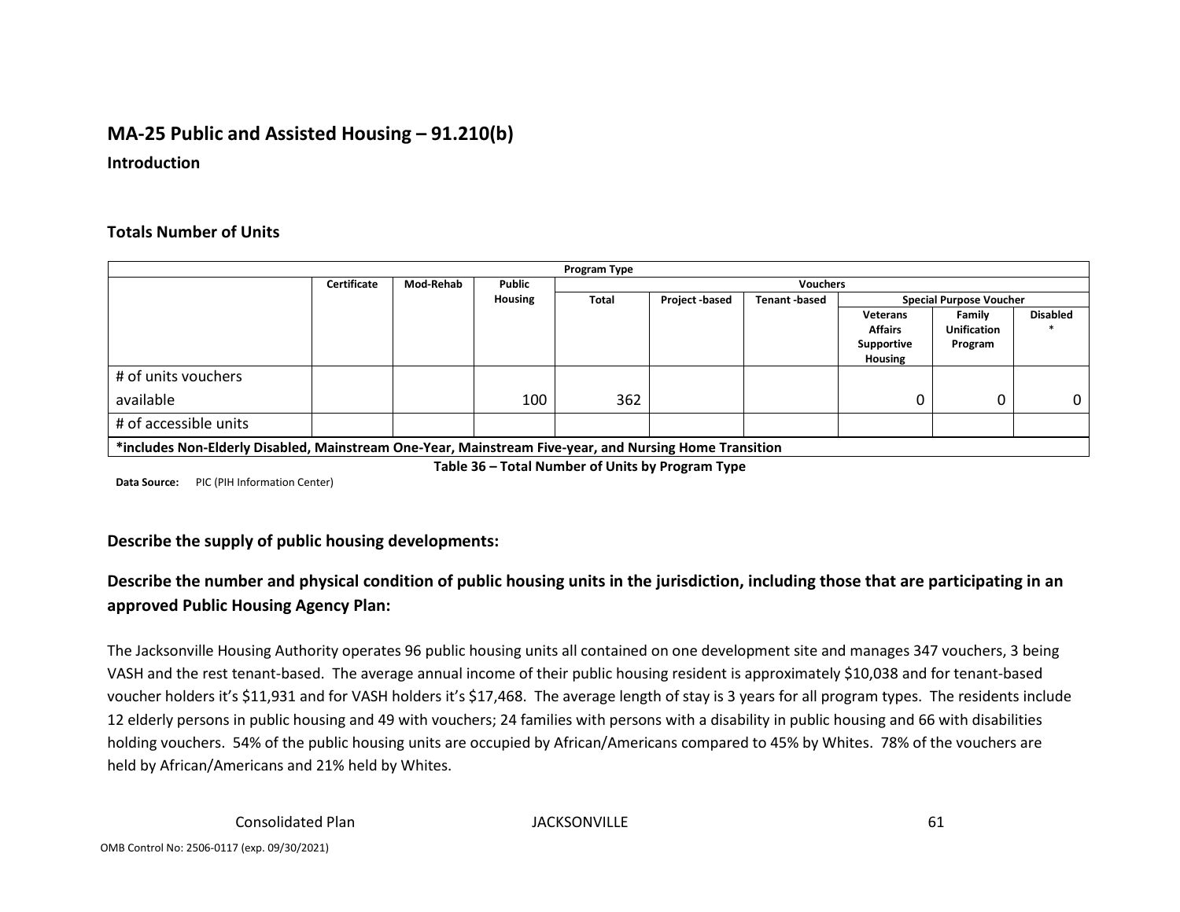## MA-25 Public and Assisted Housing – 91.210(b)

### Introduction

### Totals Number of Units

| Program Type | | | | | | | | | |
|---|---|---|---|---|---|---|---|---|---|
| | Certificate | Mod-Rehab | Public Housing | Vouchers | | | | | |
| | | | | Total | Project -based | Tenant -based | Special Purpose Voucher | | |
| | | | | | | | Veterans Affairs Supportive Housing | Family Unification Program | Disabled * |
| # of units vouchers available | | | 100 | 362 | | | 0 | 0 | 0 |
| # of accessible units | | | | | | | | | |

*includes Non-Elderly Disabled, Mainstream One-Year, Mainstream Five-year, and Nursing Home Transition

**Table 36 – Total Number of Units by Program Type**

**Data Source:** PIC (PIH Information Center)

### Describe the supply of public housing developments:

### Describe the number and physical condition of public housing units in the jurisdiction, including those that are participating in an approved Public Housing Agency Plan:

The Jacksonville Housing Authority operates 96 public housing units all contained on one development site and manages 347 vouchers, 3 being VASH and the rest tenant-based. The average annual income of their public housing resident is approximately $10,038 and for tenant-based voucher holders it's $11,931 and for VASH holders it's $17,468. The average length of stay is 3 years for all program types. The residents include 12 elderly persons in public housing and 49 with vouchers; 24 families with persons with a disability in public housing and 66 with disabilities holding vouchers. 54% of the public housing units are occupied by African/Americans compared to 45% by Whites. 78% of the vouchers are held by African/Americans and 21% held by Whites.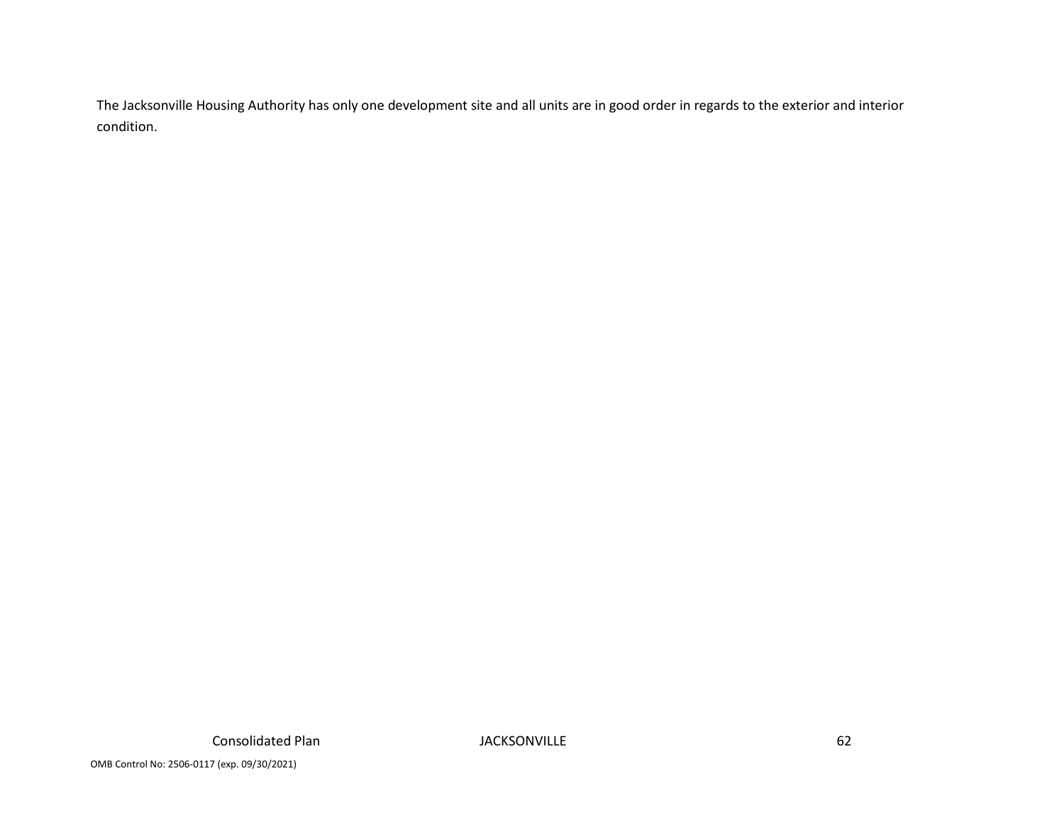The Jacksonville Housing Authority has only one development site and all units are in good order in regards to the exterior and interior condition.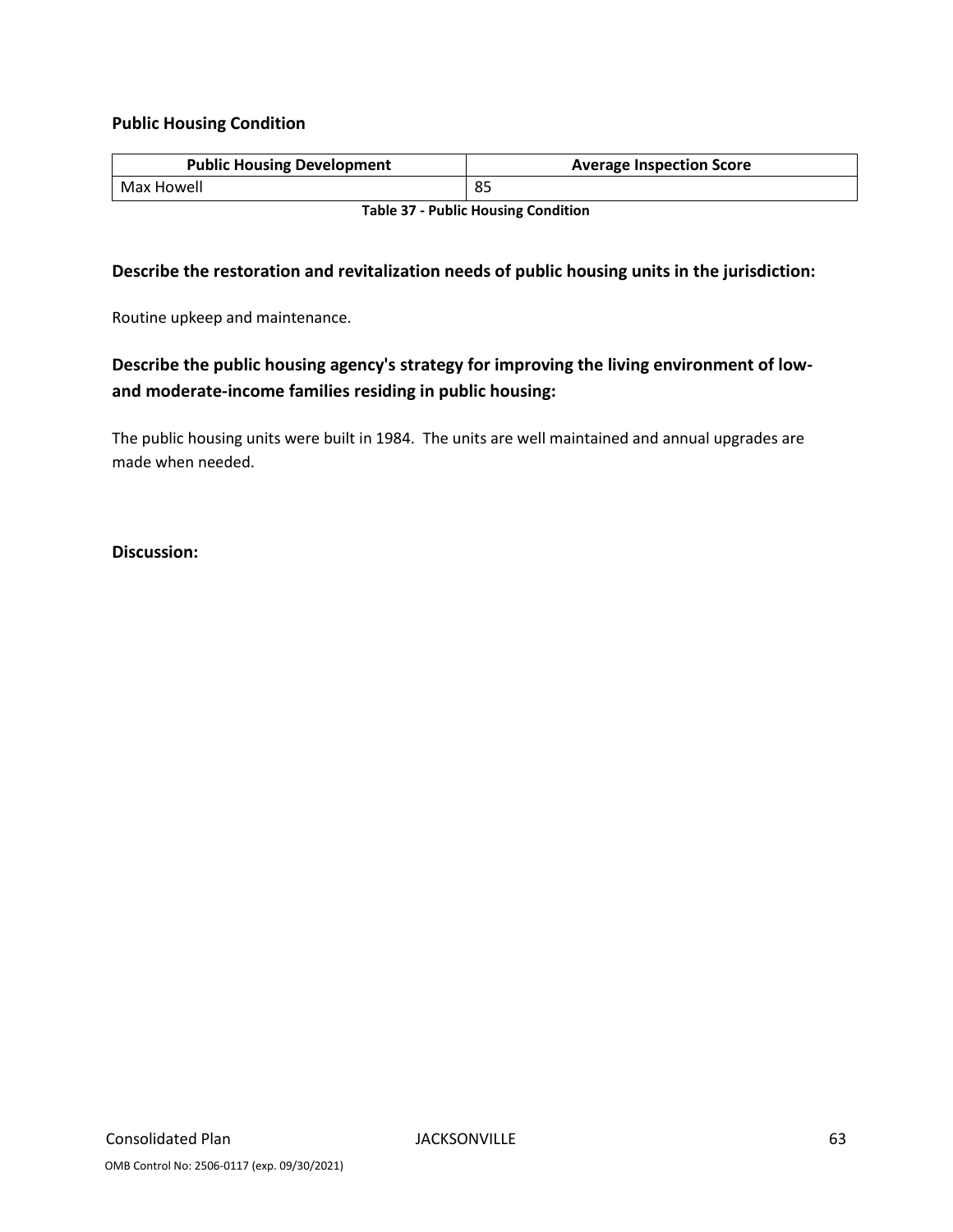## Public Housing Condition

| Public Housing Development | Average Inspection Score |
|---|---|
| Max Howell | 85 |

**Table 37 - Public Housing Condition**

### Describe the restoration and revitalization needs of public housing units in the jurisdiction:

Routine upkeep and maintenance.

### Describe the public housing agency's strategy for improving the living environment of low- and moderate-income families residing in public housing:

The public housing units were built in 1984. The units are well maintained and annual upgrades are made when needed.

### Discussion: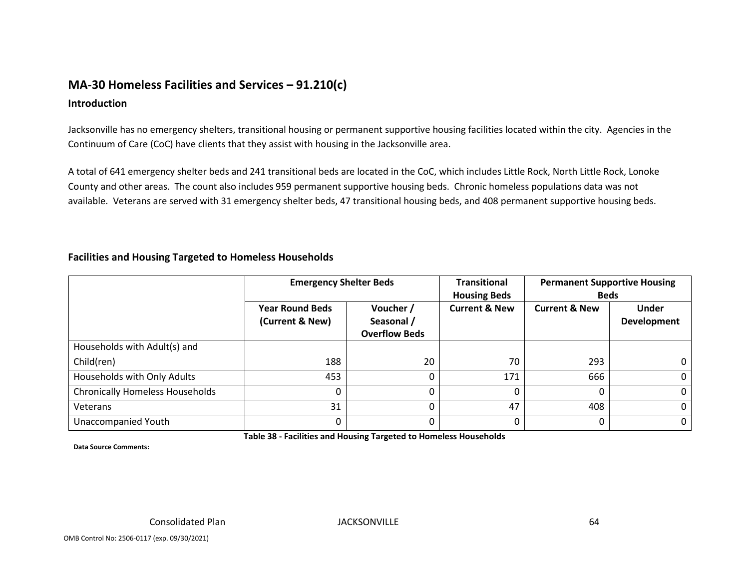## MA-30 Homeless Facilities and Services – 91.210(c)

### Introduction

Jacksonville has no emergency shelters, transitional housing or permanent supportive housing facilities located within the city. Agencies in the Continuum of Care (CoC) have clients that they assist with housing in the Jacksonville area.

A total of 641 emergency shelter beds and 241 transitional beds are located in the CoC, which includes Little Rock, North Little Rock, Lonoke County and other areas. The count also includes 959 permanent supportive housing beds. Chronic homeless populations data was not available. Veterans are served with 31 emergency shelter beds, 47 transitional housing beds, and 408 permanent supportive housing beds.

### Facilities and Housing Targeted to Homeless Households

| | **Emergency Shelter Beds** | | **Transitional Housing Beds** | **Permanent Supportive Housing Beds** | |
|---|---|---|---|---|---|
| | **Year Round Beds (Current & New)** | **Voucher / Seasonal / Overflow Beds** | **Current & New** | **Current & New** | **Under Development** |
| Households with Adult(s) and Child(ren) | 188 | 20 | 70 | 293 | 0 |
| Households with Only Adults | 453 | 0 | 171 | 666 | 0 |
| Chronically Homeless Households | 0 | 0 | 0 | 0 | 0 |
| Veterans | 31 | 0 | 47 | 408 | 0 |
| Unaccompanied Youth | 0 | 0 | 0 | 0 | 0 |

**Table 38 - Facilities and Housing Targeted to Homeless Households**

**Data Source Comments:**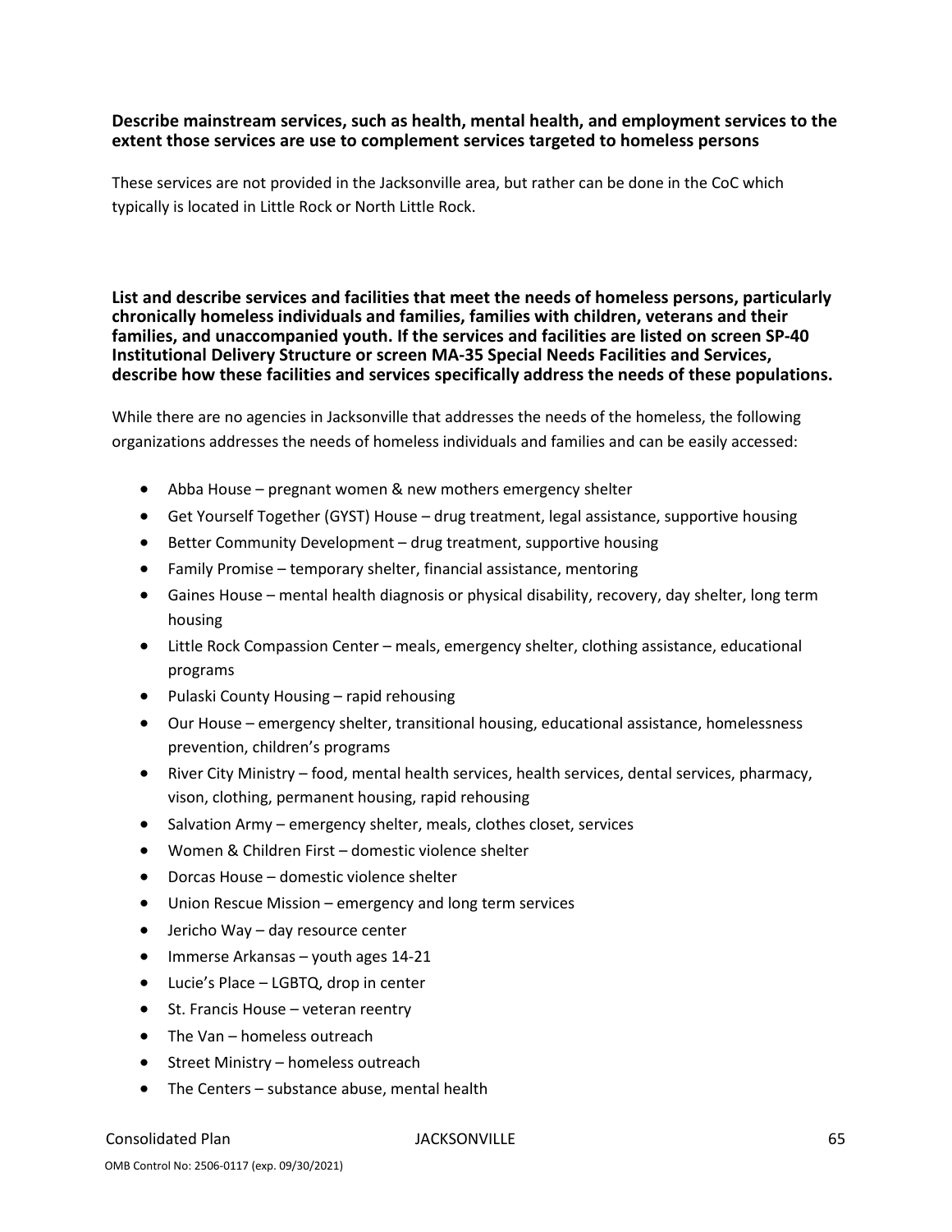**Describe mainstream services, such as health, mental health, and employment services to the extent those services are use to complement services targeted to homeless persons**

These services are not provided in the Jacksonville area, but rather can be done in the CoC which typically is located in Little Rock or North Little Rock.

**List and describe services and facilities that meet the needs of homeless persons, particularly chronically homeless individuals and families, families with children, veterans and their families, and unaccompanied youth. If the services and facilities are listed on screen SP-40 Institutional Delivery Structure or screen MA-35 Special Needs Facilities and Services, describe how these facilities and services specifically address the needs of these populations.**

While there are no agencies in Jacksonville that addresses the needs of the homeless, the following organizations addresses the needs of homeless individuals and families and can be easily accessed:

- Abba House – pregnant women & new mothers emergency shelter
- Get Yourself Together (GYST) House – drug treatment, legal assistance, supportive housing
- Better Community Development – drug treatment, supportive housing
- Family Promise – temporary shelter, financial assistance, mentoring
- Gaines House – mental health diagnosis or physical disability, recovery, day shelter, long term housing
- Little Rock Compassion Center – meals, emergency shelter, clothing assistance, educational programs
- Pulaski County Housing – rapid rehousing
- Our House – emergency shelter, transitional housing, educational assistance, homelessness prevention, children's programs
- River City Ministry – food, mental health services, health services, dental services, pharmacy, vison, clothing, permanent housing, rapid rehousing
- Salvation Army – emergency shelter, meals, clothes closet, services
- Women & Children First – domestic violence shelter
- Dorcas House – domestic violence shelter
- Union Rescue Mission – emergency and long term services
- Jericho Way – day resource center
- Immerse Arkansas – youth ages 14-21
- Lucie's Place – LGBTQ, drop in center
- St. Francis House – veteran reentry
- The Van – homeless outreach
- Street Ministry – homeless outreach
- The Centers – substance abuse, mental health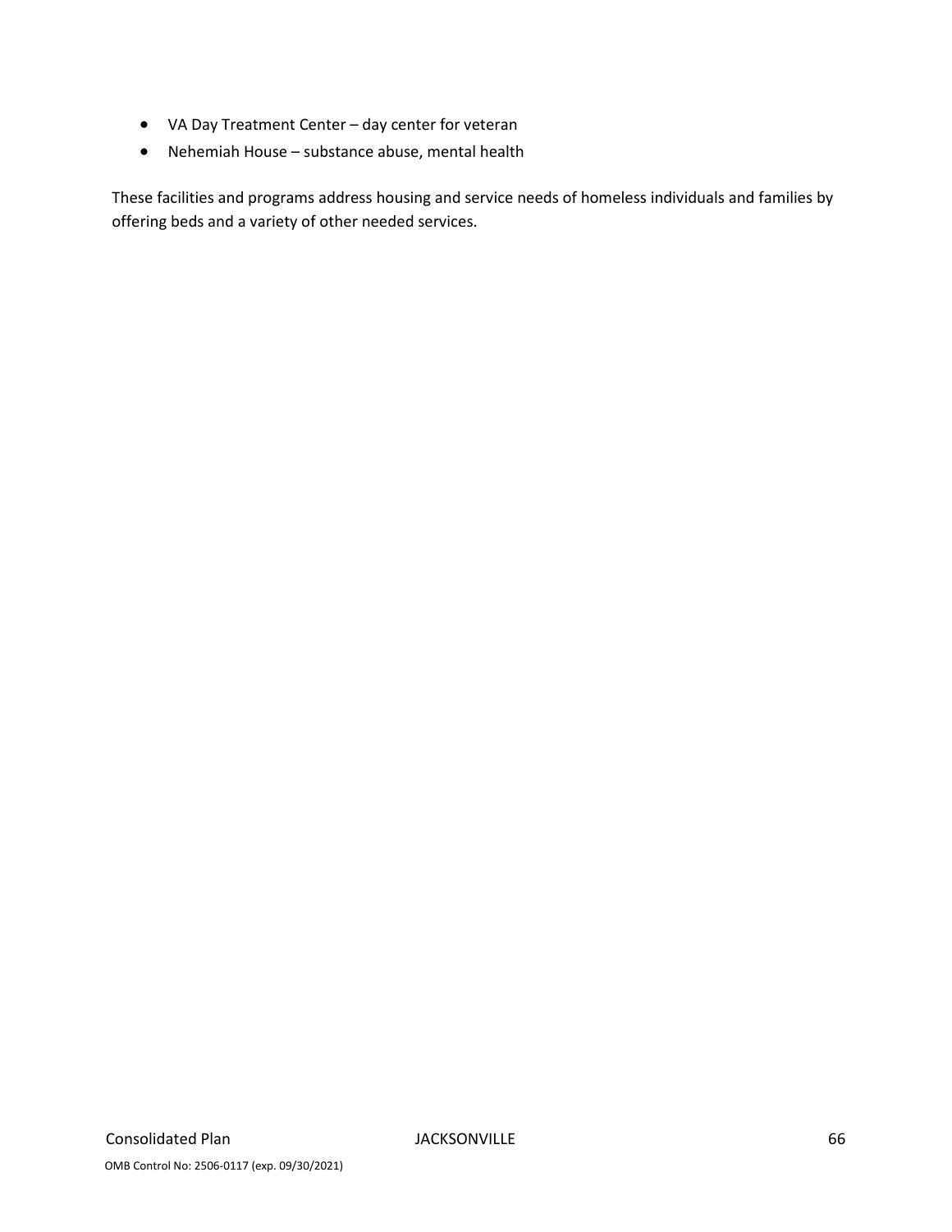- VA Day Treatment Center – day center for veteran
- Nehemiah House – substance abuse, mental health

These facilities and programs address housing and service needs of homeless individuals and families by offering beds and a variety of other needed services.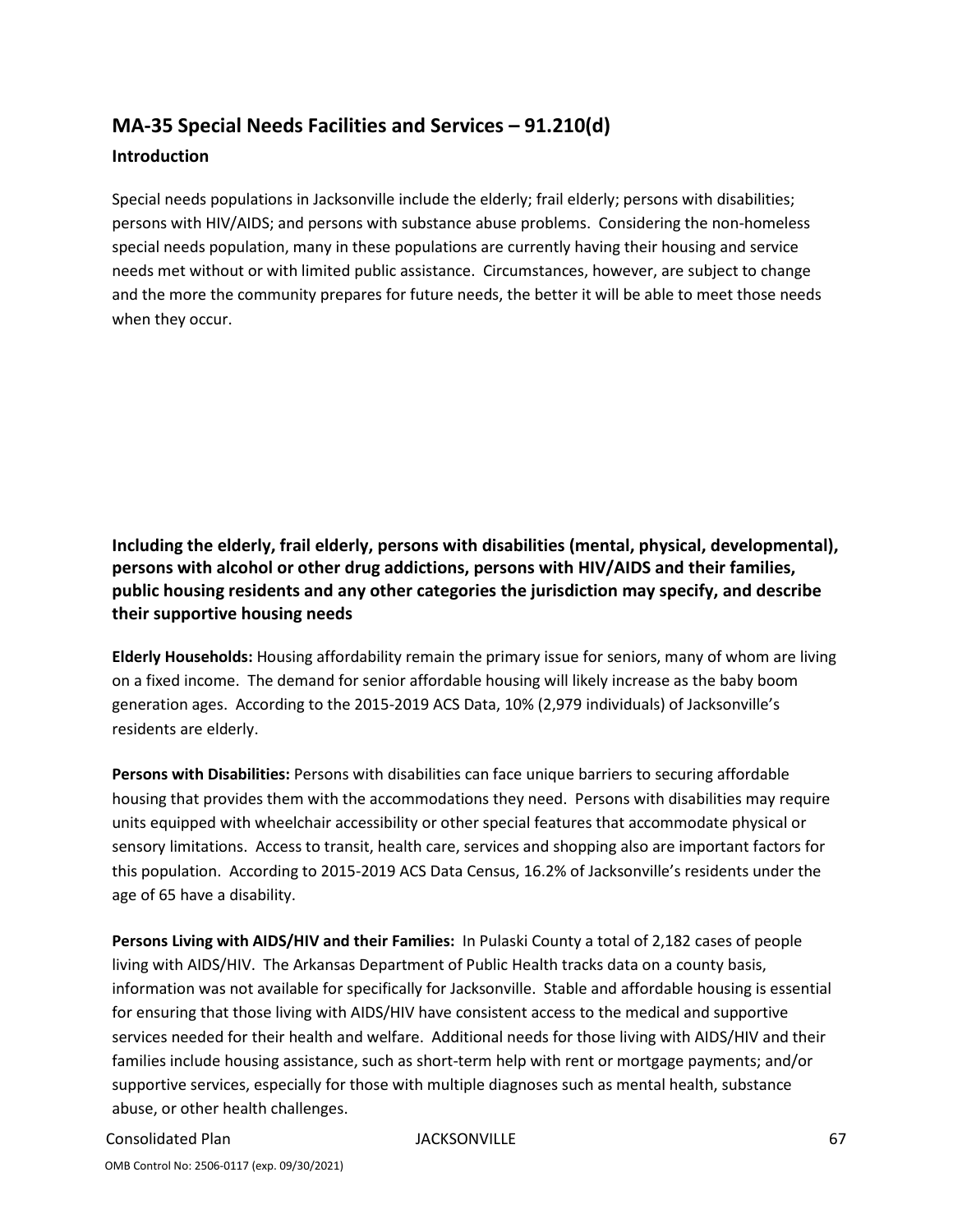## MA-35 Special Needs Facilities and Services – 91.210(d)

### Introduction

Special needs populations in Jacksonville include the elderly; frail elderly; persons with disabilities; persons with HIV/AIDS; and persons with substance abuse problems. Considering the non-homeless special needs population, many in these populations are currently having their housing and service needs met without or with limited public assistance. Circumstances, however, are subject to change and the more the community prepares for future needs, the better it will be able to meet those needs when they occur.

### Including the elderly, frail elderly, persons with disabilities (mental, physical, developmental), persons with alcohol or other drug addictions, persons with HIV/AIDS and their families, public housing residents and any other categories the jurisdiction may specify, and describe their supportive housing needs

**Elderly Households:** Housing affordability remain the primary issue for seniors, many of whom are living on a fixed income. The demand for senior affordable housing will likely increase as the baby boom generation ages. According to the 2015-2019 ACS Data, 10% (2,979 individuals) of Jacksonville's residents are elderly.

**Persons with Disabilities:** Persons with disabilities can face unique barriers to securing affordable housing that provides them with the accommodations they need. Persons with disabilities may require units equipped with wheelchair accessibility or other special features that accommodate physical or sensory limitations. Access to transit, health care, services and shopping also are important factors for this population. According to 2015-2019 ACS Data Census, 16.2% of Jacksonville's residents under the age of 65 have a disability.

**Persons Living with AIDS/HIV and their Families:** In Pulaski County a total of 2,182 cases of people living with AIDS/HIV. The Arkansas Department of Public Health tracks data on a county basis, information was not available for specifically for Jacksonville. Stable and affordable housing is essential for ensuring that those living with AIDS/HIV have consistent access to the medical and supportive services needed for their health and welfare. Additional needs for those living with AIDS/HIV and their families include housing assistance, such as short-term help with rent or mortgage payments; and/or supportive services, especially for those with multiple diagnoses such as mental health, substance abuse, or other health challenges.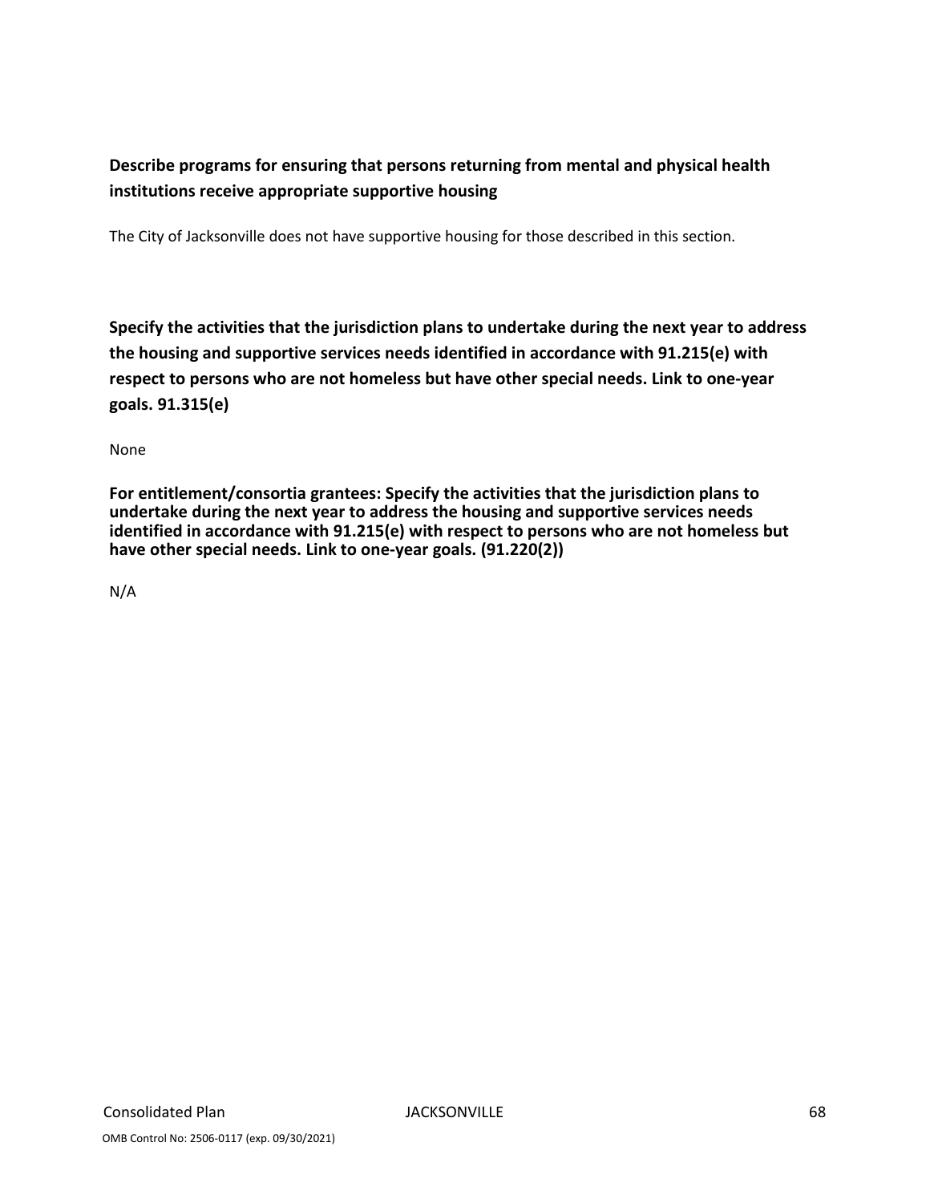**Describe programs for ensuring that persons returning from mental and physical health institutions receive appropriate supportive housing**

The City of Jacksonville does not have supportive housing for those described in this section.

**Specify the activities that the jurisdiction plans to undertake during the next year to address the housing and supportive services needs identified in accordance with 91.215(e) with respect to persons who are not homeless but have other special needs. Link to one-year goals. 91.315(e)**

None

**For entitlement/consortia grantees: Specify the activities that the jurisdiction plans to undertake during the next year to address the housing and supportive services needs identified in accordance with 91.215(e) with respect to persons who are not homeless but have other special needs. Link to one-year goals. (91.220(2))**

N/A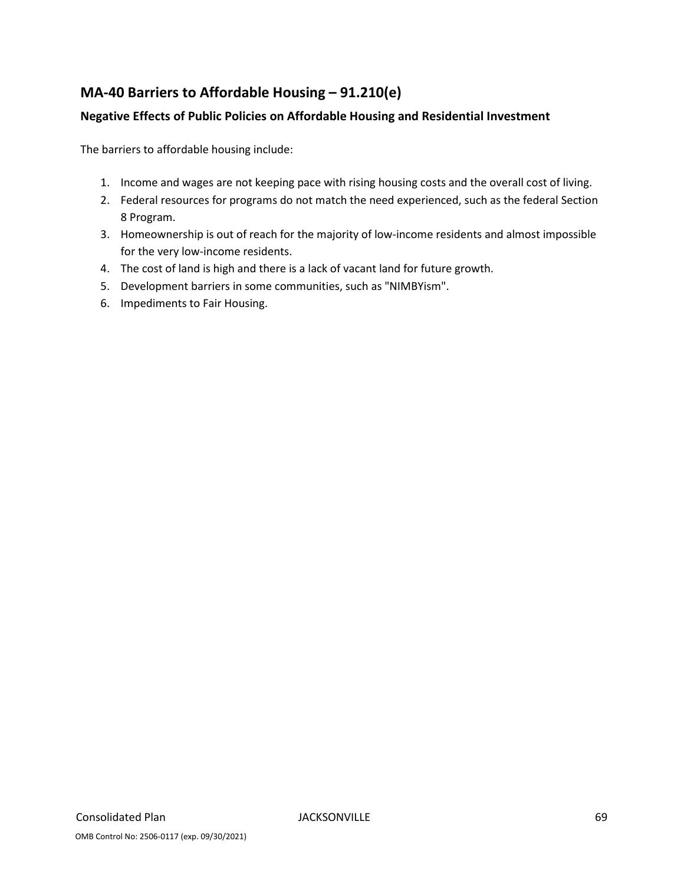## MA-40 Barriers to Affordable Housing – 91.210(e)

### Negative Effects of Public Policies on Affordable Housing and Residential Investment

The barriers to affordable housing include:

1. Income and wages are not keeping pace with rising housing costs and the overall cost of living.
2. Federal resources for programs do not match the need experienced, such as the federal Section 8 Program.
3. Homeownership is out of reach for the majority of low-income residents and almost impossible for the very low-income residents.
4. The cost of land is high and there is a lack of vacant land for future growth.
5. Development barriers in some communities, such as "NIMBYism".
6. Impediments to Fair Housing.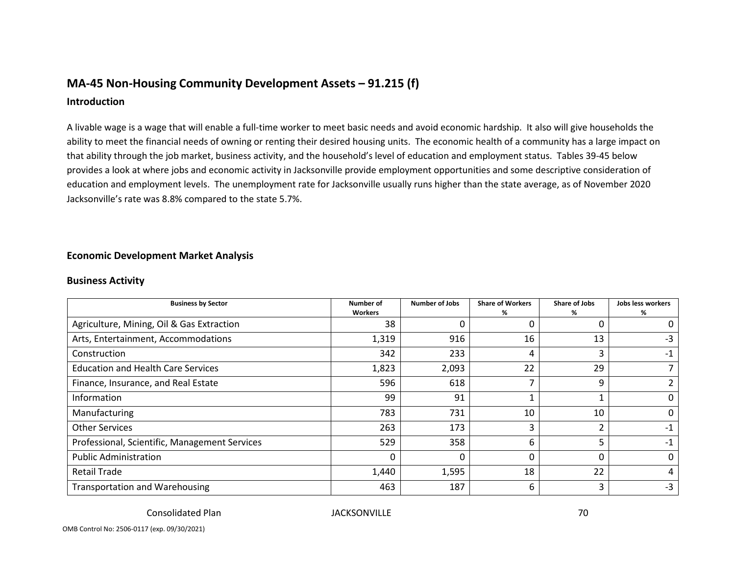## MA-45 Non-Housing Community Development Assets – 91.215 (f)

### Introduction

A livable wage is a wage that will enable a full-time worker to meet basic needs and avoid economic hardship. It also will give households the ability to meet the financial needs of owning or renting their desired housing units. The economic health of a community has a large impact on that ability through the job market, business activity, and the household's level of education and employment status. Tables 39-45 below provides a look at where jobs and economic activity in Jacksonville provide employment opportunities and some descriptive consideration of education and employment levels. The unemployment rate for Jacksonville usually runs higher than the state average, as of November 2020 Jacksonville's rate was 8.8% compared to the state 5.7%.

### Economic Development Market Analysis

### Business Activity

| Business by Sector | Number of Workers | Number of Jobs | Share of Workers % | Share of Jobs % | Jobs less workers % |
|---|---|---|---|---|---|
| Agriculture, Mining, Oil & Gas Extraction | 38 | 0 | 0 | 0 | 0 |
| Arts, Entertainment, Accommodations | 1,319 | 916 | 16 | 13 | -3 |
| Construction | 342 | 233 | 4 | 3 | -1 |
| Education and Health Care Services | 1,823 | 2,093 | 22 | 29 | 7 |
| Finance, Insurance, and Real Estate | 596 | 618 | 7 | 9 | 2 |
| Information | 99 | 91 | 1 | 1 | 0 |
| Manufacturing | 783 | 731 | 10 | 10 | 0 |
| Other Services | 263 | 173 | 3 | 2 | -1 |
| Professional, Scientific, Management Services | 529 | 358 | 6 | 5 | -1 |
| Public Administration | 0 | 0 | 0 | 0 | 0 |
| Retail Trade | 1,440 | 1,595 | 18 | 22 | 4 |
| Transportation and Warehousing | 463 | 187 | 6 | 3 | -3 |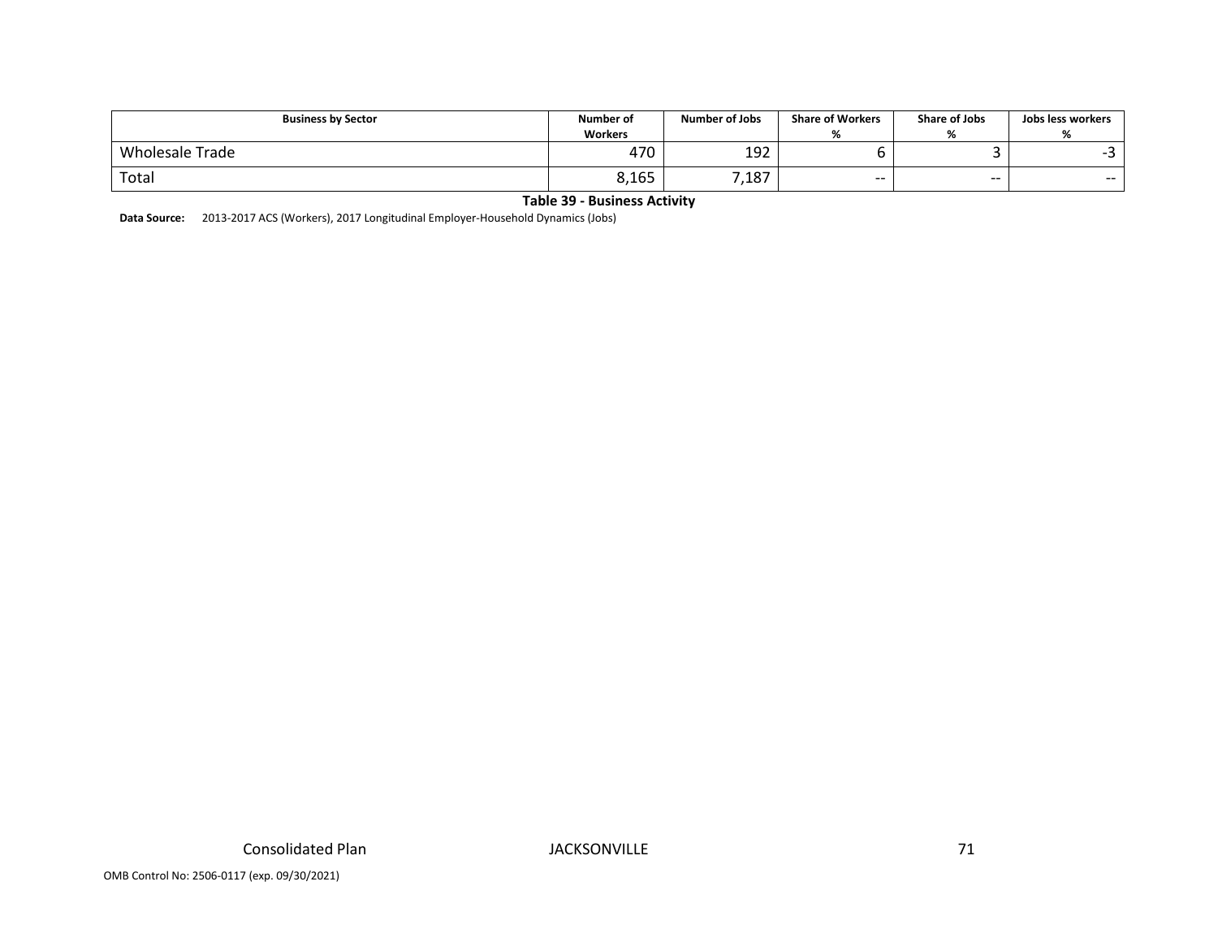| Business by Sector | Number of Workers | Number of Jobs | Share of Workers % | Share of Jobs % | Jobs less workers % |
|---|---|---|---|---|---|
| Wholesale Trade | 470 | 192 | 6 | 3 | -3 |
| Total | 8,165 | 7,187 | -- | -- | -- |

**Table 39 - Business Activity**

**Data Source:** 2013-2017 ACS (Workers), 2017 Longitudinal Employer-Household Dynamics (Jobs)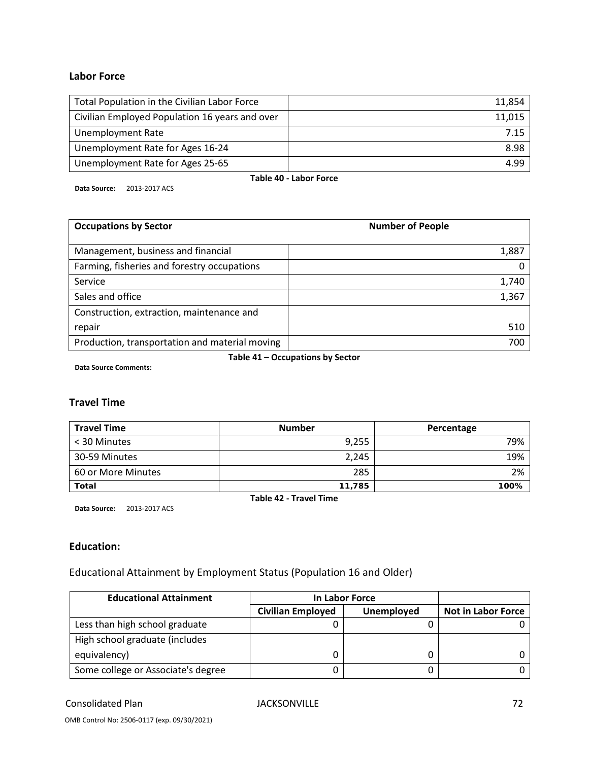### Labor Force

| | |
|---|---|
| Total Population in the Civilian Labor Force | 11,854 |
| Civilian Employed Population 16 years and over | 11,015 |
| Unemployment Rate | 7.15 |
| Unemployment Rate for Ages 16-24 | 8.98 |
| Unemployment Rate for Ages 25-65 | 4.99 |

**Table 40 - Labor Force**

**Data Source:** 2013-2017 ACS

| Occupations by Sector | Number of People |
|---|---|
| Management, business and financial | 1,887 |
| Farming, fisheries and forestry occupations | 0 |
| Service | 1,740 |
| Sales and office | 1,367 |
| Construction, extraction, maintenance and repair | 510 |
| Production, transportation and material moving | 700 |

**Table 41 – Occupations by Sector**

**Data Source Comments:**

### Travel Time

| Travel Time | Number | Percentage |
|---|---|---|
| < 30 Minutes | 9,255 | 79% |
| 30-59 Minutes | 2,245 | 19% |
| 60 or More Minutes | 285 | 2% |
| **Total** | **11,785** | **100%** |

**Table 42 - Travel Time**

**Data Source:** 2013-2017 ACS

### Education:

Educational Attainment by Employment Status (Population 16 and Older)

| Educational Attainment | In Labor Force | | |
|---|---|---|---|
| | Civilian Employed | Unemployed | Not in Labor Force |
| Less than high school graduate | 0 | 0 | 0 |
| High school graduate (includes equivalency) | 0 | 0 | 0 |
| Some college or Associate's degree | 0 | 0 | 0 |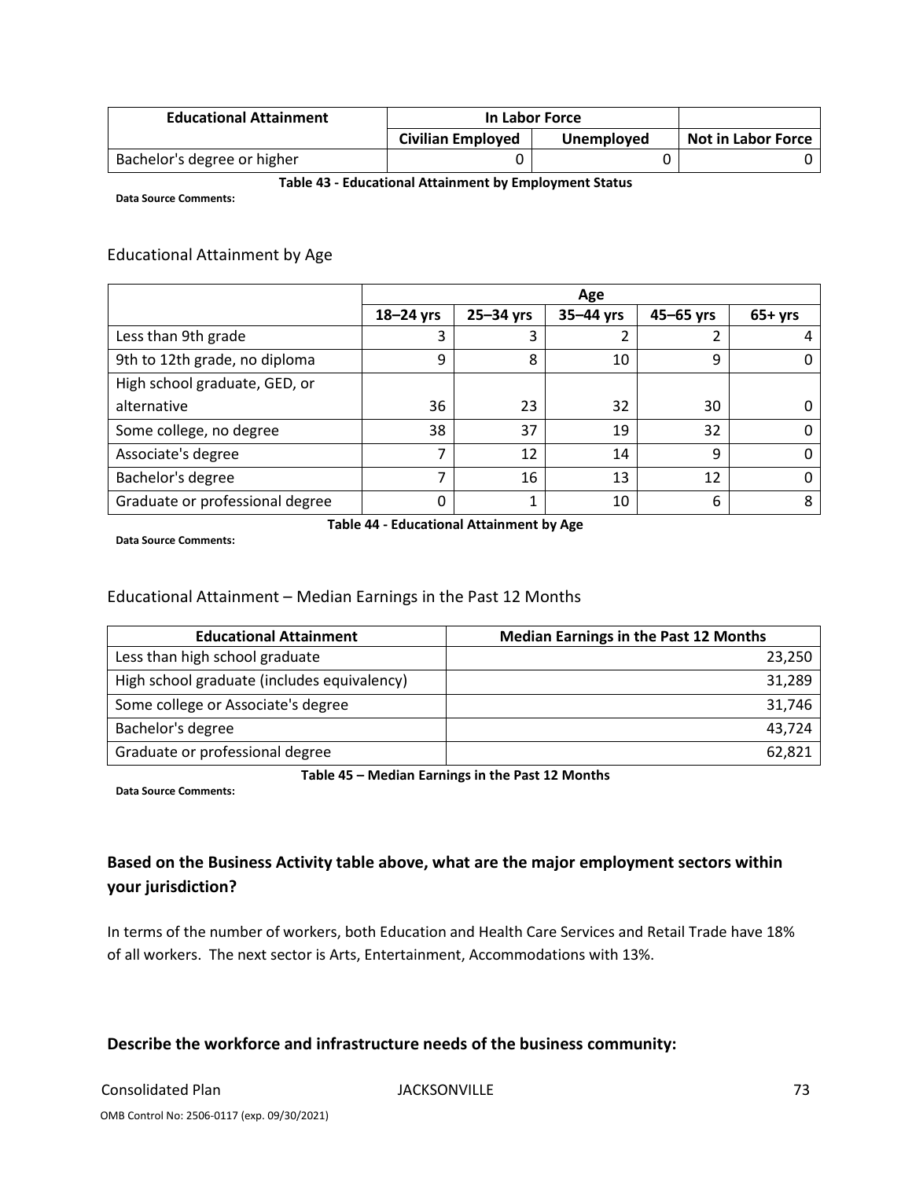| Educational Attainment | In Labor Force | | |
|---|---|---|---|
| | Civilian Employed | Unemployed | Not in Labor Force |
| Bachelor's degree or higher | 0 | 0 | 0 |

**Table 43 - Educational Attainment by Employment Status**

**Data Source Comments:**

## Educational Attainment by Age

| | Age | | | | |
|---|---|---|---|---|---|
| | 18–24 yrs | 25–34 yrs | 35–44 yrs | 45–65 yrs | 65+ yrs |
| Less than 9th grade | 3 | 3 | 2 | 2 | 4 |
| 9th to 12th grade, no diploma | 9 | 8 | 10 | 9 | 0 |
| High school graduate, GED, or alternative | 36 | 23 | 32 | 30 | 0 |
| Some college, no degree | 38 | 37 | 19 | 32 | 0 |
| Associate's degree | 7 | 12 | 14 | 9 | 0 |
| Bachelor's degree | 7 | 16 | 13 | 12 | 0 |
| Graduate or professional degree | 0 | 1 | 10 | 6 | 8 |

**Table 44 - Educational Attainment by Age**

**Data Source Comments:**

## Educational Attainment – Median Earnings in the Past 12 Months

| Educational Attainment | Median Earnings in the Past 12 Months |
|---|---|
| Less than high school graduate | 23,250 |
| High school graduate (includes equivalency) | 31,289 |
| Some college or Associate's degree | 31,746 |
| Bachelor's degree | 43,724 |
| Graduate or professional degree | 62,821 |

**Table 45 – Median Earnings in the Past 12 Months**

**Data Source Comments:**

### Based on the Business Activity table above, what are the major employment sectors within your jurisdiction?

In terms of the number of workers, both Education and Health Care Services and Retail Trade have 18% of all workers. The next sector is Arts, Entertainment, Accommodations with 13%.

### Describe the workforce and infrastructure needs of the business community: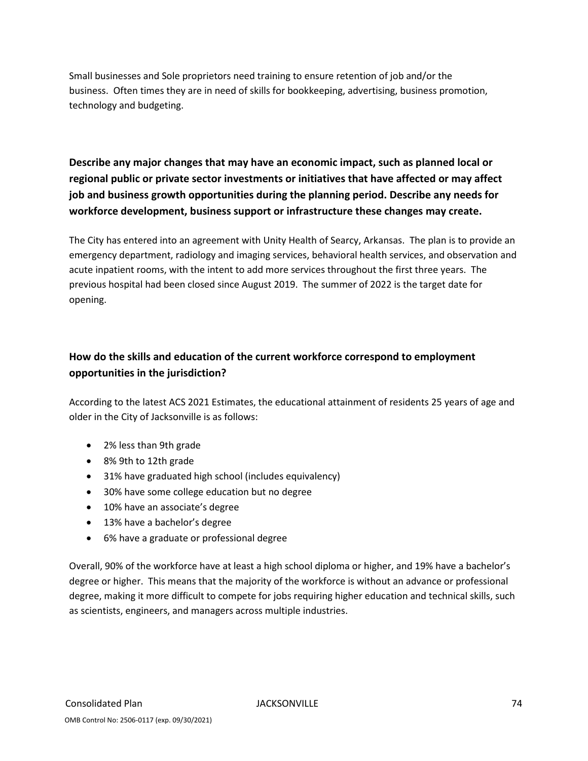Small businesses and Sole proprietors need training to ensure retention of job and/or the business. Often times they are in need of skills for bookkeeping, advertising, business promotion, technology and budgeting.

**Describe any major changes that may have an economic impact, such as planned local or regional public or private sector investments or initiatives that have affected or may affect job and business growth opportunities during the planning period. Describe any needs for workforce development, business support or infrastructure these changes may create.**

The City has entered into an agreement with Unity Health of Searcy, Arkansas. The plan is to provide an emergency department, radiology and imaging services, behavioral health services, and observation and acute inpatient rooms, with the intent to add more services throughout the first three years. The previous hospital had been closed since August 2019. The summer of 2022 is the target date for opening.

**How do the skills and education of the current workforce correspond to employment opportunities in the jurisdiction?**

According to the latest ACS 2021 Estimates, the educational attainment of residents 25 years of age and older in the City of Jacksonville is as follows:

- 2% less than 9th grade
- 8% 9th to 12th grade
- 31% have graduated high school (includes equivalency)
- 30% have some college education but no degree
- 10% have an associate's degree
- 13% have a bachelor's degree
- 6% have a graduate or professional degree

Overall, 90% of the workforce have at least a high school diploma or higher, and 19% have a bachelor's degree or higher. This means that the majority of the workforce is without an advance or professional degree, making it more difficult to compete for jobs requiring higher education and technical skills, such as scientists, engineers, and managers across multiple industries.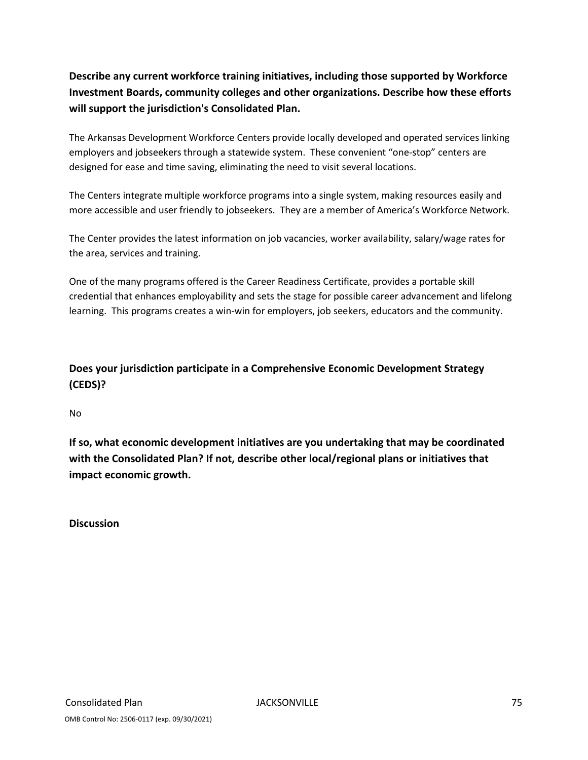**Describe any current workforce training initiatives, including those supported by Workforce Investment Boards, community colleges and other organizations. Describe how these efforts will support the jurisdiction's Consolidated Plan.**

The Arkansas Development Workforce Centers provide locally developed and operated services linking employers and jobseekers through a statewide system. These convenient "one-stop" centers are designed for ease and time saving, eliminating the need to visit several locations.

The Centers integrate multiple workforce programs into a single system, making resources easily and more accessible and user friendly to jobseekers. They are a member of America's Workforce Network.

The Center provides the latest information on job vacancies, worker availability, salary/wage rates for the area, services and training.

One of the many programs offered is the Career Readiness Certificate, provides a portable skill credential that enhances employability and sets the stage for possible career advancement and lifelong learning. This programs creates a win-win for employers, job seekers, educators and the community.

**Does your jurisdiction participate in a Comprehensive Economic Development Strategy (CEDS)?**

No

**If so, what economic development initiatives are you undertaking that may be coordinated with the Consolidated Plan? If not, describe other local/regional plans or initiatives that impact economic growth.**

**Discussion**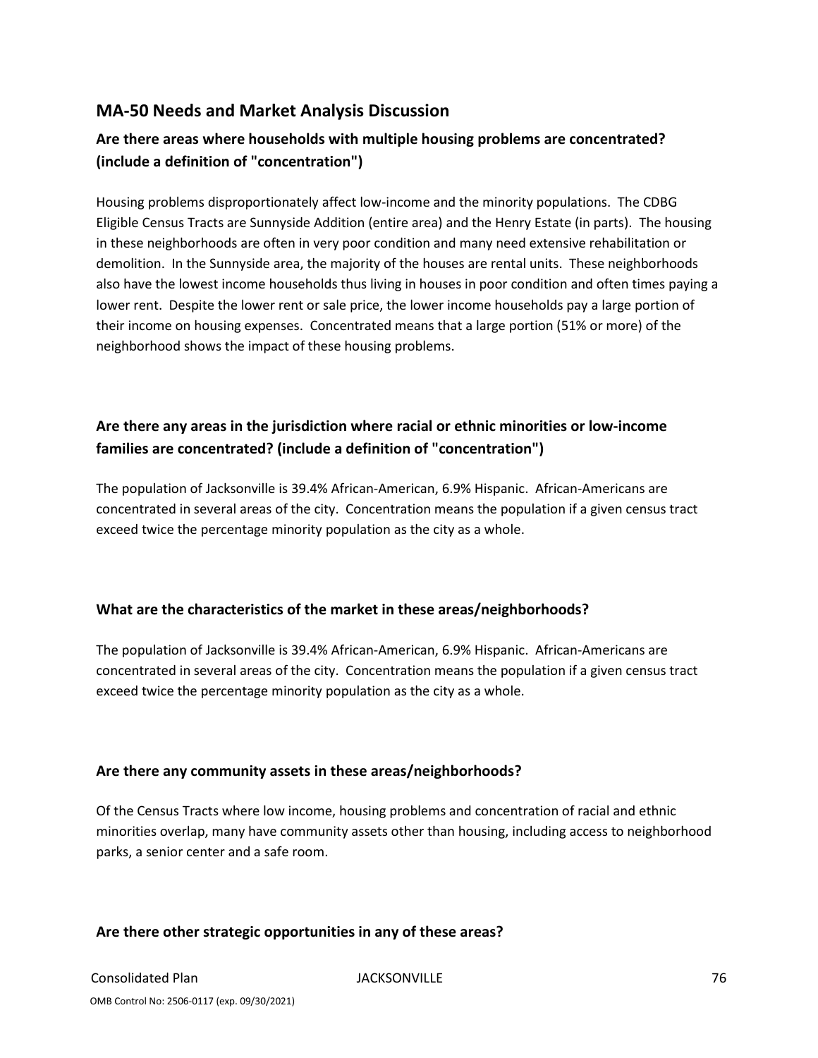## MA-50 Needs and Market Analysis Discussion

### Are there areas where households with multiple housing problems are concentrated? (include a definition of "concentration")

Housing problems disproportionately affect low-income and the minority populations. The CDBG Eligible Census Tracts are Sunnyside Addition (entire area) and the Henry Estate (in parts). The housing in these neighborhoods are often in very poor condition and many need extensive rehabilitation or demolition. In the Sunnyside area, the majority of the houses are rental units. These neighborhoods also have the lowest income households thus living in houses in poor condition and often times paying a lower rent. Despite the lower rent or sale price, the lower income households pay a large portion of their income on housing expenses. Concentrated means that a large portion (51% or more) of the neighborhood shows the impact of these housing problems.

### Are there any areas in the jurisdiction where racial or ethnic minorities or low-income families are concentrated? (include a definition of "concentration")

The population of Jacksonville is 39.4% African-American, 6.9% Hispanic. African-Americans are concentrated in several areas of the city. Concentration means the population if a given census tract exceed twice the percentage minority population as the city as a whole.

### What are the characteristics of the market in these areas/neighborhoods?

The population of Jacksonville is 39.4% African-American, 6.9% Hispanic. African-Americans are concentrated in several areas of the city. Concentration means the population if a given census tract exceed twice the percentage minority population as the city as a whole.

### Are there any community assets in these areas/neighborhoods?

Of the Census Tracts where low income, housing problems and concentration of racial and ethnic minorities overlap, many have community assets other than housing, including access to neighborhood parks, a senior center and a safe room.

### Are there other strategic opportunities in any of these areas?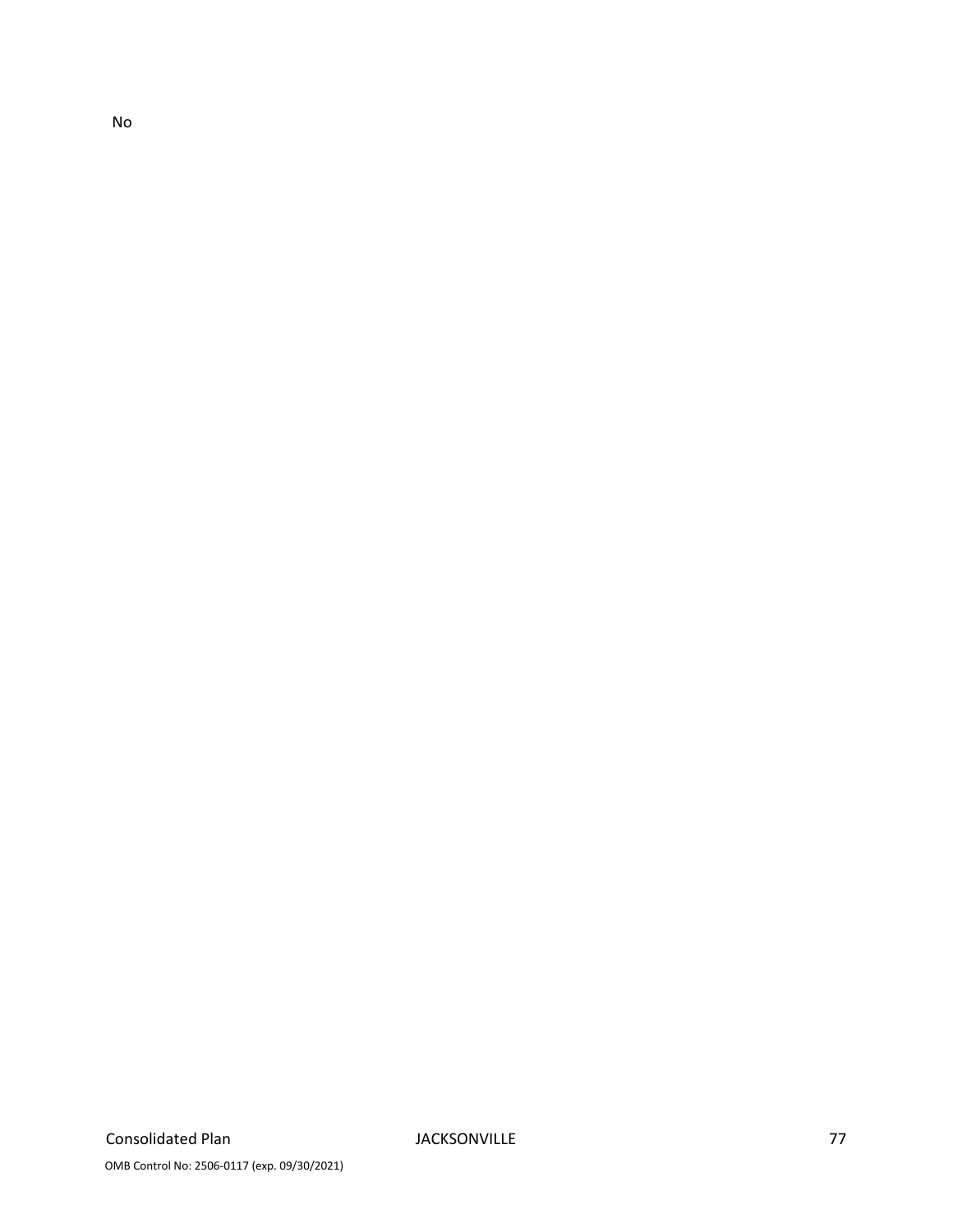No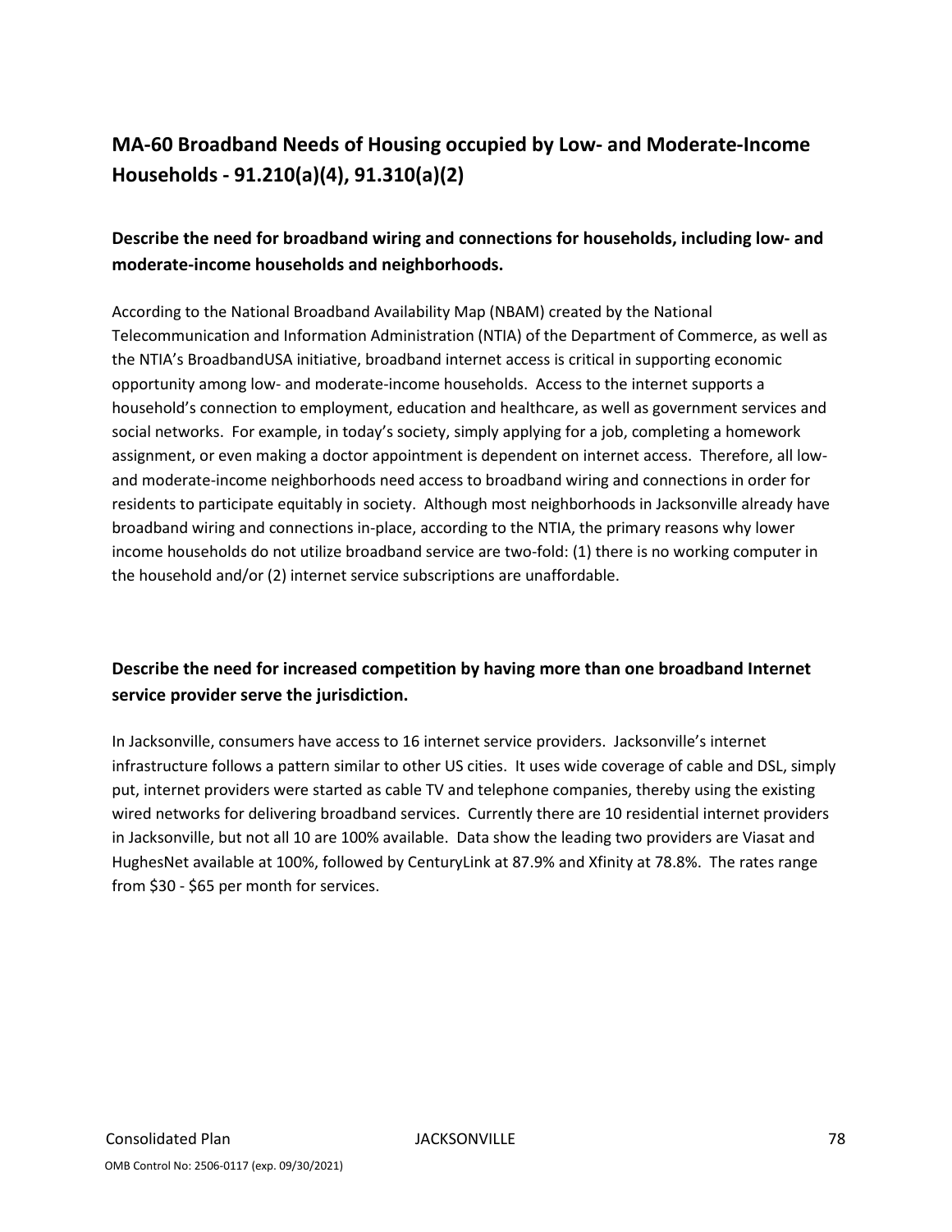## MA-60 Broadband Needs of Housing occupied by Low- and Moderate-Income Households - 91.210(a)(4), 91.310(a)(2)

### Describe the need for broadband wiring and connections for households, including low- and moderate-income households and neighborhoods.

According to the National Broadband Availability Map (NBAM) created by the National Telecommunication and Information Administration (NTIA) of the Department of Commerce, as well as the NTIA's BroadbandUSA initiative, broadband internet access is critical in supporting economic opportunity among low- and moderate-income households. Access to the internet supports a household's connection to employment, education and healthcare, as well as government services and social networks. For example, in today's society, simply applying for a job, completing a homework assignment, or even making a doctor appointment is dependent on internet access. Therefore, all low- and moderate-income neighborhoods need access to broadband wiring and connections in order for residents to participate equitably in society. Although most neighborhoods in Jacksonville already have broadband wiring and connections in-place, according to the NTIA, the primary reasons why lower income households do not utilize broadband service are two-fold: (1) there is no working computer in the household and/or (2) internet service subscriptions are unaffordable.

### Describe the need for increased competition by having more than one broadband Internet service provider serve the jurisdiction.

In Jacksonville, consumers have access to 16 internet service providers. Jacksonville's internet infrastructure follows a pattern similar to other US cities. It uses wide coverage of cable and DSL, simply put, internet providers were started as cable TV and telephone companies, thereby using the existing wired networks for delivering broadband services. Currently there are 10 residential internet providers in Jacksonville, but not all 10 are 100% available. Data show the leading two providers are Viasat and HughesNet available at 100%, followed by CenturyLink at 87.9% and Xfinity at 78.8%. The rates range from $30 - $65 per month for services.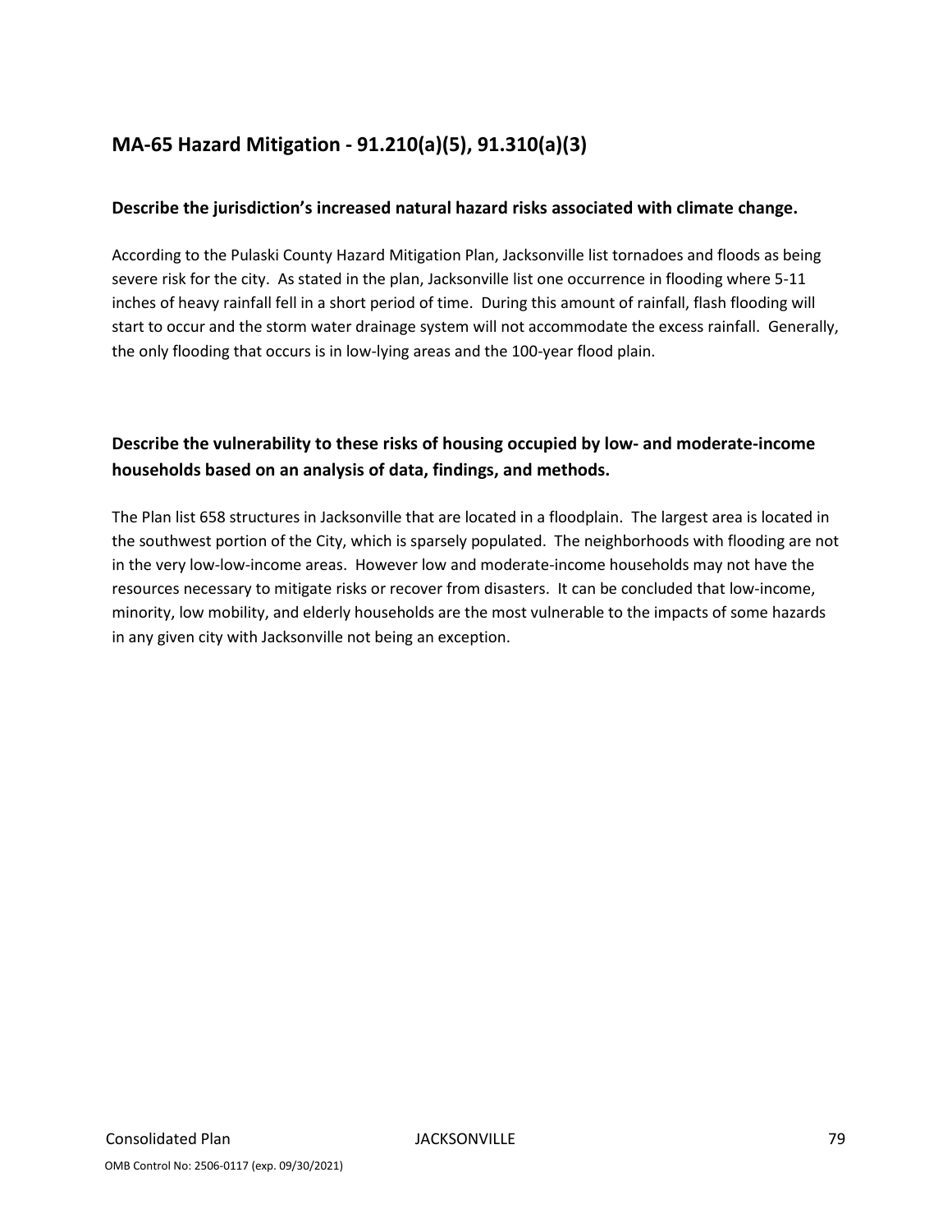## MA-65 Hazard Mitigation - 91.210(a)(5), 91.310(a)(3)

### Describe the jurisdiction's increased natural hazard risks associated with climate change.

According to the Pulaski County Hazard Mitigation Plan, Jacksonville list tornadoes and floods as being severe risk for the city. As stated in the plan, Jacksonville list one occurrence in flooding where 5-11 inches of heavy rainfall fell in a short period of time. During this amount of rainfall, flash flooding will start to occur and the storm water drainage system will not accommodate the excess rainfall. Generally, the only flooding that occurs is in low-lying areas and the 100-year flood plain.

### Describe the vulnerability to these risks of housing occupied by low- and moderate-income households based on an analysis of data, findings, and methods.

The Plan list 658 structures in Jacksonville that are located in a floodplain. The largest area is located in the southwest portion of the City, which is sparsely populated. The neighborhoods with flooding are not in the very low-low-income areas. However low and moderate-income households may not have the resources necessary to mitigate risks or recover from disasters. It can be concluded that low-income, minority, low mobility, and elderly households are the most vulnerable to the impacts of some hazards in any given city with Jacksonville not being an exception.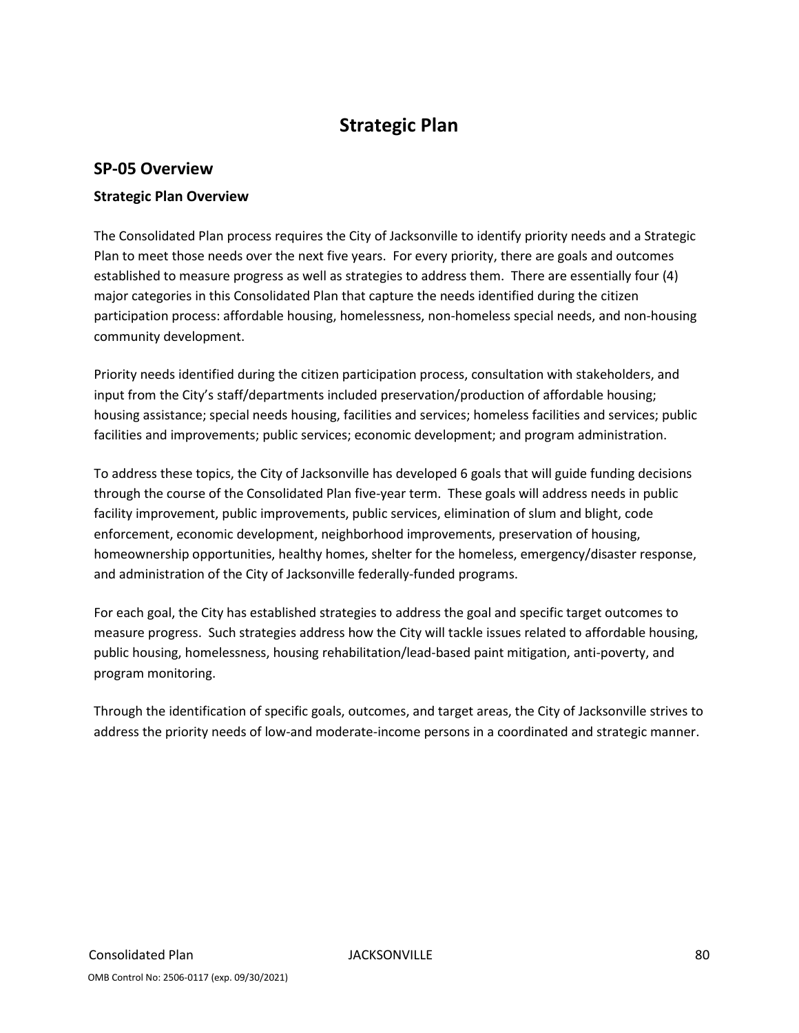# Strategic Plan

## SP-05 Overview

### Strategic Plan Overview

The Consolidated Plan process requires the City of Jacksonville to identify priority needs and a Strategic Plan to meet those needs over the next five years. For every priority, there are goals and outcomes established to measure progress as well as strategies to address them. There are essentially four (4) major categories in this Consolidated Plan that capture the needs identified during the citizen participation process: affordable housing, homelessness, non-homeless special needs, and non-housing community development.

Priority needs identified during the citizen participation process, consultation with stakeholders, and input from the City's staff/departments included preservation/production of affordable housing; housing assistance; special needs housing, facilities and services; homeless facilities and services; public facilities and improvements; public services; economic development; and program administration.

To address these topics, the City of Jacksonville has developed 6 goals that will guide funding decisions through the course of the Consolidated Plan five-year term. These goals will address needs in public facility improvement, public improvements, public services, elimination of slum and blight, code enforcement, economic development, neighborhood improvements, preservation of housing, homeownership opportunities, healthy homes, shelter for the homeless, emergency/disaster response, and administration of the City of Jacksonville federally-funded programs.

For each goal, the City has established strategies to address the goal and specific target outcomes to measure progress. Such strategies address how the City will tackle issues related to affordable housing, public housing, homelessness, housing rehabilitation/lead-based paint mitigation, anti-poverty, and program monitoring.

Through the identification of specific goals, outcomes, and target areas, the City of Jacksonville strives to address the priority needs of low-and moderate-income persons in a coordinated and strategic manner.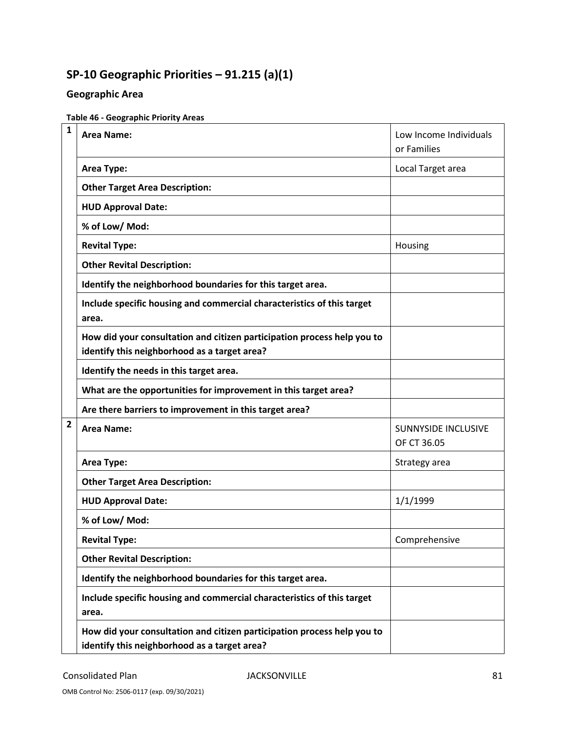## SP-10 Geographic Priorities – 91.215 (a)(1)

### Geographic Area

**Table 46 - Geographic Priority Areas**

| | | |
|---|---|---|
| 1 | **Area Name:** | Low Income Individuals or Families |
| | **Area Type:** | Local Target area |
| | **Other Target Area Description:** | |
| | **HUD Approval Date:** | |
| | **% of Low/ Mod:** | |
| | **Revital Type:** | Housing |
| | **Other Revital Description:** | |
| | **Identify the neighborhood boundaries for this target area.** | |
| | **Include specific housing and commercial characteristics of this target area.** | |
| | **How did your consultation and citizen participation process help you to identify this neighborhood as a target area?** | |
| | **Identify the needs in this target area.** | |
| | **What are the opportunities for improvement in this target area?** | |
| | **Are there barriers to improvement in this target area?** | |
| 2 | **Area Name:** | SUNNYSIDE INCLUSIVE OF CT 36.05 |
| | **Area Type:** | Strategy area |
| | **Other Target Area Description:** | |
| | **HUD Approval Date:** | 1/1/1999 |
| | **% of Low/ Mod:** | |
| | **Revital Type:** | Comprehensive |
| | **Other Revital Description:** | |
| | **Identify the neighborhood boundaries for this target area.** | |
| | **Include specific housing and commercial characteristics of this target area.** | |
| | **How did your consultation and citizen participation process help you to identify this neighborhood as a target area?** | |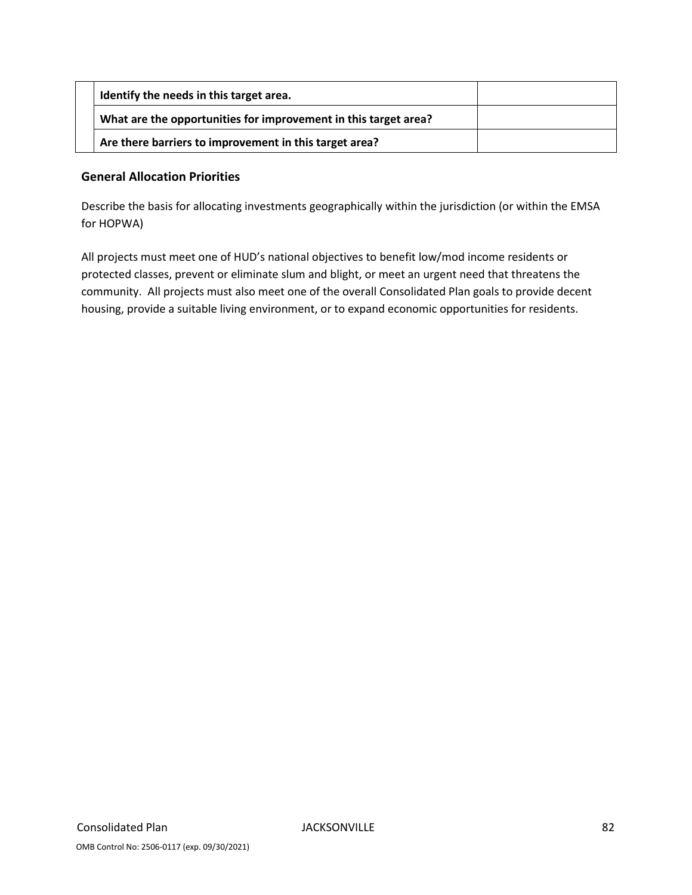| | | |
|---|---|---|
| | **Identify the needs in this target area.** | |
| | **What are the opportunities for improvement in this target area?** | |
| | **Are there barriers to improvement in this target area?** | |

### General Allocation Priorities

Describe the basis for allocating investments geographically within the jurisdiction (or within the EMSA for HOPWA)

All projects must meet one of HUD's national objectives to benefit low/mod income residents or protected classes, prevent or eliminate slum and blight, or meet an urgent need that threatens the community. All projects must also meet one of the overall Consolidated Plan goals to provide decent housing, provide a suitable living environment, or to expand economic opportunities for residents.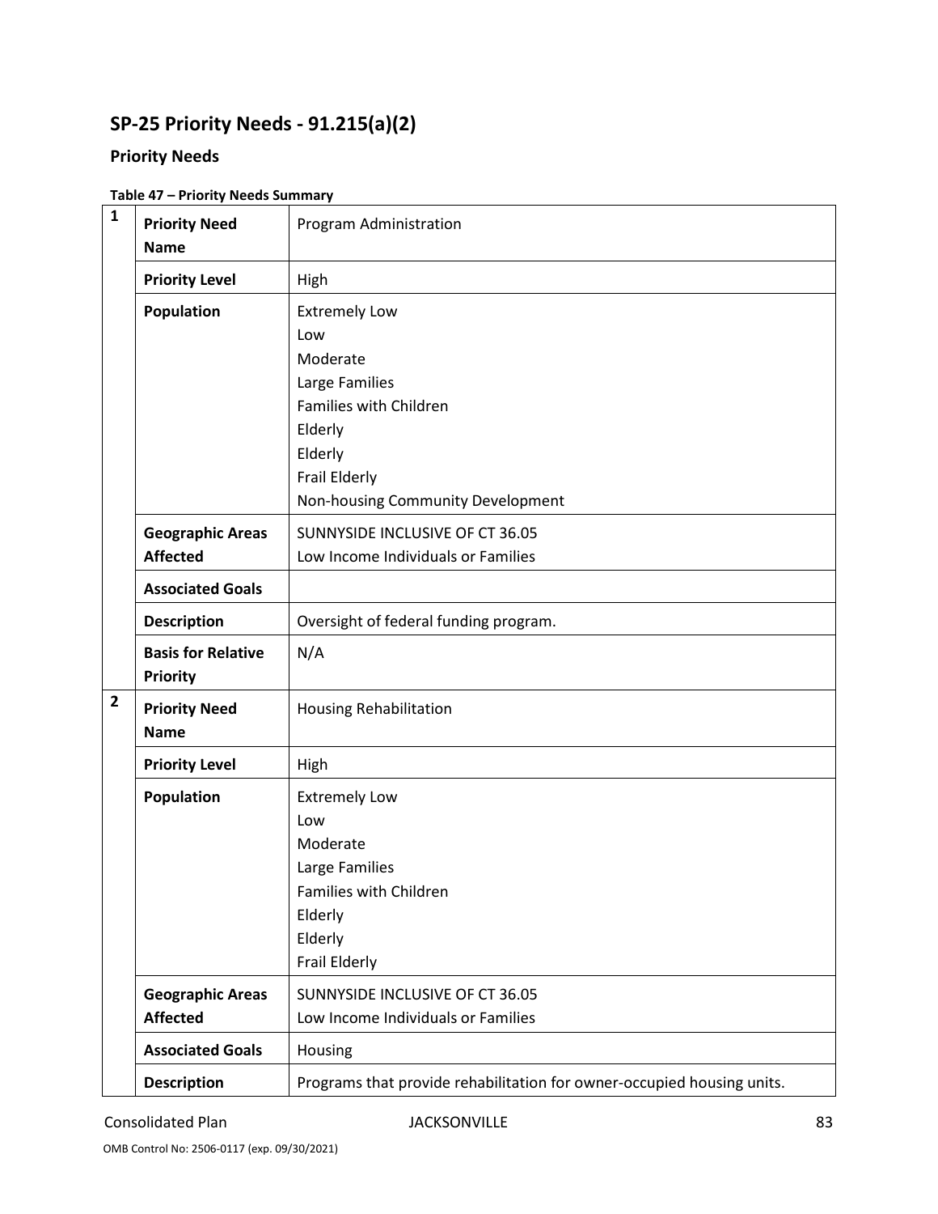## SP-25 Priority Needs - 91.215(a)(2)

### Priority Needs

**Table 47 – Priority Needs Summary**

| | | |
|---|---|---|
| 1 | **Priority Need Name** | Program Administration |
| | **Priority Level** | High |
| | **Population** | Extremely Low<br>Low<br>Moderate<br>Large Families<br>Families with Children<br>Elderly<br>Elderly<br>Frail Elderly<br>Non-housing Community Development |
| | **Geographic Areas Affected** | SUNNYSIDE INCLUSIVE OF CT 36.05<br>Low Income Individuals or Families |
| | **Associated Goals** | |
| | **Description** | Oversight of federal funding program. |
| | **Basis for Relative Priority** | N/A |
| 2 | **Priority Need Name** | Housing Rehabilitation |
| | **Priority Level** | High |
| | **Population** | Extremely Low<br>Low<br>Moderate<br>Large Families<br>Families with Children<br>Elderly<br>Elderly<br>Frail Elderly |
| | **Geographic Areas Affected** | SUNNYSIDE INCLUSIVE OF CT 36.05<br>Low Income Individuals or Families |
| | **Associated Goals** | Housing |
| | **Description** | Programs that provide rehabilitation for owner-occupied housing units. |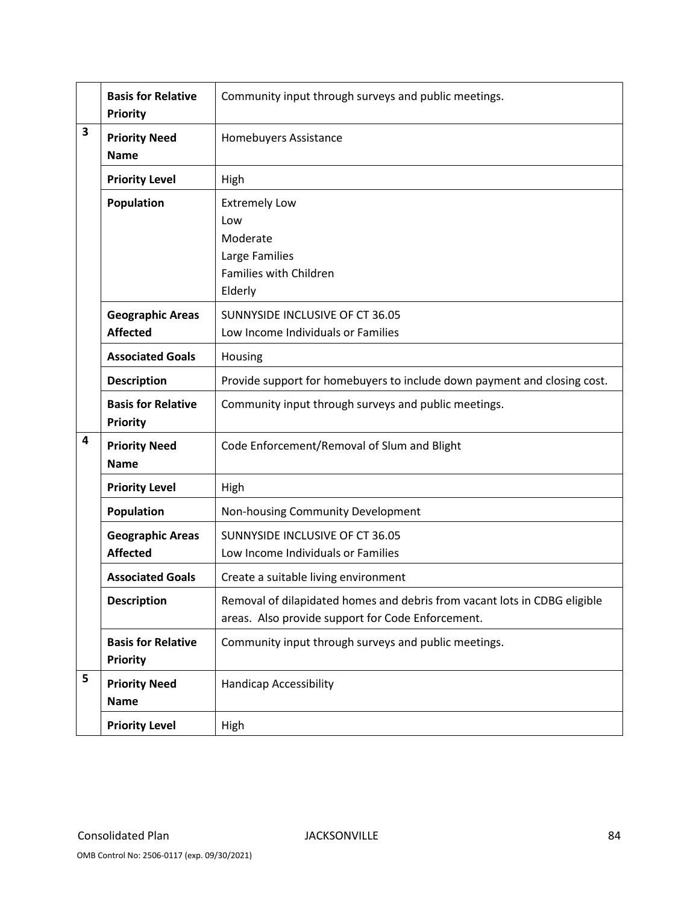| | | |
|---|---|---|
| | **Basis for Relative Priority** | Community input through surveys and public meetings. |
| 3 | **Priority Need Name** | Homebuyers Assistance |
| | **Priority Level** | High |
| | **Population** | Extremely Low<br>Low<br>Moderate<br>Large Families<br>Families with Children<br>Elderly |
| | **Geographic Areas Affected** | SUNNYSIDE INCLUSIVE OF CT 36.05<br>Low Income Individuals or Families |
| | **Associated Goals** | Housing |
| | **Description** | Provide support for homebuyers to include down payment and closing cost. |
| | **Basis for Relative Priority** | Community input through surveys and public meetings. |
| 4 | **Priority Need Name** | Code Enforcement/Removal of Slum and Blight |
| | **Priority Level** | High |
| | **Population** | Non-housing Community Development |
| | **Geographic Areas Affected** | SUNNYSIDE INCLUSIVE OF CT 36.05<br>Low Income Individuals or Families |
| | **Associated Goals** | Create a suitable living environment |
| | **Description** | Removal of dilapidated homes and debris from vacant lots in CDBG eligible areas. Also provide support for Code Enforcement. |
| | **Basis for Relative Priority** | Community input through surveys and public meetings. |
| 5 | **Priority Need Name** | Handicap Accessibility |
| | **Priority Level** | High |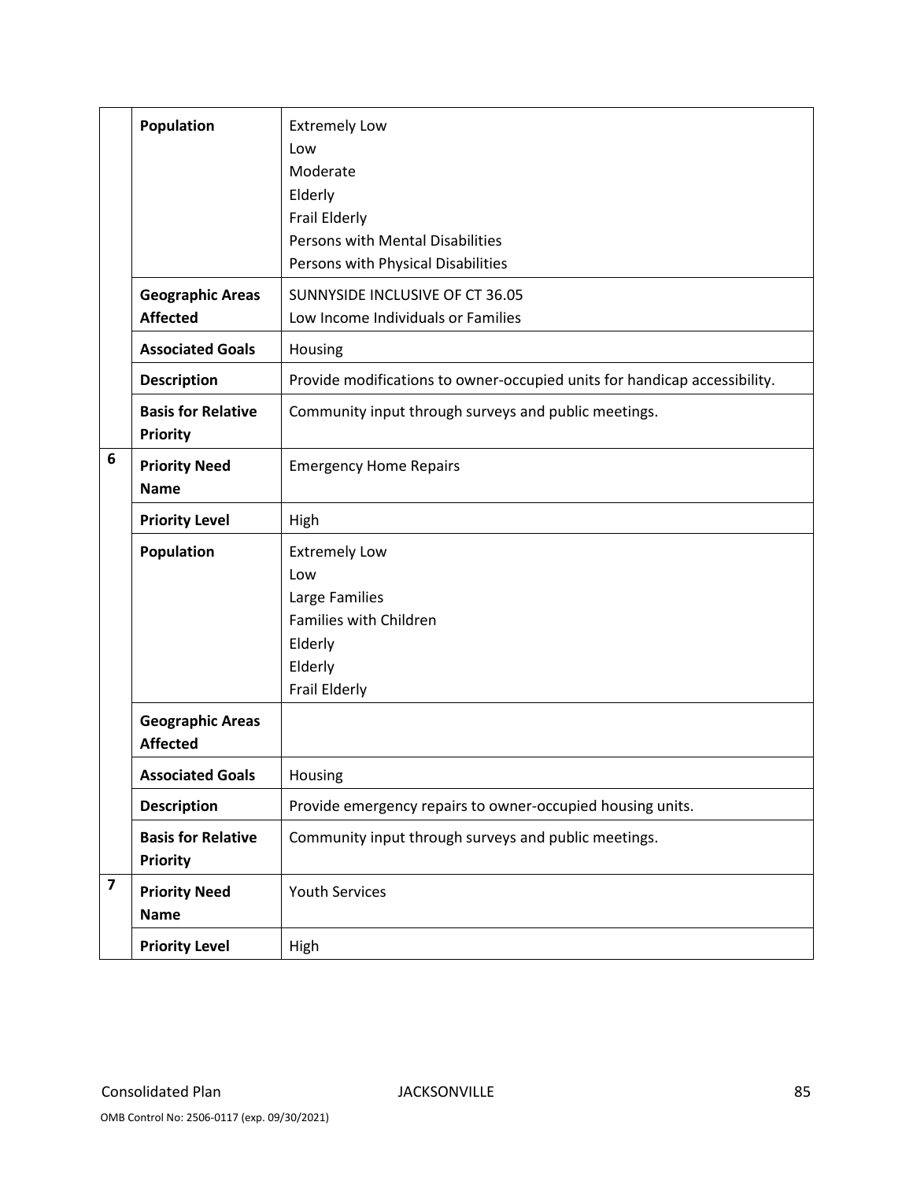| | | |
|---|---|---|
| | **Population** | Extremely Low<br>Low<br>Moderate<br>Elderly<br>Frail Elderly<br>Persons with Mental Disabilities<br>Persons with Physical Disabilities |
| | **Geographic Areas Affected** | SUNNYSIDE INCLUSIVE OF CT 36.05<br>Low Income Individuals or Families |
| | **Associated Goals** | Housing |
| | **Description** | Provide modifications to owner-occupied units for handicap accessibility. |
| | **Basis for Relative Priority** | Community input through surveys and public meetings. |
| **6** | **Priority Need Name** | Emergency Home Repairs |
| | **Priority Level** | High |
| | **Population** | Extremely Low<br>Low<br>Large Families<br>Families with Children<br>Elderly<br>Elderly<br>Frail Elderly |
| | **Geographic Areas Affected** | |
| | **Associated Goals** | Housing |
| | **Description** | Provide emergency repairs to owner-occupied housing units. |
| | **Basis for Relative Priority** | Community input through surveys and public meetings. |
| **7** | **Priority Need Name** | Youth Services |
| | **Priority Level** | High |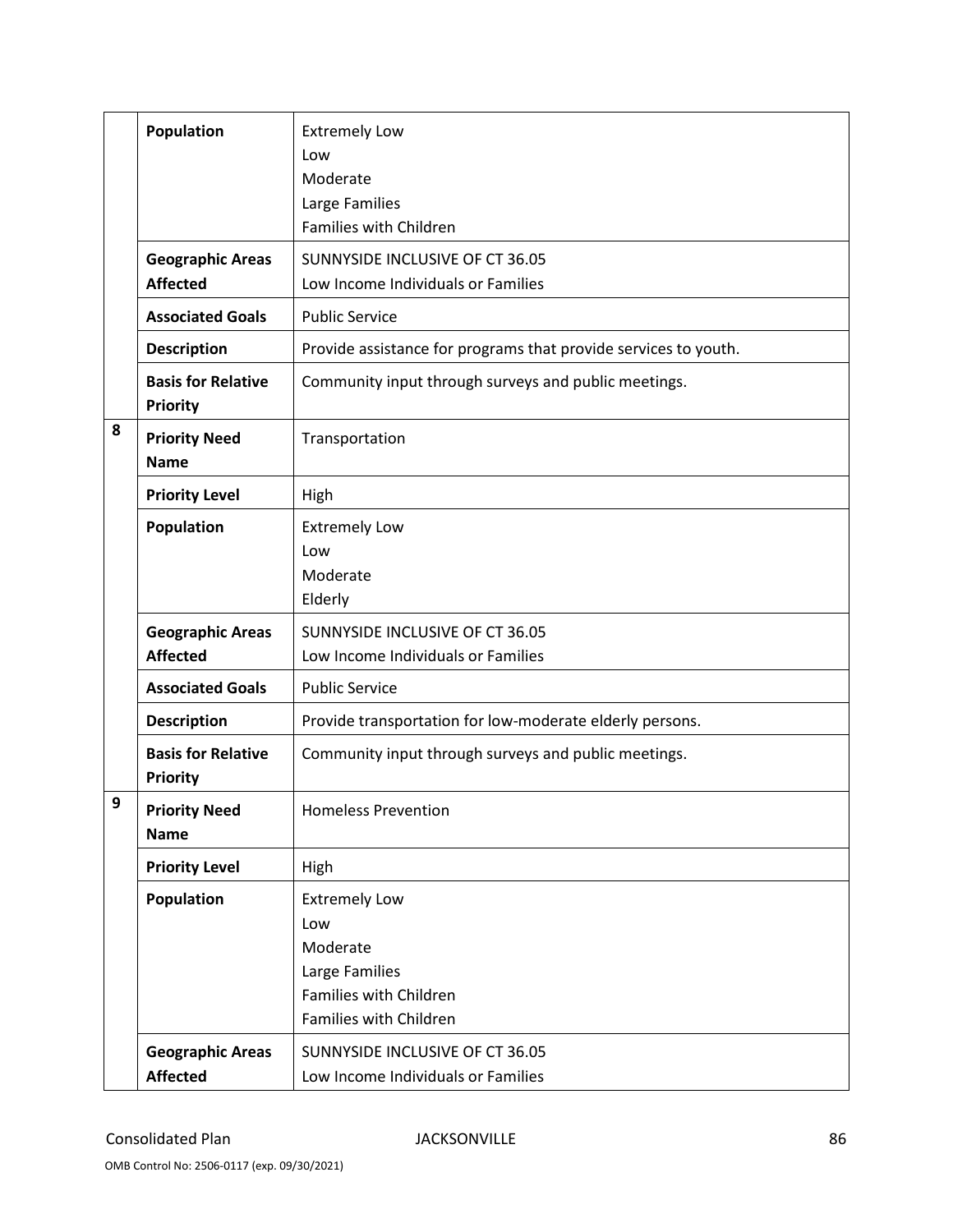| | | |
|---|---|---|
| | **Population** | Extremely Low<br>Low<br>Moderate<br>Large Families<br>Families with Children |
| | **Geographic Areas Affected** | SUNNYSIDE INCLUSIVE OF CT 36.05<br>Low Income Individuals or Families |
| | **Associated Goals** | Public Service |
| | **Description** | Provide assistance for programs that provide services to youth. |
| | **Basis for Relative Priority** | Community input through surveys and public meetings. |
| 8 | **Priority Need Name** | Transportation |
| | **Priority Level** | High |
| | **Population** | Extremely Low<br>Low<br>Moderate<br>Elderly |
| | **Geographic Areas Affected** | SUNNYSIDE INCLUSIVE OF CT 36.05<br>Low Income Individuals or Families |
| | **Associated Goals** | Public Service |
| | **Description** | Provide transportation for low-moderate elderly persons. |
| | **Basis for Relative Priority** | Community input through surveys and public meetings. |
| 9 | **Priority Need Name** | Homeless Prevention |
| | **Priority Level** | High |
| | **Population** | Extremely Low<br>Low<br>Moderate<br>Large Families<br>Families with Children<br>Families with Children |
| | **Geographic Areas Affected** | SUNNYSIDE INCLUSIVE OF CT 36.05<br>Low Income Individuals or Families |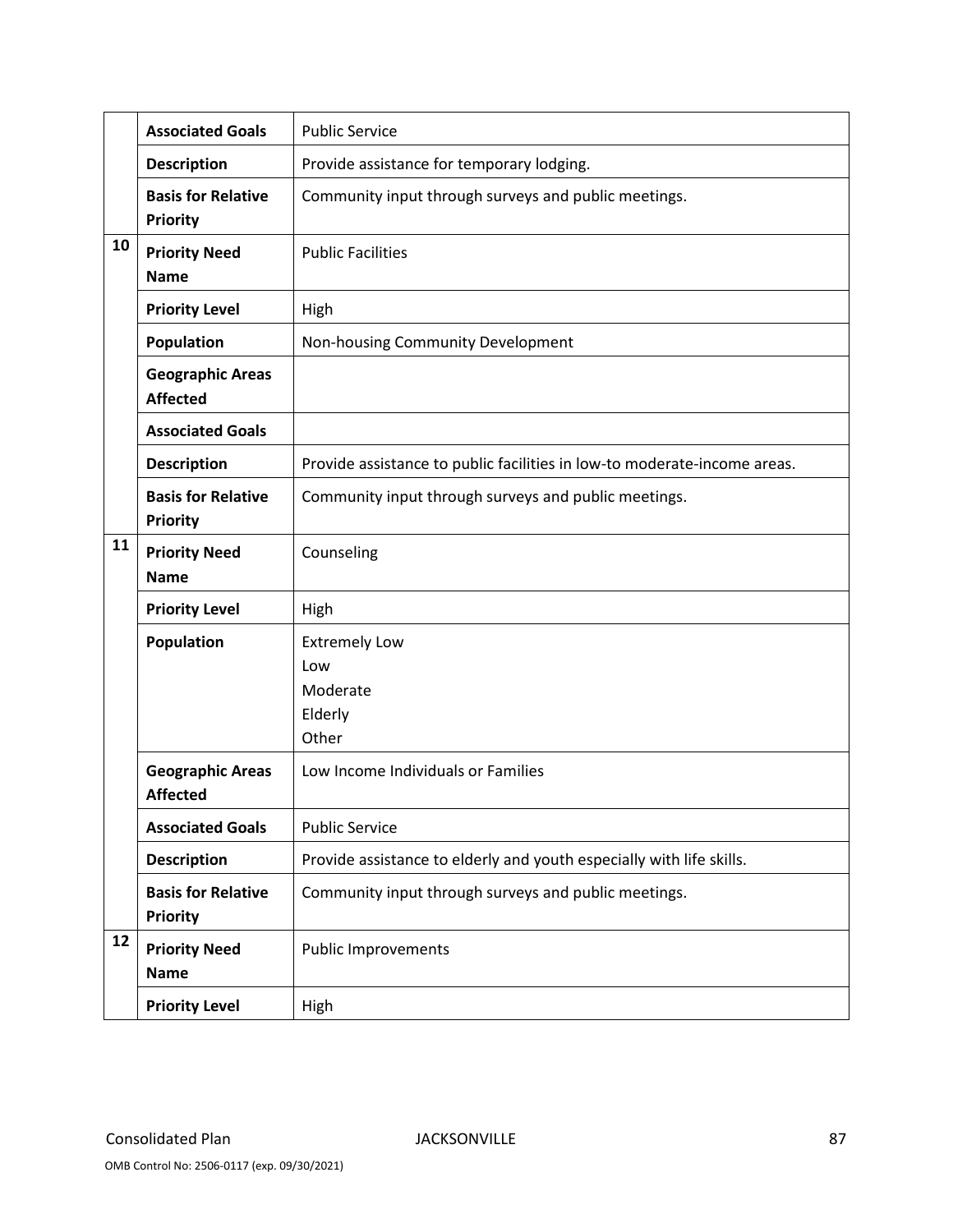| | | |
|---|---|---|
| | **Associated Goals** | Public Service |
| | **Description** | Provide assistance for temporary lodging. |
| | **Basis for Relative Priority** | Community input through surveys and public meetings. |
| 10 | **Priority Need Name** | Public Facilities |
| | **Priority Level** | High |
| | **Population** | Non-housing Community Development |
| | **Geographic Areas Affected** | |
| | **Associated Goals** | |
| | **Description** | Provide assistance to public facilities in low-to moderate-income areas. |
| | **Basis for Relative Priority** | Community input through surveys and public meetings. |
| 11 | **Priority Need Name** | Counseling |
| | **Priority Level** | High |
| | **Population** | Extremely Low<br>Low<br>Moderate<br>Elderly<br>Other |
| | **Geographic Areas Affected** | Low Income Individuals or Families |
| | **Associated Goals** | Public Service |
| | **Description** | Provide assistance to elderly and youth especially with life skills. |
| | **Basis for Relative Priority** | Community input through surveys and public meetings. |
| 12 | **Priority Need Name** | Public Improvements |
| | **Priority Level** | High |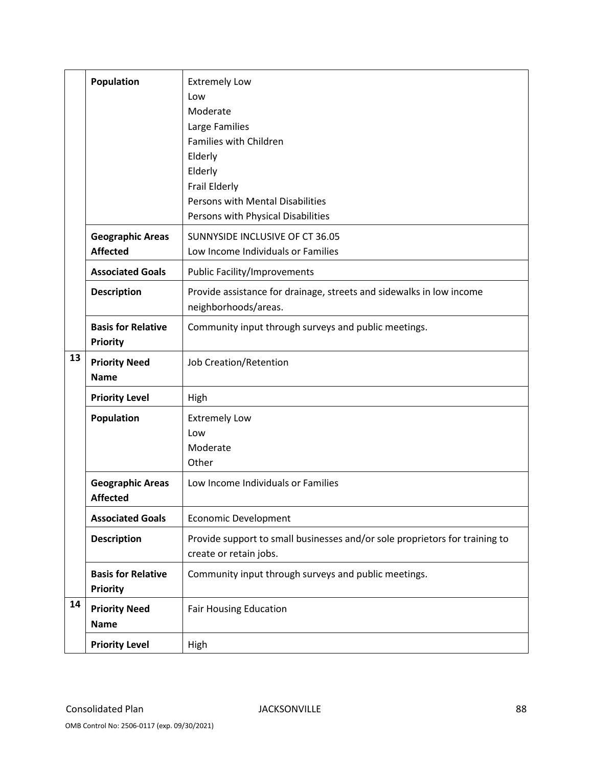| | | |
|---|---|---|
| | **Population** | Extremely Low<br>Low<br>Moderate<br>Large Families<br>Families with Children<br>Elderly<br>Elderly<br>Frail Elderly<br>Persons with Mental Disabilities<br>Persons with Physical Disabilities |
| | **Geographic Areas Affected** | SUNNYSIDE INCLUSIVE OF CT 36.05<br>Low Income Individuals or Families |
| | **Associated Goals** | Public Facility/Improvements |
| | **Description** | Provide assistance for drainage, streets and sidewalks in low income neighborhoods/areas. |
| | **Basis for Relative Priority** | Community input through surveys and public meetings. |
| 13 | **Priority Need Name** | Job Creation/Retention |
| | **Priority Level** | High |
| | **Population** | Extremely Low<br>Low<br>Moderate<br>Other |
| | **Geographic Areas Affected** | Low Income Individuals or Families |
| | **Associated Goals** | Economic Development |
| | **Description** | Provide support to small businesses and/or sole proprietors for training to create or retain jobs. |
| | **Basis for Relative Priority** | Community input through surveys and public meetings. |
| 14 | **Priority Need Name** | Fair Housing Education |
| | **Priority Level** | High |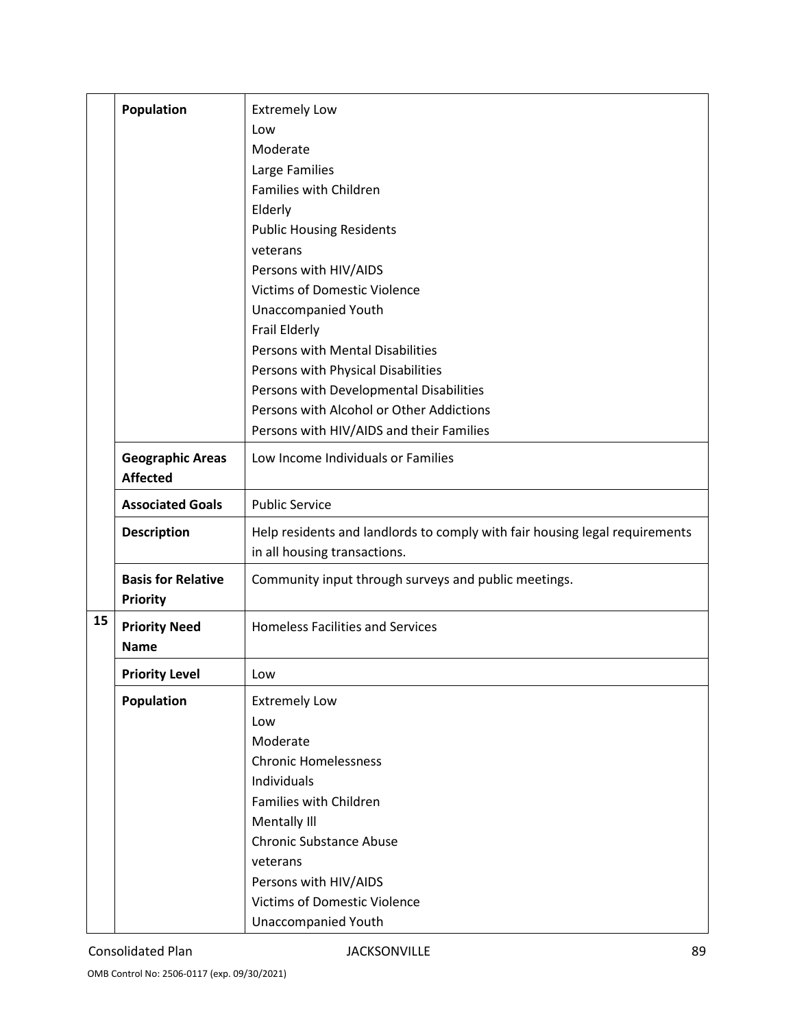| | | |
|---|---|---|
| | **Population** | Extremely Low<br>Low<br>Moderate<br>Large Families<br>Families with Children<br>Elderly<br>Public Housing Residents<br>veterans<br>Persons with HIV/AIDS<br>Victims of Domestic Violence<br>Unaccompanied Youth<br>Frail Elderly<br>Persons with Mental Disabilities<br>Persons with Physical Disabilities<br>Persons with Developmental Disabilities<br>Persons with Alcohol or Other Addictions<br>Persons with HIV/AIDS and their Families |
| | **Geographic Areas Affected** | Low Income Individuals or Families |
| | **Associated Goals** | Public Service |
| | **Description** | Help residents and landlords to comply with fair housing legal requirements in all housing transactions. |
| | **Basis for Relative Priority** | Community input through surveys and public meetings. |
| **15** | **Priority Need Name** | Homeless Facilities and Services |
| | **Priority Level** | Low |
| | **Population** | Extremely Low<br>Low<br>Moderate<br>Chronic Homelessness<br>Individuals<br>Families with Children<br>Mentally Ill<br>Chronic Substance Abuse<br>veterans<br>Persons with HIV/AIDS<br>Victims of Domestic Violence<br>Unaccompanied Youth |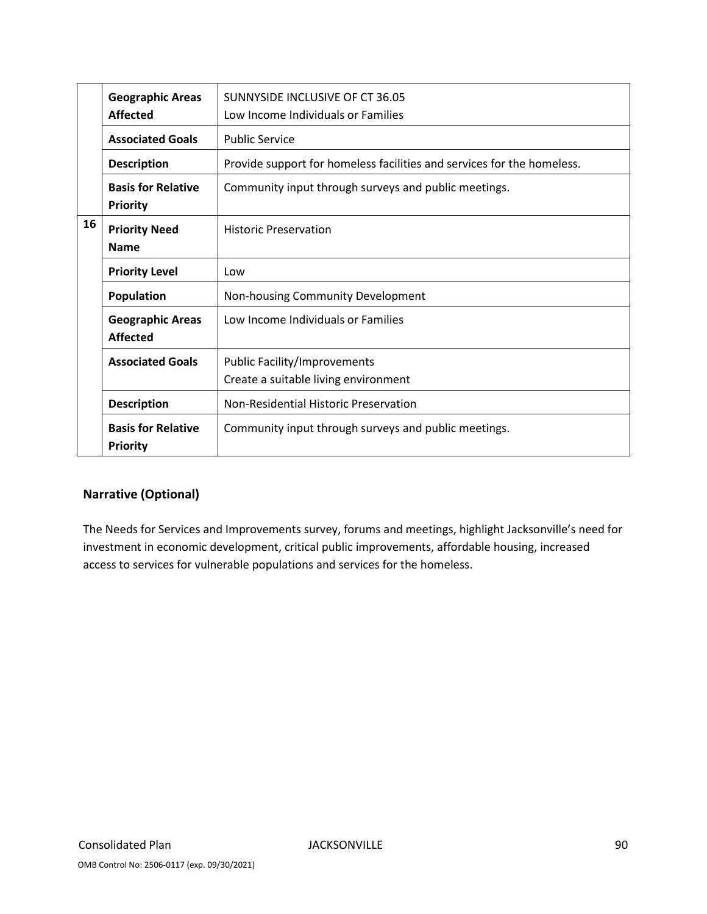| | | |
|---|---|---|
| | **Geographic Areas Affected** | SUNNYSIDE INCLUSIVE OF CT 36.05<br>Low Income Individuals or Families |
| | **Associated Goals** | Public Service |
| | **Description** | Provide support for homeless facilities and services for the homeless. |
| | **Basis for Relative Priority** | Community input through surveys and public meetings. |
| **16** | **Priority Need Name** | Historic Preservation |
| | **Priority Level** | Low |
| | **Population** | Non-housing Community Development |
| | **Geographic Areas Affected** | Low Income Individuals or Families |
| | **Associated Goals** | Public Facility/Improvements<br>Create a suitable living environment |
| | **Description** | Non-Residential Historic Preservation |
| | **Basis for Relative Priority** | Community input through surveys and public meetings. |

### Narrative (Optional)

The Needs for Services and Improvements survey, forums and meetings, highlight Jacksonville's need for investment in economic development, critical public improvements, affordable housing, increased access to services for vulnerable populations and services for the homeless.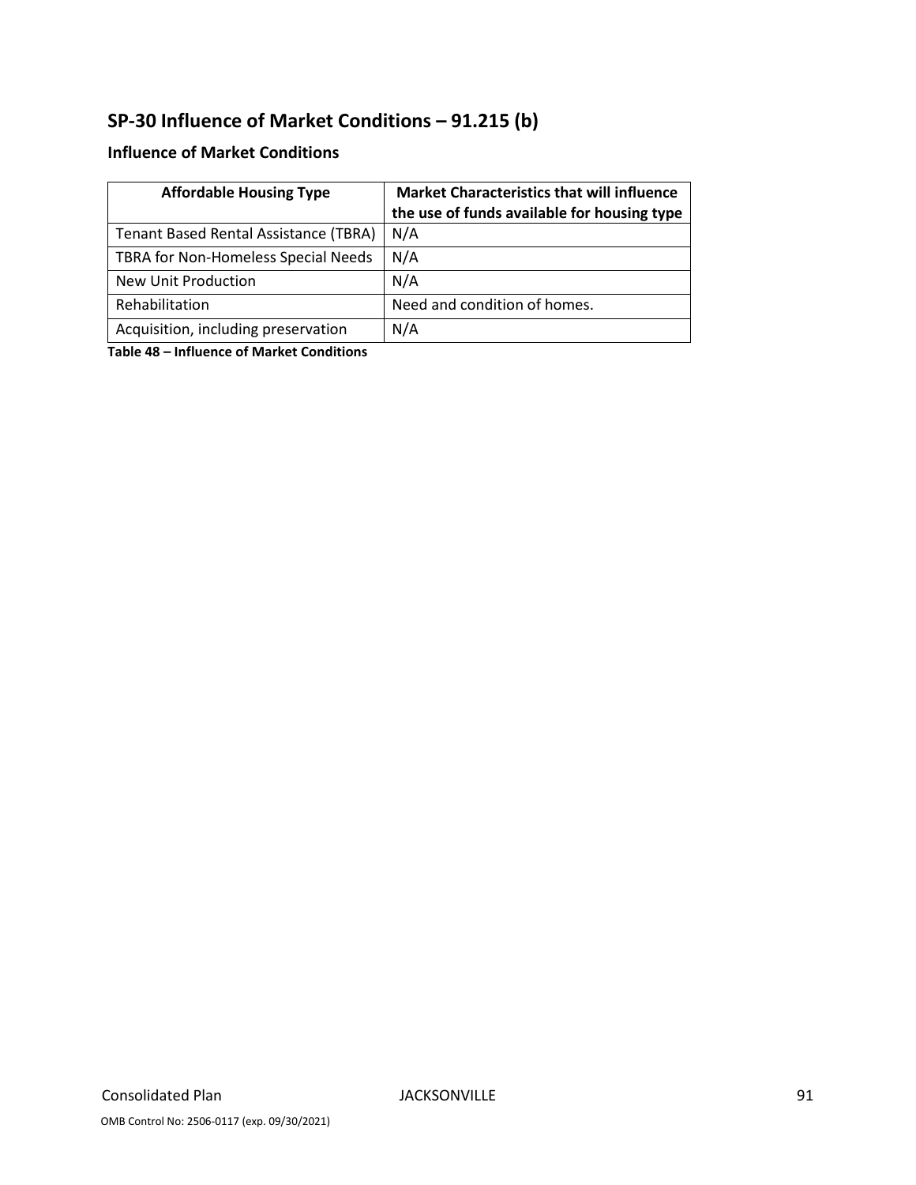## SP-30 Influence of Market Conditions – 91.215 (b)

### Influence of Market Conditions

| Affordable Housing Type | Market Characteristics that will influence the use of funds available for housing type |
|---|---|
| Tenant Based Rental Assistance (TBRA) | N/A |
| TBRA for Non-Homeless Special Needs | N/A |
| New Unit Production | N/A |
| Rehabilitation | Need and condition of homes. |
| Acquisition, including preservation | N/A |

**Table 48 – Influence of Market Conditions**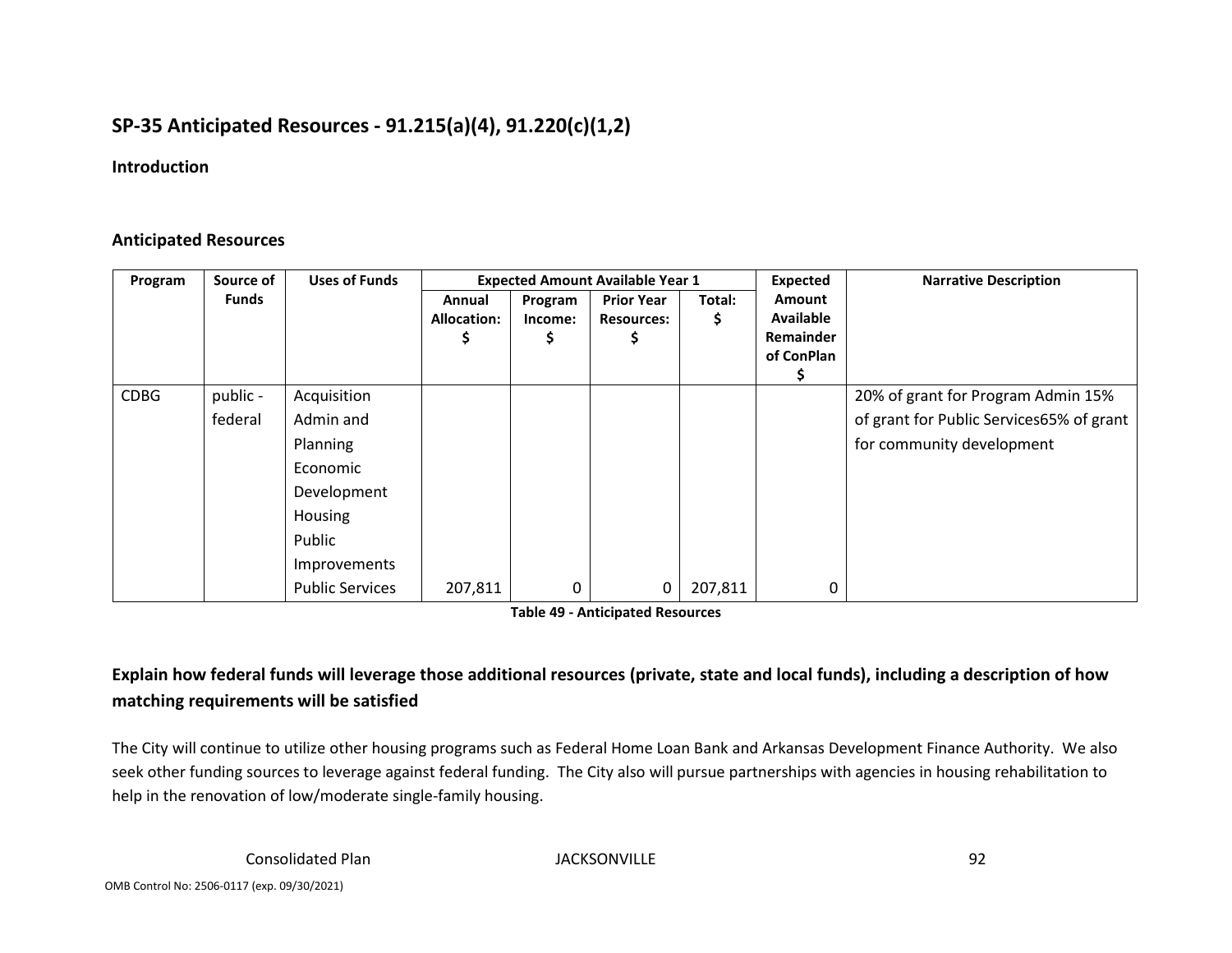## SP-35 Anticipated Resources - 91.215(a)(4), 91.220(c)(1,2)

### Introduction

### Anticipated Resources

| Program | Source of Funds | Uses of Funds | Expected Amount Available Year 1 | | | | Expected Amount Available Remainder of ConPlan $ | Narrative Description |
|---|---|---|---|---|---|---|---|---|
| | | | Annual Allocation: $ | Program Income: $ | Prior Year Resources: $ | Total: $ | | |
| CDBG | public - federal | Acquisition Admin and Planning Economic Development Housing Public Improvements Public Services | 207,811 | 0 | 0 | 207,811 | 0 | 20% of grant for Program Admin 15% of grant for Public Services65% of grant for community development |

**Table 49 - Anticipated Resources**

### Explain how federal funds will leverage those additional resources (private, state and local funds), including a description of how matching requirements will be satisfied

The City will continue to utilize other housing programs such as Federal Home Loan Bank and Arkansas Development Finance Authority. We also seek other funding sources to leverage against federal funding. The City also will pursue partnerships with agencies in housing rehabilitation to help in the renovation of low/moderate single-family housing.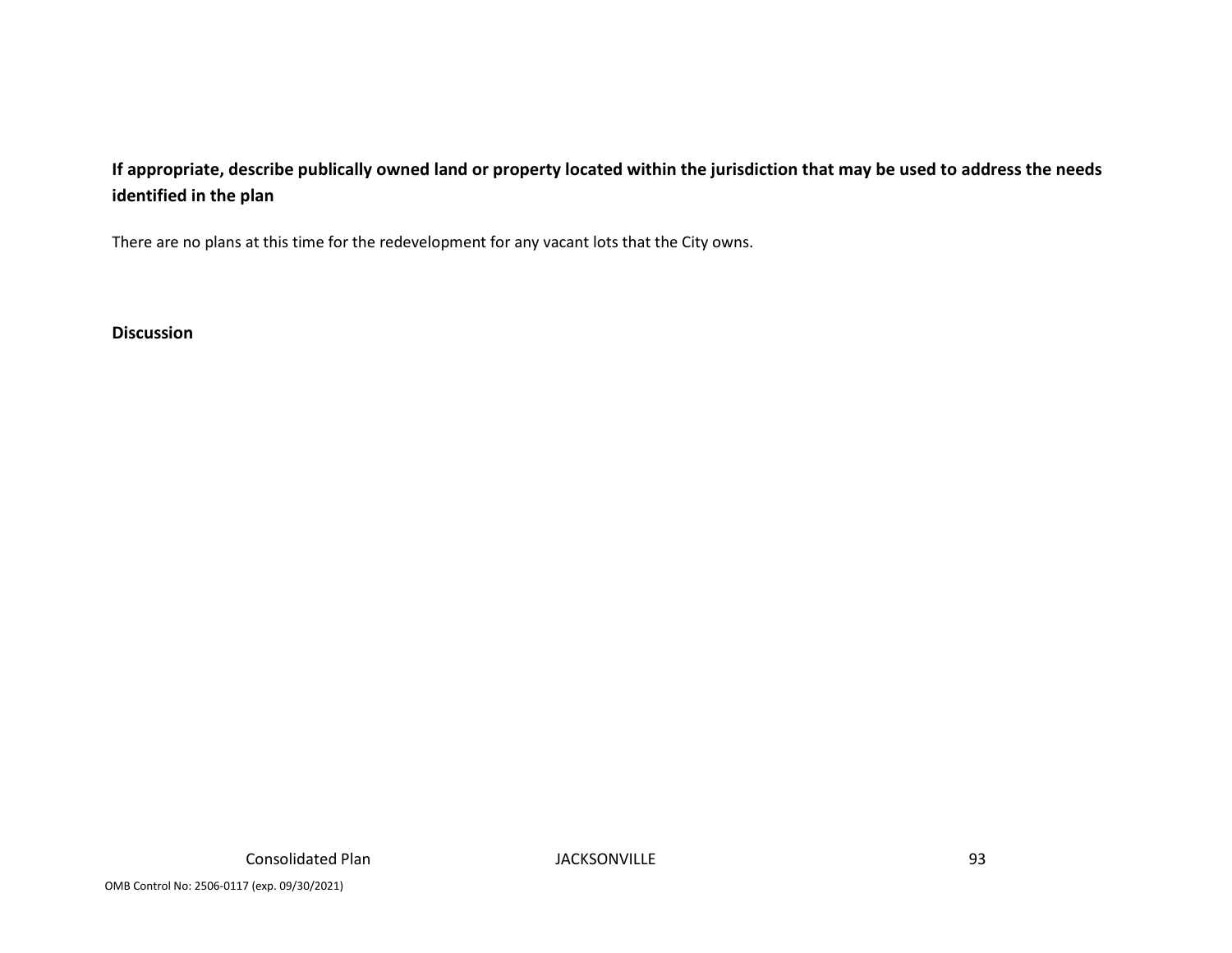**If appropriate, describe publically owned land or property located within the jurisdiction that may be used to address the needs identified in the plan**

There are no plans at this time for the redevelopment for any vacant lots that the City owns.

**Discussion**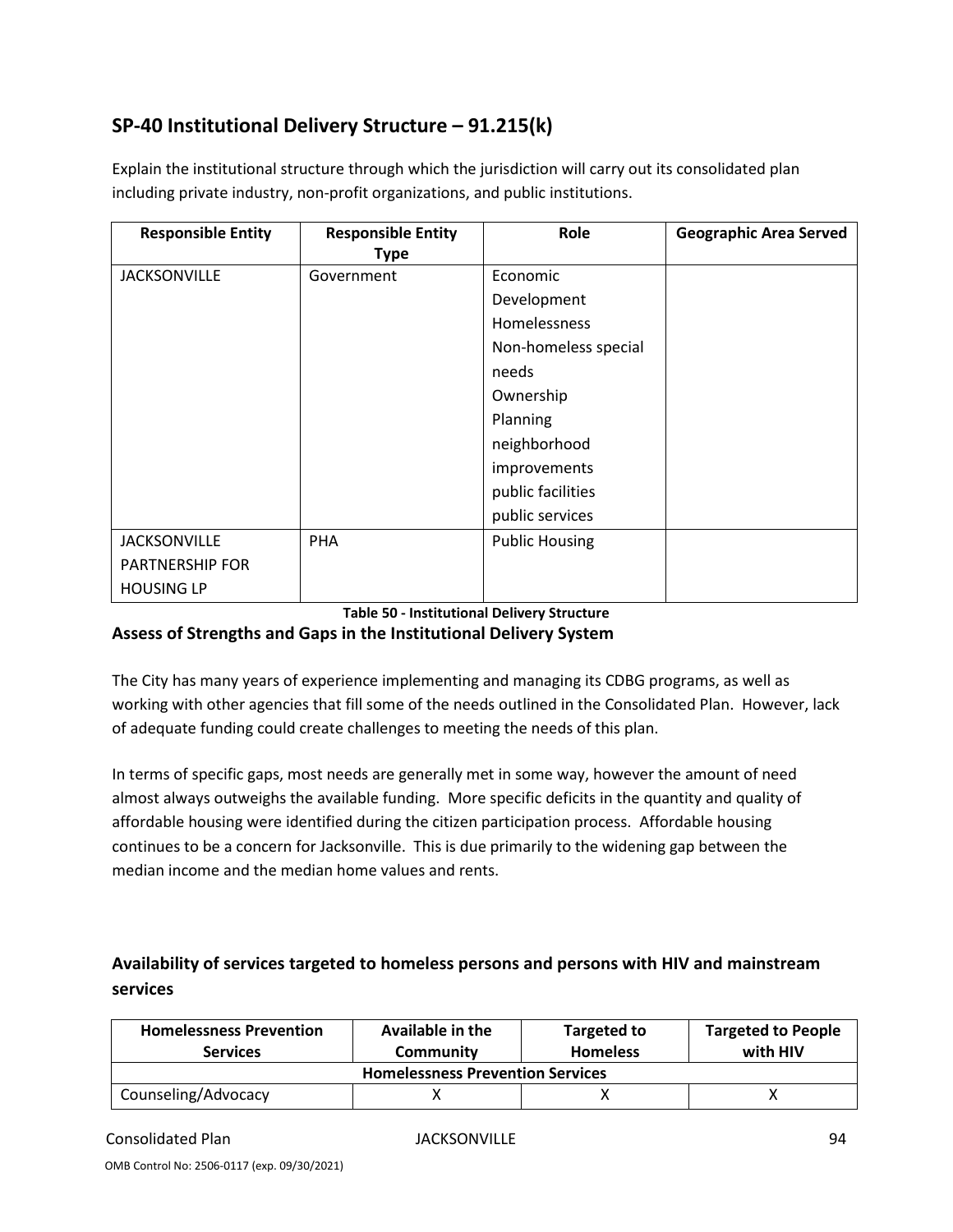## SP-40 Institutional Delivery Structure – 91.215(k)

Explain the institutional structure through which the jurisdiction will carry out its consolidated plan including private industry, non-profit organizations, and public institutions.

| Responsible Entity | Responsible Entity Type | Role | Geographic Area Served |
|---|---|---|---|
| JACKSONVILLE | Government | Economic Development<br>Homelessness<br>Non-homeless special needs<br>Ownership<br>Planning<br>neighborhood improvements<br>public facilities<br>public services | |
| JACKSONVILLE PARTNERSHIP FOR HOUSING LP | PHA | Public Housing | |

**Table 50 - Institutional Delivery Structure**

### Assess of Strengths and Gaps in the Institutional Delivery System

The City has many years of experience implementing and managing its CDBG programs, as well as working with other agencies that fill some of the needs outlined in the Consolidated Plan. However, lack of adequate funding could create challenges to meeting the needs of this plan.

In terms of specific gaps, most needs are generally met in some way, however the amount of need almost always outweighs the available funding. More specific deficits in the quantity and quality of affordable housing were identified during the citizen participation process. Affordable housing continues to be a concern for Jacksonville. This is due primarily to the widening gap between the median income and the median home values and rents.

### Availability of services targeted to homeless persons and persons with HIV and mainstream services

| Homelessness Prevention Services | Available in the Community | Targeted to Homeless | Targeted to People with HIV |
|---|---|---|---|
| **Homelessness Prevention Services** | | | |
| Counseling/Advocacy | X | X | X |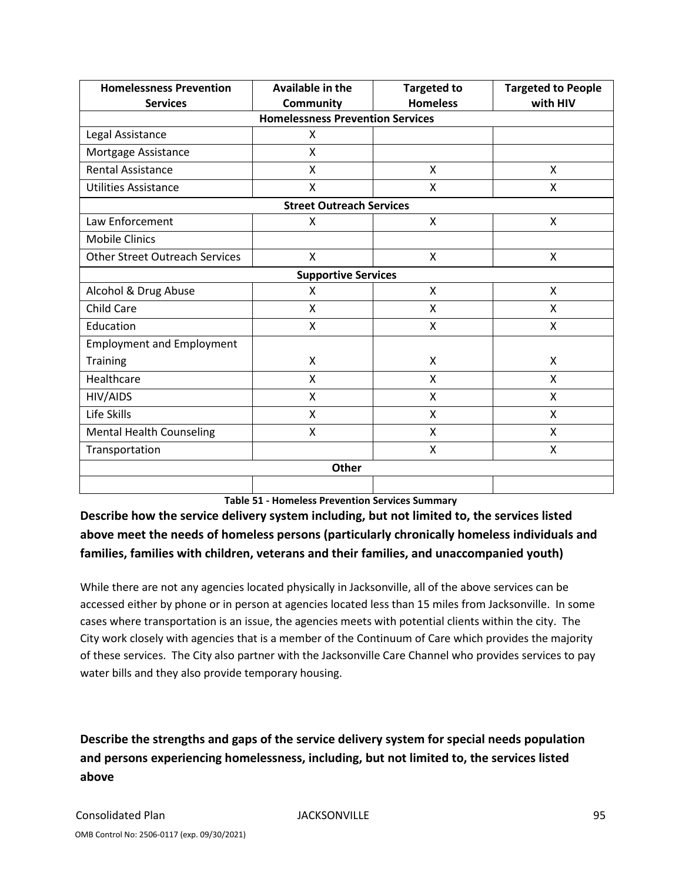| Homelessness Prevention Services | Available in the Community | Targeted to Homeless | Targeted to People with HIV |
|---|---|---|---|
| **Homelessness Prevention Services** | | | |
| Legal Assistance | X | | |
| Mortgage Assistance | X | | |
| Rental Assistance | X | X | X |
| Utilities Assistance | X | X | X |
| **Street Outreach Services** | | | |
| Law Enforcement | X | X | X |
| Mobile Clinics | | | |
| Other Street Outreach Services | X | X | X |
| **Supportive Services** | | | |
| Alcohol & Drug Abuse | X | X | X |
| Child Care | X | X | X |
| Education | X | X | X |
| Employment and Employment Training | X | X | X |
| Healthcare | X | X | X |
| HIV/AIDS | X | X | X |
| Life Skills | X | X | X |
| Mental Health Counseling | X | X | X |
| Transportation | | X | X |
| **Other** | | | |
| | | | |

**Table 51 - Homeless Prevention Services Summary**

**Describe how the service delivery system including, but not limited to, the services listed above meet the needs of homeless persons (particularly chronically homeless individuals and families, families with children, veterans and their families, and unaccompanied youth)**

While there are not any agencies located physically in Jacksonville, all of the above services can be accessed either by phone or in person at agencies located less than 15 miles from Jacksonville. In some cases where transportation is an issue, the agencies meets with potential clients within the city. The City work closely with agencies that is a member of the Continuum of Care which provides the majority of these services. The City also partner with the Jacksonville Care Channel who provides services to pay water bills and they also provide temporary housing.

**Describe the strengths and gaps of the service delivery system for special needs population and persons experiencing homelessness, including, but not limited to, the services listed above**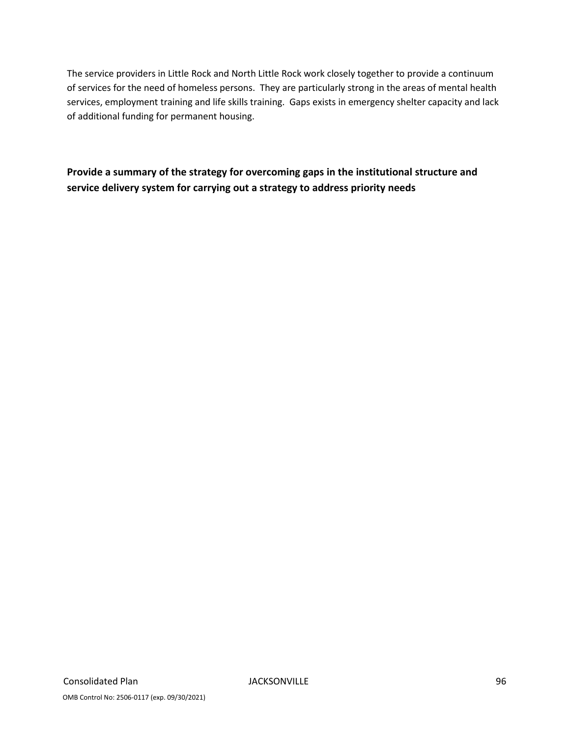The service providers in Little Rock and North Little Rock work closely together to provide a continuum of services for the need of homeless persons. They are particularly strong in the areas of mental health services, employment training and life skills training. Gaps exists in emergency shelter capacity and lack of additional funding for permanent housing.

**Provide a summary of the strategy for overcoming gaps in the institutional structure and service delivery system for carrying out a strategy to address priority needs**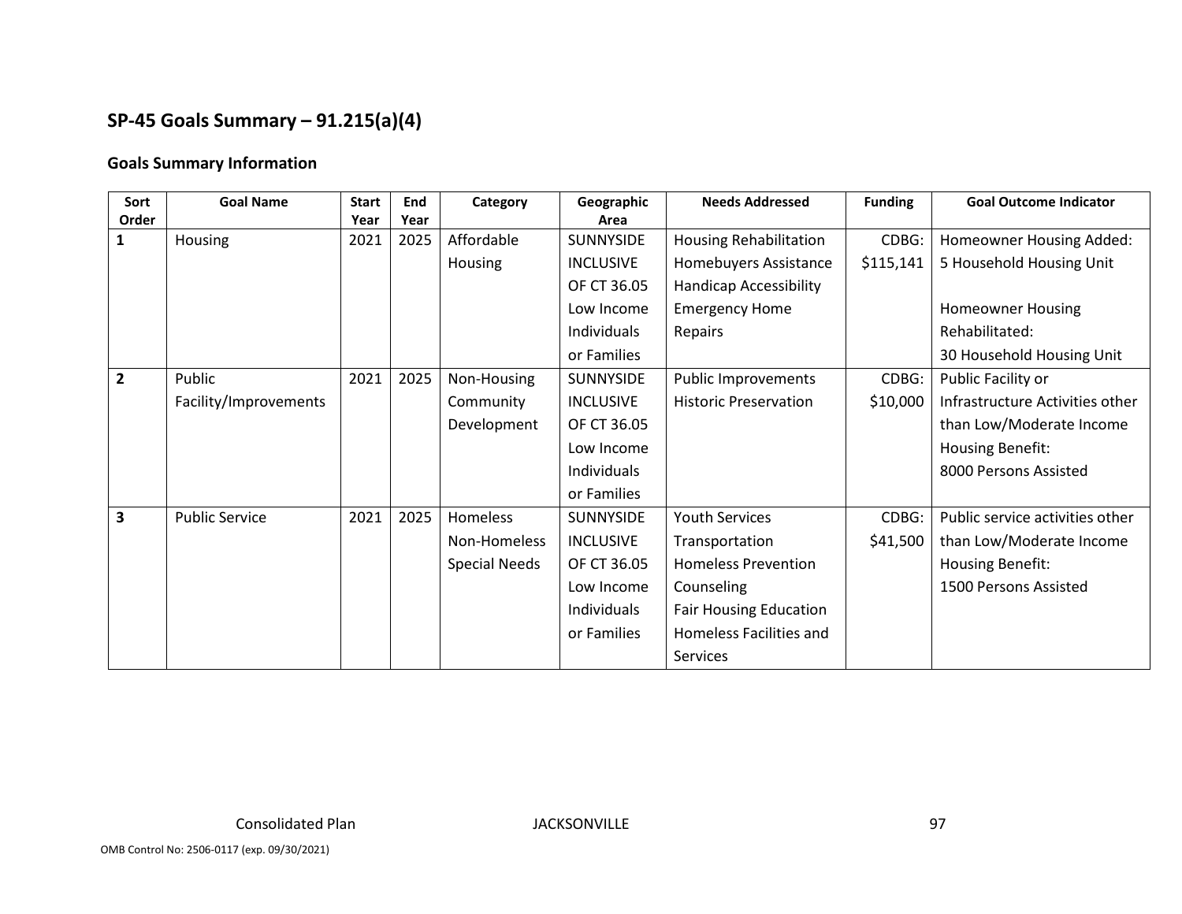## SP-45 Goals Summary – 91.215(a)(4)

### Goals Summary Information

| Sort Order | Goal Name | Start Year | End Year | Category | Geographic Area | Needs Addressed | Funding | Goal Outcome Indicator |
|---|---|---|---|---|---|---|---|---|
| 1 | Housing | 2021 | 2025 | Affordable Housing | SUNNYSIDE INCLUSIVE OF CT 36.05 Low Income Individuals or Families | Housing Rehabilitation Homebuyers Assistance Handicap Accessibility Emergency Home Repairs | CDBG: $115,141 | Homeowner Housing Added: 5 Household Housing Unit<br><br>Homeowner Housing Rehabilitated: 30 Household Housing Unit |
| 2 | Public Facility/Improvements | 2021 | 2025 | Non-Housing Community Development | SUNNYSIDE INCLUSIVE OF CT 36.05 Low Income Individuals or Families | Public Improvements Historic Preservation | CDBG: $10,000 | Public Facility or Infrastructure Activities other than Low/Moderate Income Housing Benefit: 8000 Persons Assisted |
| 3 | Public Service | 2021 | 2025 | Homeless Non-Homeless Special Needs | SUNNYSIDE INCLUSIVE OF CT 36.05 Low Income Individuals or Families | Youth Services Transportation Homeless Prevention Counseling Fair Housing Education Homeless Facilities and Services | CDBG: $41,500 | Public service activities other than Low/Moderate Income Housing Benefit: 1500 Persons Assisted |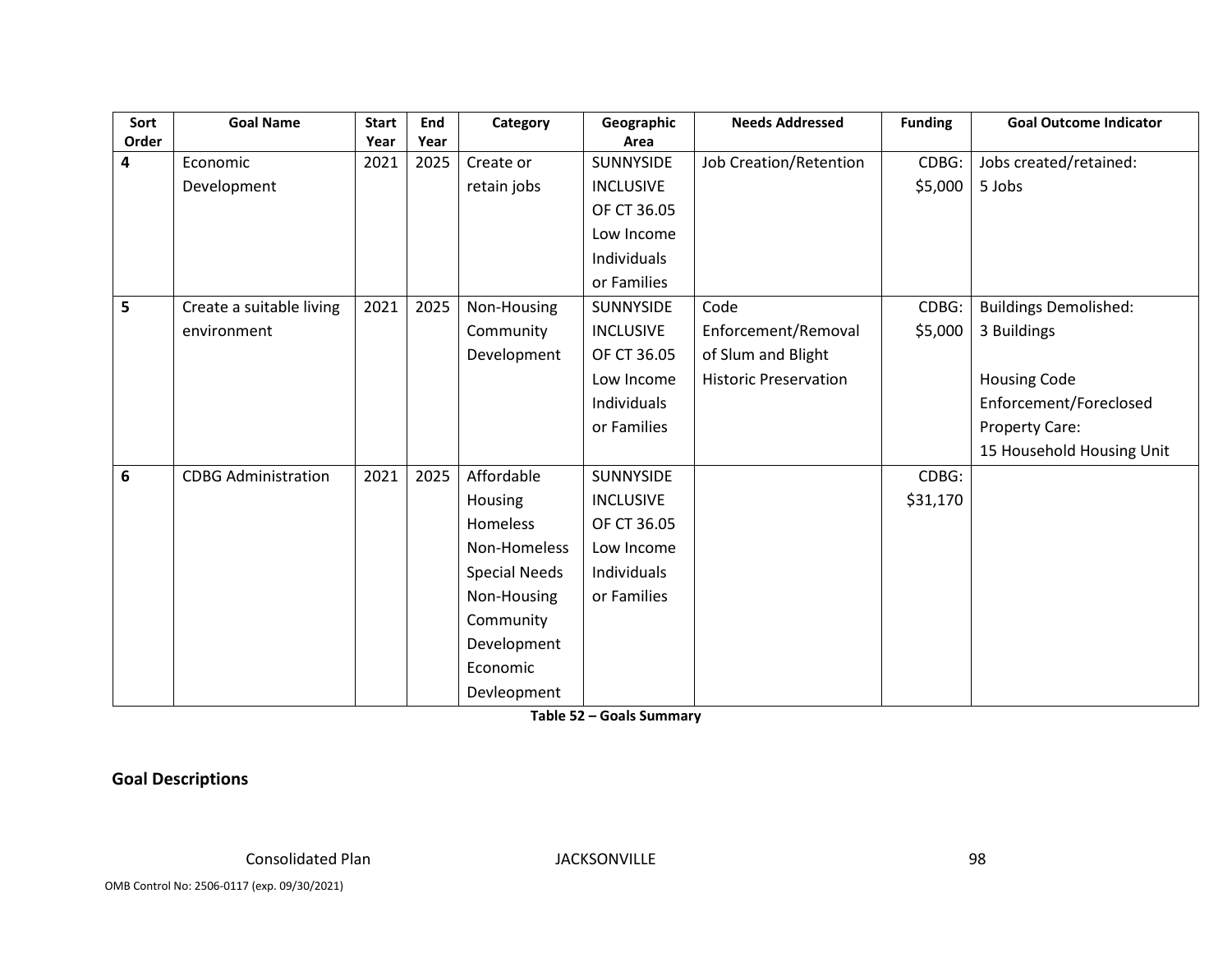| Sort Order | Goal Name | Start Year | End Year | Category | Geographic Area | Needs Addressed | Funding | Goal Outcome Indicator |
|---|---|---|---|---|---|---|---|---|
| 4 | Economic Development | 2021 | 2025 | Create or retain jobs | SUNNYSIDE INCLUSIVE OF CT 36.05 Low Income Individuals or Families | Job Creation/Retention | CDBG: $5,000 | Jobs created/retained: 5 Jobs |
| 5 | Create a suitable living environment | 2021 | 2025 | Non-Housing Community Development | SUNNYSIDE INCLUSIVE OF CT 36.05 Low Income Individuals or Families | Code Enforcement/Removal of Slum and Blight Historic Preservation | CDBG: $5,000 | Buildings Demolished: 3 Buildings<br><br>Housing Code Enforcement/Foreclosed Property Care: 15 Household Housing Unit |
| 6 | CDBG Administration | 2021 | 2025 | Affordable Housing Homeless Non-Homeless Special Needs Non-Housing Community Development Economic Devleopment | SUNNYSIDE INCLUSIVE OF CT 36.05 Low Income Individuals or Families | | CDBG: $31,170 | |

**Table 52 – Goals Summary**

## Goal Descriptions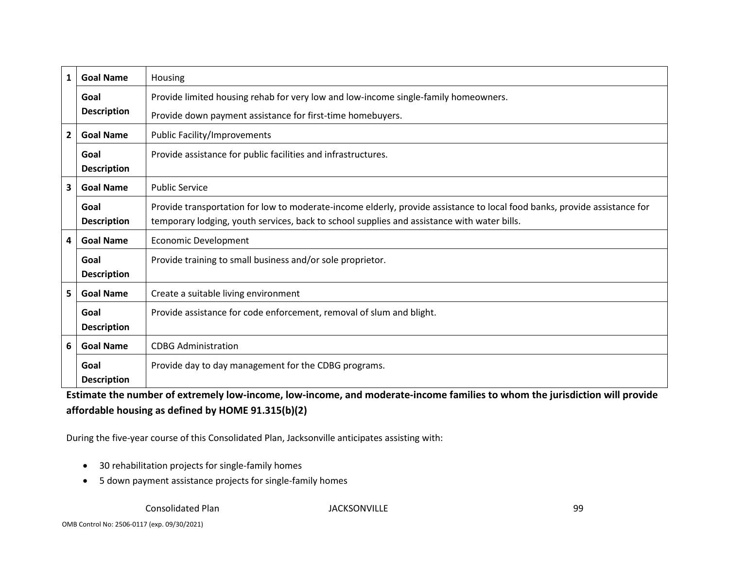| 1 | Goal Name | Housing |
|---|---|---|
| | Goal Description | Provide limited housing rehab for very low and low-income single-family homeowners. Provide down payment assistance for first-time homebuyers. |
| 2 | Goal Name | Public Facility/Improvements |
| | Goal Description | Provide assistance for public facilities and infrastructures. |
| 3 | Goal Name | Public Service |
| | Goal Description | Provide transportation for low to moderate-income elderly, provide assistance to local food banks, provide assistance for temporary lodging, youth services, back to school supplies and assistance with water bills. |
| 4 | Goal Name | Economic Development |
| | Goal Description | Provide training to small business and/or sole proprietor. |
| 5 | Goal Name | Create a suitable living environment |
| | Goal Description | Provide assistance for code enforcement, removal of slum and blight. |
| 6 | Goal Name | CDBG Administration |
| | Goal Description | Provide day to day management for the CDBG programs. |

**Estimate the number of extremely low-income, low-income, and moderate-income families to whom the jurisdiction will provide affordable housing as defined by HOME 91.315(b)(2)**

During the five-year course of this Consolidated Plan, Jacksonville anticipates assisting with:

- 30 rehabilitation projects for single-family homes
- 5 down payment assistance projects for single-family homes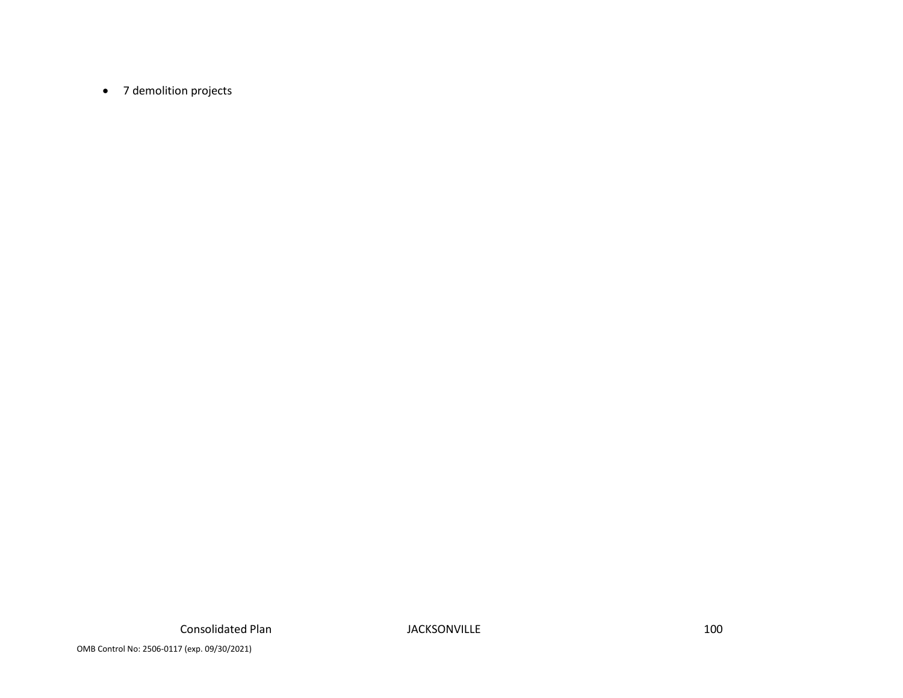- 7 demolition projects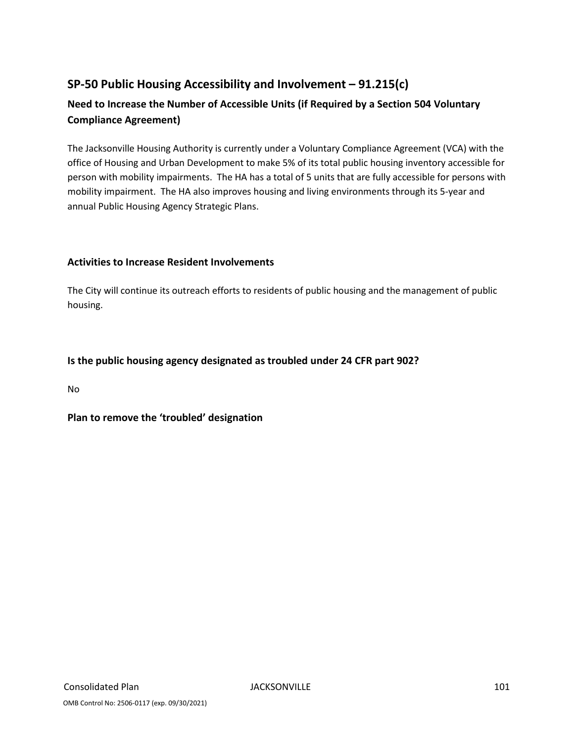## SP-50 Public Housing Accessibility and Involvement – 91.215(c)

### Need to Increase the Number of Accessible Units (if Required by a Section 504 Voluntary Compliance Agreement)

The Jacksonville Housing Authority is currently under a Voluntary Compliance Agreement (VCA) with the office of Housing and Urban Development to make 5% of its total public housing inventory accessible for person with mobility impairments. The HA has a total of 5 units that are fully accessible for persons with mobility impairment. The HA also improves housing and living environments through its 5-year and annual Public Housing Agency Strategic Plans.

### Activities to Increase Resident Involvements

The City will continue its outreach efforts to residents of public housing and the management of public housing.

### Is the public housing agency designated as troubled under 24 CFR part 902?

No

### Plan to remove the 'troubled' designation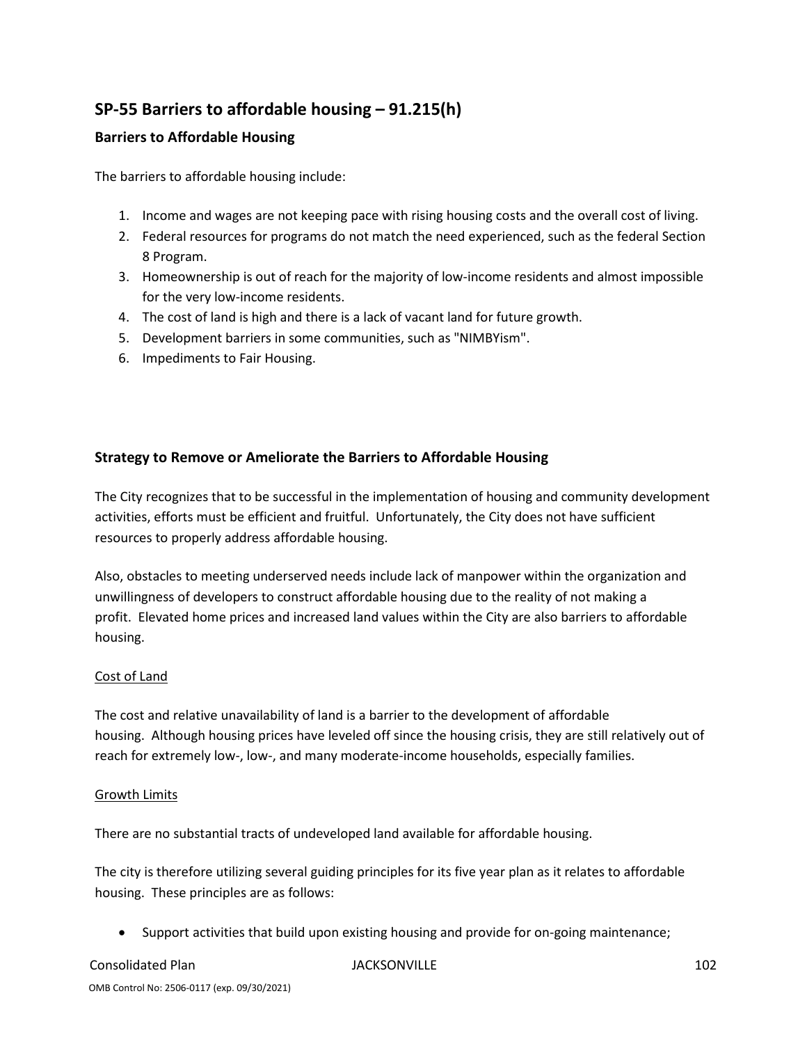## SP-55 Barriers to affordable housing – 91.215(h)

### Barriers to Affordable Housing

The barriers to affordable housing include:

1. Income and wages are not keeping pace with rising housing costs and the overall cost of living.
2. Federal resources for programs do not match the need experienced, such as the federal Section 8 Program.
3. Homeownership is out of reach for the majority of low-income residents and almost impossible for the very low-income residents.
4. The cost of land is high and there is a lack of vacant land for future growth.
5. Development barriers in some communities, such as "NIMBYism".
6. Impediments to Fair Housing.

### Strategy to Remove or Ameliorate the Barriers to Affordable Housing

The City recognizes that to be successful in the implementation of housing and community development activities, efforts must be efficient and fruitful. Unfortunately, the City does not have sufficient resources to properly address affordable housing.

Also, obstacles to meeting underserved needs include lack of manpower within the organization and unwillingness of developers to construct affordable housing due to the reality of not making a profit. Elevated home prices and increased land values within the City are also barriers to affordable housing.

Cost of Land

The cost and relative unavailability of land is a barrier to the development of affordable housing. Although housing prices have leveled off since the housing crisis, they are still relatively out of reach for extremely low-, low-, and many moderate-income households, especially families.

Growth Limits

There are no substantial tracts of undeveloped land available for affordable housing.

The city is therefore utilizing several guiding principles for its five year plan as it relates to affordable housing. These principles are as follows:

- Support activities that build upon existing housing and provide for on-going maintenance;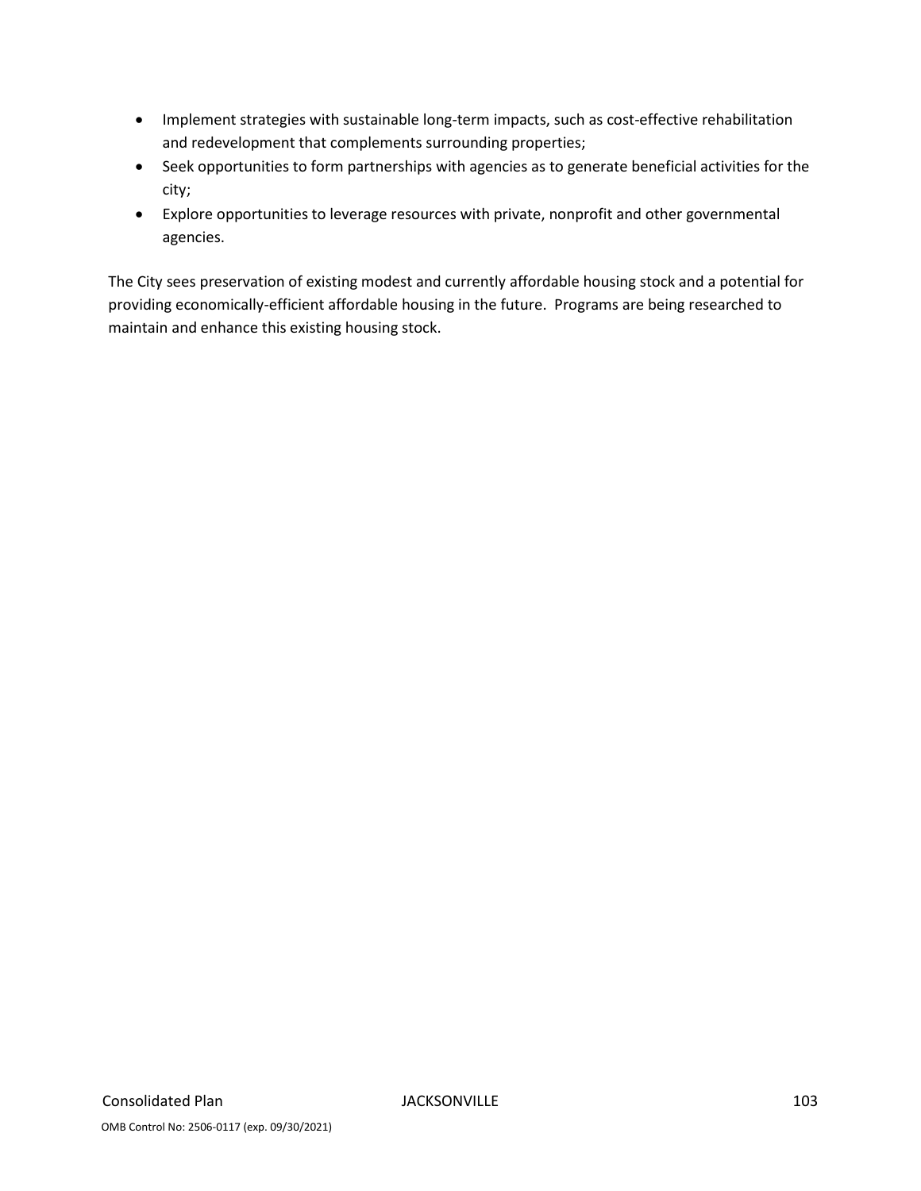- Implement strategies with sustainable long-term impacts, such as cost-effective rehabilitation and redevelopment that complements surrounding properties;
- Seek opportunities to form partnerships with agencies as to generate beneficial activities for the city;
- Explore opportunities to leverage resources with private, nonprofit and other governmental agencies.

The City sees preservation of existing modest and currently affordable housing stock and a potential for providing economically-efficient affordable housing in the future. Programs are being researched to maintain and enhance this existing housing stock.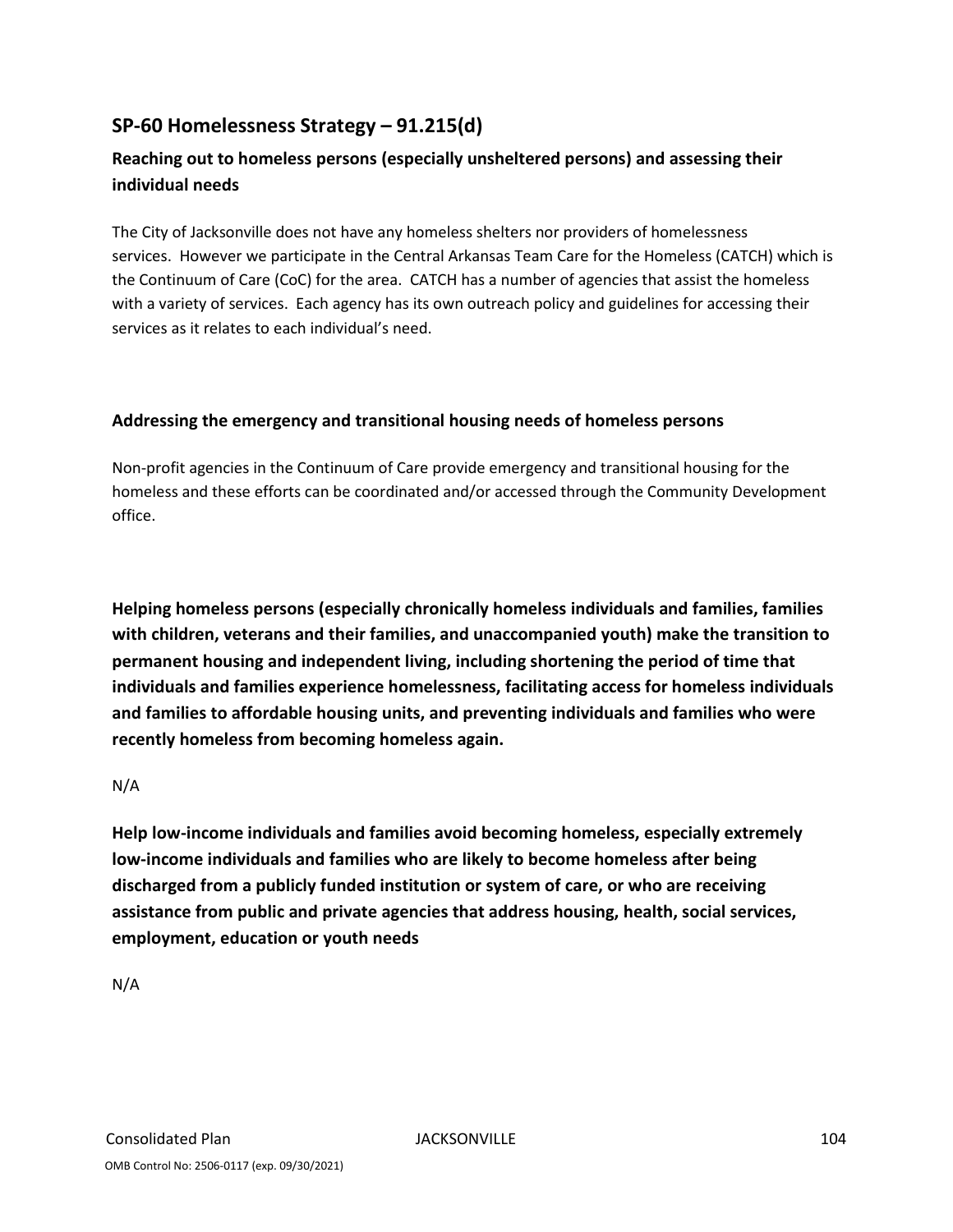## SP-60 Homelessness Strategy – 91.215(d)

### Reaching out to homeless persons (especially unsheltered persons) and assessing their individual needs

The City of Jacksonville does not have any homeless shelters nor providers of homelessness services. However we participate in the Central Arkansas Team Care for the Homeless (CATCH) which is the Continuum of Care (CoC) for the area. CATCH has a number of agencies that assist the homeless with a variety of services. Each agency has its own outreach policy and guidelines for accessing their services as it relates to each individual's need.

### Addressing the emergency and transitional housing needs of homeless persons

Non-profit agencies in the Continuum of Care provide emergency and transitional housing for the homeless and these efforts can be coordinated and/or accessed through the Community Development office.

**Helping homeless persons (especially chronically homeless individuals and families, families with children, veterans and their families, and unaccompanied youth) make the transition to permanent housing and independent living, including shortening the period of time that individuals and families experience homelessness, facilitating access for homeless individuals and families to affordable housing units, and preventing individuals and families who were recently homeless from becoming homeless again.**

N/A

**Help low-income individuals and families avoid becoming homeless, especially extremely low-income individuals and families who are likely to become homeless after being discharged from a publicly funded institution or system of care, or who are receiving assistance from public and private agencies that address housing, health, social services, employment, education or youth needs**

N/A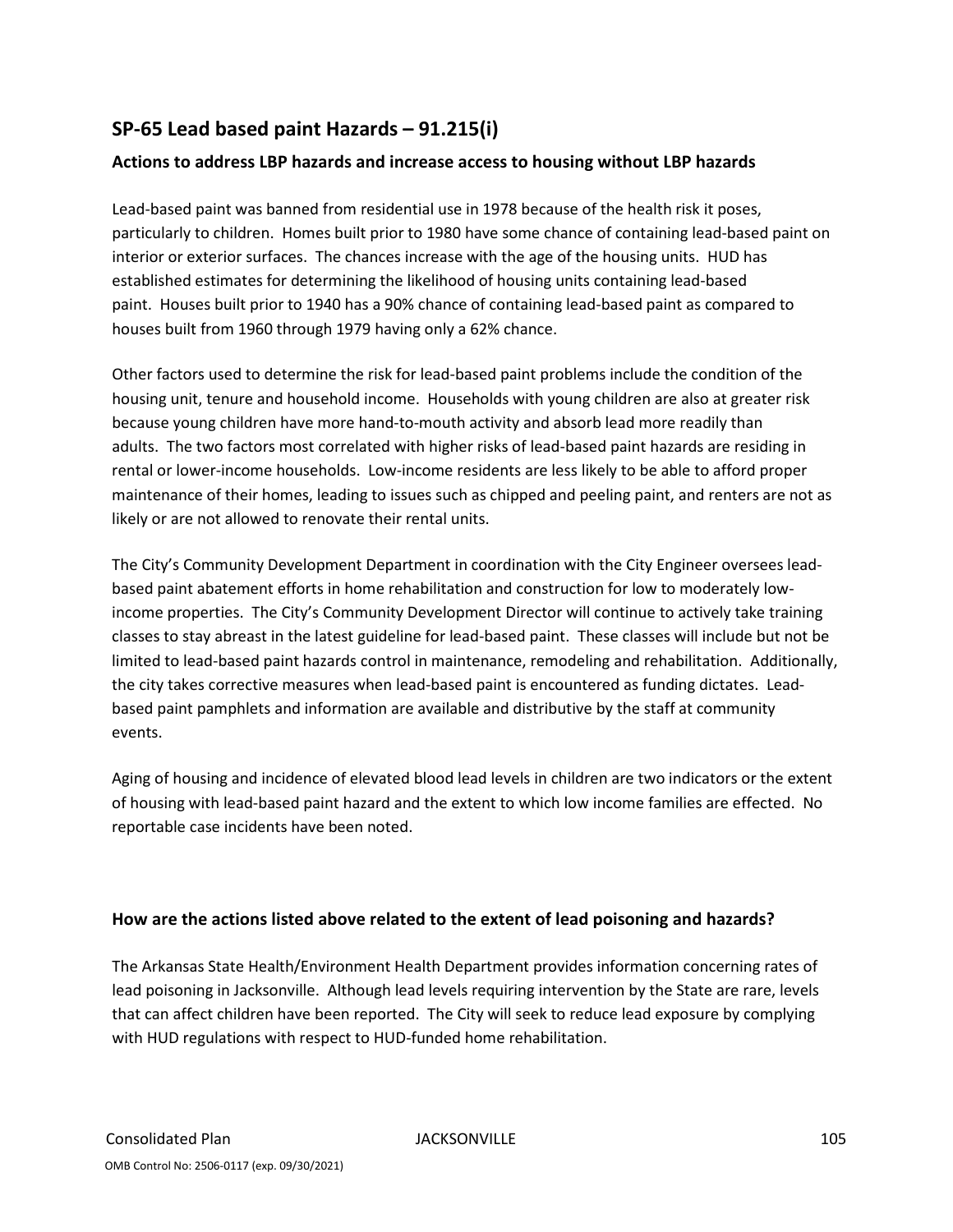## SP-65 Lead based paint Hazards – 91.215(i)

### Actions to address LBP hazards and increase access to housing without LBP hazards

Lead-based paint was banned from residential use in 1978 because of the health risk it poses, particularly to children. Homes built prior to 1980 have some chance of containing lead-based paint on interior or exterior surfaces. The chances increase with the age of the housing units. HUD has established estimates for determining the likelihood of housing units containing lead-based paint. Houses built prior to 1940 has a 90% chance of containing lead-based paint as compared to houses built from 1960 through 1979 having only a 62% chance.

Other factors used to determine the risk for lead-based paint problems include the condition of the housing unit, tenure and household income. Households with young children are also at greater risk because young children have more hand-to-mouth activity and absorb lead more readily than adults. The two factors most correlated with higher risks of lead-based paint hazards are residing in rental or lower-income households. Low-income residents are less likely to be able to afford proper maintenance of their homes, leading to issues such as chipped and peeling paint, and renters are not as likely or are not allowed to renovate their rental units.

The City's Community Development Department in coordination with the City Engineer oversees lead-based paint abatement efforts in home rehabilitation and construction for low to moderately low-income properties. The City's Community Development Director will continue to actively take training classes to stay abreast in the latest guideline for lead-based paint. These classes will include but not be limited to lead-based paint hazards control in maintenance, remodeling and rehabilitation. Additionally, the city takes corrective measures when lead-based paint is encountered as funding dictates. Lead-based paint pamphlets and information are available and distributive by the staff at community events.

Aging of housing and incidence of elevated blood lead levels in children are two indicators or the extent of housing with lead-based paint hazard and the extent to which low income families are effected. No reportable case incidents have been noted.

### How are the actions listed above related to the extent of lead poisoning and hazards?

The Arkansas State Health/Environment Health Department provides information concerning rates of lead poisoning in Jacksonville. Although lead levels requiring intervention by the State are rare, levels that can affect children have been reported. The City will seek to reduce lead exposure by complying with HUD regulations with respect to HUD-funded home rehabilitation.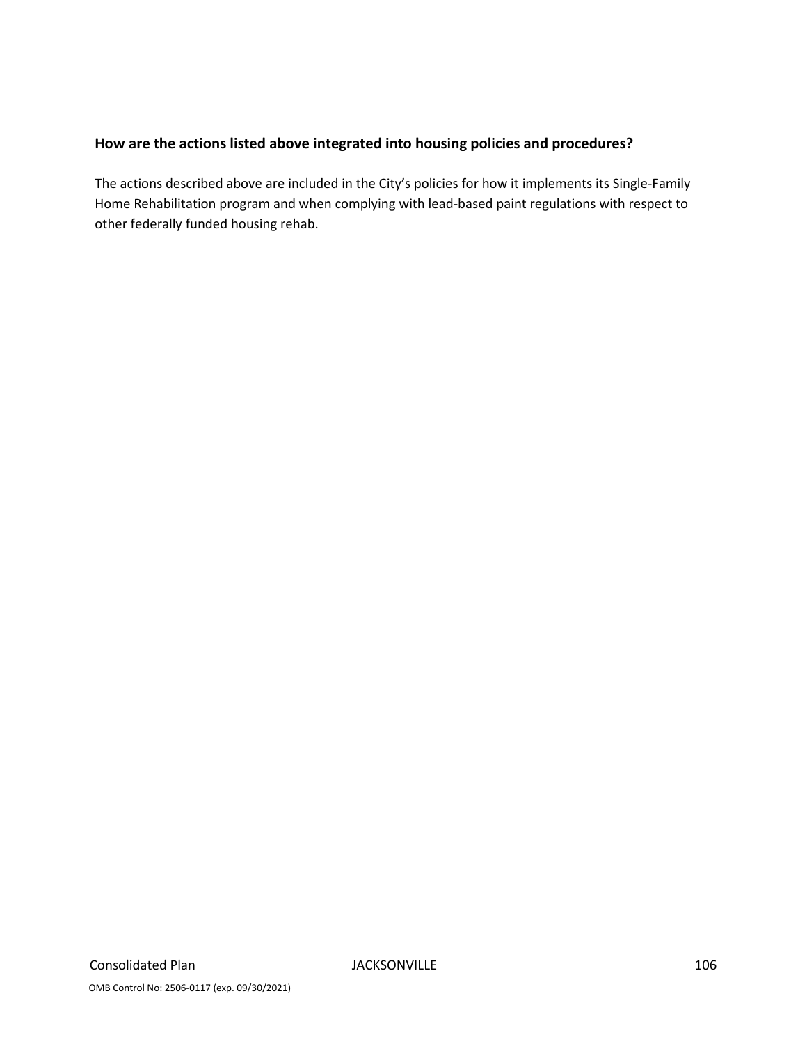**How are the actions listed above integrated into housing policies and procedures?**

The actions described above are included in the City's policies for how it implements its Single-Family Home Rehabilitation program and when complying with lead-based paint regulations with respect to other federally funded housing rehab.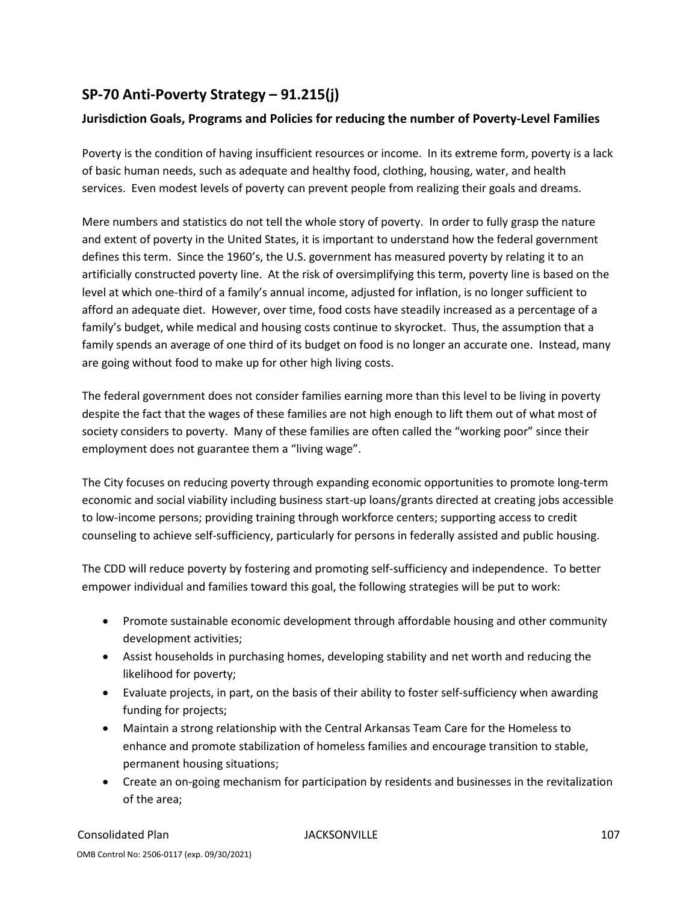## SP-70 Anti-Poverty Strategy – 91.215(j)

### Jurisdiction Goals, Programs and Policies for reducing the number of Poverty-Level Families

Poverty is the condition of having insufficient resources or income. In its extreme form, poverty is a lack of basic human needs, such as adequate and healthy food, clothing, housing, water, and health services. Even modest levels of poverty can prevent people from realizing their goals and dreams.

Mere numbers and statistics do not tell the whole story of poverty. In order to fully grasp the nature and extent of poverty in the United States, it is important to understand how the federal government defines this term. Since the 1960's, the U.S. government has measured poverty by relating it to an artificially constructed poverty line. At the risk of oversimplifying this term, poverty line is based on the level at which one-third of a family's annual income, adjusted for inflation, is no longer sufficient to afford an adequate diet. However, over time, food costs have steadily increased as a percentage of a family's budget, while medical and housing costs continue to skyrocket. Thus, the assumption that a family spends an average of one third of its budget on food is no longer an accurate one. Instead, many are going without food to make up for other high living costs.

The federal government does not consider families earning more than this level to be living in poverty despite the fact that the wages of these families are not high enough to lift them out of what most of society considers to poverty. Many of these families are often called the "working poor" since their employment does not guarantee them a "living wage".

The City focuses on reducing poverty through expanding economic opportunities to promote long-term economic and social viability including business start-up loans/grants directed at creating jobs accessible to low-income persons; providing training through workforce centers; supporting access to credit counseling to achieve self-sufficiency, particularly for persons in federally assisted and public housing.

The CDD will reduce poverty by fostering and promoting self-sufficiency and independence. To better empower individual and families toward this goal, the following strategies will be put to work:

- Promote sustainable economic development through affordable housing and other community development activities;
- Assist households in purchasing homes, developing stability and net worth and reducing the likelihood for poverty;
- Evaluate projects, in part, on the basis of their ability to foster self-sufficiency when awarding funding for projects;
- Maintain a strong relationship with the Central Arkansas Team Care for the Homeless to enhance and promote stabilization of homeless families and encourage transition to stable, permanent housing situations;
- Create an on-going mechanism for participation by residents and businesses in the revitalization of the area;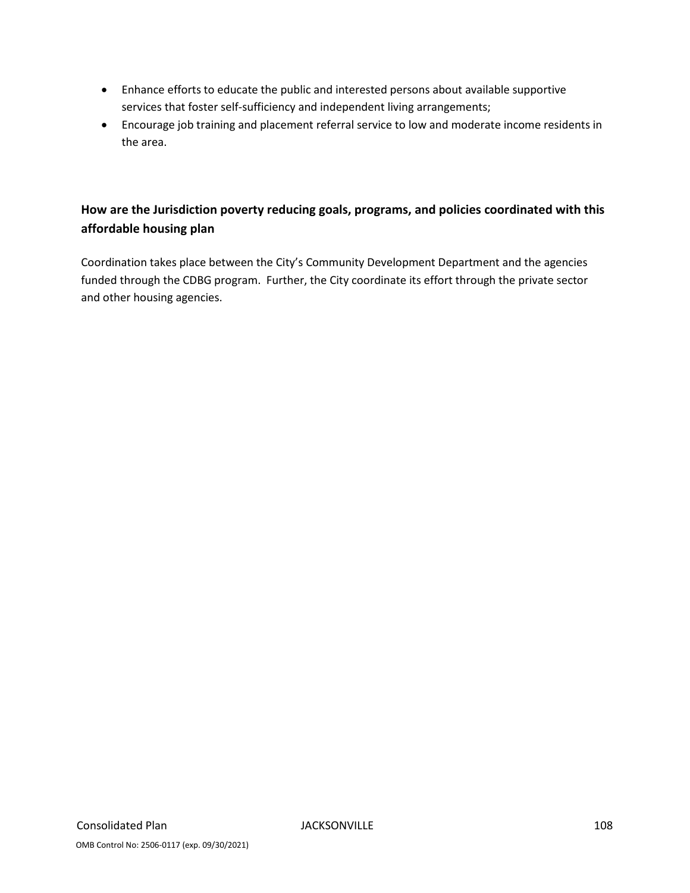- Enhance efforts to educate the public and interested persons about available supportive services that foster self-sufficiency and independent living arrangements;
- Encourage job training and placement referral service to low and moderate income residents in the area.

**How are the Jurisdiction poverty reducing goals, programs, and policies coordinated with this affordable housing plan**

Coordination takes place between the City's Community Development Department and the agencies funded through the CDBG program. Further, the City coordinate its effort through the private sector and other housing agencies.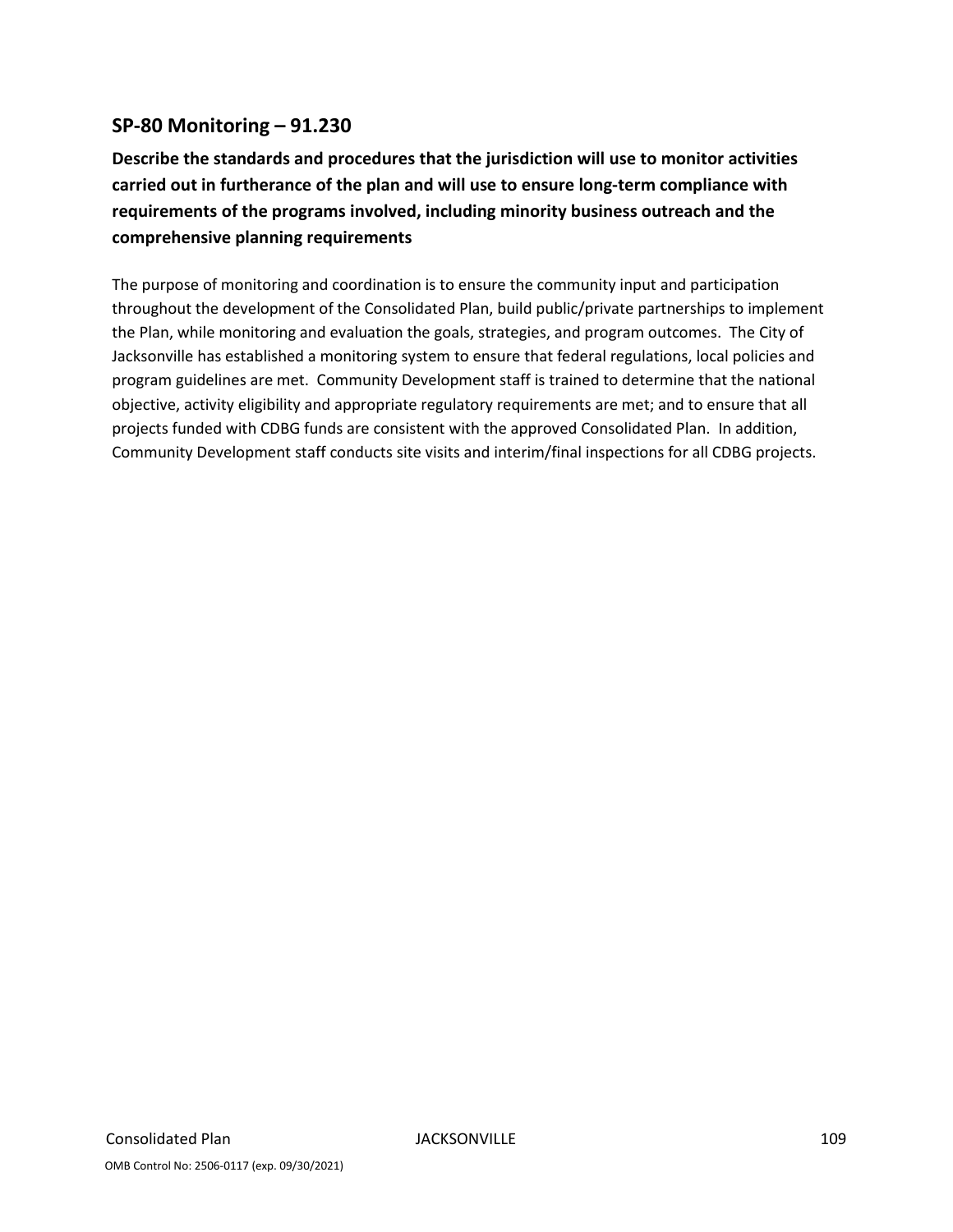## SP-80 Monitoring – 91.230

**Describe the standards and procedures that the jurisdiction will use to monitor activities carried out in furtherance of the plan and will use to ensure long-term compliance with requirements of the programs involved, including minority business outreach and the comprehensive planning requirements**

The purpose of monitoring and coordination is to ensure the community input and participation throughout the development of the Consolidated Plan, build public/private partnerships to implement the Plan, while monitoring and evaluation the goals, strategies, and program outcomes. The City of Jacksonville has established a monitoring system to ensure that federal regulations, local policies and program guidelines are met. Community Development staff is trained to determine that the national objective, activity eligibility and appropriate regulatory requirements are met; and to ensure that all projects funded with CDBG funds are consistent with the approved Consolidated Plan. In addition, Community Development staff conducts site visits and interim/final inspections for all CDBG projects.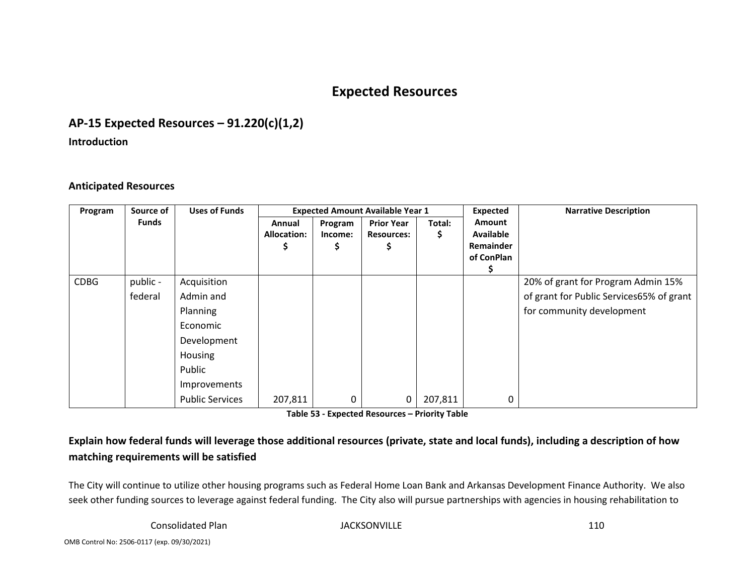# Expected Resources

## AP-15 Expected Resources – 91.220(c)(1,2)

**Introduction**

**Anticipated Resources**

| Program | Source of Funds | Uses of Funds | Expected Amount Available Year 1 | | | | Expected Amount Available Remainder of ConPlan $ | Narrative Description |
|---|---|---|---|---|---|---|---|---|
| | | | Annual Allocation: $ | Program Income: $ | Prior Year Resources: $ | Total: $ | | |
| CDBG | public - federal | Acquisition Admin and Planning Economic Development Housing Public Improvements Public Services | 207,811 | 0 | 0 | 207,811 | 0 | 20% of grant for Program Admin 15% of grant for Public Services65% of grant for community development |

**Table 53 - Expected Resources – Priority Table**

**Explain how federal funds will leverage those additional resources (private, state and local funds), including a description of how matching requirements will be satisfied**

The City will continue to utilize other housing programs such as Federal Home Loan Bank and Arkansas Development Finance Authority. We also seek other funding sources to leverage against federal funding. The City also will pursue partnerships with agencies in housing rehabilitation to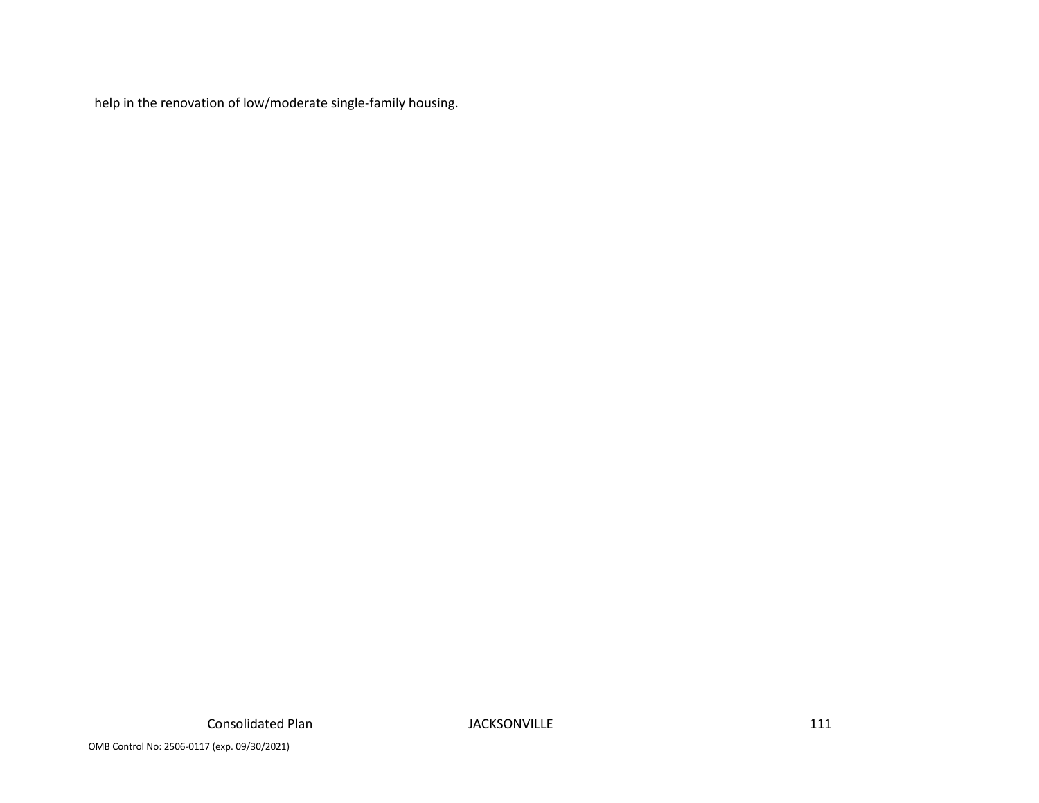help in the renovation of low/moderate single-family housing.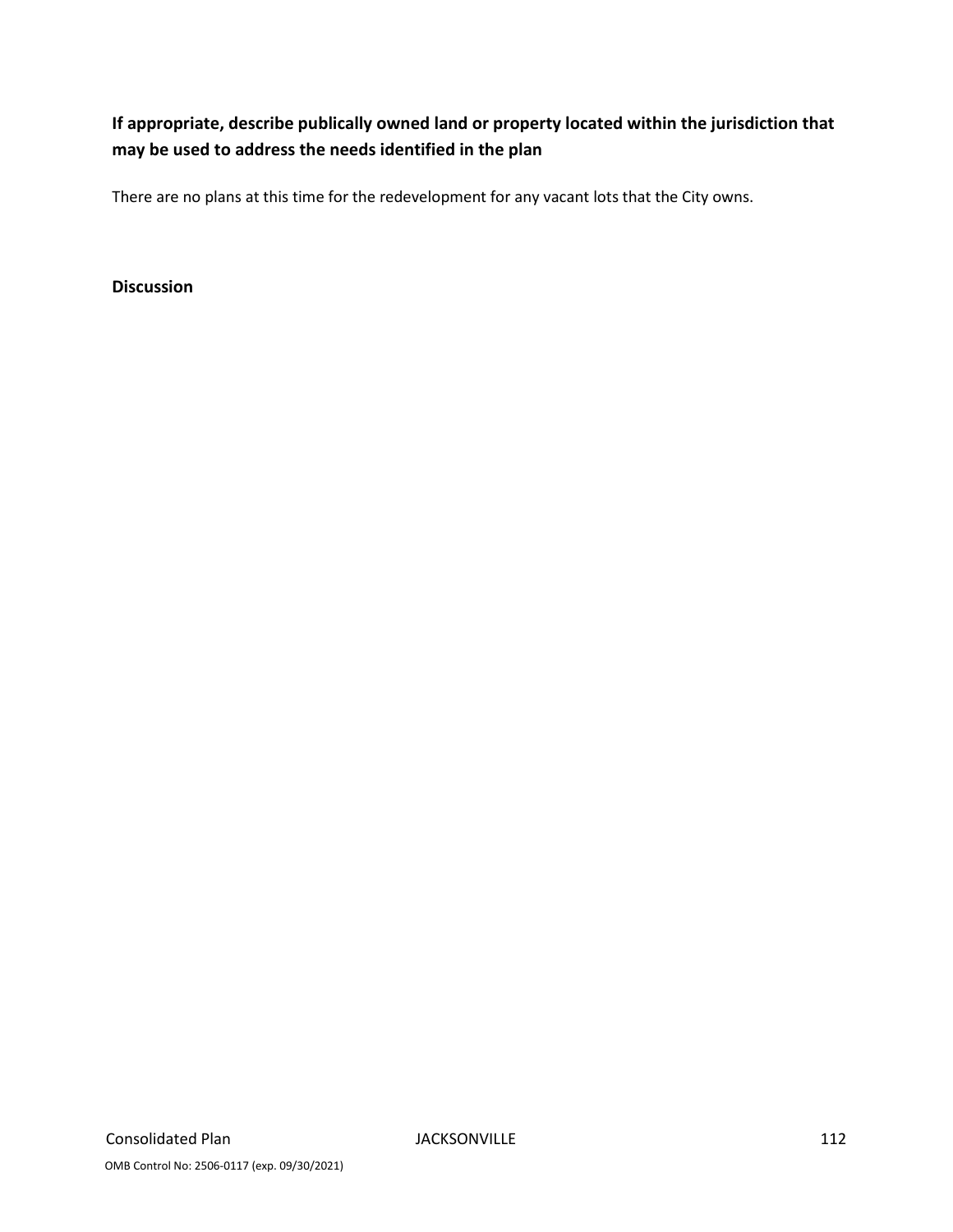**If appropriate, describe publically owned land or property located within the jurisdiction that may be used to address the needs identified in the plan**

There are no plans at this time for the redevelopment for any vacant lots that the City owns.

**Discussion**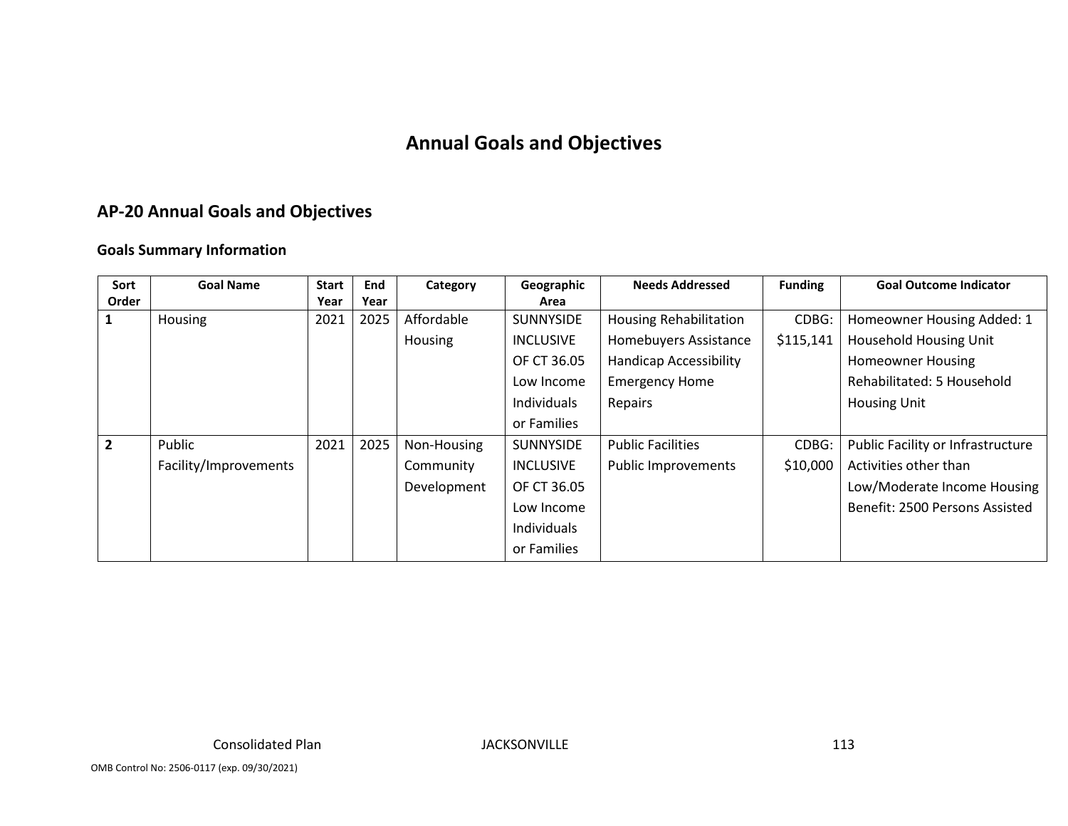# Annual Goals and Objectives

## AP-20 Annual Goals and Objectives

### Goals Summary Information

| Sort Order | Goal Name | Start Year | End Year | Category | Geographic Area | Needs Addressed | Funding | Goal Outcome Indicator |
|---|---|---|---|---|---|---|---|---|
| 1 | Housing | 2021 | 2025 | Affordable Housing | SUNNYSIDE INCLUSIVE OF CT 36.05 Low Income Individuals or Families | Housing Rehabilitation Homebuyers Assistance Handicap Accessibility Emergency Home Repairs | CDBG: $115,141 | Homeowner Housing Added: 1 Household Housing Unit Homeowner Housing Rehabilitated: 5 Household Housing Unit |
| 2 | Public Facility/Improvements | 2021 | 2025 | Non-Housing Community Development | SUNNYSIDE INCLUSIVE OF CT 36.05 Low Income Individuals or Families | Public Facilities Public Improvements | CDBG: $10,000 | Public Facility or Infrastructure Activities other than Low/Moderate Income Housing Benefit: 2500 Persons Assisted |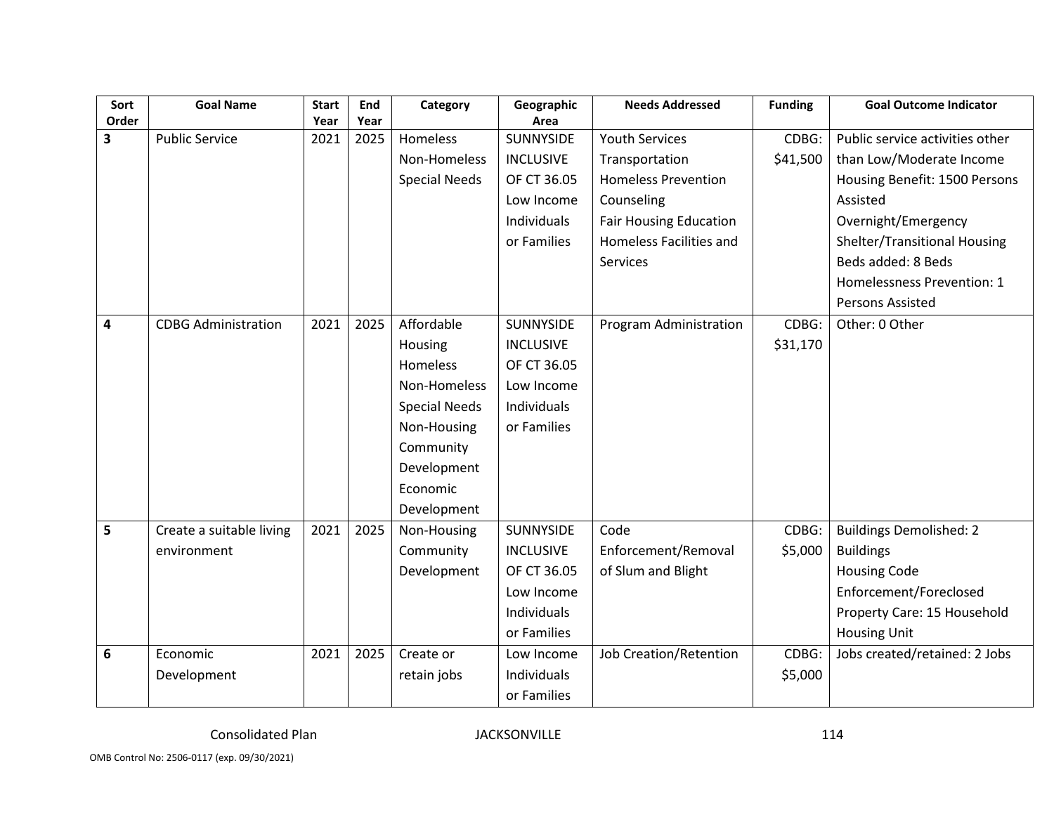| Sort Order | Goal Name | Start Year | End Year | Category | Geographic Area | Needs Addressed | Funding | Goal Outcome Indicator |
|---|---|---|---|---|---|---|---|---|
| **3** | Public Service | 2021 | 2025 | Homeless<br>Non-Homeless<br>Special Needs | SUNNYSIDE INCLUSIVE OF CT 36.05<br>Low Income Individuals or Families | Youth Services<br>Transportation<br>Homeless Prevention<br>Counseling<br>Fair Housing Education<br>Homeless Facilities and Services | CDBG: $41,500 | Public service activities other than Low/Moderate Income Housing Benefit: 1500 Persons Assisted<br>Overnight/Emergency Shelter/Transitional Housing Beds added: 8 Beds<br>Homelessness Prevention: 1 Persons Assisted |
| **4** | CDBG Administration | 2021 | 2025 | Affordable Housing<br>Homeless<br>Non-Homeless<br>Special Needs<br>Non-Housing Community Development<br>Economic Development | SUNNYSIDE INCLUSIVE OF CT 36.05<br>Low Income Individuals or Families | Program Administration | CDBG: $31,170 | Other: 0 Other |
| **5** | Create a suitable living environment | 2021 | 2025 | Non-Housing Community Development | SUNNYSIDE INCLUSIVE OF CT 36.05<br>Low Income Individuals or Families | Code Enforcement/Removal of Slum and Blight | CDBG: $5,000 | Buildings Demolished: 2 Buildings<br>Housing Code Enforcement/Foreclosed Property Care: 15 Household Housing Unit |
| **6** | Economic Development | 2021 | 2025 | Create or retain jobs | Low Income Individuals or Families | Job Creation/Retention | CDBG: $5,000 | Jobs created/retained: 2 Jobs |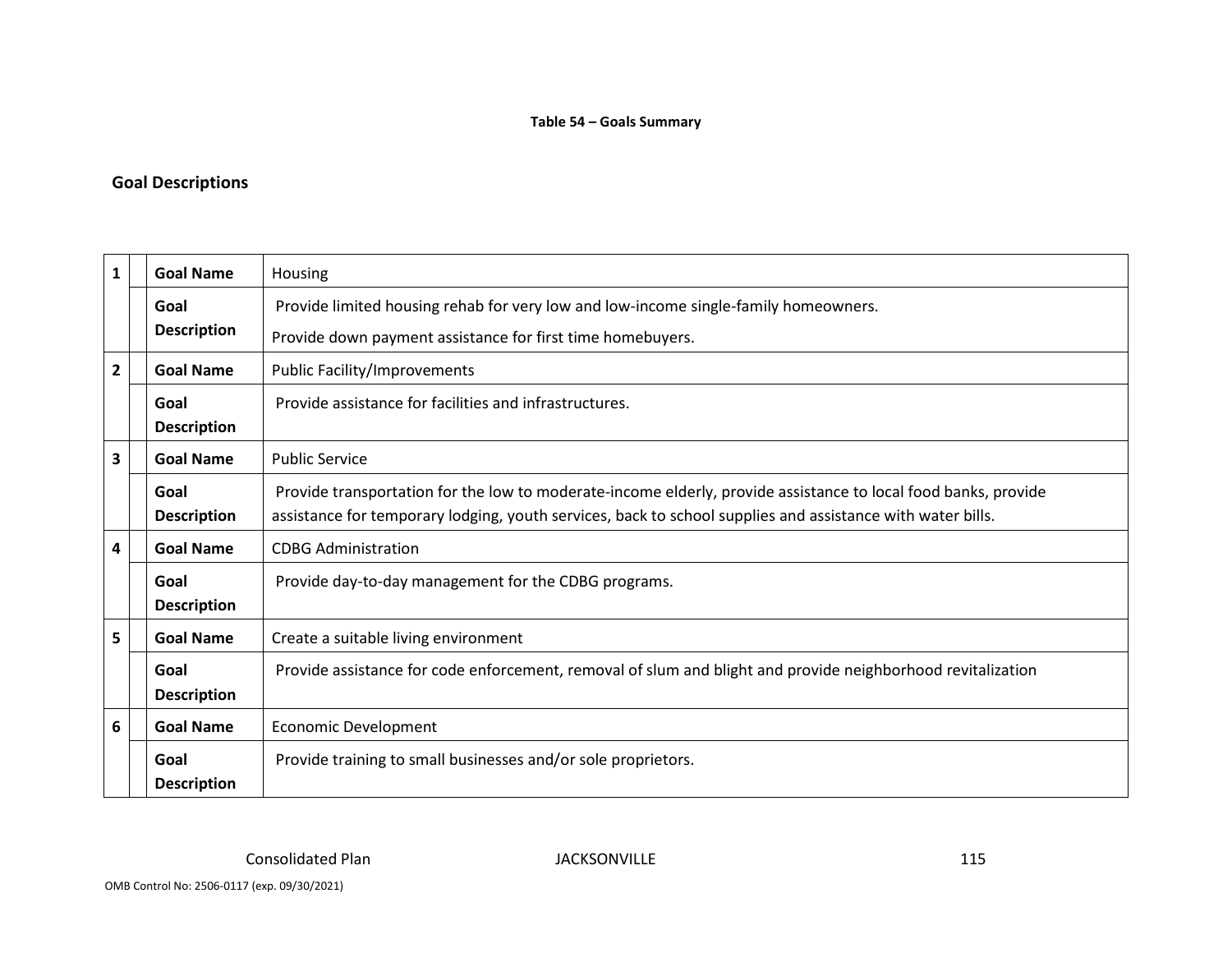**Table 54 – Goals Summary**

## Goal Descriptions

| | | | |
|---|---|---|---|
| 1 | | **Goal Name** | Housing |
| | | **Goal Description** | Provide limited housing rehab for very low and low-income single-family homeowners.<br>Provide down payment assistance for first time homebuyers. |
| 2 | | **Goal Name** | Public Facility/Improvements |
| | | **Goal Description** | Provide assistance for facilities and infrastructures. |
| 3 | | **Goal Name** | Public Service |
| | | **Goal Description** | Provide transportation for the low to moderate-income elderly, provide assistance to local food banks, provide assistance for temporary lodging, youth services, back to school supplies and assistance with water bills. |
| 4 | | **Goal Name** | CDBG Administration |
| | | **Goal Description** | Provide day-to-day management for the CDBG programs. |
| 5 | | **Goal Name** | Create a suitable living environment |
| | | **Goal Description** | Provide assistance for code enforcement, removal of slum and blight and provide neighborhood revitalization |
| 6 | | **Goal Name** | Economic Development |
| | | **Goal Description** | Provide training to small businesses and/or sole proprietors. |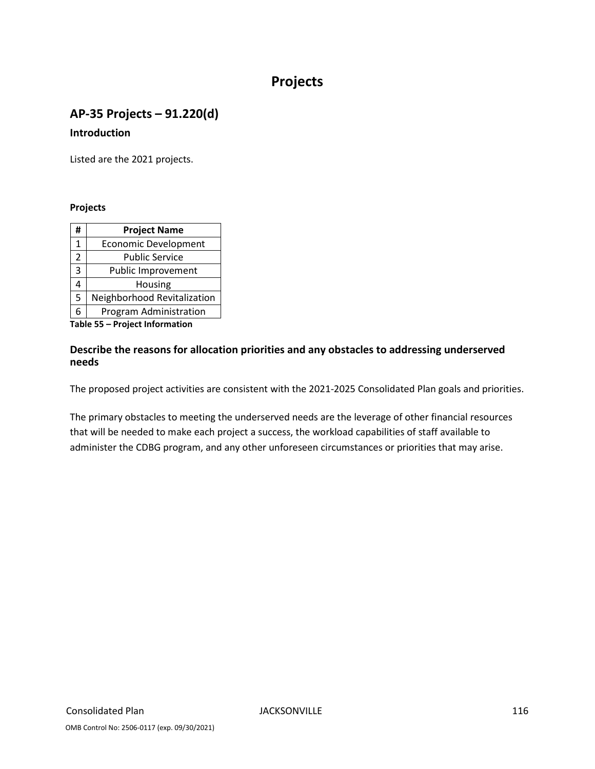# Projects

## AP-35 Projects – 91.220(d)

### Introduction

Listed are the 2021 projects.

**Projects**

| # | Project Name |
|---|---|
| 1 | Economic Development |
| 2 | Public Service |
| 3 | Public Improvement |
| 4 | Housing |
| 5 | Neighborhood Revitalization |
| 6 | Program Administration |

**Table 55 – Project Information**

### Describe the reasons for allocation priorities and any obstacles to addressing underserved needs

The proposed project activities are consistent with the 2021-2025 Consolidated Plan goals and priorities.

The primary obstacles to meeting the underserved needs are the leverage of other financial resources that will be needed to make each project a success, the workload capabilities of staff available to administer the CDBG program, and any other unforeseen circumstances or priorities that may arise.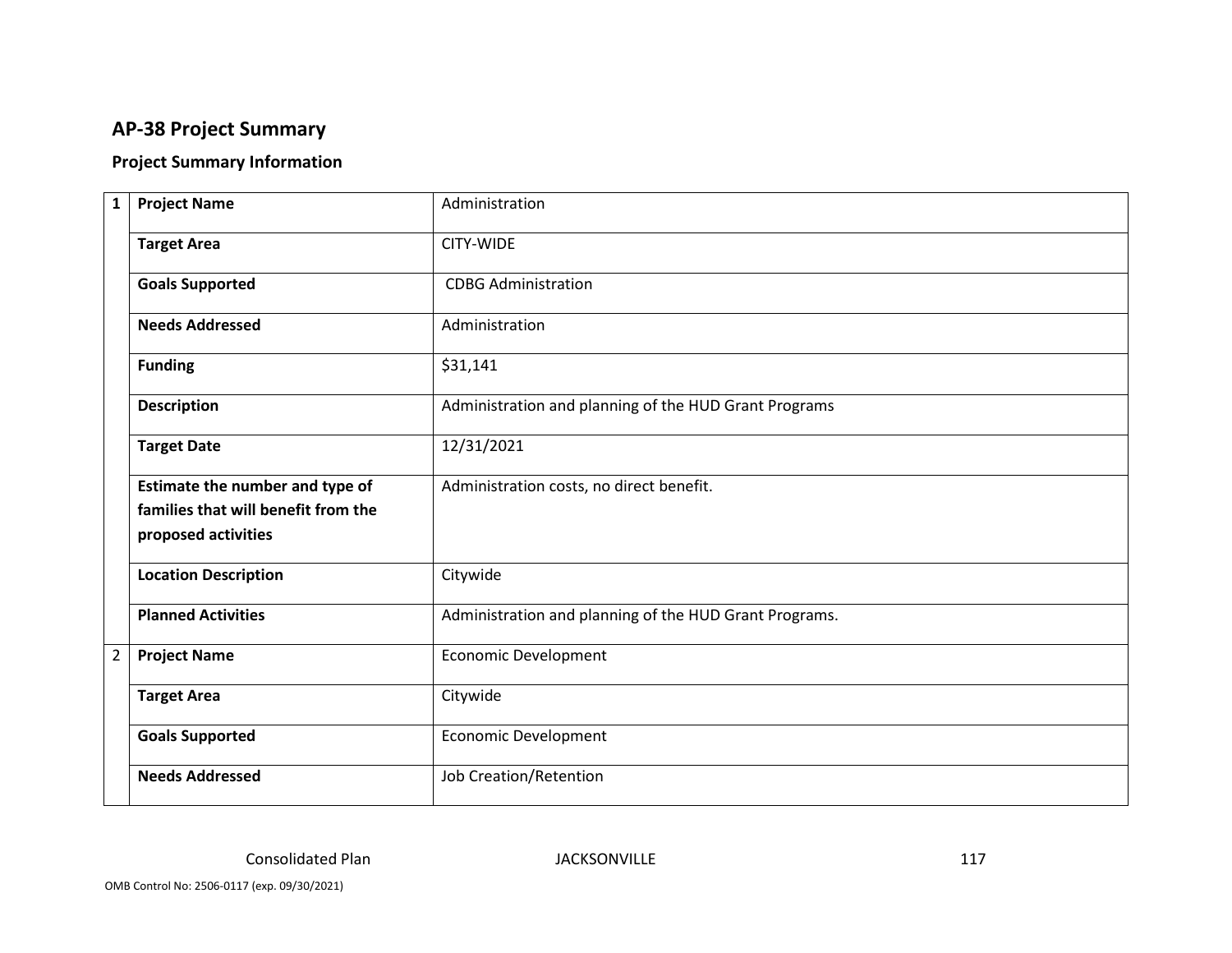## AP-38 Project Summary

### Project Summary Information

| | | |
|---|---|---|
| **1** | **Project Name** | Administration |
| | **Target Area** | CITY-WIDE |
| | **Goals Supported** | CDBG Administration |
| | **Needs Addressed** | Administration |
| | **Funding** | $31,141 |
| | **Description** | Administration and planning of the HUD Grant Programs |
| | **Target Date** | 12/31/2021 |
| | **Estimate the number and type of families that will benefit from the proposed activities** | Administration costs, no direct benefit. |
| | **Location Description** | Citywide |
| | **Planned Activities** | Administration and planning of the HUD Grant Programs. |
| 2 | **Project Name** | Economic Development |
| | **Target Area** | Citywide |
| | **Goals Supported** | Economic Development |
| | **Needs Addressed** | Job Creation/Retention |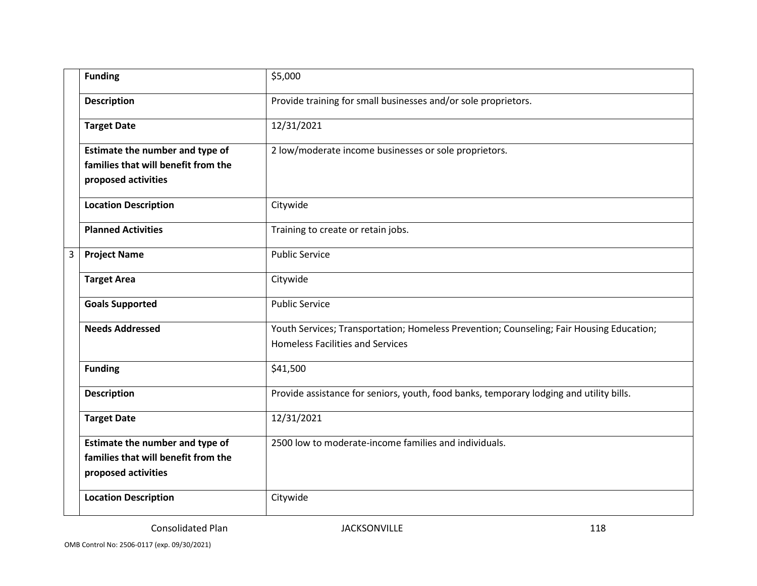| | | |
|---|---|---|
| | **Funding** | $5,000 |
| | **Description** | Provide training for small businesses and/or sole proprietors. |
| | **Target Date** | 12/31/2021 |
| | **Estimate the number and type of families that will benefit from the proposed activities** | 2 low/moderate income businesses or sole proprietors. |
| | **Location Description** | Citywide |
| | **Planned Activities** | Training to create or retain jobs. |
| 3 | **Project Name** | Public Service |
| | **Target Area** | Citywide |
| | **Goals Supported** | Public Service |
| | **Needs Addressed** | Youth Services; Transportation; Homeless Prevention; Counseling; Fair Housing Education; Homeless Facilities and Services |
| | **Funding** | $41,500 |
| | **Description** | Provide assistance for seniors, youth, food banks, temporary lodging and utility bills. |
| | **Target Date** | 12/31/2021 |
| | **Estimate the number and type of families that will benefit from the proposed activities** | 2500 low to moderate-income families and individuals. |
| | **Location Description** | Citywide |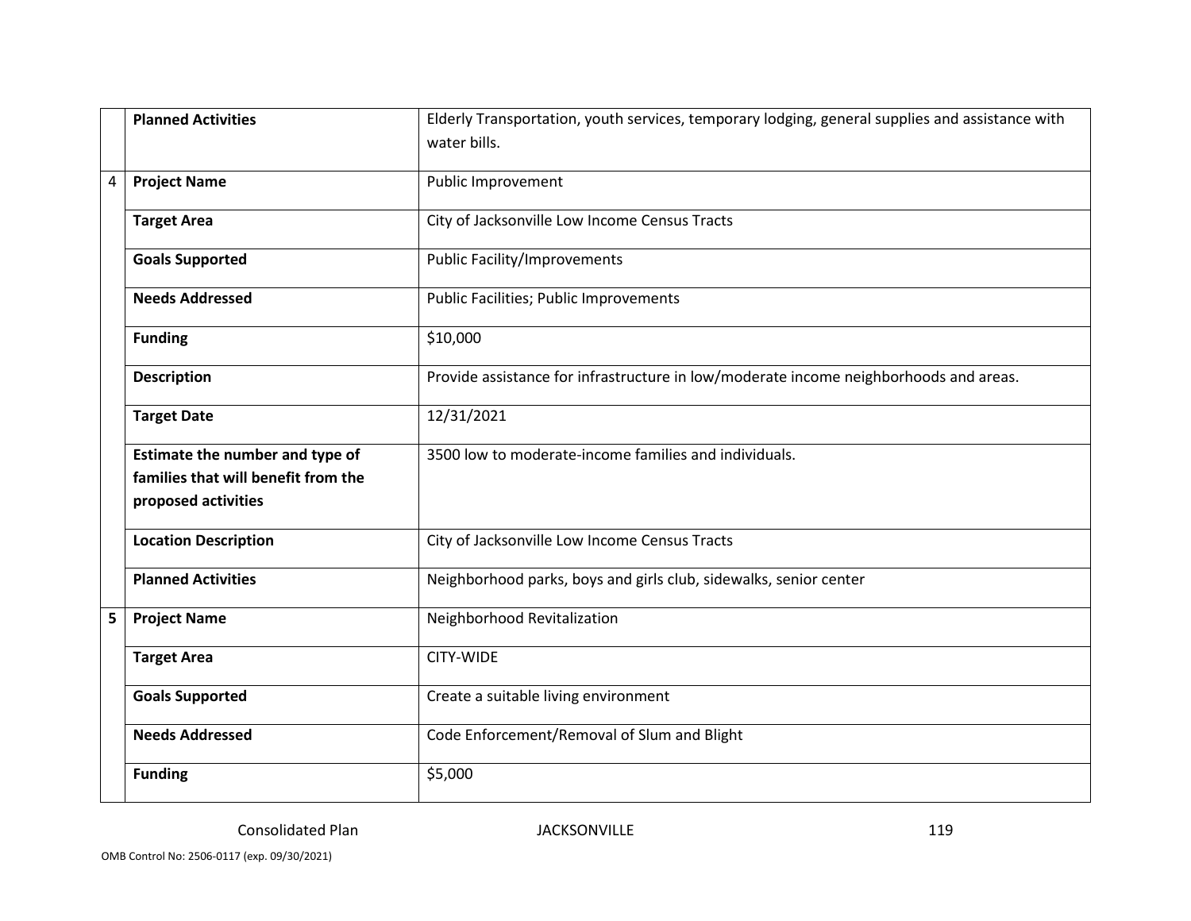| | | |
|---|---|---|
| | **Planned Activities** | Elderly Transportation, youth services, temporary lodging, general supplies and assistance with water bills. |
| 4 | **Project Name** | Public Improvement |
| | **Target Area** | City of Jacksonville Low Income Census Tracts |
| | **Goals Supported** | Public Facility/Improvements |
| | **Needs Addressed** | Public Facilities; Public Improvements |
| | **Funding** | $10,000 |
| | **Description** | Provide assistance for infrastructure in low/moderate income neighborhoods and areas. |
| | **Target Date** | 12/31/2021 |
| | **Estimate the number and type of families that will benefit from the proposed activities** | 3500 low to moderate-income families and individuals. |
| | **Location Description** | City of Jacksonville Low Income Census Tracts |
| | **Planned Activities** | Neighborhood parks, boys and girls club, sidewalks, senior center |
| **5** | **Project Name** | Neighborhood Revitalization |
| | **Target Area** | CITY-WIDE |
| | **Goals Supported** | Create a suitable living environment |
| | **Needs Addressed** | Code Enforcement/Removal of Slum and Blight |
| | **Funding** | $5,000 |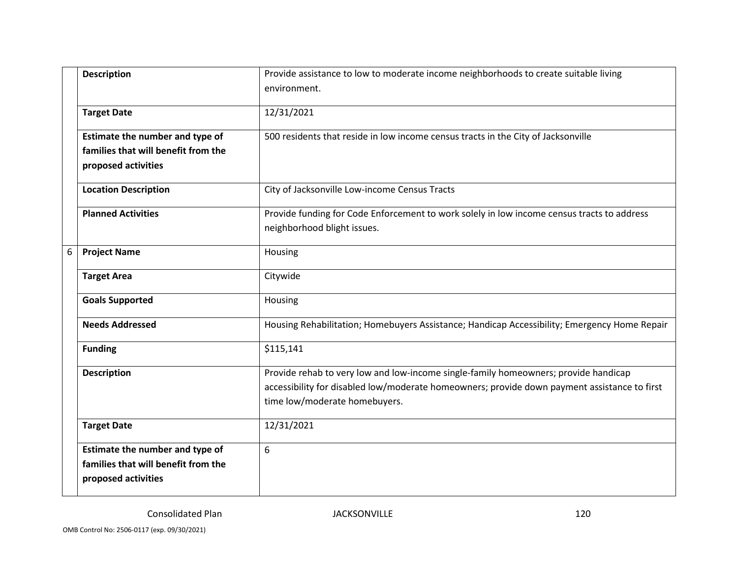| | | |
|---|---|---|
| | **Description** | Provide assistance to low to moderate income neighborhoods to create suitable living environment. |
| | **Target Date** | 12/31/2021 |
| | **Estimate the number and type of families that will benefit from the proposed activities** | 500 residents that reside in low income census tracts in the City of Jacksonville |
| | **Location Description** | City of Jacksonville Low-income Census Tracts |
| | **Planned Activities** | Provide funding for Code Enforcement to work solely in low income census tracts to address neighborhood blight issues. |
| 6 | **Project Name** | Housing |
| | **Target Area** | Citywide |
| | **Goals Supported** | Housing |
| | **Needs Addressed** | Housing Rehabilitation; Homebuyers Assistance; Handicap Accessibility; Emergency Home Repair |
| | **Funding** | $115,141 |
| | **Description** | Provide rehab to very low and low-income single-family homeowners; provide handicap accessibility for disabled low/moderate homeowners; provide down payment assistance to first time low/moderate homebuyers. |
| | **Target Date** | 12/31/2021 |
| | **Estimate the number and type of families that will benefit from the proposed activities** | 6 |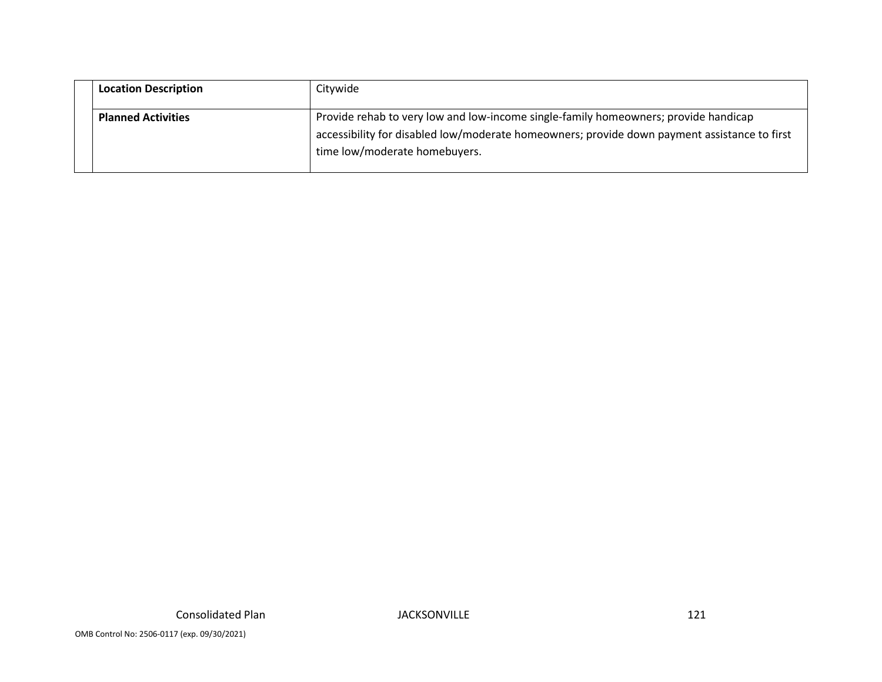| | | |
|---|---|---|
| | **Location Description** | Citywide |
| | **Planned Activities** | Provide rehab to very low and low-income single-family homeowners; provide handicap accessibility for disabled low/moderate homeowners; provide down payment assistance to first time low/moderate homebuyers. |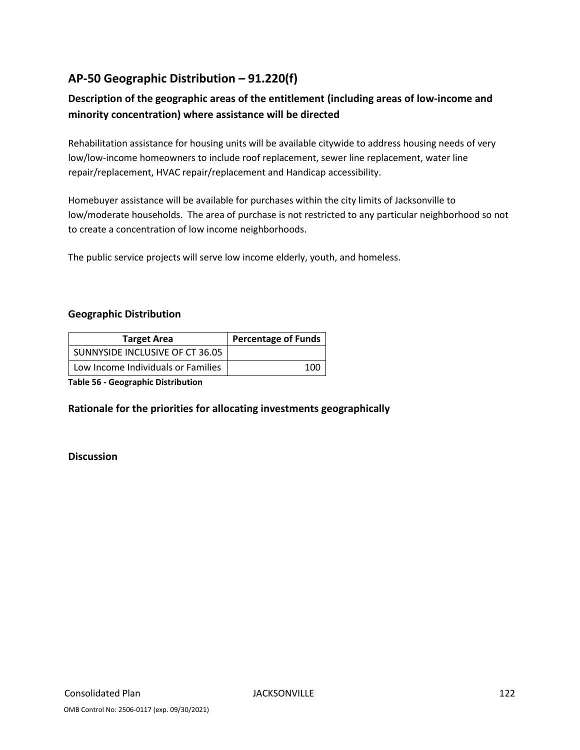## AP-50 Geographic Distribution – 91.220(f)

### Description of the geographic areas of the entitlement (including areas of low-income and minority concentration) where assistance will be directed

Rehabilitation assistance for housing units will be available citywide to address housing needs of very low/low-income homeowners to include roof replacement, sewer line replacement, water line repair/replacement, HVAC repair/replacement and Handicap accessibility.

Homebuyer assistance will be available for purchases within the city limits of Jacksonville to low/moderate households. The area of purchase is not restricted to any particular neighborhood so not to create a concentration of low income neighborhoods.

The public service projects will serve low income elderly, youth, and homeless.

### Geographic Distribution

| Target Area | Percentage of Funds |
| --- | --- |
| SUNNYSIDE INCLUSIVE OF CT 36.05 | |
| Low Income Individuals or Families | 100 |

**Table 56 - Geographic Distribution**

### Rationale for the priorities for allocating investments geographically

### Discussion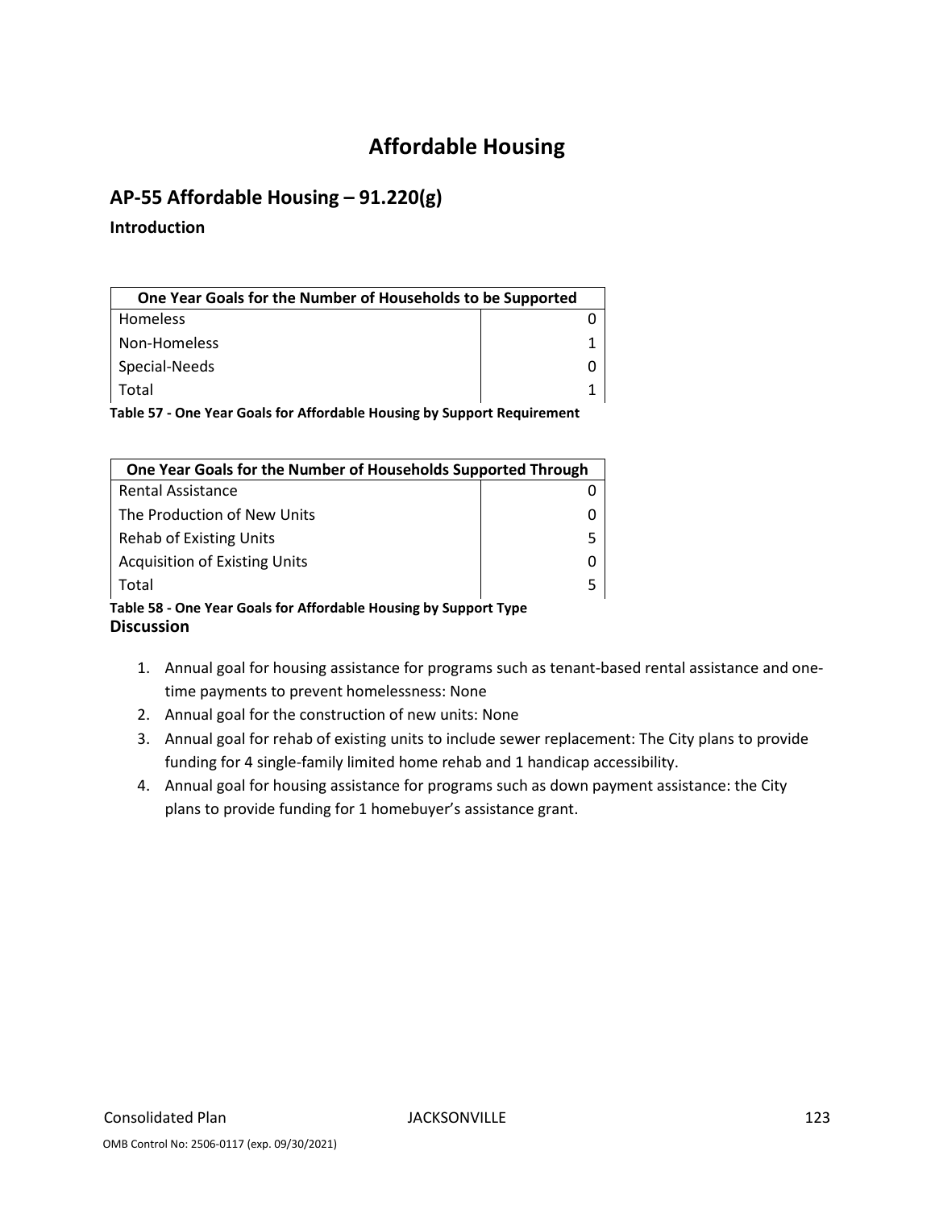# Affordable Housing

## AP-55 Affordable Housing – 91.220(g)

### Introduction

| One Year Goals for the Number of Households to be Supported | |
|---|---|
| Homeless | 0 |
| Non-Homeless | 1 |
| Special-Needs | 0 |
| Total | 1 |

**Table 57 - One Year Goals for Affordable Housing by Support Requirement**

| One Year Goals for the Number of Households Supported Through | |
|---|---|
| Rental Assistance | 0 |
| The Production of New Units | 0 |
| Rehab of Existing Units | 5 |
| Acquisition of Existing Units | 0 |
| Total | 5 |

**Table 58 - One Year Goals for Affordable Housing by Support Type**

### Discussion

1. Annual goal for housing assistance for programs such as tenant-based rental assistance and one-time payments to prevent homelessness: None
2. Annual goal for the construction of new units: None
3. Annual goal for rehab of existing units to include sewer replacement: The City plans to provide funding for 4 single-family limited home rehab and 1 handicap accessibility.
4. Annual goal for housing assistance for programs such as down payment assistance: the City plans to provide funding for 1 homebuyer's assistance grant.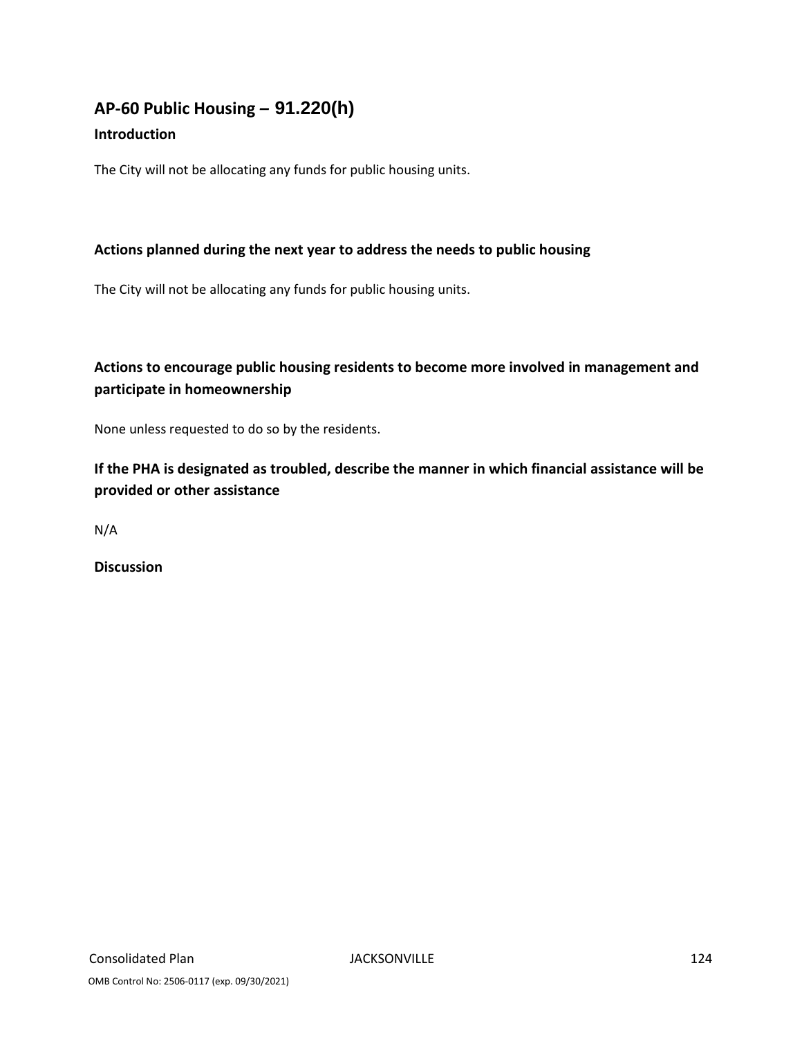## AP-60 Public Housing – 91.220(h)

### Introduction

The City will not be allocating any funds for public housing units.

### Actions planned during the next year to address the needs to public housing

The City will not be allocating any funds for public housing units.

### Actions to encourage public housing residents to become more involved in management and participate in homeownership

None unless requested to do so by the residents.

### If the PHA is designated as troubled, describe the manner in which financial assistance will be provided or other assistance

N/A

### Discussion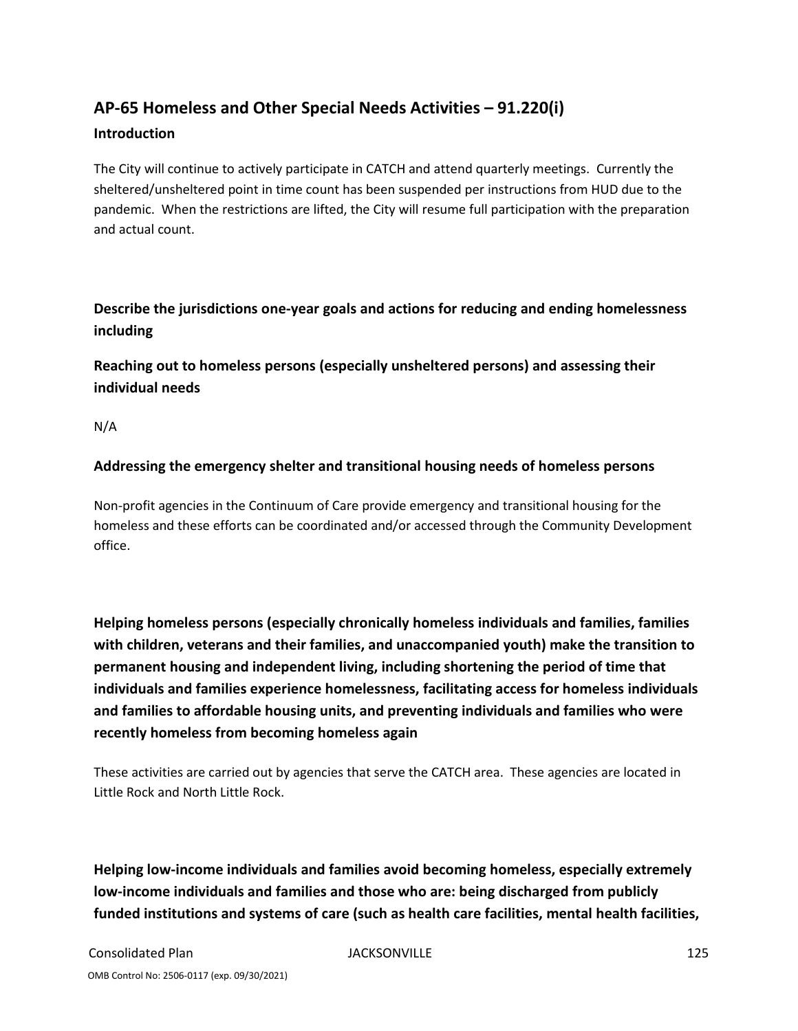## AP-65 Homeless and Other Special Needs Activities – 91.220(i)

### Introduction

The City will continue to actively participate in CATCH and attend quarterly meetings. Currently the sheltered/unsheltered point in time count has been suspended per instructions from HUD due to the pandemic. When the restrictions are lifted, the City will resume full participation with the preparation and actual count.

### Describe the jurisdictions one-year goals and actions for reducing and ending homelessness including

### Reaching out to homeless persons (especially unsheltered persons) and assessing their individual needs

N/A

### Addressing the emergency shelter and transitional housing needs of homeless persons

Non-profit agencies in the Continuum of Care provide emergency and transitional housing for the homeless and these efforts can be coordinated and/or accessed through the Community Development office.

### Helping homeless persons (especially chronically homeless individuals and families, families with children, veterans and their families, and unaccompanied youth) make the transition to permanent housing and independent living, including shortening the period of time that individuals and families experience homelessness, facilitating access for homeless individuals and families to affordable housing units, and preventing individuals and families who were recently homeless from becoming homeless again

These activities are carried out by agencies that serve the CATCH area. These agencies are located in Little Rock and North Little Rock.

### Helping low-income individuals and families avoid becoming homeless, especially extremely low-income individuals and families and those who are: being discharged from publicly funded institutions and systems of care (such as health care facilities, mental health facilities,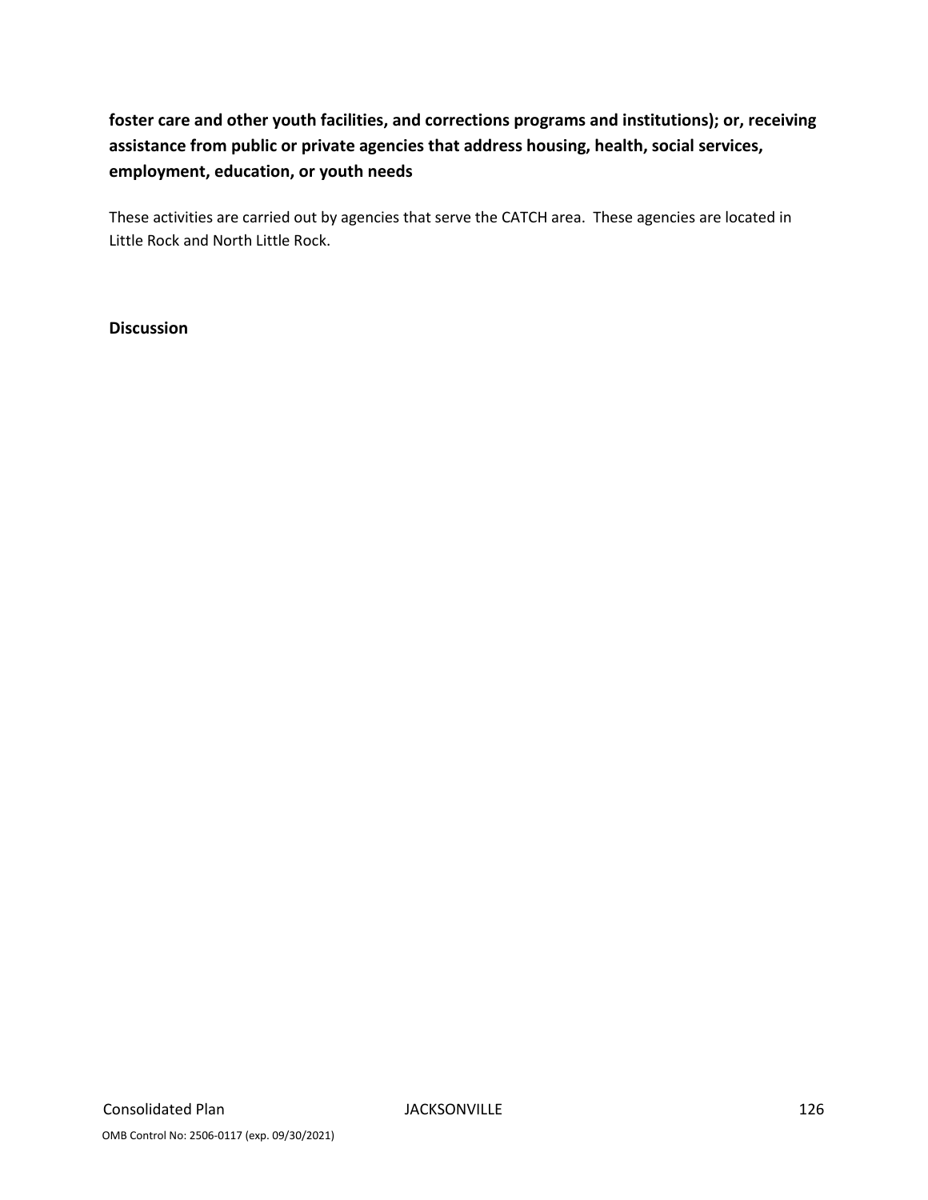**foster care and other youth facilities, and corrections programs and institutions); or, receiving assistance from public or private agencies that address housing, health, social services, employment, education, or youth needs**

These activities are carried out by agencies that serve the CATCH area. These agencies are located in Little Rock and North Little Rock.

**Discussion**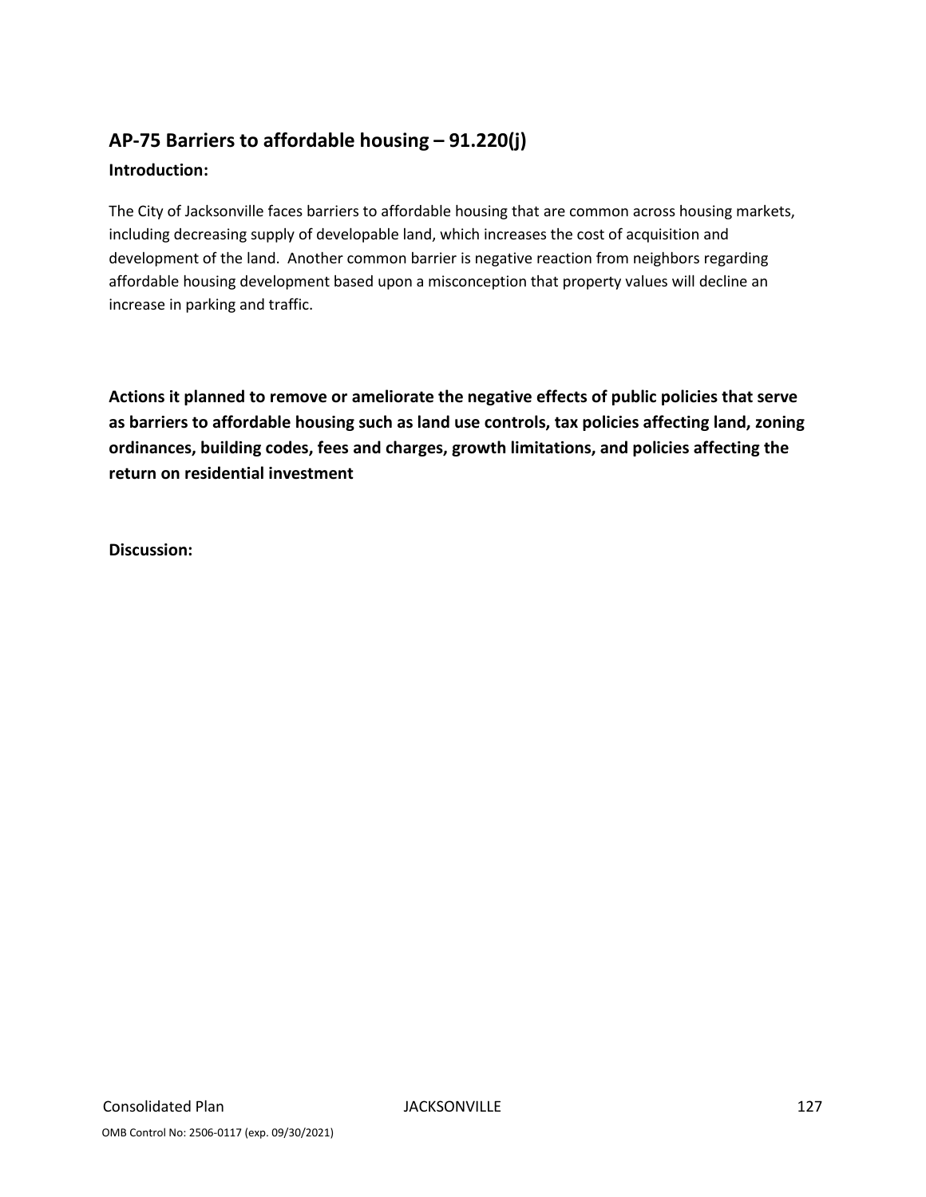## AP-75 Barriers to affordable housing – 91.220(j)

**Introduction:**

The City of Jacksonville faces barriers to affordable housing that are common across housing markets, including decreasing supply of developable land, which increases the cost of acquisition and development of the land. Another common barrier is negative reaction from neighbors regarding affordable housing development based upon a misconception that property values will decline an increase in parking and traffic.

**Actions it planned to remove or ameliorate the negative effects of public policies that serve as barriers to affordable housing such as land use controls, tax policies affecting land, zoning ordinances, building codes, fees and charges, growth limitations, and policies affecting the return on residential investment**

**Discussion:**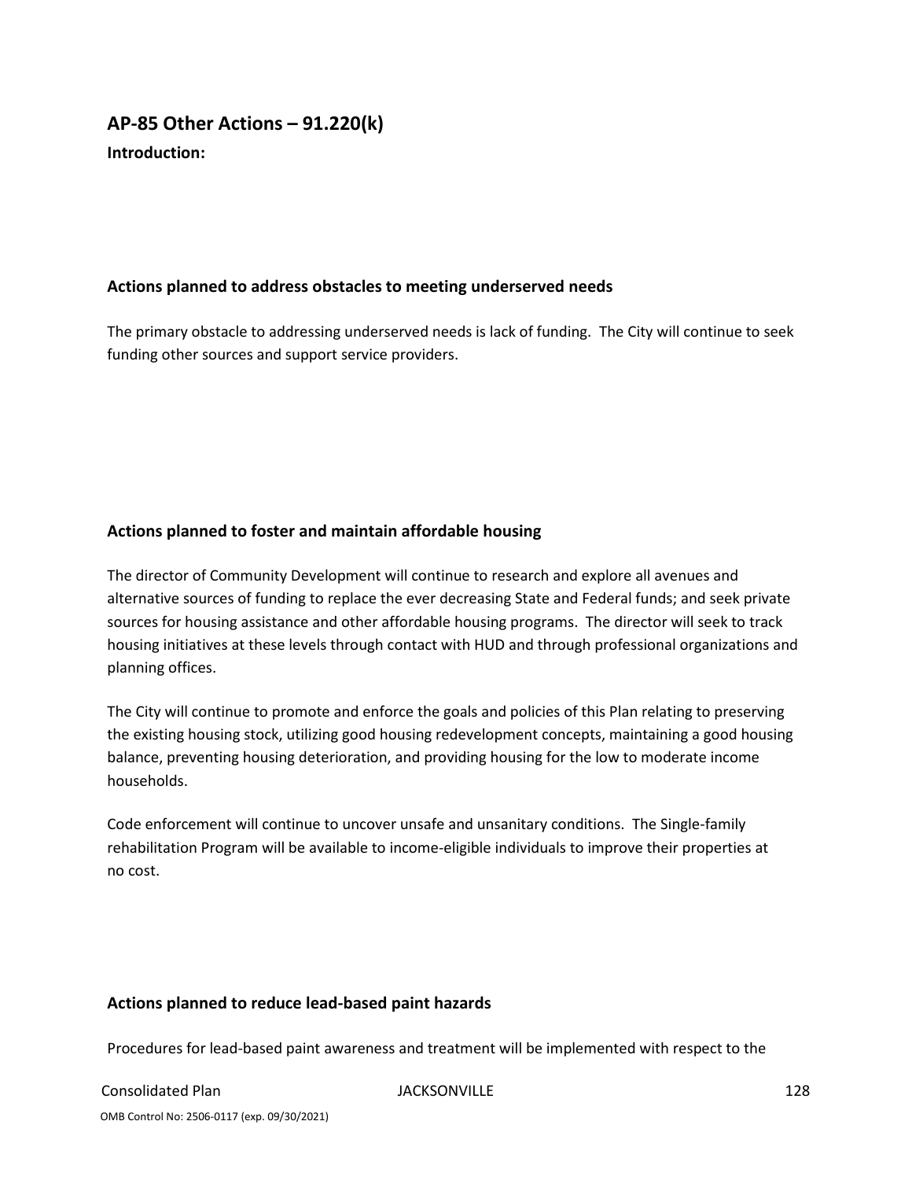## AP-85 Other Actions – 91.220(k)

**Introduction:**

### Actions planned to address obstacles to meeting underserved needs

The primary obstacle to addressing underserved needs is lack of funding. The City will continue to seek funding other sources and support service providers.

### Actions planned to foster and maintain affordable housing

The director of Community Development will continue to research and explore all avenues and alternative sources of funding to replace the ever decreasing State and Federal funds; and seek private sources for housing assistance and other affordable housing programs. The director will seek to track housing initiatives at these levels through contact with HUD and through professional organizations and planning offices.

The City will continue to promote and enforce the goals and policies of this Plan relating to preserving the existing housing stock, utilizing good housing redevelopment concepts, maintaining a good housing balance, preventing housing deterioration, and providing housing for the low to moderate income households.

Code enforcement will continue to uncover unsafe and unsanitary conditions. The Single-family rehabilitation Program will be available to income-eligible individuals to improve their properties at no cost.

### Actions planned to reduce lead-based paint hazards

Procedures for lead-based paint awareness and treatment will be implemented with respect to the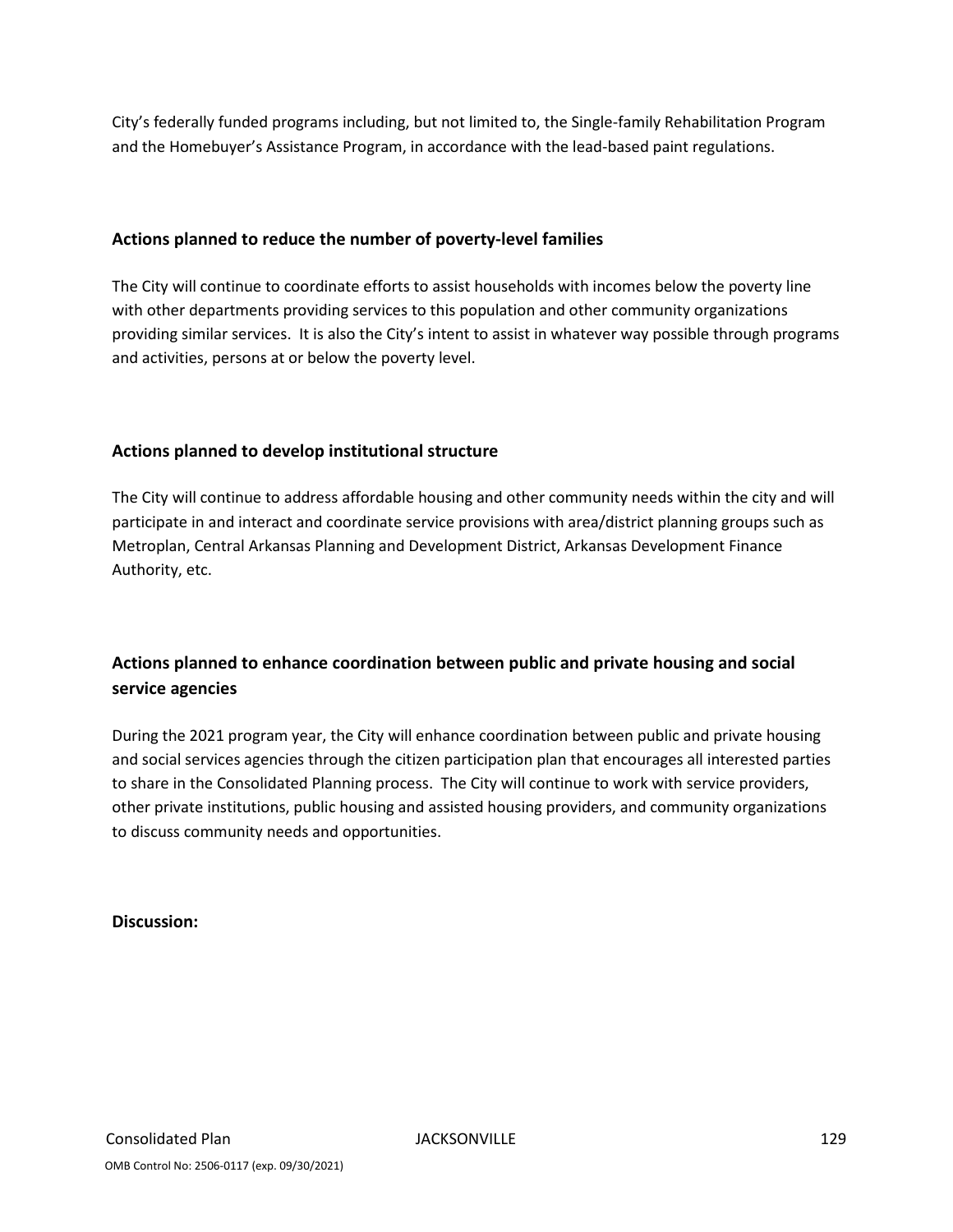City's federally funded programs including, but not limited to, the Single-family Rehabilitation Program and the Homebuyer's Assistance Program, in accordance with the lead-based paint regulations.

### Actions planned to reduce the number of poverty-level families

The City will continue to coordinate efforts to assist households with incomes below the poverty line with other departments providing services to this population and other community organizations providing similar services. It is also the City's intent to assist in whatever way possible through programs and activities, persons at or below the poverty level.

### Actions planned to develop institutional structure

The City will continue to address affordable housing and other community needs within the city and will participate in and interact and coordinate service provisions with area/district planning groups such as Metroplan, Central Arkansas Planning and Development District, Arkansas Development Finance Authority, etc.

### Actions planned to enhance coordination between public and private housing and social service agencies

During the 2021 program year, the City will enhance coordination between public and private housing and social services agencies through the citizen participation plan that encourages all interested parties to share in the Consolidated Planning process. The City will continue to work with service providers, other private institutions, public housing and assisted housing providers, and community organizations to discuss community needs and opportunities.

**Discussion:**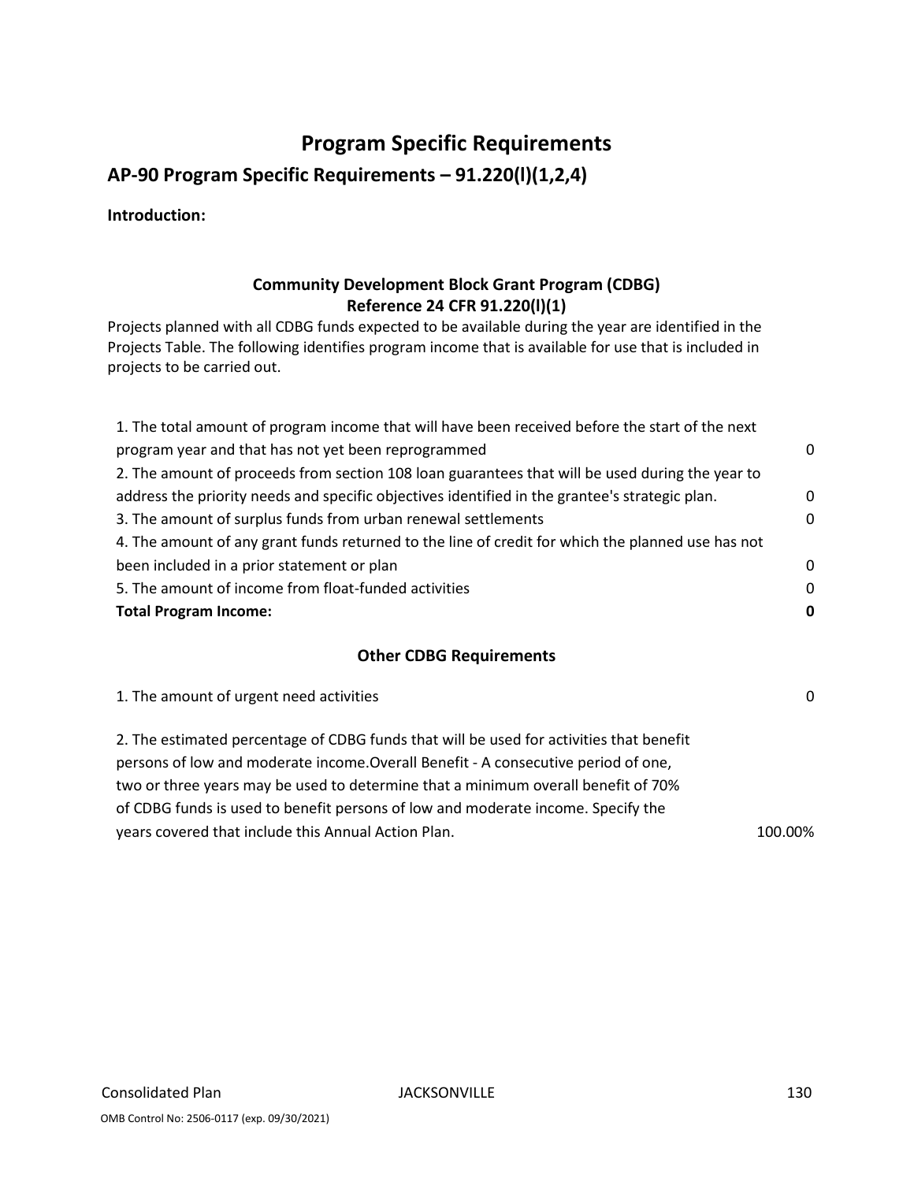# Program Specific Requirements

## AP-90 Program Specific Requirements – 91.220(l)(1,2,4)

**Introduction:**

### Community Development Block Grant Program (CDBG)
### Reference 24 CFR 91.220(l)(1)

Projects planned with all CDBG funds expected to be available during the year are identified in the Projects Table. The following identifies program income that is available for use that is included in projects to be carried out.

| | |
|---|---|
| 1. The total amount of program income that will have been received before the start of the next program year and that has not yet been reprogrammed | 0 |
| 2. The amount of proceeds from section 108 loan guarantees that will be used during the year to address the priority needs and specific objectives identified in the grantee's strategic plan. | 0 |
| 3. The amount of surplus funds from urban renewal settlements | 0 |
| 4. The amount of any grant funds returned to the line of credit for which the planned use has not been included in a prior statement or plan | 0 |
| 5. The amount of income from float-funded activities | 0 |
| **Total Program Income:** | **0** |

### Other CDBG Requirements

| | |
|---|---|
| 1. The amount of urgent need activities | 0 |
| 2. The estimated percentage of CDBG funds that will be used for activities that benefit persons of low and moderate income.Overall Benefit - A consecutive period of one, two or three years may be used to determine that a minimum overall benefit of 70% of CDBG funds is used to benefit persons of low and moderate income. Specify the years covered that include this Annual Action Plan. | 100.00% |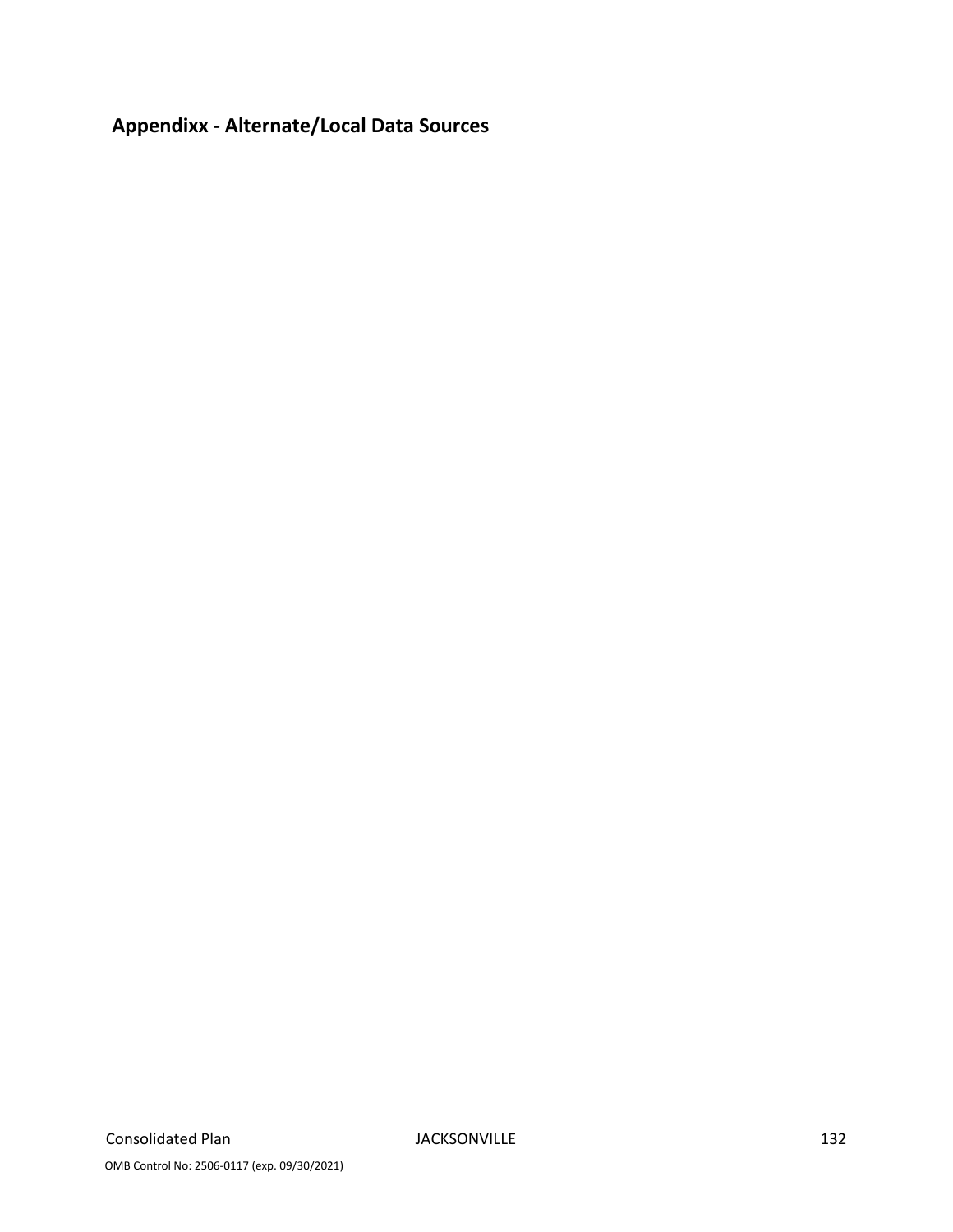# Appendixx - Alternate/Local Data Sources